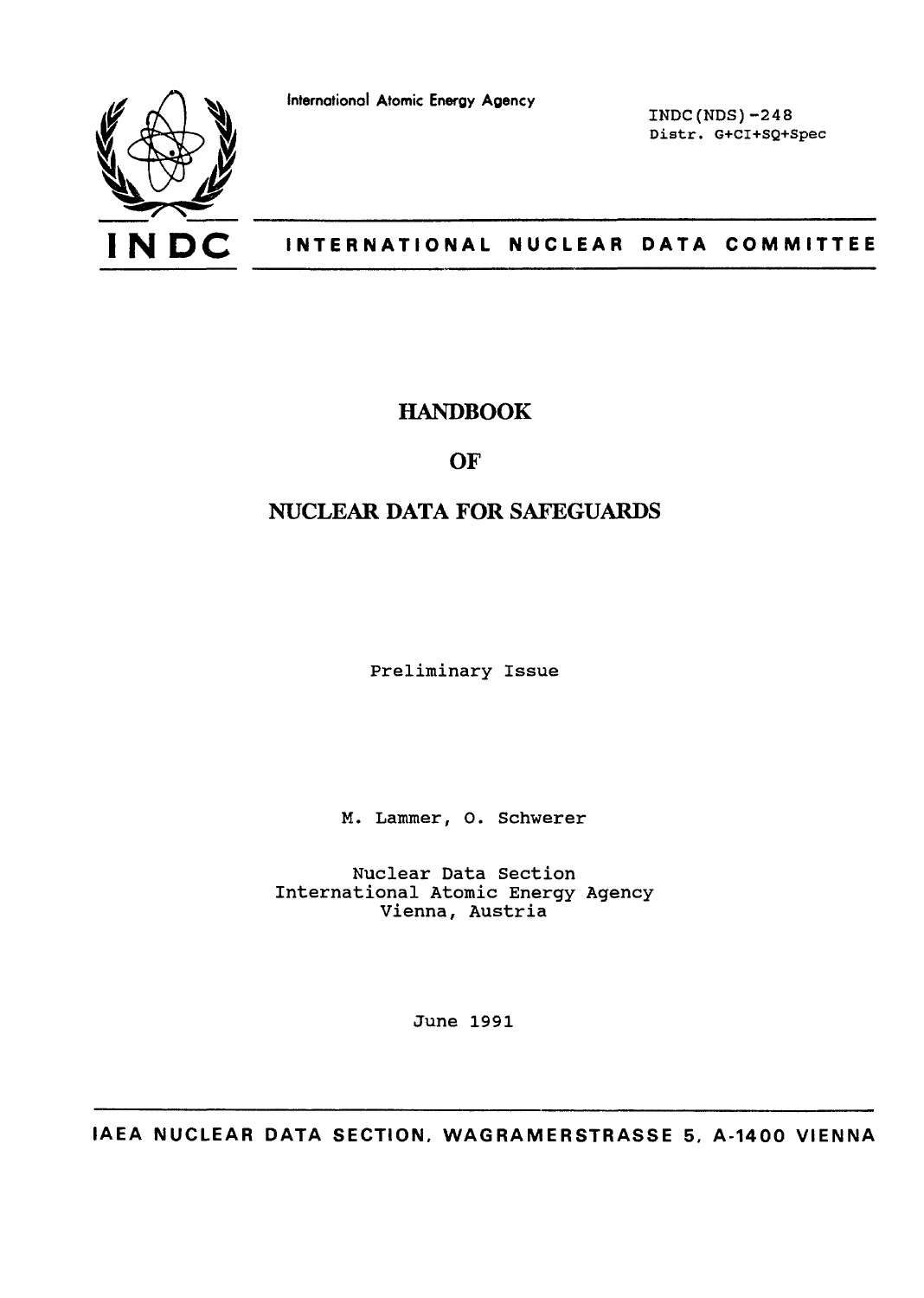International Atomic Energy Agency

INDC(NDS)-248
Distr. G+CI+SQ+Spec

**INDC** **INTERNATIONAL NUCLEAR DATA COMMITTEE**

# HANDBOOK

# OF

# NUCLEAR DATA FOR SAFEGUARDS

Preliminary Issue

M. Lammer, O. Schwerer

Nuclear Data Section
International Atomic Energy Agency
Vienna, Austria

June 1991

IAEA NUCLEAR DATA SECTION, WAGRAMERSTRASSE 5, A-1400 VIENNA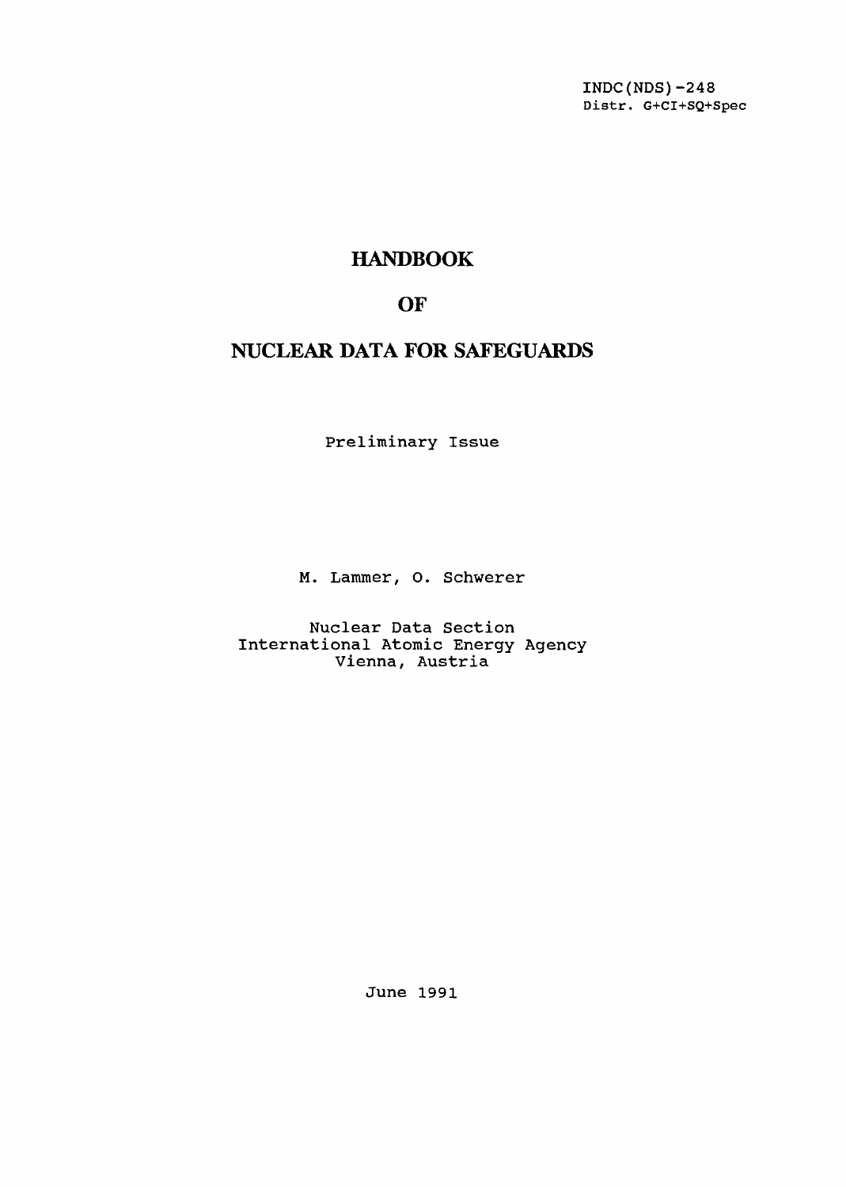INDC(NDS)-248
Distr. G+CI+SQ+Spec

# HANDBOOK

# OF

# NUCLEAR DATA FOR SAFEGUARDS

Preliminary Issue

M. Lammer, O. Schwerer

Nuclear Data Section
International Atomic Energy Agency
Vienna, Austria

June 1991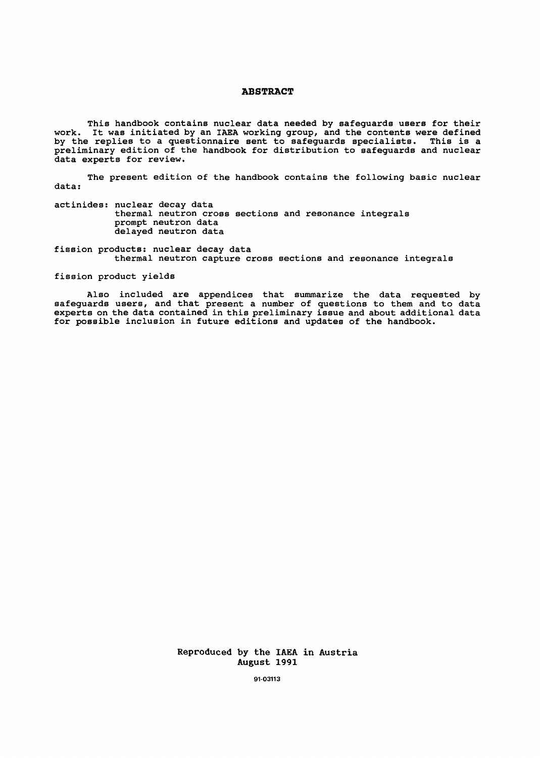## ABSTRACT

This handbook contains nuclear data needed by safeguards users for their work. It was initiated by an IAEA working group, and the contents were defined by the replies to a questionnaire sent to safeguards specialists. This is a preliminary edition of the handbook for distribution to safeguards and nuclear data experts for review.

The present edition of the handbook contains the following basic nuclear data:

actinides: nuclear decay data
thermal neutron cross sections and resonance integrals
prompt neutron data
delayed neutron data

fission products: nuclear decay data
thermal neutron capture cross sections and resonance integrals

fission product yields

Also included are appendices that summarize the data requested by safeguards users, and that present a number of questions to them and to data experts on the data contained in this preliminary issue and about additional data for possible inclusion in future editions and updates of the handbook.

Reproduced by the IAEA in Austria
August 1991

91-03113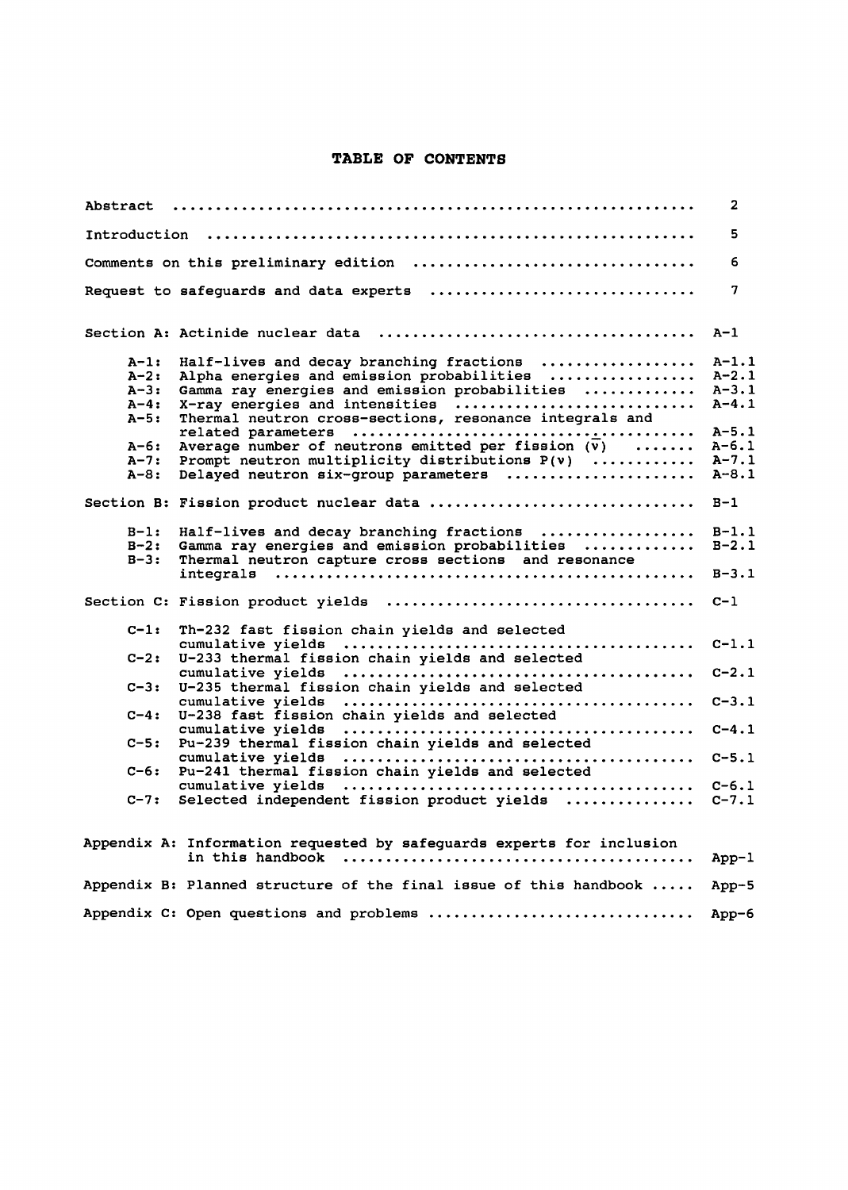# TABLE OF CONTENTS

| | |
|---|---|
| Abstract | 2 |
| Introduction | 5 |
| Comments on this preliminary edition | 6 |
| Request to safeguards and data experts | 7 |
| | |
| Section A: Actinide nuclear data | A-1 |
| A-1: Half-lives and decay branching fractions | A-1.1 |
| A-2: Alpha energies and emission probabilities | A-2.1 |
| A-3: Gamma ray energies and emission probabilities | A-3.1 |
| A-4: X-ray energies and intensities | A-4.1 |
| A-5: Thermal neutron cross-sections, resonance integrals and related parameters | A-5.1 |
| A-6: Average number of neutrons emitted per fission ($\bar{\nu}$) | A-6.1 |
| A-7: Prompt neutron multiplicity distributions $P(\nu)$ | A-7.1 |
| A-8: Delayed neutron six-group parameters | A-8.1 |
| | |
| Section B: Fission product nuclear data | B-1 |
| B-1: Half-lives and decay branching fractions | B-1.1 |
| B-2: Gamma ray energies and emission probabilities | B-2.1 |
| B-3: Thermal neutron capture cross sections and resonance integrals | B-3.1 |
| | |
| Section C: Fission product yields | C-1 |
| C-1: Th-232 fast fission chain yields and selected cumulative yields | C-1.1 |
| C-2: U-233 thermal fission chain yields and selected cumulative yields | C-2.1 |
| C-3: U-235 thermal fission chain yields and selected cumulative yields | C-3.1 |
| C-4: U-238 fast fission chain yields and selected cumulative yields | C-4.1 |
| C-5: Pu-239 thermal fission chain yields and selected cumulative yields | C-5.1 |
| C-6: Pu-241 thermal fission chain yields and selected cumulative yields | C-6.1 |
| C-7: Selected independent fission product yields | C-7.1 |
| | |
| Appendix A: Information requested by safeguards experts for inclusion in this handbook | App-1 |
| Appendix B: Planned structure of the final issue of this handbook | App-5 |
| Appendix C: Open questions and problems | App-6 |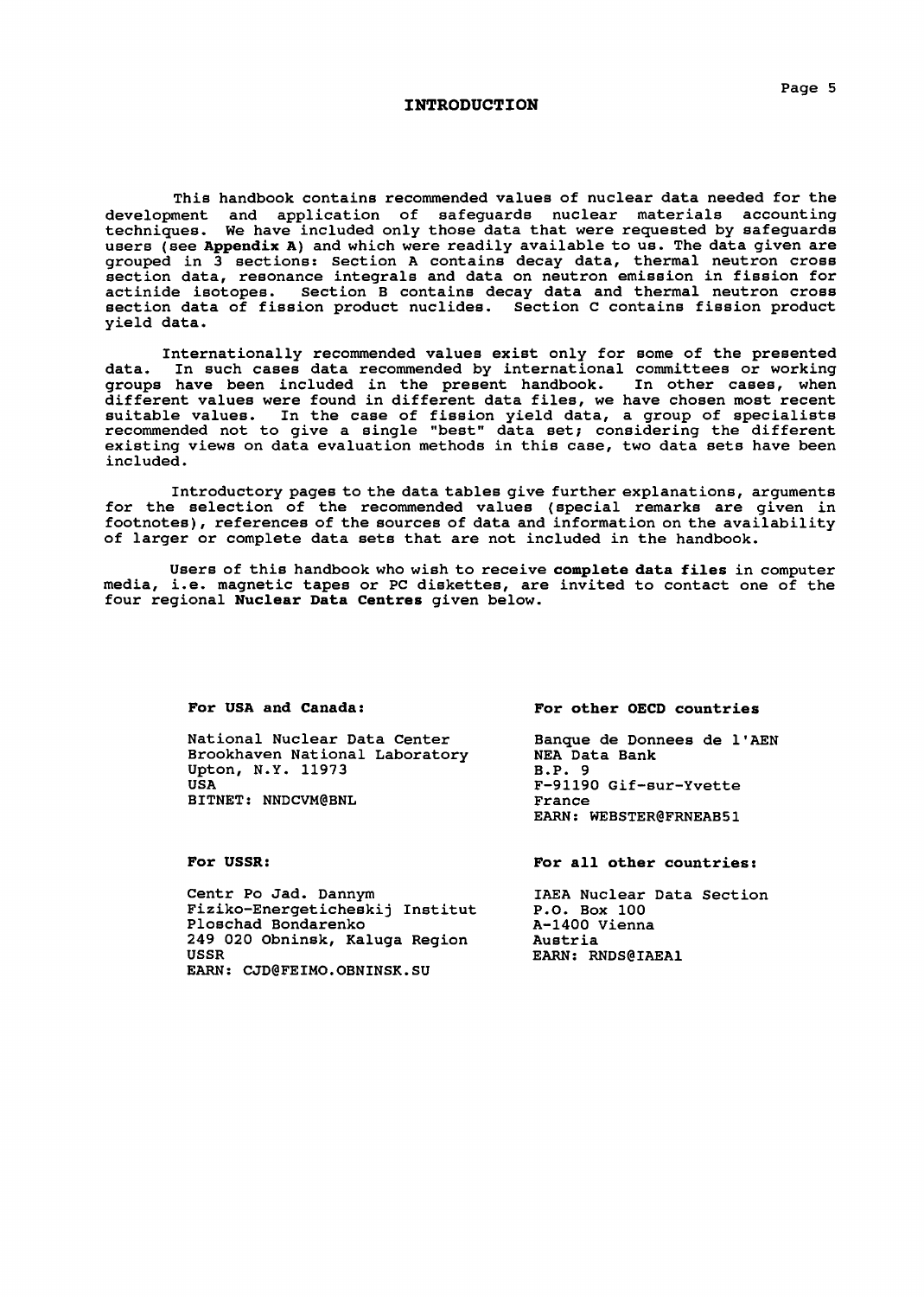# INTRODUCTION

This handbook contains recommended values of nuclear data needed for the development and application of safeguards nuclear materials accounting techniques. We have included only those data that were requested by safeguards users (see **Appendix A**) and which were readily available to us. The data given are grouped in 3 sections: Section A contains decay data, thermal neutron cross section data, resonance integrals and data on neutron emission in fission for actinide isotopes. Section B contains decay data and thermal neutron cross section data of fission product nuclides. Section C contains fission product yield data.

Internationally recommended values exist only for some of the presented data. In such cases data recommended by international committees or working groups have been included in the present handbook. In other cases, when different values were found in different data files, we have chosen most recent suitable values. In the case of fission yield data, a group of specialists recommended not to give a single "best" data set; considering the different existing views on data evaluation methods in this case, two data sets have been included.

Introductory pages to the data tables give further explanations, arguments for the selection of the recommended values (special remarks are given in footnotes), references of the sources of data and information on the availability of larger or complete data sets that are not included in the handbook.

Users of this handbook who wish to receive **complete data files** in computer media, i.e. magnetic tapes or PC diskettes, are invited to contact one of the four regional **Nuclear Data Centres** given below.

**For USA and Canada:**

National Nuclear Data Center
Brookhaven National Laboratory
Upton, N.Y. 11973
USA
BITNET: NNDCVM@BNL

**For other OECD countries**

Banque de Donnees de l'AEN
NEA Data Bank
B.P. 9
F-91190 Gif-sur-Yvette
France
EARN: WEBSTER@FRNEAB51

**For USSR:**

Centr Po Jad. Dannym
Fiziko-Energeticheskij Institut
Ploschad Bondarenko
249 020 Obninsk, Kaluga Region
USSR
EARN: CJD@FEIMO.OBNINSK.SU

**For all other countries:**

IAEA Nuclear Data Section
P.O. Box 100
A-1400 Vienna
Austria
EARN: RNDS@IAEA1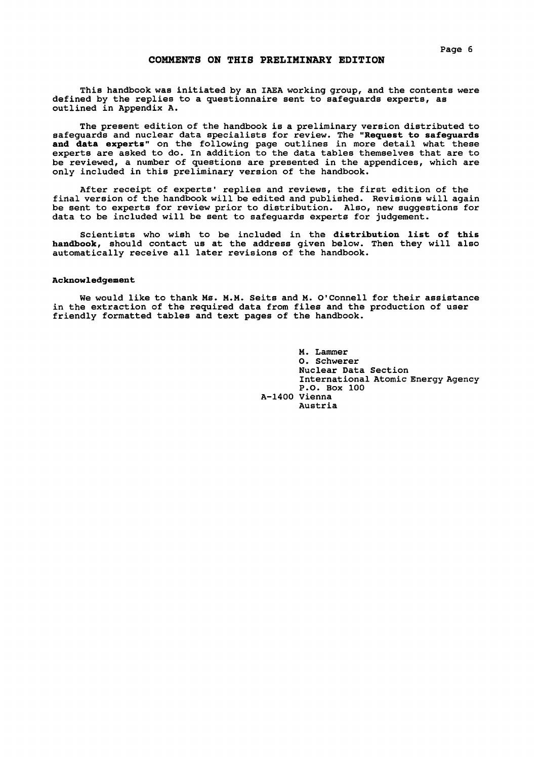# COMMENTS ON THIS PRELIMINARY EDITION

This handbook was initiated by an IAEA working group, and the contents were defined by the replies to a questionnaire sent to safeguards experts, as outlined in Appendix A.

The present edition of the handbook is a preliminary version distributed to safeguards and nuclear data specialists for review. The **"Request to safeguards and data experts"** on the following page outlines in more detail what these experts are asked to do. In addition to the data tables themselves that are to be reviewed, a number of questions are presented in the appendices, which are only included in this preliminary version of the handbook.

After receipt of experts' replies and reviews, the first edition of the final version of the handbook will be edited and published. Revisions will again be sent to experts for review prior to distribution. Also, new suggestions for data to be included will be sent to safeguards experts for judgement.

Scientists who wish to be included in the **distribution list of this handbook**, should contact us at the address given below. Then they will also automatically receive all later revisions of the handbook.

**Acknowledgement**

We would like to thank Ms. M.M. Seits and M. O'Connell for their assistance in the extraction of the required data from files and the production of user friendly formatted tables and text pages of the handbook.

M. Lammer  
O. Schwerer  
Nuclear Data Section  
International Atomic Energy Agency  
P.O. Box 100  
A-1400 Vienna  
Austria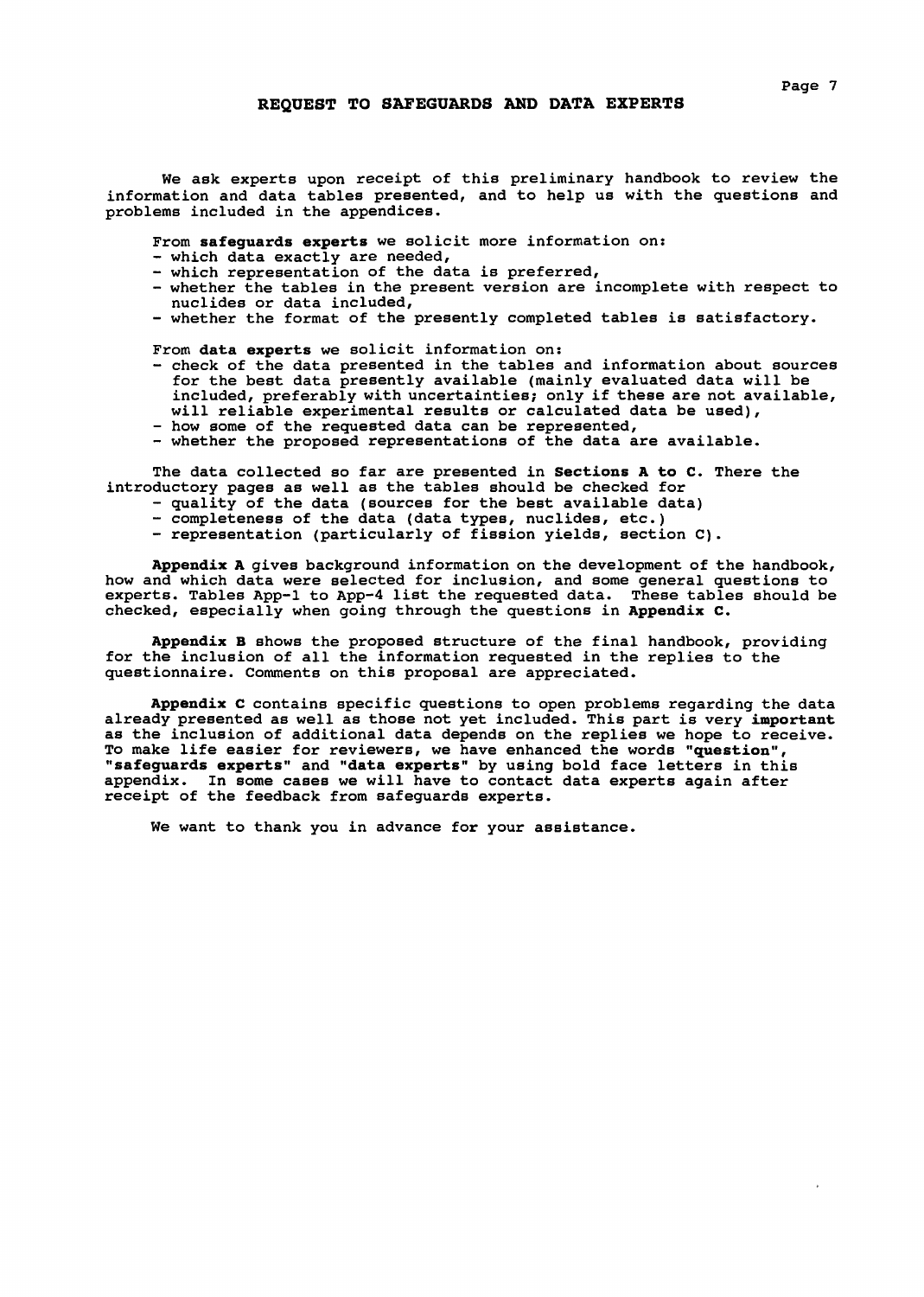## REQUEST TO SAFEGUARDS AND DATA EXPERTS

We ask experts upon receipt of this preliminary handbook to review the information and data tables presented, and to help us with the questions and problems included in the appendices.

From **safeguards experts** we solicit more information on:

- which data exactly are needed,
- which representation of the data is preferred,
- whether the tables in the present version are incomplete with respect to nuclides or data included,
- whether the format of the presently completed tables is satisfactory.

From **data experts** we solicit information on:

- check of the data presented in the tables and information about sources for the best data presently available (mainly evaluated data will be included, preferably with uncertainties; only if these are not available, will reliable experimental results or calculated data be used),
- how some of the requested data can be represented,
- whether the proposed representations of the data are available.

The data collected so far are presented in **Sections A to C**. There the introductory pages as well as the tables should be checked for

- quality of the data (sources for the best available data)
- completeness of the data (data types, nuclides, etc.)
- representation (particularly of fission yields, section C).

**Appendix A** gives background information on the development of the handbook, how and which data were selected for inclusion, and some general questions to experts. Tables App-1 to App-4 list the requested data. These tables should be checked, especially when going through the questions in **Appendix C**.

**Appendix B** shows the proposed structure of the final handbook, providing for the inclusion of all the information requested in the replies to the questionnaire. Comments on this proposal are appreciated.

**Appendix C** contains specific questions to open problems regarding the data already presented as well as those not yet included. This part is very **important** as the inclusion of additional data depends on the replies we hope to receive. To make life easier for reviewers, we have enhanced the words "**question**", "**safeguards experts**" and "**data experts**" by using bold face letters in this appendix. In some cases we will have to contact data experts again after receipt of the feedback from safeguards experts.

We want to thank you in advance for your assistance.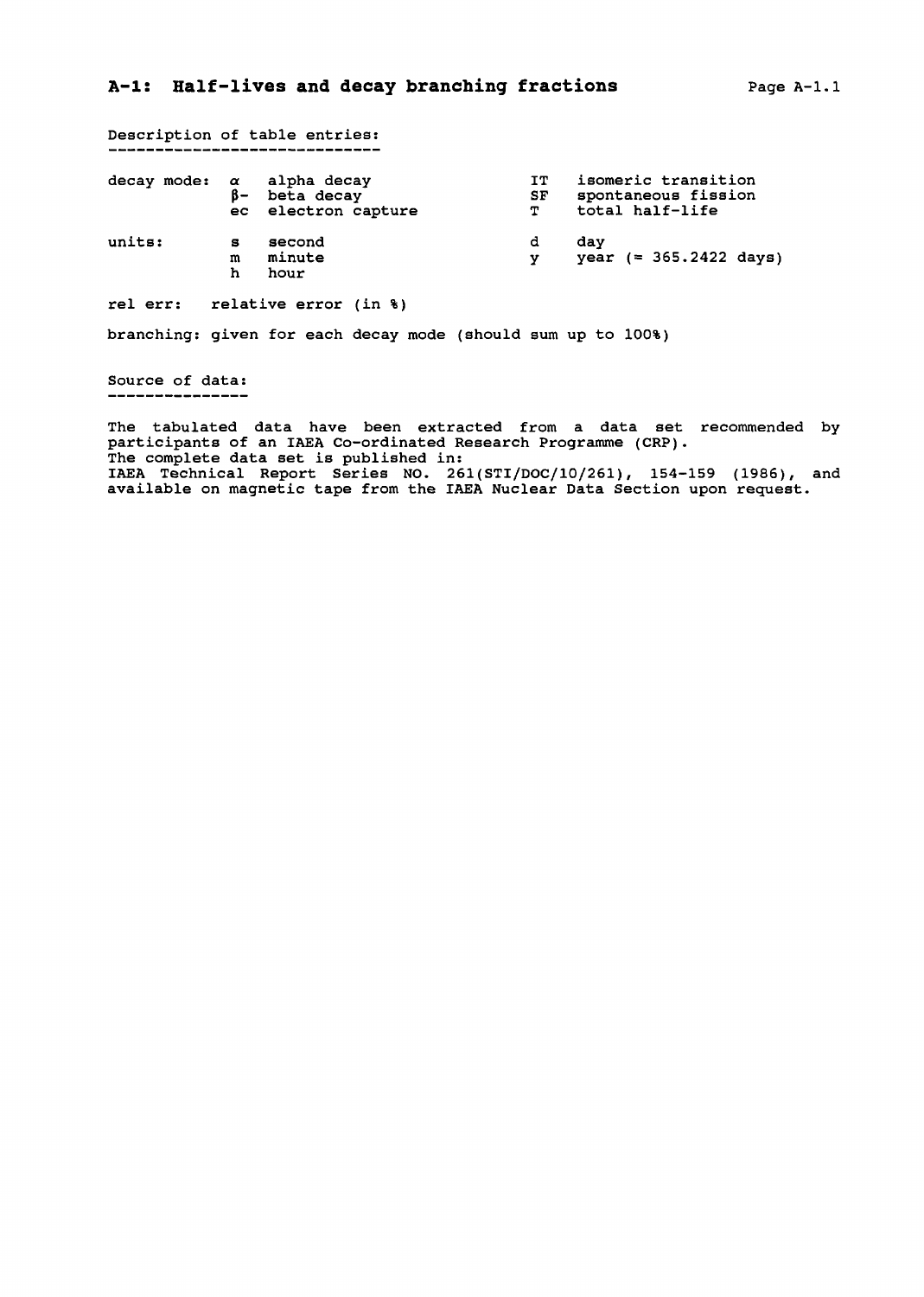## A-1: Half-lives and decay branching fractions

Description of table entries:

| decay mode: | | | | |
|---|---|---|---|---|
| | $\alpha$ | alpha decay | IT | isomeric transition |
| | $\beta-$ | beta decay | SF | spontaneous fission |
| | ec | electron capture | T | total half-life |

| units: | | | | |
|---|---|---|---|---|
| | s | second | d | day |
| | m | minute | y | year (= 365.2422 days) |
| | h | hour | | |

rel err: relative error (in %)

branching: given for each decay mode (should sum up to 100%)

Source of data:

The tabulated data have been extracted from a data set recommended by participants of an IAEA Co-ordinated Research Programme (CRP).
The complete data set is published in:
IAEA Technical Report Series NO. 261(STI/DOC/10/261), 154-159 (1986), and available on magnetic tape from the IAEA Nuclear Data Section upon request.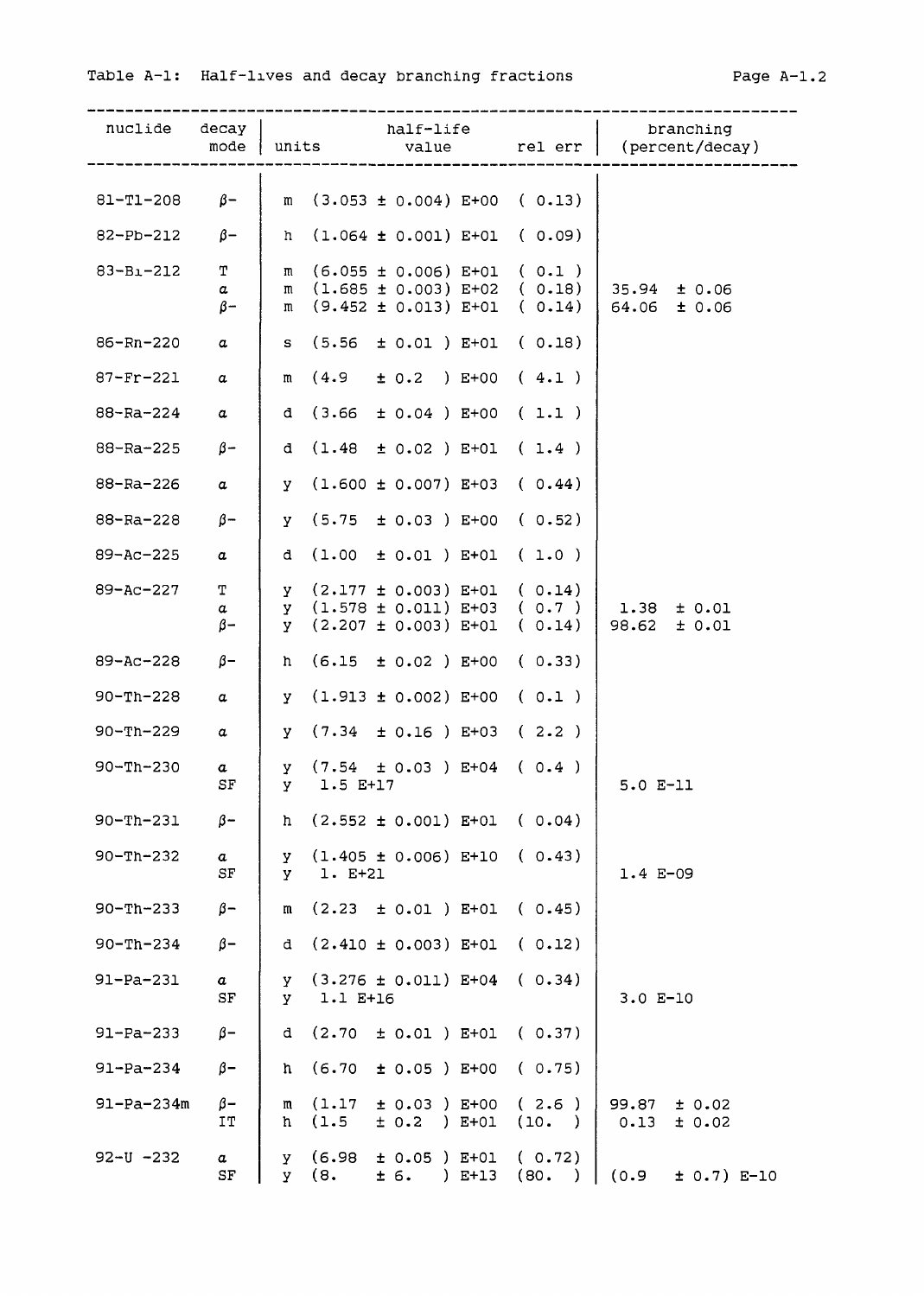Table A-1: Half-lives and decay branching fractions

| nuclide | decay mode | units | half-life value | rel err | branching (percent/decay) |
|---|---|---|---|---|---|
| 81-Tl-208 | β- | m | (3.053 ± 0.004) E+00 | ( 0.13) | |
| 82-Pb-212 | β- | h | (1.064 ± 0.001) E+01 | ( 0.09) | |
| 83-Bi-212 | T | m | (6.055 ± 0.006) E+01 | ( 0.1 ) | |
| | α | m | (1.685 ± 0.003) E+02 | ( 0.18) | 35.94 ± 0.06 |
| | β- | m | (9.452 ± 0.013) E+01 | ( 0.14) | 64.06 ± 0.06 |
| 86-Rn-220 | α | s | (5.56 ± 0.01 ) E+01 | ( 0.18) | |
| 87-Fr-221 | α | m | (4.9 ± 0.2 ) E+00 | ( 4.1 ) | |
| 88-Ra-224 | α | d | (3.66 ± 0.04 ) E+00 | ( 1.1 ) | |
| 88-Ra-225 | β- | d | (1.48 ± 0.02 ) E+01 | ( 1.4 ) | |
| 88-Ra-226 | α | y | (1.600 ± 0.007) E+03 | ( 0.44) | |
| 88-Ra-228 | β- | y | (5.75 ± 0.03 ) E+00 | ( 0.52) | |
| 89-Ac-225 | α | d | (1.00 ± 0.01 ) E+01 | ( 1.0 ) | |
| 89-Ac-227 | T | y | (2.177 ± 0.003) E+01 | ( 0.14) | |
| | α | y | (1.578 ± 0.011) E+03 | ( 0.7 ) | 1.38 ± 0.01 |
| | β- | y | (2.207 ± 0.003) E+01 | ( 0.14) | 98.62 ± 0.01 |
| 89-Ac-228 | β- | h | (6.15 ± 0.02 ) E+00 | ( 0.33) | |
| 90-Th-228 | α | y | (1.913 ± 0.002) E+00 | ( 0.1 ) | |
| 90-Th-229 | α | y | (7.34 ± 0.16 ) E+03 | ( 2.2 ) | |
| 90-Th-230 | α | y | (7.54 ± 0.03 ) E+04 | ( 0.4 ) | |
| | SF | y | 1.5 E+17 | | 5.0 E-11 |
| 90-Th-231 | β- | h | (2.552 ± 0.001) E+01 | ( 0.04) | |
| 90-Th-232 | α | y | (1.405 ± 0.006) E+10 | ( 0.43) | |
| | SF | y | 1. E+21 | | 1.4 E-09 |
| 90-Th-233 | β- | m | (2.23 ± 0.01 ) E+01 | ( 0.45) | |
| 90-Th-234 | β- | d | (2.410 ± 0.003) E+01 | ( 0.12) | |
| 91-Pa-231 | α | y | (3.276 ± 0.011) E+04 | ( 0.34) | |
| | SF | y | 1.1 E+16 | | 3.0 E-10 |
| 91-Pa-233 | β- | d | (2.70 ± 0.01 ) E+01 | ( 0.37) | |
| 91-Pa-234 | β- | h | (6.70 ± 0.05 ) E+00 | ( 0.75) | |
| 91-Pa-234m | β- | m | (1.17 ± 0.03 ) E+00 | ( 2.6 ) | 99.87 ± 0.02 |
| | IT | h | (1.5 ± 0.2 ) E+01 | (10. ) | 0.13 ± 0.02 |
| 92-U -232 | α | y | (6.98 ± 0.05 ) E+01 | ( 0.72) | |
| | SF | y | (8. ± 6. ) E+13 | (80. ) | (0.9 ± 0.7) E-10 |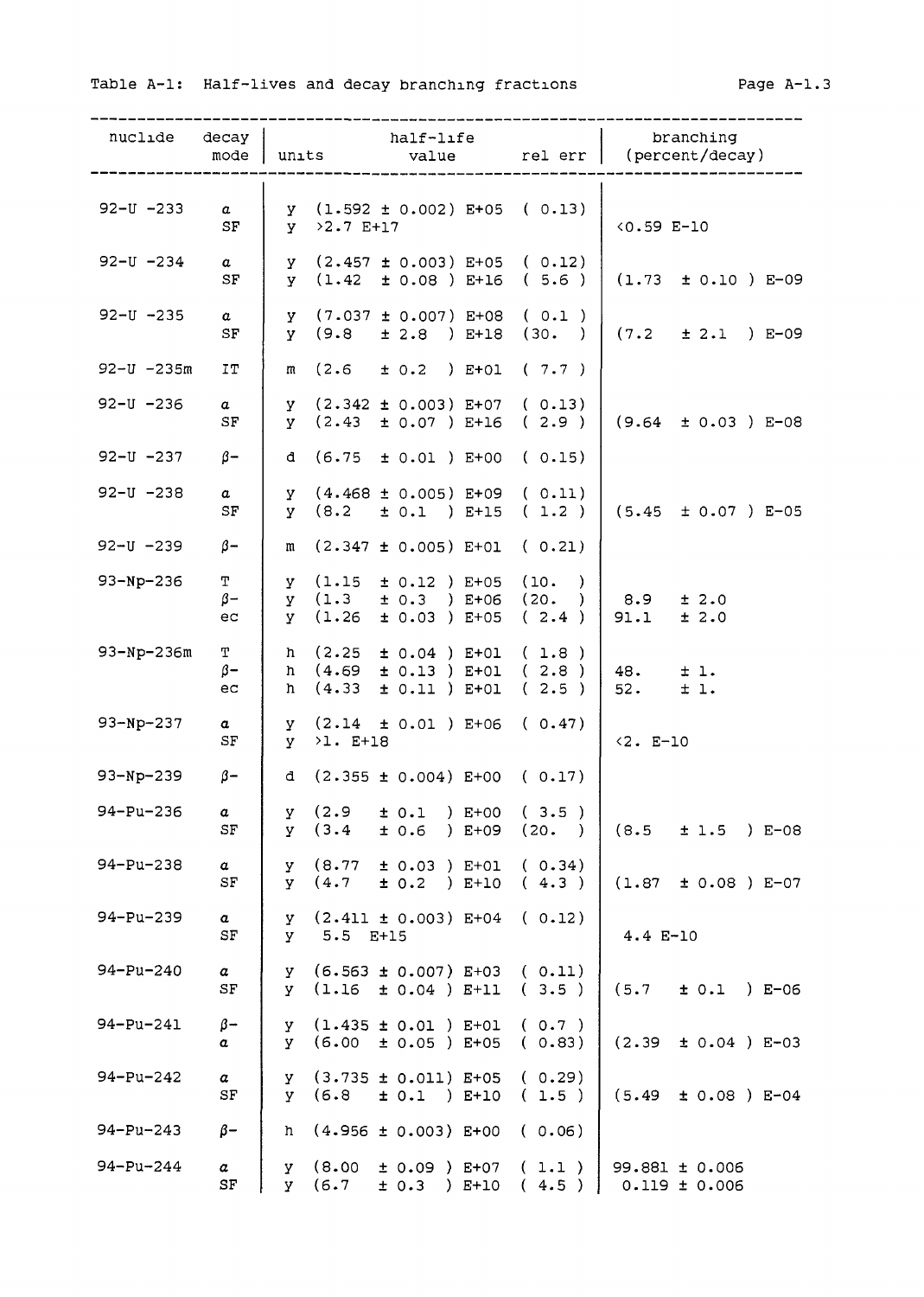Table A-1: Half-lives and decay branching fractions

| nuclide | decay mode | units | half-life value | rel err | branching (percent/decay) |
|---|---|---|---|---|---|
| 92-U -233 | α | y | (1.592 ± 0.002) E+05 | ( 0.13) | |
| | SF | y | >2.7 E+17 | | <0.59 E-10 |
| 92-U -234 | α | y | (2.457 ± 0.003) E+05 | ( 0.12) | |
| | SF | y | (1.42 ± 0.08 ) E+16 | ( 5.6 ) | (1.73 ± 0.10 ) E-09 |
| 92-U -235 | α | y | (7.037 ± 0.007) E+08 | ( 0.1 ) | |
| | SF | y | (9.8 ± 2.8 ) E+18 | (30. ) | (7.2 ± 2.1 ) E-09 |
| 92-U -235m | IT | m | (2.6 ± 0.2 ) E+01 | ( 7.7 ) | |
| 92-U -236 | α | y | (2.342 ± 0.003) E+07 | ( 0.13) | |
| | SF | y | (2.43 ± 0.07 ) E+16 | ( 2.9 ) | (9.64 ± 0.03 ) E-08 |
| 92-U -237 | β- | d | (6.75 ± 0.01 ) E+00 | ( 0.15) | |
| 92-U -238 | α | y | (4.468 ± 0.005) E+09 | ( 0.11) | |
| | SF | y | (8.2 ± 0.1 ) E+15 | ( 1.2 ) | (5.45 ± 0.07 ) E-05 |
| 92-U -239 | β- | m | (2.347 ± 0.005) E+01 | ( 0.21) | |
| 93-Np-236 | T | y | (1.15 ± 0.12 ) E+05 | (10. ) | |
| | β- | y | (1.3 ± 0.3 ) E+06 | (20. ) | 8.9 ± 2.0 |
| | ec | y | (1.26 ± 0.03 ) E+05 | ( 2.4 ) | 91.1 ± 2.0 |
| 93-Np-236m | T | h | (2.25 ± 0.04 ) E+01 | ( 1.8 ) | |
| | β- | h | (4.69 ± 0.13 ) E+01 | ( 2.8 ) | 48. ± 1. |
| | ec | h | (4.33 ± 0.11 ) E+01 | ( 2.5 ) | 52. ± 1. |
| 93-Np-237 | α | y | (2.14 ± 0.01 ) E+06 | ( 0.47) | |
| | SF | y | >1. E+18 | | <2. E-10 |
| 93-Np-239 | β- | d | (2.355 ± 0.004) E+00 | ( 0.17) | |
| 94-Pu-236 | α | y | (2.9 ± 0.1 ) E+00 | ( 3.5 ) | |
| | SF | y | (3.4 ± 0.6 ) E+09 | (20. ) | (8.5 ± 1.5 ) E-08 |
| 94-Pu-238 | α | y | (8.77 ± 0.03 ) E+01 | ( 0.34) | |
| | SF | y | (4.7 ± 0.2 ) E+10 | ( 4.3 ) | (1.87 ± 0.08 ) E-07 |
| 94-Pu-239 | α | y | (2.411 ± 0.003) E+04 | ( 0.12) | |
| | SF | y | 5.5 E+15 | | 4.4 E-10 |
| 94-Pu-240 | α | y | (6.563 ± 0.007) E+03 | ( 0.11) | |
| | SF | y | (1.16 ± 0.04 ) E+11 | ( 3.5 ) | (5.7 ± 0.1 ) E-06 |
| 94-Pu-241 | β- | y | (1.435 ± 0.01 ) E+01 | ( 0.7 ) | |
| | α | y | (6.00 ± 0.05 ) E+05 | ( 0.83) | (2.39 ± 0.04 ) E-03 |
| 94-Pu-242 | α | y | (3.735 ± 0.011) E+05 | ( 0.29) | |
| | SF | y | (6.8 ± 0.1 ) E+10 | ( 1.5 ) | (5.49 ± 0.08 ) E-04 |
| 94-Pu-243 | β- | h | (4.956 ± 0.003) E+00 | ( 0.06) | |
| 94-Pu-244 | α | y | (8.00 ± 0.09 ) E+07 | ( 1.1 ) | 99.881 ± 0.006 |
| | SF | y | (6.7 ± 0.3 ) E+10 | ( 4.5 ) | 0.119 ± 0.006 |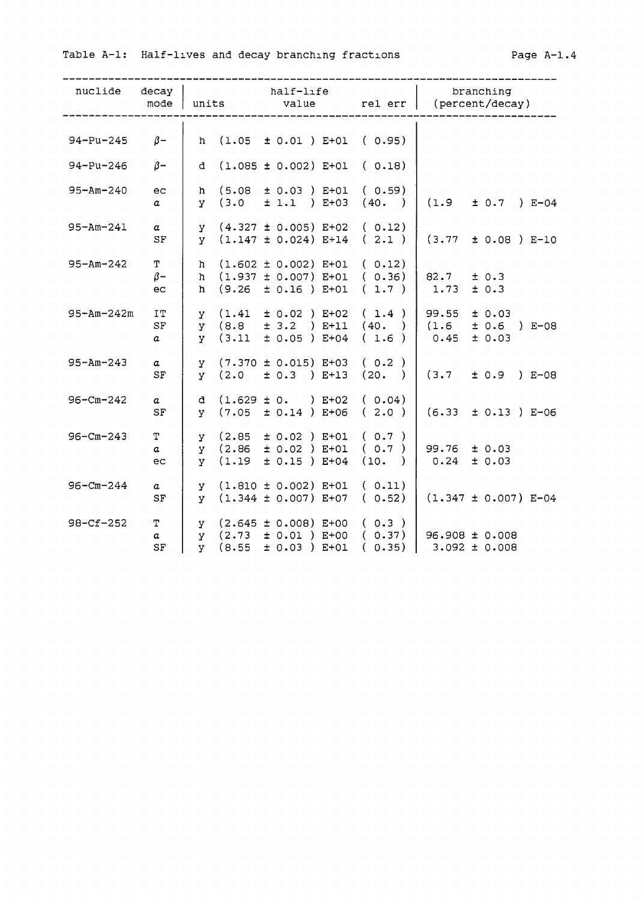Table A-1: Half-lives and decay branching fractions

| nuclide | decay mode | half-life units | half-life value | rel err | branching (percent/decay) |
|---|---|---|---|---|---|
| 94-Pu-245 | β- | h | (1.05 ± 0.01 ) E+01 | ( 0.95) | |
| 94-Pu-246 | β- | d | (1.085 ± 0.002) E+01 | ( 0.18) | |
| 95-Am-240 | ec | h | (5.08 ± 0.03 ) E+01 | ( 0.59) | |
| | α | y | (3.0 ± 1.1 ) E+03 | (40. ) | (1.9 ± 0.7 ) E-04 |
| 95-Am-241 | α | y | (4.327 ± 0.005) E+02 | ( 0.12) | |
| | SF | y | (1.147 ± 0.024) E+14 | ( 2.1 ) | (3.77 ± 0.08 ) E-10 |
| 95-Am-242 | T | h | (1.602 ± 0.002) E+01 | ( 0.12) | |
| | β- | h | (1.937 ± 0.007) E+01 | ( 0.36) | 82.7 ± 0.3 |
| | ec | h | (9.26 ± 0.16 ) E+01 | ( 1.7 ) | 1.73 ± 0.3 |
| 95-Am-242m | IT | y | (1.41 ± 0.02 ) E+02 | ( 1.4 ) | 99.55 ± 0.03 |
| | SF | y | (8.8 ± 3.2 ) E+11 | (40. ) | (1.6 ± 0.6 ) E-08 |
| | α | y | (3.11 ± 0.05 ) E+04 | ( 1.6 ) | 0.45 ± 0.03 |
| 95-Am-243 | α | y | (7.370 ± 0.015) E+03 | ( 0.2 ) | |
| | SF | y | (2.0 ± 0.3 ) E+13 | (20. ) | (3.7 ± 0.9 ) E-08 |
| 96-Cm-242 | α | d | (1.629 ± 0. ) E+02 | ( 0.04) | |
| | SF | y | (7.05 ± 0.14 ) E+06 | ( 2.0 ) | (6.33 ± 0.13 ) E-06 |
| 96-Cm-243 | T | y | (2.85 ± 0.02 ) E+01 | ( 0.7 ) | |
| | α | y | (2.86 ± 0.02 ) E+01 | ( 0.7 ) | 99.76 ± 0.03 |
| | ec | y | (1.19 ± 0.15 ) E+04 | (10. ) | 0.24 ± 0.03 |
| 96-Cm-244 | α | y | (1.810 ± 0.002) E+01 | ( 0.11) | |
| | SF | y | (1.344 ± 0.007) E+07 | ( 0.52) | (1.347 ± 0.007) E-04 |
| 98-Cf-252 | T | y | (2.645 ± 0.008) E+00 | ( 0.3 ) | |
| | α | y | (2.73 ± 0.01 ) E+00 | ( 0.37) | 96.908 ± 0.008 |
| | SF | y | (8.55 ± 0.03 ) E+01 | ( 0.35) | 3.092 ± 0.008 |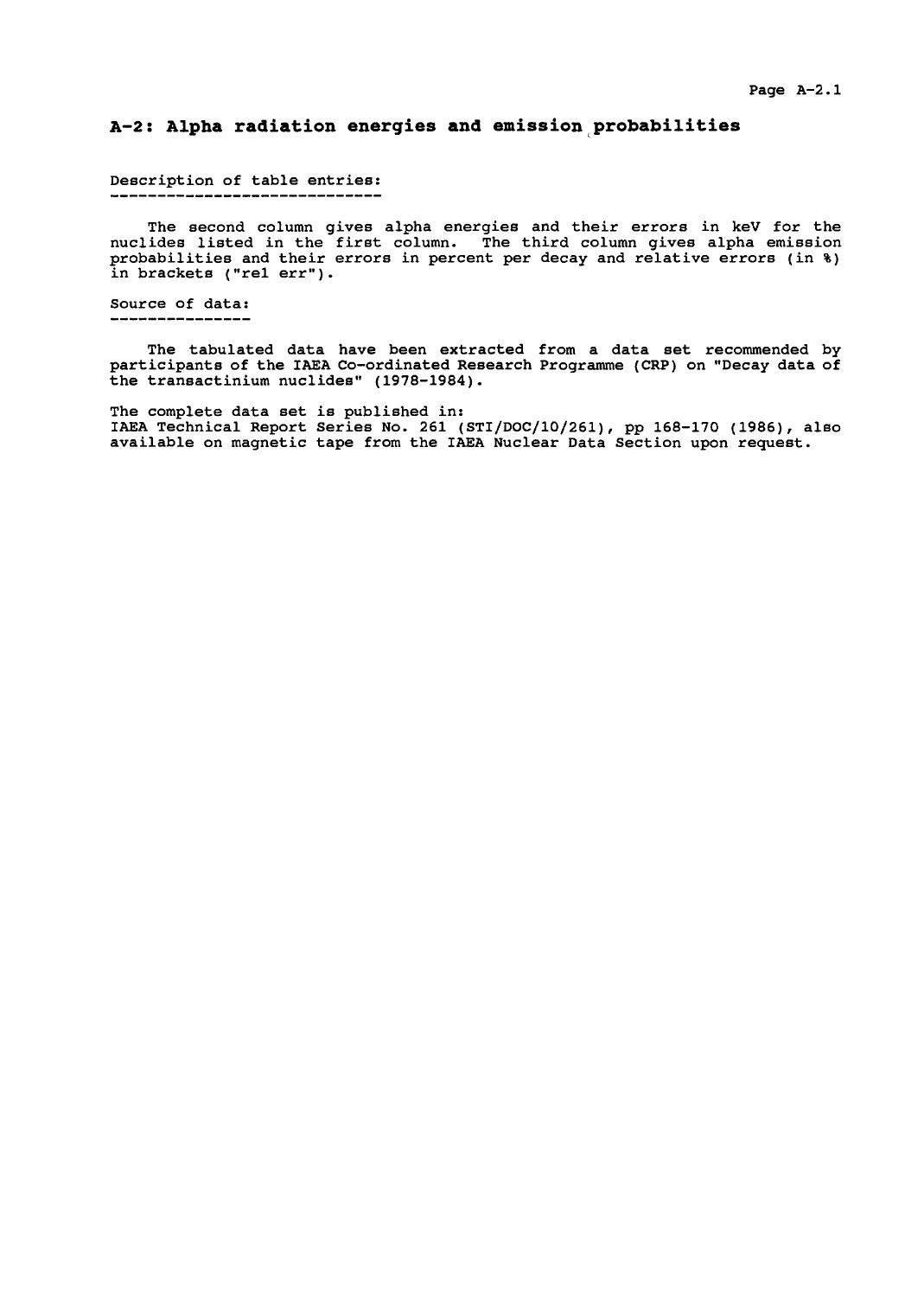## A-2: Alpha radiation energies and emission probabilities

### Description of table entries:

The second column gives alpha energies and their errors in keV for the nuclides listed in the first column. The third column gives alpha emission probabilities and their errors in percent per decay and relative errors (in %) in brackets ("rel err").

### Source of data:

The tabulated data have been extracted from a data set recommended by participants of the IAEA Co-ordinated Research Programme (CRP) on "Decay data of the transactinium nuclides" (1978-1984).

The complete data set is published in:
IAEA Technical Report Series No. 261 (STI/DOC/10/261), pp 168-170 (1986), also available on magnetic tape from the IAEA Nuclear Data Section upon request.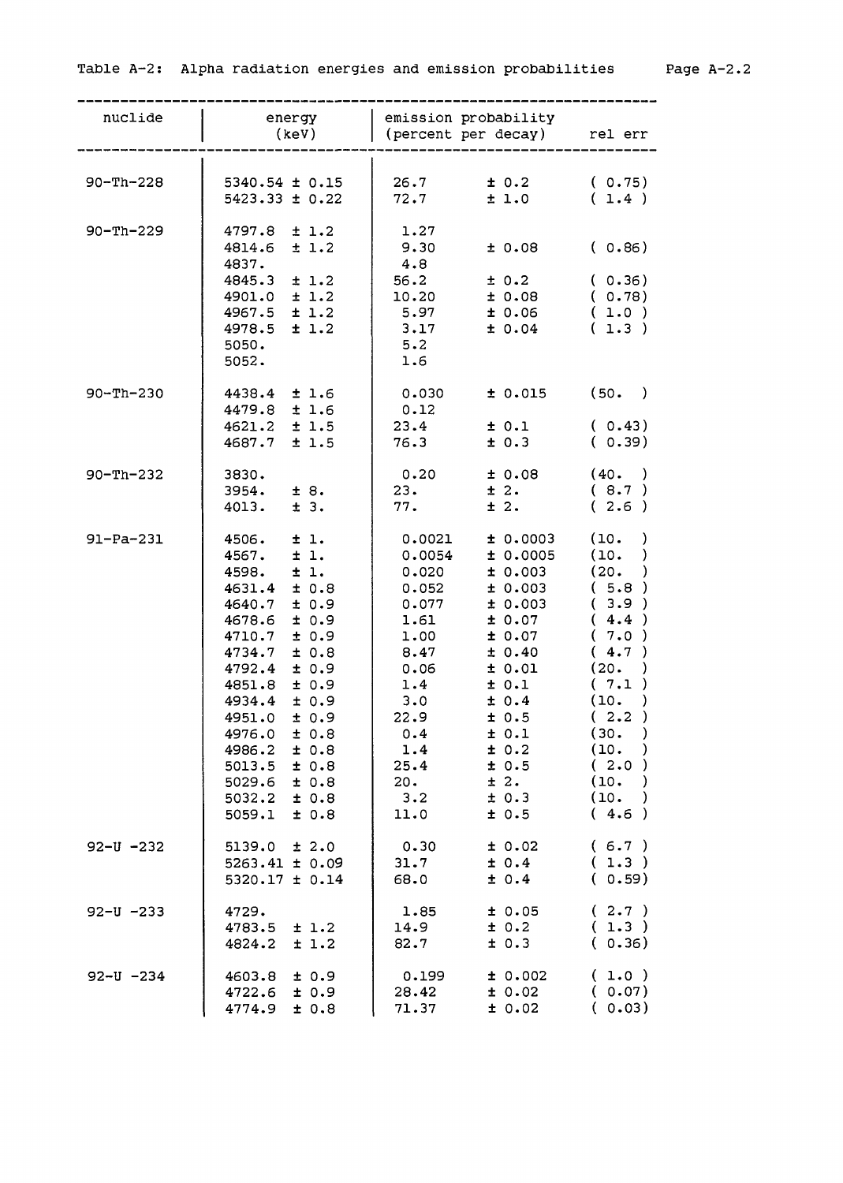Table A-2: Alpha radiation energies and emission probabilities

| nuclide | energy (keV) | emission probability (percent per decay) | | rel err |
|---|---|---|---|---|
| 90-Th-228 | 5340.54 ± 0.15 | 26.7 | ± 0.2 | ( 0.75) |
| | 5423.33 ± 0.22 | 72.7 | ± 1.0 | ( 1.4 ) |
| 90-Th-229 | 4797.8 ± 1.2 | 1.27 | | |
| | 4814.6 ± 1.2 | 9.30 | ± 0.08 | ( 0.86) |
| | 4837. | 4.8 | | |
| | 4845.3 ± 1.2 | 56.2 | ± 0.2 | ( 0.36) |
| | 4901.0 ± 1.2 | 10.20 | ± 0.08 | ( 0.78) |
| | 4967.5 ± 1.2 | 5.97 | ± 0.06 | ( 1.0 ) |
| | 4978.5 ± 1.2 | 3.17 | ± 0.04 | ( 1.3 ) |
| | 5050. | 5.2 | | |
| | 5052. | 1.6 | | |
| 90-Th-230 | 4438.4 ± 1.6 | 0.030 | ± 0.015 | (50. ) |
| | 4479.8 ± 1.6 | 0.12 | | |
| | 4621.2 ± 1.5 | 23.4 | ± 0.1 | ( 0.43) |
| | 4687.7 ± 1.5 | 76.3 | ± 0.3 | ( 0.39) |
| 90-Th-232 | 3830. | 0.20 | ± 0.08 | (40. ) |
| | 3954. ± 8. | 23. | ± 2. | ( 8.7 ) |
| | 4013. ± 3. | 77. | ± 2. | ( 2.6 ) |
| 91-Pa-231 | 4506. ± 1. | 0.0021 | ± 0.0003 | (10. ) |
| | 4567. ± 1. | 0.0054 | ± 0.0005 | (10. ) |
| | 4598. ± 1. | 0.020 | ± 0.003 | (20. ) |
| | 4631.4 ± 0.8 | 0.052 | ± 0.003 | ( 5.8 ) |
| | 4640.7 ± 0.9 | 0.077 | ± 0.003 | ( 3.9 ) |
| | 4678.6 ± 0.9 | 1.61 | ± 0.07 | ( 4.4 ) |
| | 4710.7 ± 0.9 | 1.00 | ± 0.07 | ( 7.0 ) |
| | 4734.7 ± 0.8 | 8.47 | ± 0.40 | ( 4.7 ) |
| | 4792.4 ± 0.9 | 0.06 | ± 0.01 | (20. ) |
| | 4851.8 ± 0.9 | 1.4 | ± 0.1 | ( 7.1 ) |
| | 4934.4 ± 0.9 | 3.0 | ± 0.4 | (10. ) |
| | 4951.0 ± 0.9 | 22.9 | ± 0.5 | ( 2.2 ) |
| | 4976.0 ± 0.8 | 0.4 | ± 0.1 | (30. ) |
| | 4986.2 ± 0.8 | 1.4 | ± 0.2 | (10. ) |
| | 5013.5 ± 0.8 | 25.4 | ± 0.5 | ( 2.0 ) |
| | 5029.6 ± 0.8 | 20. | ± 2. | (10. ) |
| | 5032.2 ± 0.8 | 3.2 | ± 0.3 | (10. ) |
| | 5059.1 ± 0.8 | 11.0 | ± 0.5 | ( 4.6 ) |
| 92-U -232 | 5139.0 ± 2.0 | 0.30 | ± 0.02 | ( 6.7 ) |
| | 5263.41 ± 0.09 | 31.7 | ± 0.4 | ( 1.3 ) |
| | 5320.17 ± 0.14 | 68.0 | ± 0.4 | ( 0.59) |
| 92-U -233 | 4729. | 1.85 | ± 0.05 | ( 2.7 ) |
| | 4783.5 ± 1.2 | 14.9 | ± 0.2 | ( 1.3 ) |
| | 4824.2 ± 1.2 | 82.7 | ± 0.3 | ( 0.36) |
| 92-U -234 | 4603.8 ± 0.9 | 0.199 | ± 0.002 | ( 1.0 ) |
| | 4722.6 ± 0.9 | 28.42 | ± 0.02 | ( 0.07) |
| | 4774.9 ± 0.8 | 71.37 | ± 0.02 | ( 0.03) |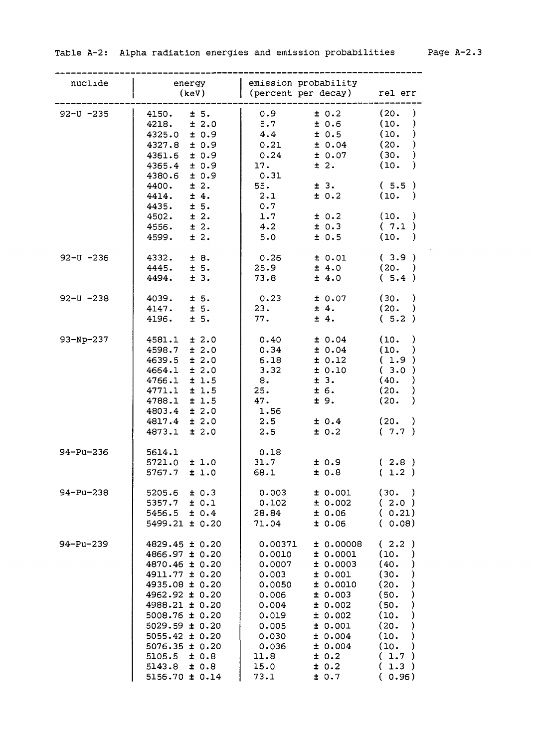Table A-2: Alpha radiation energies and emission probabilities

| nuclide | energy (keV) | emission probability (percent per decay) | rel err |
|---|---|---|---|
| 92-U -235 | 4150. ± 5. | 0.9 ± 0.2 | (20. ) |
| | 4218. ± 2.0 | 5.7 ± 0.6 | (10. ) |
| | 4325.0 ± 0.9 | 4.4 ± 0.5 | (10. ) |
| | 4327.8 ± 0.9 | 0.21 ± 0.04 | (20. ) |
| | 4361.6 ± 0.9 | 0.24 ± 0.07 | (30. ) |
| | 4365.4 ± 0.9 | 17. ± 2. | (10. ) |
| | 4380.6 ± 0.9 | 0.31 | |
| | 4400. ± 2. | 55. ± 3. | ( 5.5 ) |
| | 4414. ± 4. | 2.1 ± 0.2 | (10. ) |
| | 4435. ± 5. | 0.7 | |
| | 4502. ± 2. | 1.7 ± 0.2 | (10. ) |
| | 4556. ± 2. | 4.2 ± 0.3 | ( 7.1 ) |
| | 4599. ± 2. | 5.0 ± 0.5 | (10. ) |
| 92-U -236 | 4332. ± 8. | 0.26 ± 0.01 | ( 3.9 ) |
| | 4445. ± 5. | 25.9 ± 4.0 | (20. ) |
| | 4494. ± 3. | 73.8 ± 4.0 | ( 5.4 ) |
| 92-U -238 | 4039. ± 5. | 0.23 ± 0.07 | (30. ) |
| | 4147. ± 5. | 23. ± 4. | (20. ) |
| | 4196. ± 5. | 77. ± 4. | ( 5.2 ) |
| 93-Np-237 | 4581.1 ± 2.0 | 0.40 ± 0.04 | (10. ) |
| | 4598.7 ± 2.0 | 0.34 ± 0.04 | (10. ) |
| | 4639.5 ± 2.0 | 6.18 ± 0.12 | ( 1.9 ) |
| | 4664.1 ± 2.0 | 3.32 ± 0.10 | ( 3.0 ) |
| | 4766.1 ± 1.5 | 8. ± 3. | (40. ) |
| | 4771.1 ± 1.5 | 25. ± 6. | (20. ) |
| | 4788.1 ± 1.5 | 47. ± 9. | (20. ) |
| | 4803.4 ± 2.0 | 1.56 | |
| | 4817.4 ± 2.0 | 2.5 ± 0.4 | (20. ) |
| | 4873.1 ± 2.0 | 2.6 ± 0.2 | ( 7.7 ) |
| 94-Pu-236 | 5614.1 | 0.18 | |
| | 5721.0 ± 1.0 | 31.7 ± 0.9 | ( 2.8 ) |
| | 5767.7 ± 1.0 | 68.1 ± 0.8 | ( 1.2 ) |
| 94-Pu-238 | 5205.6 ± 0.3 | 0.003 ± 0.001 | (30. ) |
| | 5357.7 ± 0.1 | 0.102 ± 0.002 | ( 2.0 ) |
| | 5456.5 ± 0.4 | 28.84 ± 0.06 | ( 0.21) |
| | 5499.21 ± 0.20 | 71.04 ± 0.06 | ( 0.08) |
| 94-Pu-239 | 4829.45 ± 0.20 | 0.00371 ± 0.00008 | ( 2.2 ) |
| | 4866.97 ± 0.20 | 0.0010 ± 0.0001 | (10. ) |
| | 4870.46 ± 0.20 | 0.0007 ± 0.0003 | (40. ) |
| | 4911.77 ± 0.20 | 0.003 ± 0.001 | (30. ) |
| | 4935.08 ± 0.20 | 0.0050 ± 0.0010 | (20. ) |
| | 4962.92 ± 0.20 | 0.006 ± 0.003 | (50. ) |
| | 4988.21 ± 0.20 | 0.004 ± 0.002 | (50. ) |
| | 5008.76 ± 0.20 | 0.019 ± 0.002 | (10. ) |
| | 5029.59 ± 0.20 | 0.005 ± 0.001 | (20. ) |
| | 5055.42 ± 0.20 | 0.030 ± 0.004 | (10. ) |
| | 5076.35 ± 0.20 | 0.036 ± 0.004 | (10. ) |
| | 5105.5 ± 0.8 | 11.8 ± 0.2 | ( 1.7 ) |
| | 5143.8 ± 0.8 | 15.0 ± 0.2 | ( 1.3 ) |
| | 5156.70 ± 0.14 | 73.1 ± 0.7 | ( 0.96) |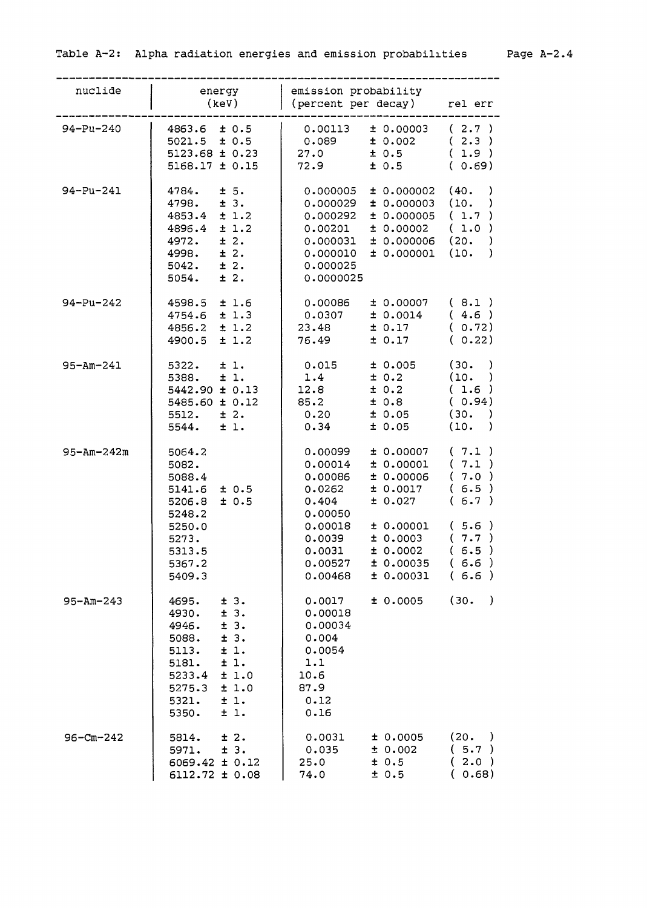Table A-2: Alpha radiation energies and emission probabilities

| nuclide | energy (keV) | emission probability (percent per decay) | | rel err |
|---|---|---|---|---|
| 94-Pu-240 | 4863.6 ± 0.5 | 0.00113 | ± 0.00003 | ( 2.7 ) |
| | 5021.5 ± 0.5 | 0.089 | ± 0.002 | ( 2.3 ) |
| | 5123.68 ± 0.23 | 27.0 | ± 0.5 | ( 1.9 ) |
| | 5168.17 ± 0.15 | 72.9 | ± 0.5 | ( 0.69) |
| 94-Pu-241 | 4784. ± 5. | 0.000005 | ± 0.000002 | (40. ) |
| | 4798. ± 3. | 0.000029 | ± 0.000003 | (10. ) |
| | 4853.4 ± 1.2 | 0.000292 | ± 0.000005 | ( 1.7 ) |
| | 4896.4 ± 1.2 | 0.00201 | ± 0.00002 | ( 1.0 ) |
| | 4972. ± 2. | 0.000031 | ± 0.000006 | (20. ) |
| | 4998. ± 2. | 0.000010 | ± 0.000001 | (10. ) |
| | 5042. ± 2. | 0.000025 | | |
| | 5054. ± 2. | 0.0000025 | | |
| 94-Pu-242 | 4598.5 ± 1.6 | 0.00086 | ± 0.00007 | ( 8.1 ) |
| | 4754.6 ± 1.3 | 0.0307 | ± 0.0014 | ( 4.6 ) |
| | 4856.2 ± 1.2 | 23.48 | ± 0.17 | ( 0.72) |
| | 4900.5 ± 1.2 | 76.49 | ± 0.17 | ( 0.22) |
| 95-Am-241 | 5322. ± 1. | 0.015 | ± 0.005 | (30. ) |
| | 5388. ± 1. | 1.4 | ± 0.2 | (10. ) |
| | 5442.90 ± 0.13 | 12.8 | ± 0.2 | ( 1.6 ) |
| | 5485.60 ± 0.12 | 85.2 | ± 0.8 | ( 0.94) |
| | 5512. ± 2. | 0.20 | ± 0.05 | (30. ) |
| | 5544. ± 1. | 0.34 | ± 0.05 | (10. ) |
| 95-Am-242m | 5064.2 | 0.00099 | ± 0.00007 | ( 7.1 ) |
| | 5082. | 0.00014 | ± 0.00001 | ( 7.1 ) |
| | 5088.4 | 0.00086 | ± 0.00006 | ( 7.0 ) |
| | 5141.6 ± 0.5 | 0.0262 | ± 0.0017 | ( 6.5 ) |
| | 5206.8 ± 0.5 | 0.404 | ± 0.027 | ( 6.7 ) |
| | 5248.2 | 0.00050 | | |
| | 5250.0 | 0.00018 | ± 0.00001 | ( 5.6 ) |
| | 5273. | 0.0039 | ± 0.0003 | ( 7.7 ) |
| | 5313.5 | 0.0031 | ± 0.0002 | ( 6.5 ) |
| | 5367.2 | 0.00527 | ± 0.00035 | ( 6.6 ) |
| | 5409.3 | 0.00468 | ± 0.00031 | ( 6.6 ) |
| 95-Am-243 | 4695. ± 3. | 0.0017 | ± 0.0005 | (30. ) |
| | 4930. ± 3. | 0.00018 | | |
| | 4946. ± 3. | 0.00034 | | |
| | 5088. ± 3. | 0.004 | | |
| | 5113. ± 1. | 0.0054 | | |
| | 5181. ± 1. | 1.1 | | |
| | 5233.4 ± 1.0 | 10.6 | | |
| | 5275.3 ± 1.0 | 87.9 | | |
| | 5321. ± 1. | 0.12 | | |
| | 5350. ± 1. | 0.16 | | |
| 96-Cm-242 | 5814. ± 2. | 0.0031 | ± 0.0005 | (20. ) |
| | 5971. ± 3. | 0.035 | ± 0.002 | ( 5.7 ) |
| | 6069.42 ± 0.12 | 25.0 | ± 0.5 | ( 2.0 ) |
| | 6112.72 ± 0.08 | 74.0 | ± 0.5 | ( 0.68) |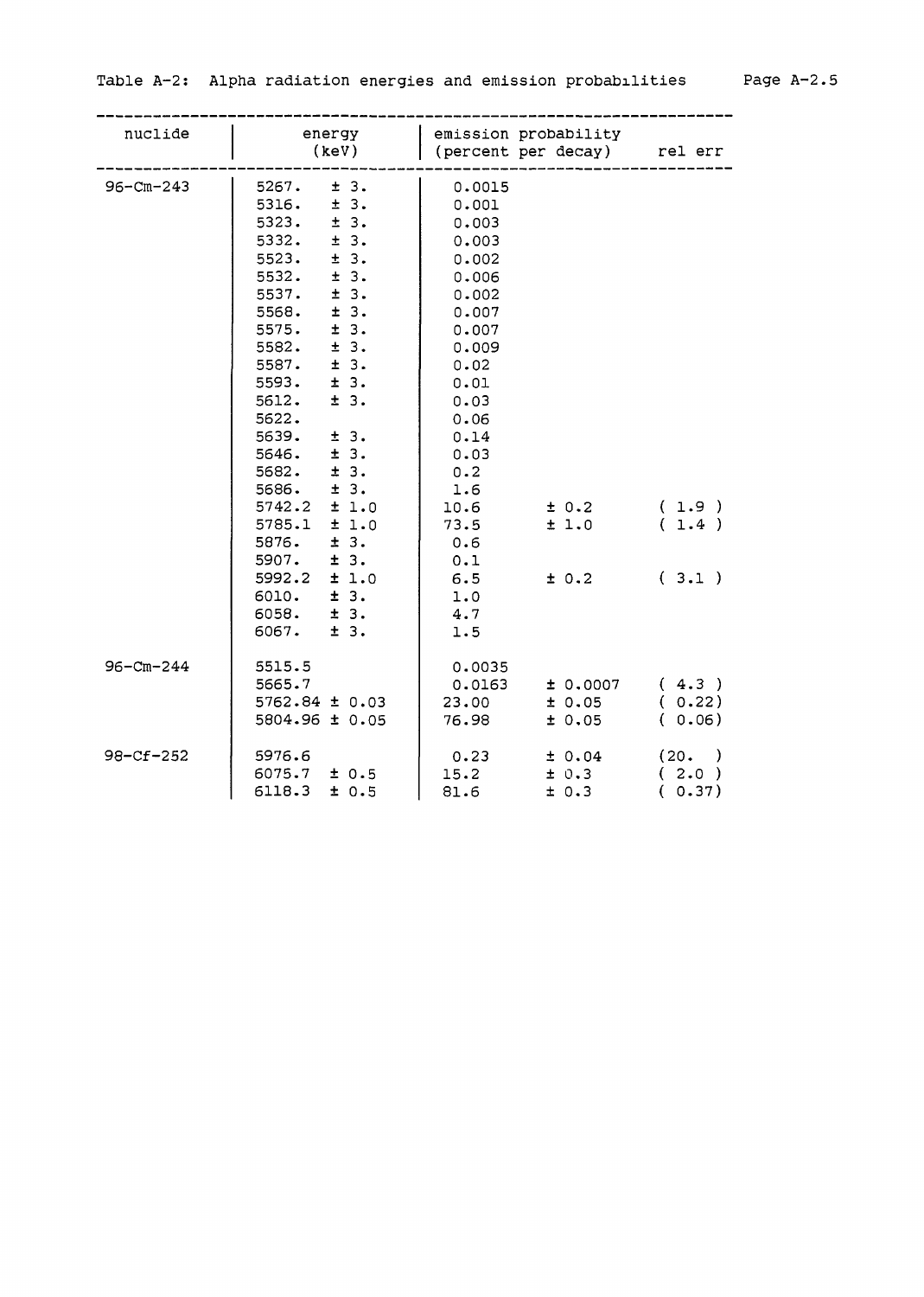Table A-2: Alpha radiation energies and emission probabilities

| nuclide | energy (keV) | emission probability (percent per decay) | | rel err |
|---|---|---|---|---|
| 96-Cm-243 | 5267. ± 3. | 0.0015 | | |
| | 5316. ± 3. | 0.001 | | |
| | 5323. ± 3. | 0.003 | | |
| | 5332. ± 3. | 0.003 | | |
| | 5523. ± 3. | 0.002 | | |
| | 5532. ± 3. | 0.006 | | |
| | 5537. ± 3. | 0.002 | | |
| | 5568. ± 3. | 0.007 | | |
| | 5575. ± 3. | 0.007 | | |
| | 5582. ± 3. | 0.009 | | |
| | 5587. ± 3. | 0.02 | | |
| | 5593. ± 3. | 0.01 | | |
| | 5612. ± 3. | 0.03 | | |
| | 5622. | 0.06 | | |
| | 5639. ± 3. | 0.14 | | |
| | 5646. ± 3. | 0.03 | | |
| | 5682. ± 3. | 0.2 | | |
| | 5686. ± 3. | 1.6 | | |
| | 5742.2 ± 1.0 | 10.6 | ± 0.2 | ( 1.9 ) |
| | 5785.1 ± 1.0 | 73.5 | ± 1.0 | ( 1.4 ) |
| | 5876. ± 3. | 0.6 | | |
| | 5907. ± 3. | 0.1 | | |
| | 5992.2 ± 1.0 | 6.5 | ± 0.2 | ( 3.1 ) |
| | 6010. ± 3. | 1.0 | | |
| | 6058. ± 3. | 4.7 | | |
| | 6067. ± 3. | 1.5 | | |
| 96-Cm-244 | 5515.5 | 0.0035 | | |
| | 5665.7 | 0.0163 | ± 0.0007 | ( 4.3 ) |
| | 5762.84 ± 0.03 | 23.00 | ± 0.05 | ( 0.22) |
| | 5804.96 ± 0.05 | 76.98 | ± 0.05 | ( 0.06) |
| 98-Cf-252 | 5976.6 | 0.23 | ± 0.04 | (20. ) |
| | 6075.7 ± 0.5 | 15.2 | ± 0.3 | ( 2.0 ) |
| | 6118.3 ± 0.5 | 81.6 | ± 0.3 | ( 0.37) |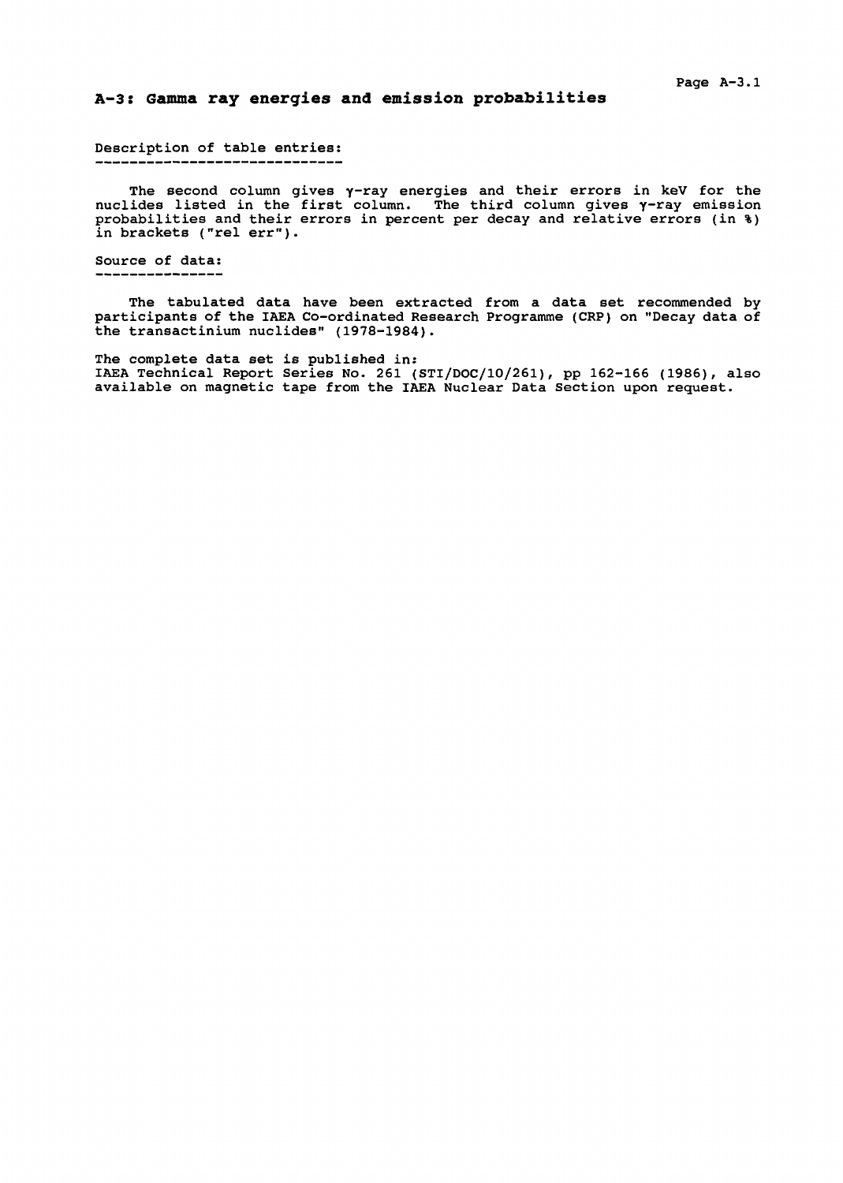## A-3: Gamma ray energies and emission probabilities

Description of table entries:

The second column gives γ-ray energies and their errors in keV for the nuclides listed in the first column. The third column gives γ-ray emission probabilities and their errors in percent per decay and relative errors (in %) in brackets ("rel err").

Source of data:

The tabulated data have been extracted from a data set recommended by participants of the IAEA Co-ordinated Research Programme (CRP) on "Decay data of the transactinium nuclides" (1978-1984).

The complete data set is published in:
IAEA Technical Report Series No. 261 (STI/DOC/10/261), pp 162-166 (1986), also available on magnetic tape from the IAEA Nuclear Data Section upon request.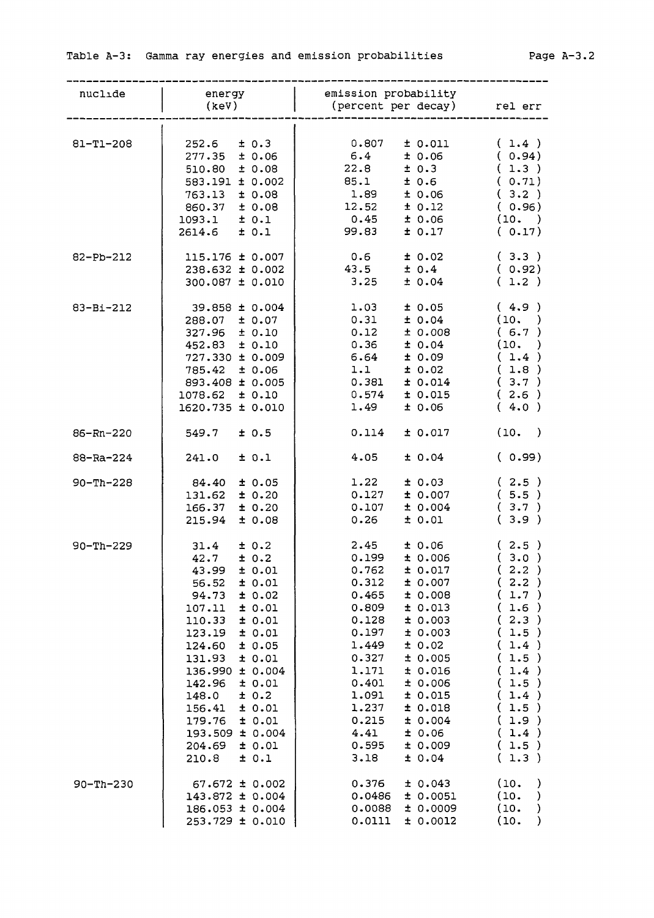Table A-3: Gamma ray energies and emission probabilities

| nuclide | energy (keV) | emission probability (percent per decay) | rel err |
|---|---|---|---|
| 81-Tl-208 | 252.6 ± 0.3 | 0.807 ± 0.011 | ( 1.4 ) |
| | 277.35 ± 0.06 | 6.4 ± 0.06 | ( 0.94) |
| | 510.80 ± 0.08 | 22.8 ± 0.3 | ( 1.3 ) |
| | 583.191 ± 0.002 | 85.1 ± 0.6 | ( 0.71) |
| | 763.13 ± 0.08 | 1.89 ± 0.06 | ( 3.2 ) |
| | 860.37 ± 0.08 | 12.52 ± 0.12 | ( 0.96) |
| | 1093.1 ± 0.1 | 0.45 ± 0.06 | (10. ) |
| | 2614.6 ± 0.1 | 99.83 ± 0.17 | ( 0.17) |
| 82-Pb-212 | 115.176 ± 0.007 | 0.6 ± 0.02 | ( 3.3 ) |
| | 238.632 ± 0.002 | 43.5 ± 0.4 | ( 0.92) |
| | 300.087 ± 0.010 | 3.25 ± 0.04 | ( 1.2 ) |
| 83-Bi-212 | 39.858 ± 0.004 | 1.03 ± 0.05 | ( 4.9 ) |
| | 288.07 ± 0.07 | 0.31 ± 0.04 | (10. ) |
| | 327.96 ± 0.10 | 0.12 ± 0.008 | ( 6.7 ) |
| | 452.83 ± 0.10 | 0.36 ± 0.04 | (10. ) |
| | 727.330 ± 0.009 | 6.64 ± 0.09 | ( 1.4 ) |
| | 785.42 ± 0.06 | 1.1 ± 0.02 | ( 1.8 ) |
| | 893.408 ± 0.005 | 0.381 ± 0.014 | ( 3.7 ) |
| | 1078.62 ± 0.10 | 0.574 ± 0.015 | ( 2.6 ) |
| | 1620.735 ± 0.010 | 1.49 ± 0.06 | ( 4.0 ) |
| 86-Rn-220 | 549.7 ± 0.5 | 0.114 ± 0.017 | (10. ) |
| 88-Ra-224 | 241.0 ± 0.1 | 4.05 ± 0.04 | ( 0.99) |
| 90-Th-228 | 84.40 ± 0.05 | 1.22 ± 0.03 | ( 2.5 ) |
| | 131.62 ± 0.20 | 0.127 ± 0.007 | ( 5.5 ) |
| | 166.37 ± 0.20 | 0.107 ± 0.004 | ( 3.7 ) |
| | 215.94 ± 0.08 | 0.26 ± 0.01 | ( 3.9 ) |
| 90-Th-229 | 31.4 ± 0.2 | 2.45 ± 0.06 | ( 2.5 ) |
| | 42.7 ± 0.2 | 0.199 ± 0.006 | ( 3.0 ) |
| | 43.99 ± 0.01 | 0.762 ± 0.017 | ( 2.2 ) |
| | 56.52 ± 0.01 | 0.312 ± 0.007 | ( 2.2 ) |
| | 94.73 ± 0.02 | 0.465 ± 0.008 | ( 1.7 ) |
| | 107.11 ± 0.01 | 0.809 ± 0.013 | ( 1.6 ) |
| | 110.33 ± 0.01 | 0.128 ± 0.003 | ( 2.3 ) |
| | 123.19 ± 0.01 | 0.197 ± 0.003 | ( 1.5 ) |
| | 124.60 ± 0.05 | 1.449 ± 0.02 | ( 1.4 ) |
| | 131.93 ± 0.01 | 0.327 ± 0.005 | ( 1.5 ) |
| | 136.990 ± 0.004 | 1.171 ± 0.016 | ( 1.4 ) |
| | 142.96 ± 0.01 | 0.401 ± 0.006 | ( 1.5 ) |
| | 148.0 ± 0.2 | 1.091 ± 0.015 | ( 1.4 ) |
| | 156.41 ± 0.01 | 1.237 ± 0.018 | ( 1.5 ) |
| | 179.76 ± 0.01 | 0.215 ± 0.004 | ( 1.9 ) |
| | 193.509 ± 0.004 | 4.41 ± 0.06 | ( 1.4 ) |
| | 204.69 ± 0.01 | 0.595 ± 0.009 | ( 1.5 ) |
| | 210.8 ± 0.1 | 3.18 ± 0.04 | ( 1.3 ) |
| 90-Th-230 | 67.672 ± 0.002 | 0.376 ± 0.043 | (10. ) |
| | 143.872 ± 0.004 | 0.0486 ± 0.0051 | (10. ) |
| | 186.053 ± 0.004 | 0.0088 ± 0.0009 | (10. ) |
| | 253.729 ± 0.010 | 0.0111 ± 0.0012 | (10. ) |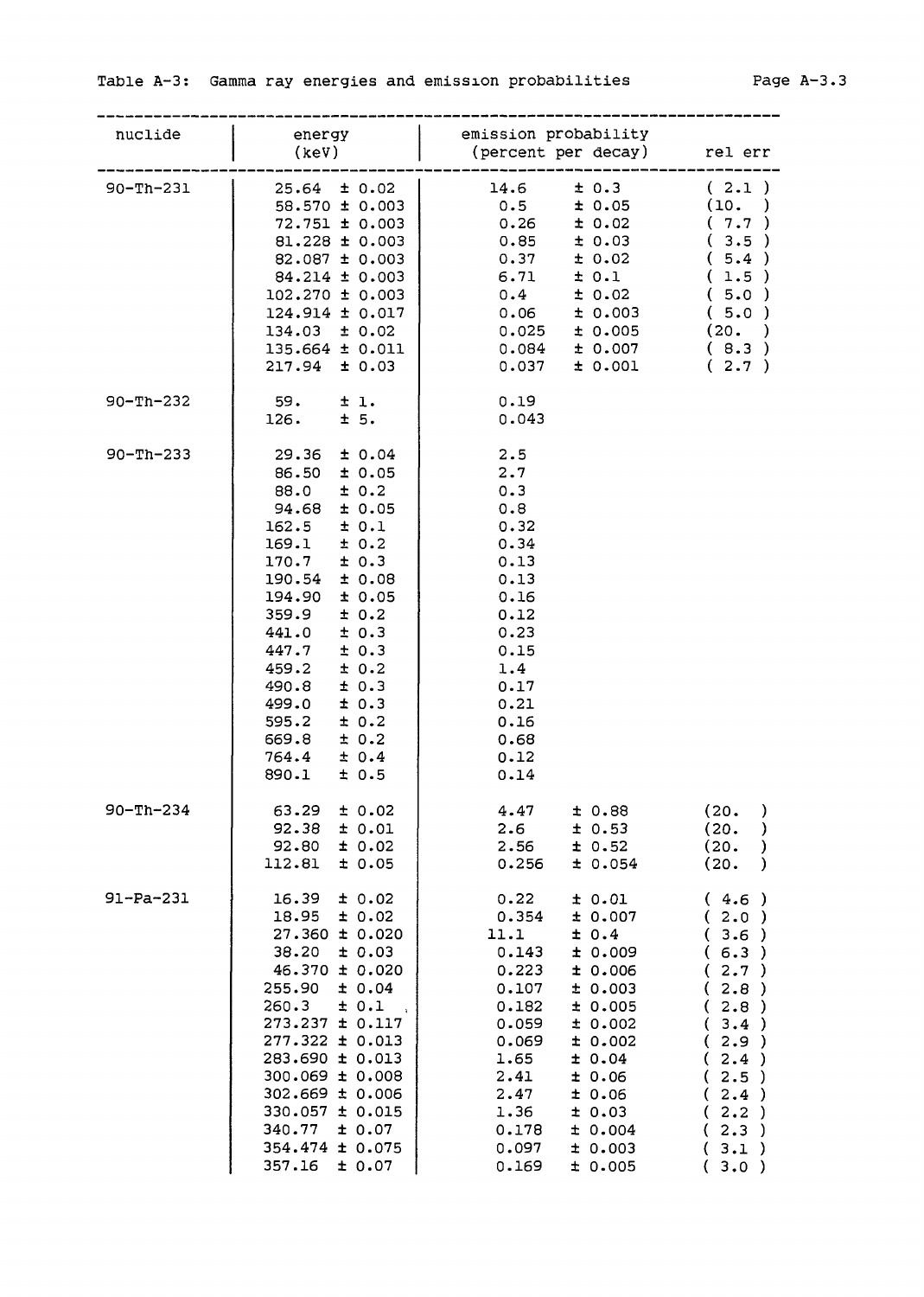Table A-3: Gamma ray energies and emission probabilities

| nuclide | energy (keV) | emission probability (percent per decay) | rel err |
|---|---|---|---|
| 90-Th-231 | 25.64 ± 0.02 | 14.6 ± 0.3 | ( 2.1 ) |
| | 58.570 ± 0.003 | 0.5 ± 0.05 | (10. ) |
| | 72.751 ± 0.003 | 0.26 ± 0.02 | ( 7.7 ) |
| | 81.228 ± 0.003 | 0.85 ± 0.03 | ( 3.5 ) |
| | 82.087 ± 0.003 | 0.37 ± 0.02 | ( 5.4 ) |
| | 84.214 ± 0.003 | 6.71 ± 0.1 | ( 1.5 ) |
| | 102.270 ± 0.003 | 0.4 ± 0.02 | ( 5.0 ) |
| | 124.914 ± 0.017 | 0.06 ± 0.003 | ( 5.0 ) |
| | 134.03 ± 0.02 | 0.025 ± 0.005 | (20. ) |
| | 135.664 ± 0.011 | 0.084 ± 0.007 | ( 8.3 ) |
| | 217.94 ± 0.03 | 0.037 ± 0.001 | ( 2.7 ) |
| 90-Th-232 | 59. ± 1. | 0.19 | |
| | 126. ± 5. | 0.043 | |
| 90-Th-233 | 29.36 ± 0.04 | 2.5 | |
| | 86.50 ± 0.05 | 2.7 | |
| | 88.0 ± 0.2 | 0.3 | |
| | 94.68 ± 0.05 | 0.8 | |
| | 162.5 ± 0.1 | 0.32 | |
| | 169.1 ± 0.2 | 0.34 | |
| | 170.7 ± 0.3 | 0.13 | |
| | 190.54 ± 0.08 | 0.13 | |
| | 194.90 ± 0.05 | 0.16 | |
| | 359.9 ± 0.2 | 0.12 | |
| | 441.0 ± 0.3 | 0.23 | |
| | 447.7 ± 0.3 | 0.15 | |
| | 459.2 ± 0.2 | 1.4 | |
| | 490.8 ± 0.3 | 0.17 | |
| | 499.0 ± 0.3 | 0.21 | |
| | 595.2 ± 0.2 | 0.16 | |
| | 669.8 ± 0.2 | 0.68 | |
| | 764.4 ± 0.4 | 0.12 | |
| | 890.1 ± 0.5 | 0.14 | |
| 90-Th-234 | 63.29 ± 0.02 | 4.47 ± 0.88 | (20. ) |
| | 92.38 ± 0.01 | 2.6 ± 0.53 | (20. ) |
| | 92.80 ± 0.02 | 2.56 ± 0.52 | (20. ) |
| | 112.81 ± 0.05 | 0.256 ± 0.054 | (20. ) |
| 91-Pa-231 | 16.39 ± 0.02 | 0.22 ± 0.01 | ( 4.6 ) |
| | 18.95 ± 0.02 | 0.354 ± 0.007 | ( 2.0 ) |
| | 27.360 ± 0.020 | 11.1 ± 0.4 | ( 3.6 ) |
| | 38.20 ± 0.03 | 0.143 ± 0.009 | ( 6.3 ) |
| | 46.370 ± 0.020 | 0.223 ± 0.006 | ( 2.7 ) |
| | 255.90 ± 0.04 | 0.107 ± 0.003 | ( 2.8 ) |
| | 260.3 ± 0.1 | 0.182 ± 0.005 | ( 2.8 ) |
| | 273.237 ± 0.117 | 0.059 ± 0.002 | ( 3.4 ) |
| | 277.322 ± 0.013 | 0.069 ± 0.002 | ( 2.9 ) |
| | 283.690 ± 0.013 | 1.65 ± 0.04 | ( 2.4 ) |
| | 300.069 ± 0.008 | 2.41 ± 0.06 | ( 2.5 ) |
| | 302.669 ± 0.006 | 2.47 ± 0.06 | ( 2.4 ) |
| | 330.057 ± 0.015 | 1.36 ± 0.03 | ( 2.2 ) |
| | 340.77 ± 0.07 | 0.178 ± 0.004 | ( 2.3 ) |
| | 354.474 ± 0.075 | 0.097 ± 0.003 | ( 3.1 ) |
| | 357.16 ± 0.07 | 0.169 ± 0.005 | ( 3.0 ) |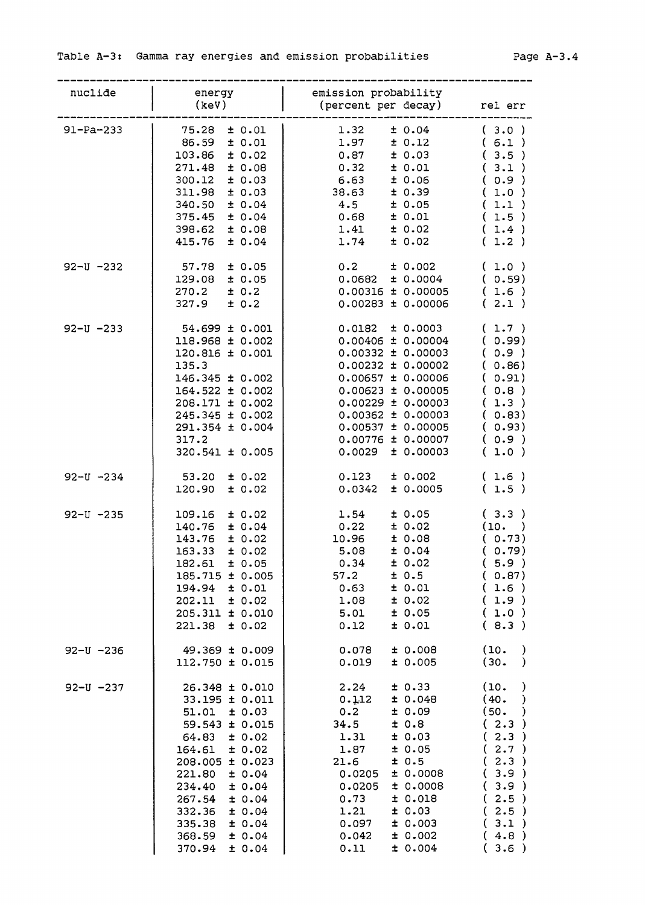Table A-3: Gamma ray energies and emission probabilities

| nuclide | energy (keV) | emission probability (percent per decay) | rel err |
|---|---|---|---|
| 91-Pa-233 | 75.28 ± 0.01 | 1.32 ± 0.04 | ( 3.0 ) |
| | 86.59 ± 0.01 | 1.97 ± 0.12 | ( 6.1 ) |
| | 103.86 ± 0.02 | 0.87 ± 0.03 | ( 3.5 ) |
| | 271.48 ± 0.08 | 0.32 ± 0.01 | ( 3.1 ) |
| | 300.12 ± 0.03 | 6.63 ± 0.06 | ( 0.9 ) |
| | 311.98 ± 0.03 | 38.63 ± 0.39 | ( 1.0 ) |
| | 340.50 ± 0.04 | 4.5 ± 0.05 | ( 1.1 ) |
| | 375.45 ± 0.04 | 0.68 ± 0.01 | ( 1.5 ) |
| | 398.62 ± 0.08 | 1.41 ± 0.02 | ( 1.4 ) |
| | 415.76 ± 0.04 | 1.74 ± 0.02 | ( 1.2 ) |
| 92-U -232 | 57.78 ± 0.05 | 0.2 ± 0.002 | ( 1.0 ) |
| | 129.08 ± 0.05 | 0.0682 ± 0.0004 | ( 0.59) |
| | 270.2 ± 0.2 | 0.00316 ± 0.00005 | ( 1.6 ) |
| | 327.9 ± 0.2 | 0.00283 ± 0.00006 | ( 2.1 ) |
| 92-U -233 | 54.699 ± 0.001 | 0.0182 ± 0.0003 | ( 1.7 ) |
| | 118.968 ± 0.002 | 0.00406 ± 0.00004 | ( 0.99) |
| | 120.816 ± 0.001 | 0.00332 ± 0.00003 | ( 0.9 ) |
| | 135.3 | 0.00232 ± 0.00002 | ( 0.86) |
| | 146.345 ± 0.002 | 0.00657 ± 0.00006 | ( 0.91) |
| | 164.522 ± 0.002 | 0.00623 ± 0.00005 | ( 0.8 ) |
| | 208.171 ± 0.002 | 0.00229 ± 0.00003 | ( 1.3 ) |
| | 245.345 ± 0.002 | 0.00362 ± 0.00003 | ( 0.83) |
| | 291.354 ± 0.004 | 0.00537 ± 0.00005 | ( 0.93) |
| | 317.2 | 0.00776 ± 0.00007 | ( 0.9 ) |
| | 320.541 ± 0.005 | 0.0029 ± 0.00003 | ( 1.0 ) |
| 92-U -234 | 53.20 ± 0.02 | 0.123 ± 0.002 | ( 1.6 ) |
| | 120.90 ± 0.02 | 0.0342 ± 0.0005 | ( 1.5 ) |
| 92-U -235 | 109.16 ± 0.02 | 1.54 ± 0.05 | ( 3.3 ) |
| | 140.76 ± 0.04 | 0.22 ± 0.02 | (10. ) |
| | 143.76 ± 0.02 | 10.96 ± 0.08 | ( 0.73) |
| | 163.33 ± 0.02 | 5.08 ± 0.04 | ( 0.79) |
| | 182.61 ± 0.05 | 0.34 ± 0.02 | ( 5.9 ) |
| | 185.715 ± 0.005 | 57.2 ± 0.5 | ( 0.87) |
| | 194.94 ± 0.01 | 0.63 ± 0.01 | ( 1.6 ) |
| | 202.11 ± 0.02 | 1.08 ± 0.02 | ( 1.9 ) |
| | 205.311 ± 0.010 | 5.01 ± 0.05 | ( 1.0 ) |
| | 221.38 ± 0.02 | 0.12 ± 0.01 | ( 8.3 ) |
| 92-U -236 | 49.369 ± 0.009 | 0.078 ± 0.008 | (10. ) |
| | 112.750 ± 0.015 | 0.019 ± 0.005 | (30. ) |
| 92-U -237 | 26.348 ± 0.010 | 2.24 ± 0.33 | (10. ) |
| | 33.195 ± 0.011 | 0.112 ± 0.048 | (40. ) |
| | 51.01 ± 0.03 | 0.2 ± 0.09 | (50. ) |
| | 59.543 ± 0.015 | 34.5 ± 0.8 | ( 2.3 ) |
| | 64.83 ± 0.02 | 1.31 ± 0.03 | ( 2.3 ) |
| | 164.61 ± 0.02 | 1.87 ± 0.05 | ( 2.7 ) |
| | 208.005 ± 0.023 | 21.6 ± 0.5 | ( 2.3 ) |
| | 221.80 ± 0.04 | 0.0205 ± 0.0008 | ( 3.9 ) |
| | 234.40 ± 0.04 | 0.0205 ± 0.0008 | ( 3.9 ) |
| | 267.54 ± 0.04 | 0.73 ± 0.018 | ( 2.5 ) |
| | 332.36 ± 0.04 | 1.21 ± 0.03 | ( 2.5 ) |
| | 335.38 ± 0.04 | 0.097 ± 0.003 | ( 3.1 ) |
| | 368.59 ± 0.04 | 0.042 ± 0.002 | ( 4.8 ) |
| | 370.94 ± 0.04 | 0.11 ± 0.004 | ( 3.6 ) |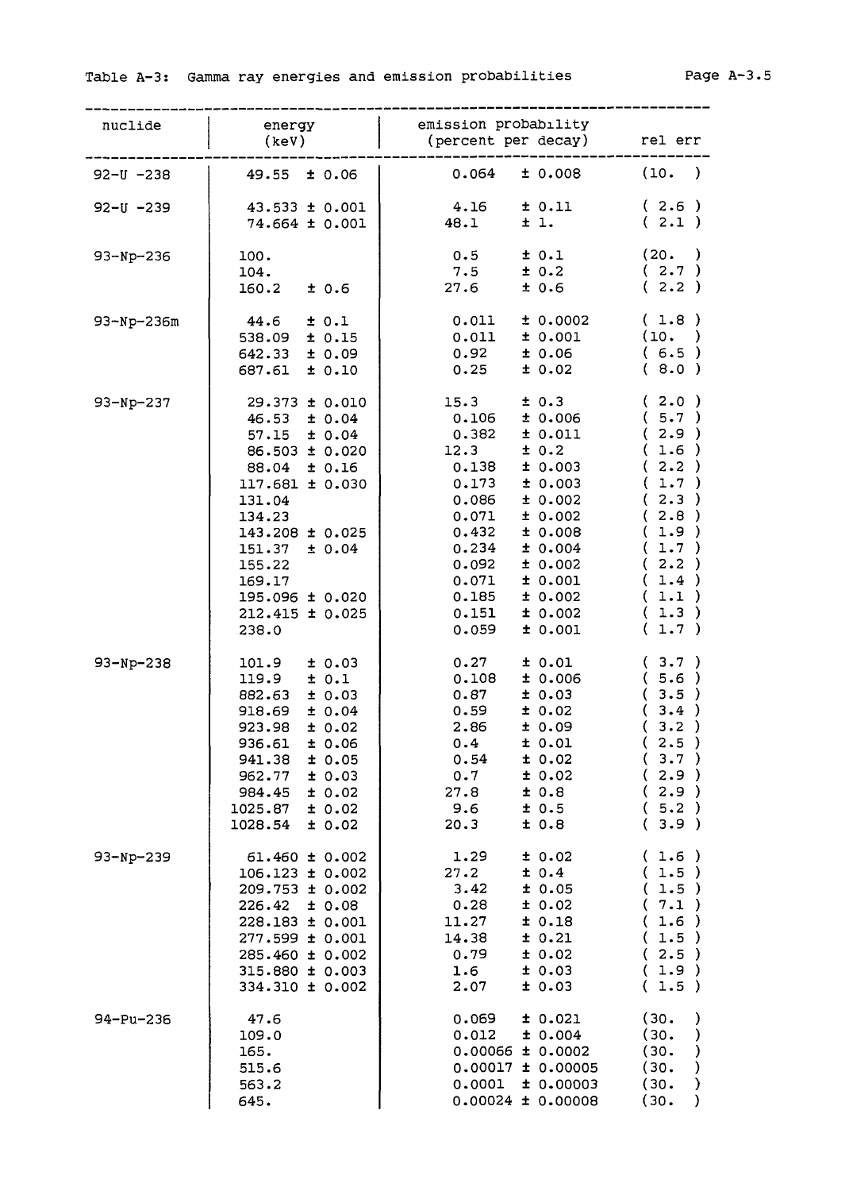Table A-3: Gamma ray energies and emission probabilities

| nuclide | energy (keV) | emission probability (percent per decay) | rel err |
|---|---|---|---|
| 92-U -238 | 49.55 ± 0.06 | 0.064 ± 0.008 | (10. ) |
| 92-U -239 | 43.533 ± 0.001 | 4.16 ± 0.11 | ( 2.6 ) |
| | 74.664 ± 0.001 | 48.1 ± 1. | ( 2.1 ) |
| 93-Np-236 | 100. | 0.5 ± 0.1 | (20. ) |
| | 104. | 7.5 ± 0.2 | ( 2.7 ) |
| | 160.2 ± 0.6 | 27.6 ± 0.6 | ( 2.2 ) |
| 93-Np-236m | 44.6 ± 0.1 | 0.011 ± 0.0002 | ( 1.8 ) |
| | 538.09 ± 0.15 | 0.011 ± 0.001 | (10. ) |
| | 642.33 ± 0.09 | 0.92 ± 0.06 | ( 6.5 ) |
| | 687.61 ± 0.10 | 0.25 ± 0.02 | ( 8.0 ) |
| 93-Np-237 | 29.373 ± 0.010 | 15.3 ± 0.3 | ( 2.0 ) |
| | 46.53 ± 0.04 | 0.106 ± 0.006 | ( 5.7 ) |
| | 57.15 ± 0.04 | 0.382 ± 0.011 | ( 2.9 ) |
| | 86.503 ± 0.020 | 12.3 ± 0.2 | ( 1.6 ) |
| | 88.04 ± 0.16 | 0.138 ± 0.003 | ( 2.2 ) |
| | 117.681 ± 0.030 | 0.173 ± 0.003 | ( 1.7 ) |
| | 131.04 | 0.086 ± 0.002 | ( 2.3 ) |
| | 134.23 | 0.071 ± 0.002 | ( 2.8 ) |
| | 143.208 ± 0.025 | 0.432 ± 0.008 | ( 1.9 ) |
| | 151.37 ± 0.04 | 0.234 ± 0.004 | ( 1.7 ) |
| | 155.22 | 0.092 ± 0.002 | ( 2.2 ) |
| | 169.17 | 0.071 ± 0.001 | ( 1.4 ) |
| | 195.096 ± 0.020 | 0.185 ± 0.002 | ( 1.1 ) |
| | 212.415 ± 0.025 | 0.151 ± 0.002 | ( 1.3 ) |
| | 238.0 | 0.059 ± 0.001 | ( 1.7 ) |
| 93-Np-238 | 101.9 ± 0.03 | 0.27 ± 0.01 | ( 3.7 ) |
| | 119.9 ± 0.1 | 0.108 ± 0.006 | ( 5.6 ) |
| | 882.63 ± 0.03 | 0.87 ± 0.03 | ( 3.5 ) |
| | 918.69 ± 0.04 | 0.59 ± 0.02 | ( 3.4 ) |
| | 923.98 ± 0.02 | 2.86 ± 0.09 | ( 3.2 ) |
| | 936.61 ± 0.06 | 0.4 ± 0.01 | ( 2.5 ) |
| | 941.38 ± 0.05 | 0.54 ± 0.02 | ( 3.7 ) |
| | 962.77 ± 0.03 | 0.7 ± 0.02 | ( 2.9 ) |
| | 984.45 ± 0.02 | 27.8 ± 0.8 | ( 2.9 ) |
| | 1025.87 ± 0.02 | 9.6 ± 0.5 | ( 5.2 ) |
| | 1028.54 ± 0.02 | 20.3 ± 0.8 | ( 3.9 ) |
| 93-Np-239 | 61.460 ± 0.002 | 1.29 ± 0.02 | ( 1.6 ) |
| | 106.123 ± 0.002 | 27.2 ± 0.4 | ( 1.5 ) |
| | 209.753 ± 0.002 | 3.42 ± 0.05 | ( 1.5 ) |
| | 226.42 ± 0.08 | 0.28 ± 0.02 | ( 7.1 ) |
| | 228.183 ± 0.001 | 11.27 ± 0.18 | ( 1.6 ) |
| | 277.599 ± 0.001 | 14.38 ± 0.21 | ( 1.5 ) |
| | 285.460 ± 0.002 | 0.79 ± 0.02 | ( 2.5 ) |
| | 315.880 ± 0.003 | 1.6 ± 0.03 | ( 1.9 ) |
| | 334.310 ± 0.002 | 2.07 ± 0.03 | ( 1.5 ) |
| 94-Pu-236 | 47.6 | 0.069 ± 0.021 | (30. ) |
| | 109.0 | 0.012 ± 0.004 | (30. ) |
| | 165. | 0.00066 ± 0.0002 | (30. ) |
| | 515.6 | 0.00017 ± 0.00005 | (30. ) |
| | 563.2 | 0.0001 ± 0.00003 | (30. ) |
| | 645. | 0.00024 ± 0.00008 | (30. ) |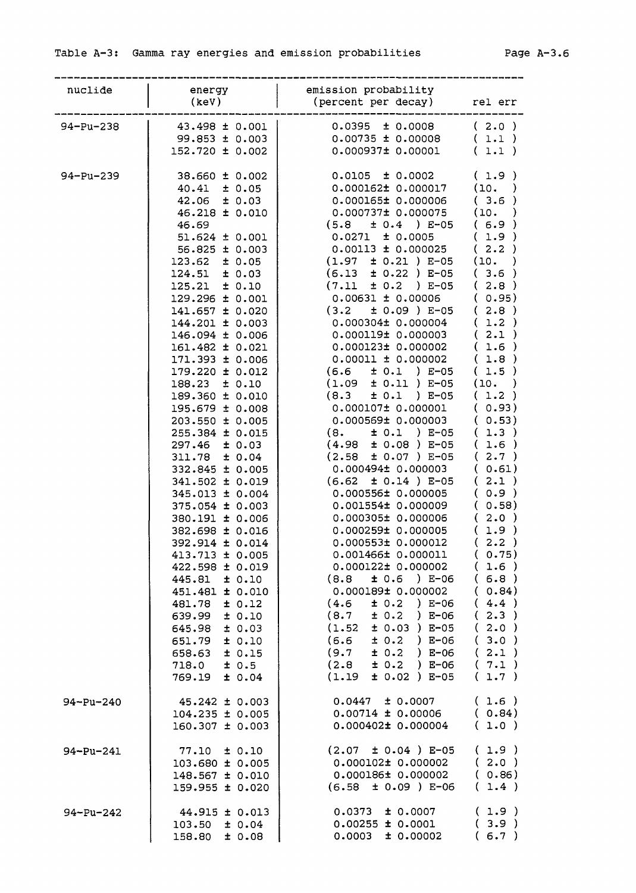Table A-3: Gamma ray energies and emission probabilities

| nuclide | energy (keV) | emission probability (percent per decay) | rel err |
|---|---|---|---|
| 94-Pu-238 | 43.498 ± 0.001 | 0.0395 ± 0.0008 | ( 2.0 ) |
| | 99.853 ± 0.003 | 0.00735 ± 0.00008 | ( 1.1 ) |
| | 152.720 ± 0.002 | 0.000937± 0.00001 | ( 1.1 ) |
| 94-Pu-239 | 38.660 ± 0.002 | 0.0105 ± 0.0002 | ( 1.9 ) |
| | 40.41 ± 0.05 | 0.000162± 0.000017 | (10. ) |
| | 42.06 ± 0.03 | 0.000165± 0.000006 | ( 3.6 ) |
| | 46.218 ± 0.010 | 0.000737± 0.000075 | (10. ) |
| | 46.69 | (5.8 ± 0.4 ) E-05 | ( 6.9 ) |
| | 51.624 ± 0.001 | 0.0271 ± 0.0005 | ( 1.9 ) |
| | 56.825 ± 0.003 | 0.00113 ± 0.000025 | ( 2.2 ) |
| | 123.62 ± 0.05 | (1.97 ± 0.21 ) E-05 | (10. ) |
| | 124.51 ± 0.03 | (6.13 ± 0.22 ) E-05 | ( 3.6 ) |
| | 125.21 ± 0.10 | (7.11 ± 0.2 ) E-05 | ( 2.8 ) |
| | 129.296 ± 0.001 | 0.00631 ± 0.00006 | ( 0.95) |
| | 141.657 ± 0.020 | (3.2 ± 0.09 ) E-05 | ( 2.8 ) |
| | 144.201 ± 0.003 | 0.000304± 0.000004 | ( 1.2 ) |
| | 146.094 ± 0.006 | 0.000119± 0.000003 | ( 2.1 ) |
| | 161.482 ± 0.021 | 0.000123± 0.000002 | ( 1.6 ) |
| | 171.393 ± 0.006 | 0.00011 ± 0.000002 | ( 1.8 ) |
| | 179.220 ± 0.012 | (6.6 ± 0.1 ) E-05 | ( 1.5 ) |
| | 188.23 ± 0.10 | (1.09 ± 0.11 ) E-05 | (10. ) |
| | 189.360 ± 0.010 | (8.3 ± 0.1 ) E-05 | ( 1.2 ) |
| | 195.679 ± 0.008 | 0.000107± 0.000001 | ( 0.93) |
| | 203.550 ± 0.005 | 0.000569± 0.000003 | ( 0.53) |
| | 255.384 ± 0.015 | (8. ± 0.1 ) E-05 | ( 1.3 ) |
| | 297.46 ± 0.03 | (4.98 ± 0.08 ) E-05 | ( 1.6 ) |
| | 311.78 ± 0.04 | (2.58 ± 0.07 ) E-05 | ( 2.7 ) |
| | 332.845 ± 0.005 | 0.000494± 0.000003 | ( 0.61) |
| | 341.502 ± 0.019 | (6.62 ± 0.14 ) E-05 | ( 2.1 ) |
| | 345.013 ± 0.004 | 0.000556± 0.000005 | ( 0.9 ) |
| | 375.054 ± 0.003 | 0.001554± 0.000009 | ( 0.58) |
| | 380.191 ± 0.006 | 0.000305± 0.000006 | ( 2.0 ) |
| | 382.698 ± 0.016 | 0.000259± 0.000005 | ( 1.9 ) |
| | 392.914 ± 0.014 | 0.000553± 0.000012 | ( 2.2 ) |
| | 413.713 ± 0.005 | 0.001466± 0.000011 | ( 0.75) |
| | 422.598 ± 0.019 | 0.000122± 0.000002 | ( 1.6 ) |
| | 445.81 ± 0.10 | (8.8 ± 0.6 ) E-06 | ( 6.8 ) |
| | 451.481 ± 0.010 | 0.000189± 0.000002 | ( 0.84) |
| | 481.78 ± 0.12 | (4.6 ± 0.2 ) E-06 | ( 4.4 ) |
| | 639.99 ± 0.10 | (8.7 ± 0.2 ) E-06 | ( 2.3 ) |
| | 645.98 ± 0.03 | (1.52 ± 0.03 ) E-05 | ( 2.0 ) |
| | 651.79 ± 0.10 | (6.6 ± 0.2 ) E-06 | ( 3.0 ) |
| | 658.63 ± 0.15 | (9.7 ± 0.2 ) E-06 | ( 2.1 ) |
| | 718.0 ± 0.5 | (2.8 ± 0.2 ) E-06 | ( 7.1 ) |
| | 769.19 ± 0.04 | (1.19 ± 0.02 ) E-05 | ( 1.7 ) |
| 94-Pu-240 | 45.242 ± 0.003 | 0.0447 ± 0.0007 | ( 1.6 ) |
| | 104.235 ± 0.005 | 0.00714 ± 0.00006 | ( 0.84) |
| | 160.307 ± 0.003 | 0.000402± 0.000004 | ( 1.0 ) |
| 94-Pu-241 | 77.10 ± 0.10 | (2.07 ± 0.04 ) E-05 | ( 1.9 ) |
| | 103.680 ± 0.005 | 0.000102± 0.000002 | ( 2.0 ) |
| | 148.567 ± 0.010 | 0.000186± 0.000002 | ( 0.86) |
| | 159.955 ± 0.020 | (6.58 ± 0.09 ) E-06 | ( 1.4 ) |
| 94-Pu-242 | 44.915 ± 0.013 | 0.0373 ± 0.0007 | ( 1.9 ) |
| | 103.50 ± 0.04 | 0.00255 ± 0.0001 | ( 3.9 ) |
| | 158.80 ± 0.08 | 0.0003 ± 0.00002 | ( 6.7 ) |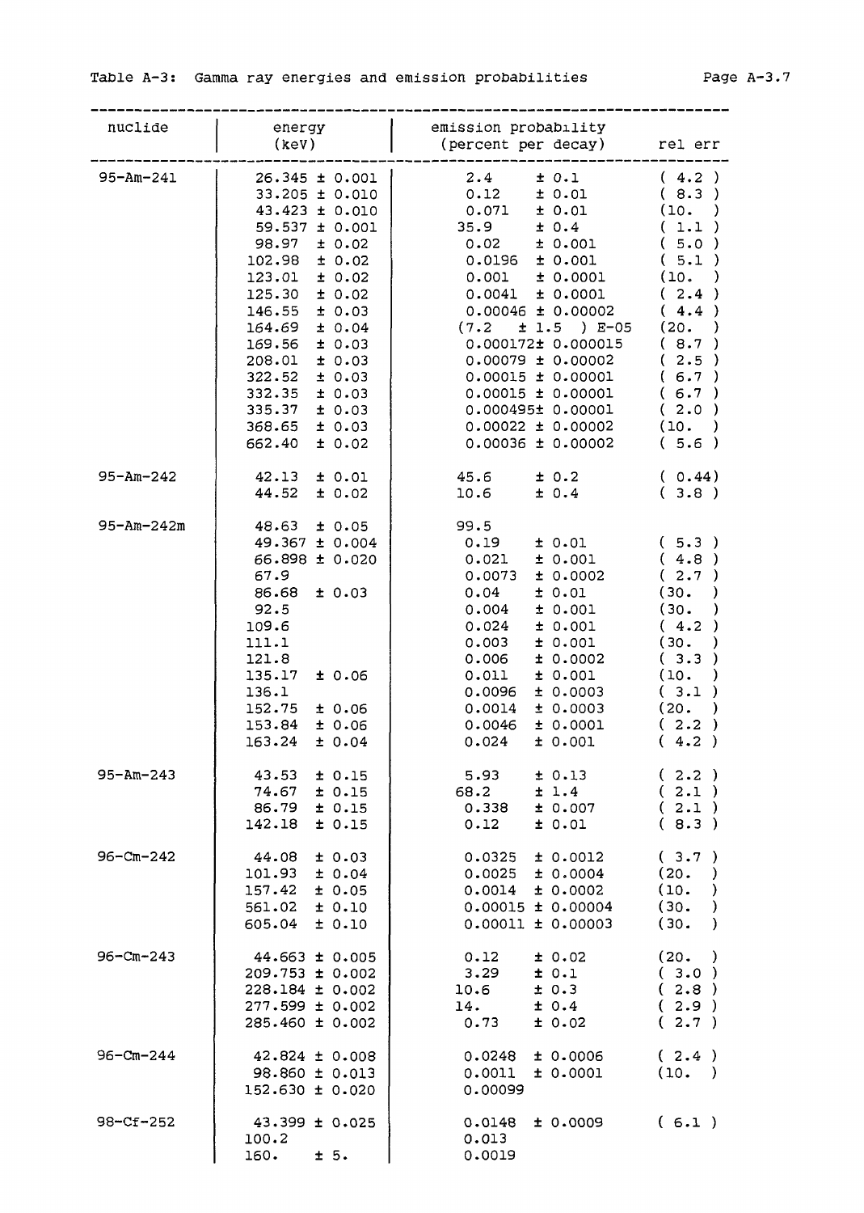Table A-3: Gamma ray energies and emission probabilities

| nuclide | energy (keV) | emission probability (percent per decay) | rel err |
|---|---|---|---|
| 95-Am-241 | 26.345 ± 0.001 | 2.4 ± 0.1 | ( 4.2 ) |
| | 33.205 ± 0.010 | 0.12 ± 0.01 | ( 8.3 ) |
| | 43.423 ± 0.010 | 0.071 ± 0.01 | (10. ) |
| | 59.537 ± 0.001 | 35.9 ± 0.4 | ( 1.1 ) |
| | 98.97 ± 0.02 | 0.02 ± 0.001 | ( 5.0 ) |
| | 102.98 ± 0.02 | 0.0196 ± 0.001 | ( 5.1 ) |
| | 123.01 ± 0.02 | 0.001 ± 0.0001 | (10. ) |
| | 125.30 ± 0.02 | 0.0041 ± 0.0001 | ( 2.4 ) |
| | 146.55 ± 0.03 | 0.00046 ± 0.00002 | ( 4.4 ) |
| | 164.69 ± 0.04 | (7.2 ± 1.5 ) E-05 | (20. ) |
| | 169.56 ± 0.03 | 0.000172± 0.000015 | ( 8.7 ) |
| | 208.01 ± 0.03 | 0.00079 ± 0.00002 | ( 2.5 ) |
| | 322.52 ± 0.03 | 0.00015 ± 0.00001 | ( 6.7 ) |
| | 332.35 ± 0.03 | 0.00015 ± 0.00001 | ( 6.7 ) |
| | 335.37 ± 0.03 | 0.000495± 0.00001 | ( 2.0 ) |
| | 368.65 ± 0.03 | 0.00022 ± 0.00002 | (10. ) |
| | 662.40 ± 0.02 | 0.00036 ± 0.00002 | ( 5.6 ) |
| 95-Am-242 | 42.13 ± 0.01 | 45.6 ± 0.2 | ( 0.44) |
| | 44.52 ± 0.02 | 10.6 ± 0.4 | ( 3.8 ) |
| 95-Am-242m | 48.63 ± 0.05 | 99.5 | |
| | 49.367 ± 0.004 | 0.19 ± 0.01 | ( 5.3 ) |
| | 66.898 ± 0.020 | 0.021 ± 0.001 | ( 4.8 ) |
| | 67.9 | 0.0073 ± 0.0002 | ( 2.7 ) |
| | 86.68 ± 0.03 | 0.04 ± 0.01 | (30. ) |
| | 92.5 | 0.004 ± 0.001 | (30. ) |
| | 109.6 | 0.024 ± 0.001 | ( 4.2 ) |
| | 111.1 | 0.003 ± 0.001 | (30. ) |
| | 121.8 | 0.006 ± 0.0002 | ( 3.3 ) |
| | 135.17 ± 0.06 | 0.011 ± 0.001 | (10. ) |
| | 136.1 | 0.0096 ± 0.0003 | ( 3.1 ) |
| | 152.75 ± 0.06 | 0.0014 ± 0.0003 | (20. ) |
| | 153.84 ± 0.06 | 0.0046 ± 0.0001 | ( 2.2 ) |
| | 163.24 ± 0.04 | 0.024 ± 0.001 | ( 4.2 ) |
| 95-Am-243 | 43.53 ± 0.15 | 5.93 ± 0.13 | ( 2.2 ) |
| | 74.67 ± 0.15 | 68.2 ± 1.4 | ( 2.1 ) |
| | 86.79 ± 0.15 | 0.338 ± 0.007 | ( 2.1 ) |
| | 142.18 ± 0.15 | 0.12 ± 0.01 | ( 8.3 ) |
| 96-Cm-242 | 44.08 ± 0.03 | 0.0325 ± 0.0012 | ( 3.7 ) |
| | 101.93 ± 0.04 | 0.0025 ± 0.0004 | (20. ) |
| | 157.42 ± 0.05 | 0.0014 ± 0.0002 | (10. ) |
| | 561.02 ± 0.10 | 0.00015 ± 0.00004 | (30. ) |
| | 605.04 ± 0.10 | 0.00011 ± 0.00003 | (30. ) |
| 96-Cm-243 | 44.663 ± 0.005 | 0.12 ± 0.02 | (20. ) |
| | 209.753 ± 0.002 | 3.29 ± 0.1 | ( 3.0 ) |
| | 228.184 ± 0.002 | 10.6 ± 0.3 | ( 2.8 ) |
| | 277.599 ± 0.002 | 14. ± 0.4 | ( 2.9 ) |
| | 285.460 ± 0.002 | 0.73 ± 0.02 | ( 2.7 ) |
| 96-Cm-244 | 42.824 ± 0.008 | 0.0248 ± 0.0006 | ( 2.4 ) |
| | 98.860 ± 0.013 | 0.0011 ± 0.0001 | (10. ) |
| | 152.630 ± 0.020 | 0.00099 | |
| 98-Cf-252 | 43.399 ± 0.025 | 0.0148 ± 0.0009 | ( 6.1 ) |
| | 100.2 | 0.013 | |
| | 160. ± 5. | 0.0019 | |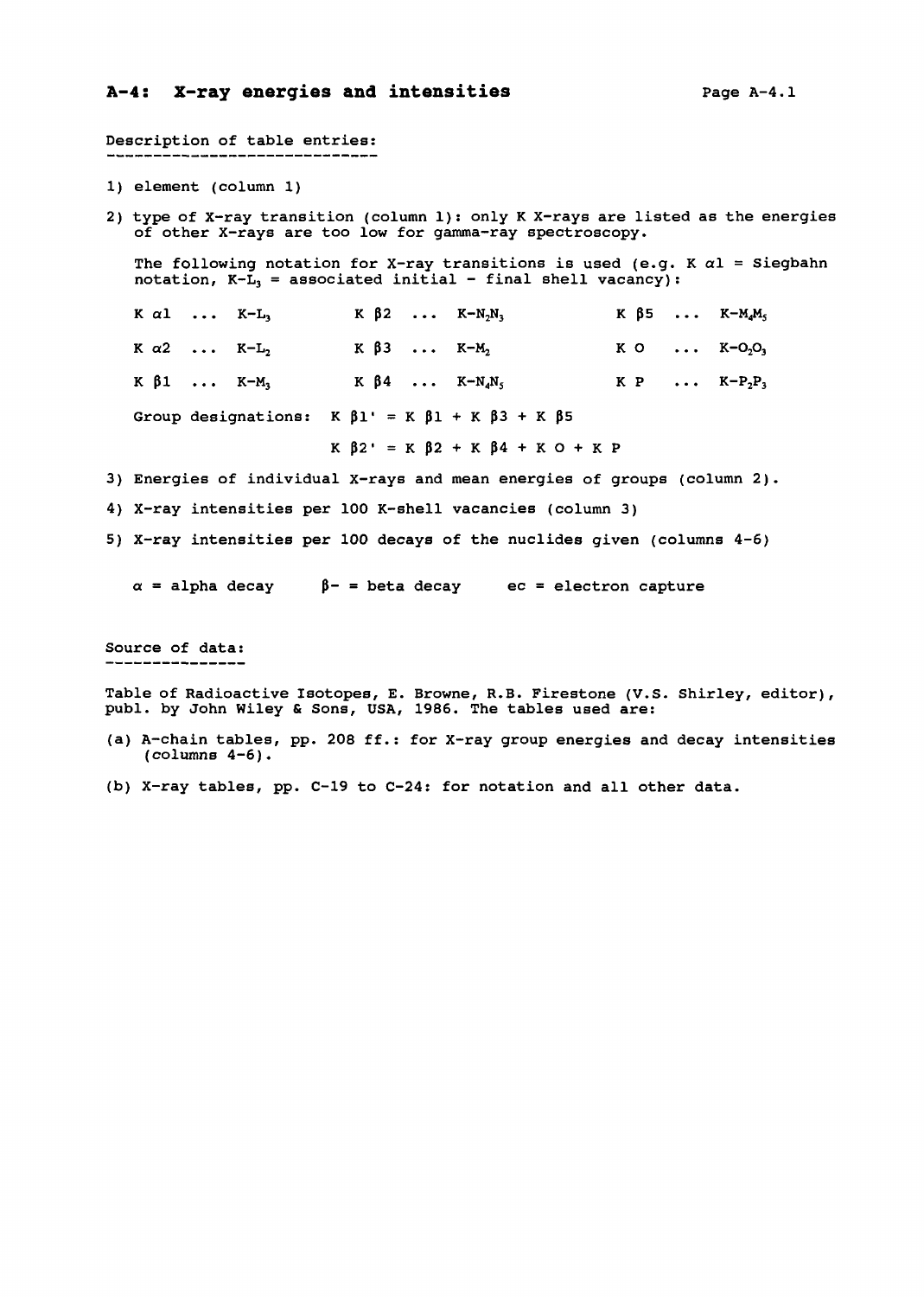## A-4: X-ray energies and intensities

Description of table entries:

1) element (column 1)

2) type of X-ray transition (column 1): only K X-rays are listed as the energies of other X-rays are too low for gamma-ray spectroscopy.

   The following notation for X-ray transitions is used (e.g. K $\alpha$1 = Siegbahn notation, K-$L_3$ = associated initial - final shell vacancy):

   | | | |
   |---|---|---|
   | K $\alpha$1 ... K-$L_3$ | K $\beta$2 ... K-$N_2N_3$ | K $\beta$5 ... K-$M_4M_5$ |
   | K $\alpha$2 ... K-$L_2$ | K $\beta$3 ... K-$M_2$ | K O ... K-$O_2O_3$ |
   | K $\beta$1 ... K-$M_3$ | K $\beta$4 ... K-$N_4N_5$ | K P ... K-$P_2P_3$ |

   Group designations: K $\beta$1' = K $\beta$1 + K $\beta$3 + K $\beta$5

   K $\beta$2' = K $\beta$2 + K $\beta$4 + K O + K P

3) Energies of individual X-rays and mean energies of groups (column 2).

4) X-ray intensities per 100 K-shell vacancies (column 3)

5) X-ray intensities per 100 decays of the nuclides given (columns 4-6)

   $\alpha$ = alpha decay     $\beta$- = beta decay     ec = electron capture

Source of data:

Table of Radioactive Isotopes, E. Browne, R.B. Firestone (V.S. Shirley, editor), publ. by John Wiley & Sons, USA, 1986. The tables used are:

(a) A-chain tables, pp. 208 ff.: for X-ray group energies and decay intensities (columns 4-6).

(b) X-ray tables, pp. C-19 to C-24: for notation and all other data.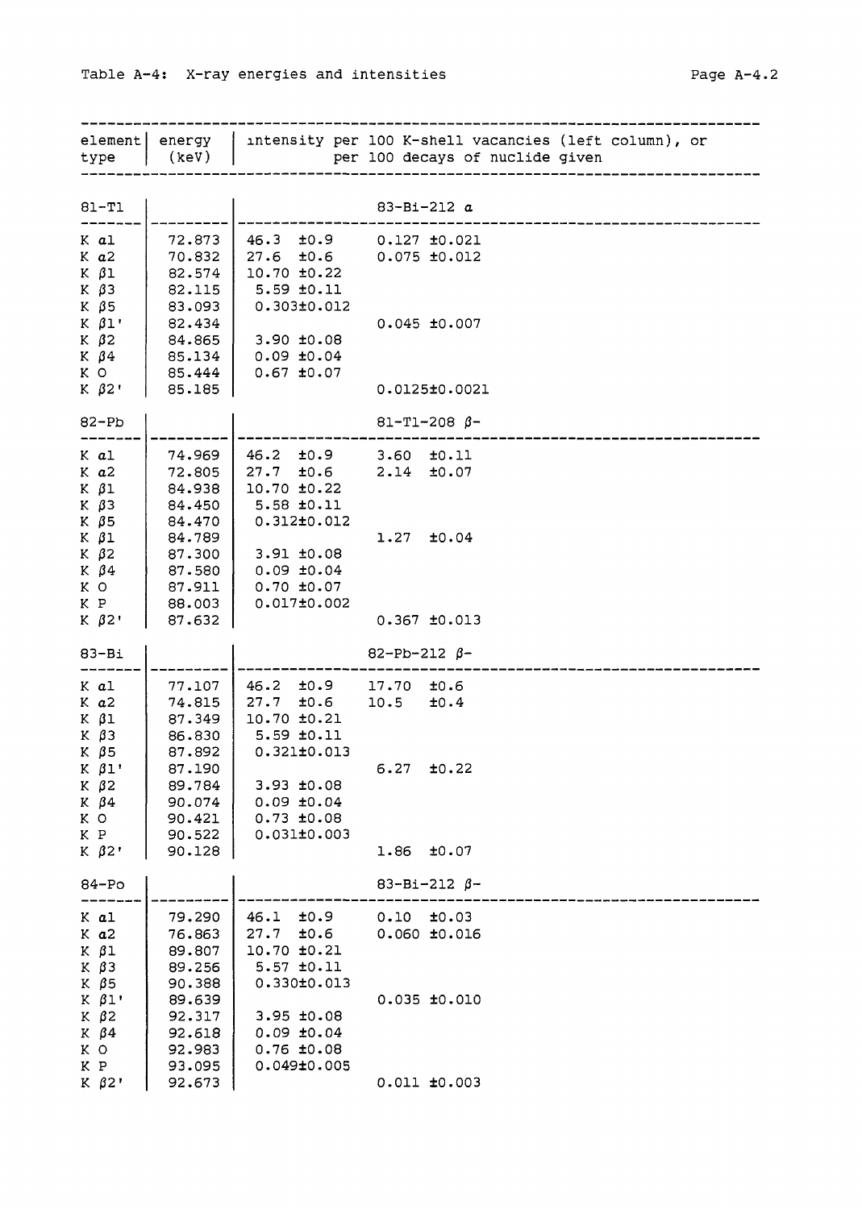Table A-4: X-ray energies and intensities

| element type | energy (keV) | intensity per 100 K-shell vacancies (left column), or per 100 decays of nuclide given | |
|---|---|---|---|
| 81-Tl | | | 83-Bi-212 α |
| K α1 | 72.873 | 46.3 ±0.9 | 0.127 ±0.021 |
| K α2 | 70.832 | 27.6 ±0.6 | 0.075 ±0.012 |
| K β1 | 82.574 | 10.70 ±0.22 | |
| K β3 | 82.115 | 5.59 ±0.11 | |
| K β5 | 83.093 | 0.303±0.012 | |
| K β1' | 82.434 | | 0.045 ±0.007 |
| K β2 | 84.865 | 3.90 ±0.08 | |
| K β4 | 85.134 | 0.09 ±0.04 | |
| K O | 85.444 | 0.67 ±0.07 | |
| K β2' | 85.185 | | 0.0125±0.0021 |
| 82-Pb | | | 81-Tl-208 β- |
| K α1 | 74.969 | 46.2 ±0.9 | 3.60 ±0.11 |
| K α2 | 72.805 | 27.7 ±0.6 | 2.14 ±0.07 |
| K β1 | 84.938 | 10.70 ±0.22 | |
| K β3 | 84.450 | 5.58 ±0.11 | |
| K β5 | 84.470 | 0.312±0.012 | |
| K β1 | 84.789 | | 1.27 ±0.04 |
| K β2 | 87.300 | 3.91 ±0.08 | |
| K β4 | 87.580 | 0.09 ±0.04 | |
| K O | 87.911 | 0.70 ±0.07 | |
| K P | 88.003 | 0.017±0.002 | |
| K β2' | 87.632 | | 0.367 ±0.013 |
| 83-Bi | | | 82-Pb-212 β- |
| K α1 | 77.107 | 46.2 ±0.9 | 17.70 ±0.6 |
| K α2 | 74.815 | 27.7 ±0.6 | 10.5 ±0.4 |
| K β1 | 87.349 | 10.70 ±0.21 | |
| K β3 | 86.830 | 5.59 ±0.11 | |
| K β5 | 87.892 | 0.321±0.013 | |
| K β1' | 87.190 | | 6.27 ±0.22 |
| K β2 | 89.784 | 3.93 ±0.08 | |
| K β4 | 90.074 | 0.09 ±0.04 | |
| K O | 90.421 | 0.73 ±0.08 | |
| K P | 90.522 | 0.031±0.003 | |
| K β2' | 90.128 | | 1.86 ±0.07 |
| 84-Po | | | 83-Bi-212 β- |
| K α1 | 79.290 | 46.1 ±0.9 | 0.10 ±0.03 |
| K α2 | 76.863 | 27.7 ±0.6 | 0.060 ±0.016 |
| K β1 | 89.807 | 10.70 ±0.21 | |
| K β3 | 89.256 | 5.57 ±0.11 | |
| K β5 | 90.388 | 0.330±0.013 | |
| K β1' | 89.639 | | 0.035 ±0.010 |
| K β2 | 92.317 | 3.95 ±0.08 | |
| K β4 | 92.618 | 0.09 ±0.04 | |
| K O | 92.983 | 0.76 ±0.08 | |
| K P | 93.095 | 0.049±0.005 | |
| K β2' | 92.673 | | 0.011 ±0.003 |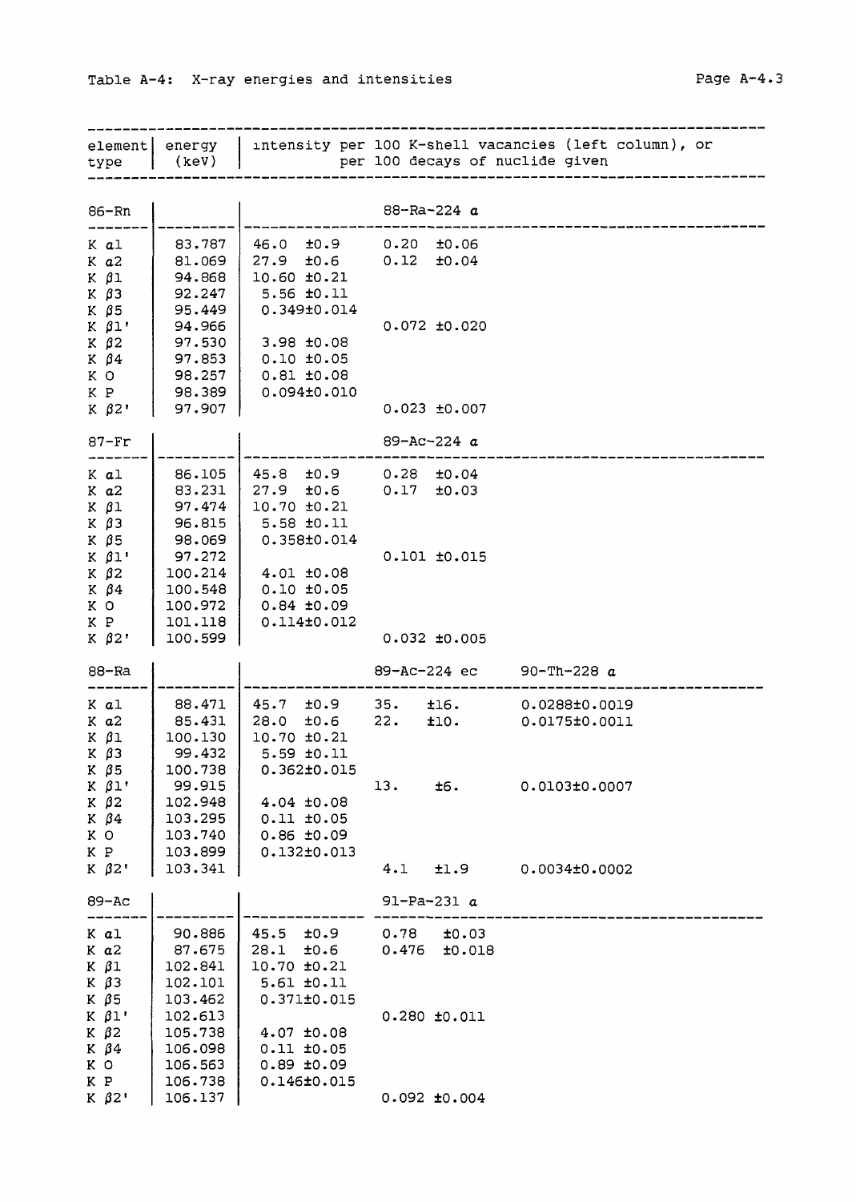Table A-4: X-ray energies and intensities

| element type | energy (keV) | intensity per 100 K-shell vacancies (left column), or per 100 decays of nuclide given | | |
|---|---|---|---|---|
| **86-Rn** | | | 88-Ra-224 α | |
| K α1 | 83.787 | 46.0 ±0.9 | 0.20 ±0.06 | |
| K α2 | 81.069 | 27.9 ±0.6 | 0.12 ±0.04 | |
| K β1 | 94.868 | 10.60 ±0.21 | | |
| K β3 | 92.247 | 5.56 ±0.11 | | |
| K β5 | 95.449 | 0.349±0.014 | | |
| K β1' | 94.966 | | 0.072 ±0.020 | |
| K β2 | 97.530 | 3.98 ±0.08 | | |
| K β4 | 97.853 | 0.10 ±0.05 | | |
| K O | 98.257 | 0.81 ±0.08 | | |
| K P | 98.389 | 0.094±0.010 | | |
| K β2' | 97.907 | | 0.023 ±0.007 | |
| **87-Fr** | | | 89-Ac-224 α | |
| K α1 | 86.105 | 45.8 ±0.9 | 0.28 ±0.04 | |
| K α2 | 83.231 | 27.9 ±0.6 | 0.17 ±0.03 | |
| K β1 | 97.474 | 10.70 ±0.21 | | |
| K β3 | 96.815 | 5.58 ±0.11 | | |
| K β5 | 98.069 | 0.358±0.014 | | |
| K β1' | 97.272 | | 0.101 ±0.015 | |
| K β2 | 100.214 | 4.01 ±0.08 | | |
| K β4 | 100.548 | 0.10 ±0.05 | | |
| K O | 100.972 | 0.84 ±0.09 | | |
| K P | 101.118 | 0.114±0.012 | | |
| K β2' | 100.599 | | 0.032 ±0.005 | |
| **88-Ra** | | | 89-Ac-224 ec | 90-Th-228 α |
| K α1 | 88.471 | 45.7 ±0.9 | 35. ±16. | 0.0288±0.0019 |
| K α2 | 85.431 | 28.0 ±0.6 | 22. ±10. | 0.0175±0.0011 |
| K β1 | 100.130 | 10.70 ±0.21 | | |
| K β3 | 99.432 | 5.59 ±0.11 | | |
| K β5 | 100.738 | 0.362±0.015 | | |
| K β1' | 99.915 | | 13. ±6. | 0.0103±0.0007 |
| K β2 | 102.948 | 4.04 ±0.08 | | |
| K β4 | 103.295 | 0.11 ±0.05 | | |
| K O | 103.740 | 0.86 ±0.09 | | |
| K P | 103.899 | 0.132±0.013 | | |
| K β2' | 103.341 | | 4.1 ±1.9 | 0.0034±0.0002 |
| **89-Ac** | | | 91-Pa-231 α | |
| K α1 | 90.886 | 45.5 ±0.9 | 0.78 ±0.03 | |
| K α2 | 87.675 | 28.1 ±0.6 | 0.476 ±0.018 | |
| K β1 | 102.841 | 10.70 ±0.21 | | |
| K β3 | 102.101 | 5.61 ±0.11 | | |
| K β5 | 103.462 | 0.371±0.015 | | |
| K β1' | 102.613 | | 0.280 ±0.011 | |
| K β2 | 105.738 | 4.07 ±0.08 | | |
| K β4 | 106.098 | 0.11 ±0.05 | | |
| K O | 106.563 | 0.89 ±0.09 | | |
| K P | 106.738 | 0.146±0.015 | | |
| K β2' | 106.137 | | 0.092 ±0.004 | |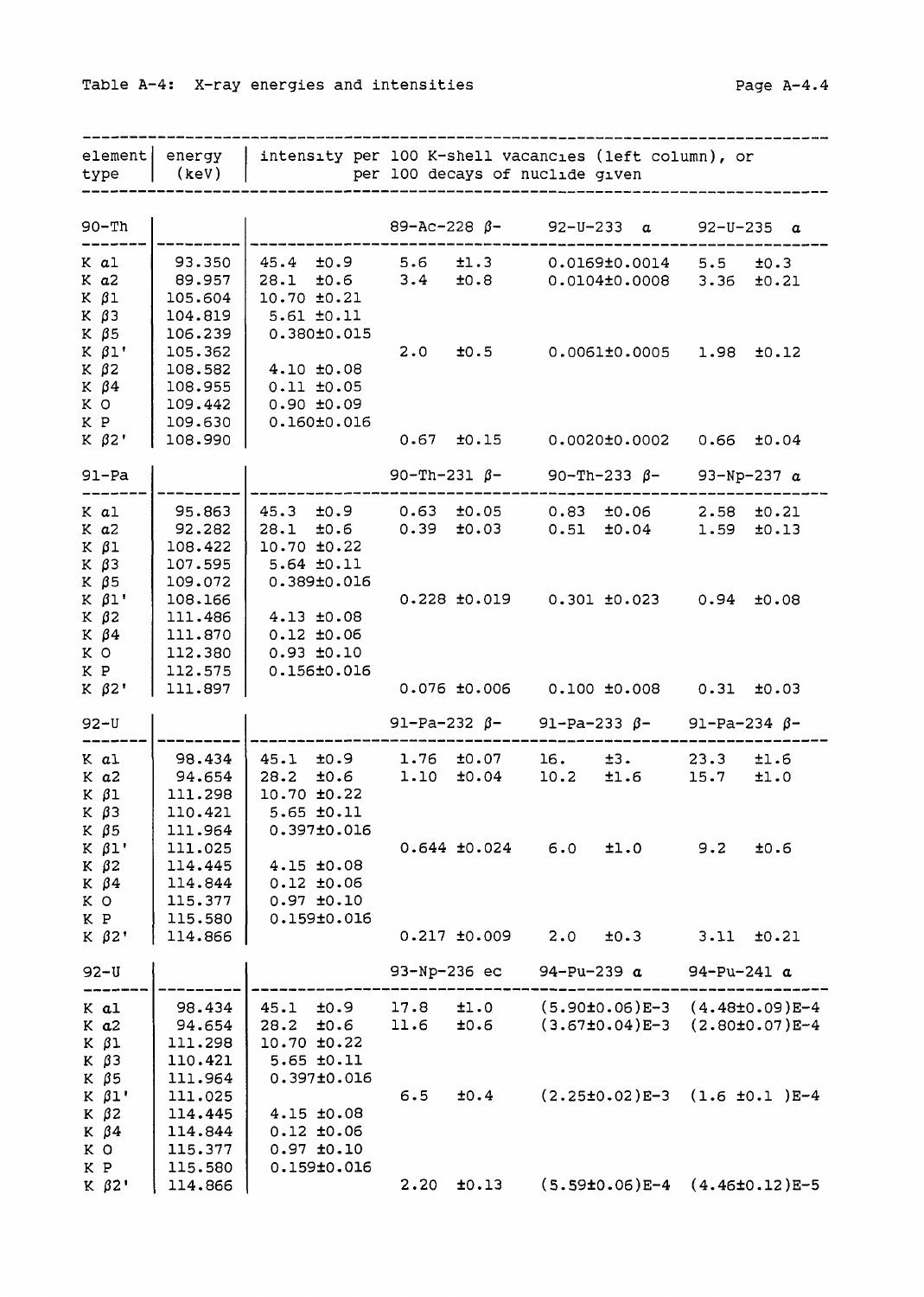Table A-4: X-ray energies and intensities

| element type | energy (keV) | intensity per 100 K-shell vacancies (left column), or per 100 decays of nuclide given | | | |
|---|---|---|---|---|---|
| **90-Th** | | | 89-Ac-228 β- | 92-U-233 α | 92-U-235 α |
| K α1 | 93.350 | 45.4 ±0.9 | 5.6 ±1.3 | 0.0169±0.0014 | 5.5 ±0.3 |
| K α2 | 89.957 | 28.1 ±0.6 | 3.4 ±0.8 | 0.0104±0.0008 | 3.36 ±0.21 |
| K β1 | 105.604 | 10.70 ±0.21 | | | |
| K β3 | 104.819 | 5.61 ±0.11 | | | |
| K β5 | 106.239 | 0.380±0.015 | | | |
| K β1' | 105.362 | | 2.0 ±0.5 | 0.0061±0.0005 | 1.98 ±0.12 |
| K β2 | 108.582 | 4.10 ±0.08 | | | |
| K β4 | 108.955 | 0.11 ±0.05 | | | |
| K O | 109.442 | 0.90 ±0.09 | | | |
| K P | 109.630 | 0.160±0.016 | | | |
| K β2' | 108.990 | | 0.67 ±0.15 | 0.0020±0.0002 | 0.66 ±0.04 |
| **91-Pa** | | | 90-Th-231 β- | 90-Th-233 β- | 93-Np-237 α |
| K α1 | 95.863 | 45.3 ±0.9 | 0.63 ±0.05 | 0.83 ±0.06 | 2.58 ±0.21 |
| K α2 | 92.282 | 28.1 ±0.6 | 0.39 ±0.03 | 0.51 ±0.04 | 1.59 ±0.13 |
| K β1 | 108.422 | 10.70 ±0.22 | | | |
| K β3 | 107.595 | 5.64 ±0.11 | | | |
| K β5 | 109.072 | 0.389±0.016 | | | |
| K β1' | 108.166 | | 0.228 ±0.019 | 0.301 ±0.023 | 0.94 ±0.08 |
| K β2 | 111.486 | 4.13 ±0.08 | | | |
| K β4 | 111.870 | 0.12 ±0.06 | | | |
| K O | 112.380 | 0.93 ±0.10 | | | |
| K P | 112.575 | 0.156±0.016 | | | |
| K β2' | 111.897 | | 0.076 ±0.006 | 0.100 ±0.008 | 0.31 ±0.03 |
| **92-U** | | | 91-Pa-232 β- | 91-Pa-233 β- | 91-Pa-234 β- |
| K α1 | 98.434 | 45.1 ±0.9 | 1.76 ±0.07 | 16. ±3. | 23.3 ±1.6 |
| K α2 | 94.654 | 28.2 ±0.6 | 1.10 ±0.04 | 10.2 ±1.6 | 15.7 ±1.0 |
| K β1 | 111.298 | 10.70 ±0.22 | | | |
| K β3 | 110.421 | 5.65 ±0.11 | | | |
| K β5 | 111.964 | 0.397±0.016 | | | |
| K β1' | 111.025 | | 0.644 ±0.024 | 6.0 ±1.0 | 9.2 ±0.6 |
| K β2 | 114.445 | 4.15 ±0.08 | | | |
| K β4 | 114.844 | 0.12 ±0.06 | | | |
| K O | 115.377 | 0.97 ±0.10 | | | |
| K P | 115.580 | 0.159±0.016 | | | |
| K β2' | 114.866 | | 0.217 ±0.009 | 2.0 ±0.3 | 3.11 ±0.21 |
| **92-U** | | | 93-Np-236 ec | 94-Pu-239 α | 94-Pu-241 α |
| K α1 | 98.434 | 45.1 ±0.9 | 17.8 ±1.0 | (5.90±0.06)E-3 | (4.48±0.09)E-4 |
| K α2 | 94.654 | 28.2 ±0.6 | 11.6 ±0.6 | (3.67±0.04)E-3 | (2.80±0.07)E-4 |
| K β1 | 111.298 | 10.70 ±0.22 | | | |
| K β3 | 110.421 | 5.65 ±0.11 | | | |
| K β5 | 111.964 | 0.397±0.016 | | | |
| K β1' | 111.025 | | 6.5 ±0.4 | (2.25±0.02)E-3 | (1.6 ±0.1 )E-4 |
| K β2 | 114.445 | 4.15 ±0.08 | | | |
| K β4 | 114.844 | 0.12 ±0.06 | | | |
| K O | 115.377 | 0.97 ±0.10 | | | |
| K P | 115.580 | 0.159±0.016 | | | |
| K β2' | 114.866 | | 2.20 ±0.13 | (5.59±0.06)E-4 | (4.46±0.12)E-5 |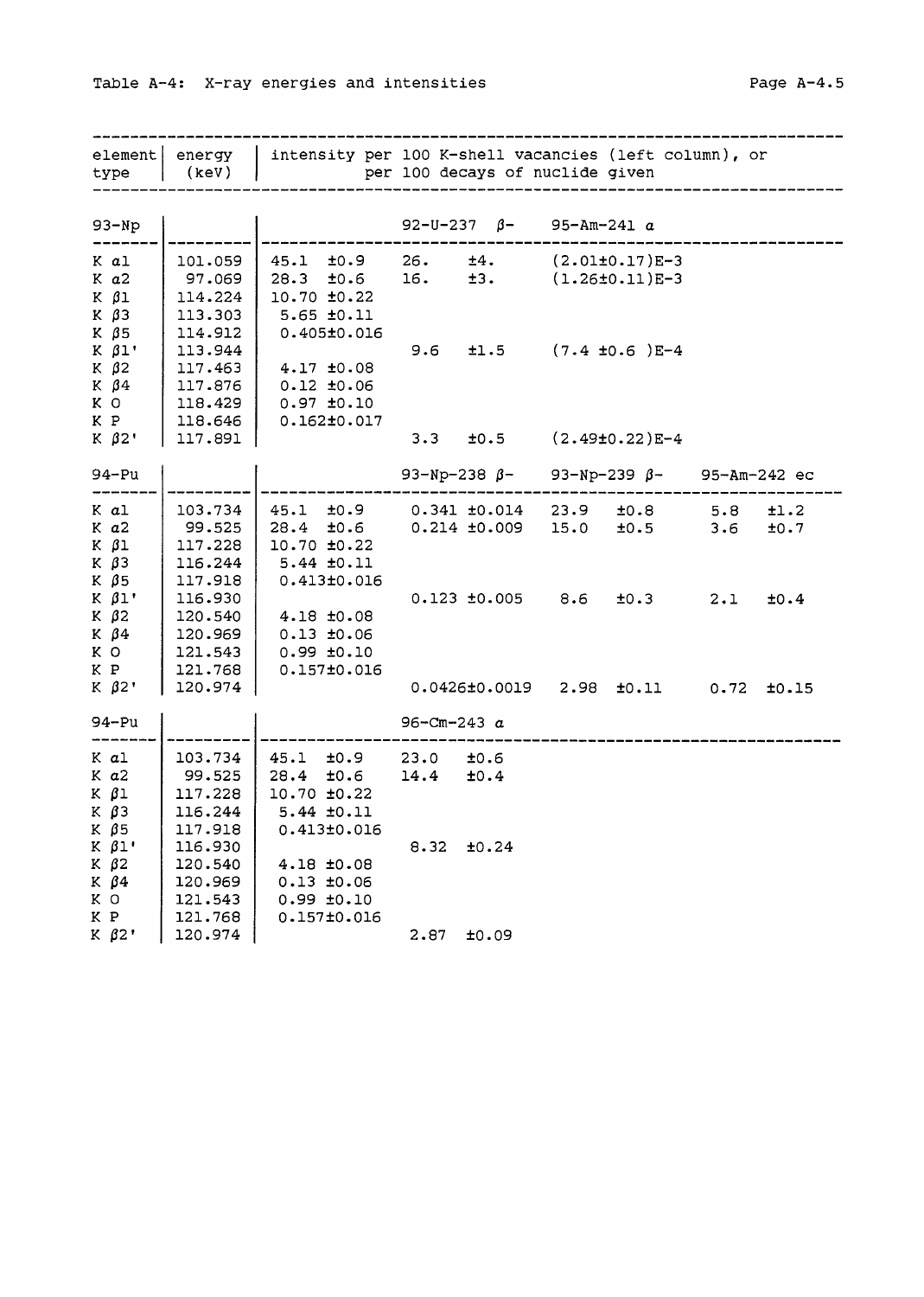Table A-4: X-ray energies and intensities

| element type | energy (keV) | intensity per 100 K-shell vacancies (left column), or per 100 decays of nuclide given | | | |
|---|---|---|---|---|---|
| **93-Np** | | | 92-U-237 β- | 95-Am-241 α | |
| K α1 | 101.059 | 45.1 ±0.9 | 26. ±4. | (2.01±0.17)E-3 | |
| K α2 | 97.069 | 28.3 ±0.6 | 16. ±3. | (1.26±0.11)E-3 | |
| K β1 | 114.224 | 10.70 ±0.22 | | | |
| K β3 | 113.303 | 5.65 ±0.11 | | | |
| K β5 | 114.912 | 0.405±0.016 | | | |
| K β1' | 113.944 | | 9.6 ±1.5 | (7.4 ±0.6 )E-4 | |
| K β2 | 117.463 | 4.17 ±0.08 | | | |
| K β4 | 117.876 | 0.12 ±0.06 | | | |
| K O | 118.429 | 0.97 ±0.10 | | | |
| K P | 118.646 | 0.162±0.017 | | | |
| K β2' | 117.891 | | 3.3 ±0.5 | (2.49±0.22)E-4 | |
| **94-Pu** | | | 93-Np-238 β- | 93-Np-239 β- | 95-Am-242 ec |
| K α1 | 103.734 | 45.1 ±0.9 | 0.341 ±0.014 | 23.9 ±0.8 | 5.8 ±1.2 |
| K α2 | 99.525 | 28.4 ±0.6 | 0.214 ±0.009 | 15.0 ±0.5 | 3.6 ±0.7 |
| K β1 | 117.228 | 10.70 ±0.22 | | | |
| K β3 | 116.244 | 5.44 ±0.11 | | | |
| K β5 | 117.918 | 0.413±0.016 | | | |
| K β1' | 116.930 | | 0.123 ±0.005 | 8.6 ±0.3 | 2.1 ±0.4 |
| K β2 | 120.540 | 4.18 ±0.08 | | | |
| K β4 | 120.969 | 0.13 ±0.06 | | | |
| K O | 121.543 | 0.99 ±0.10 | | | |
| K P | 121.768 | 0.157±0.016 | | | |
| K β2' | 120.974 | | 0.0426±0.0019 | 2.98 ±0.11 | 0.72 ±0.15 |
| **94-Pu** | | | 96-Cm-243 α | | |
| K α1 | 103.734 | 45.1 ±0.9 | 23.0 ±0.6 | | |
| K α2 | 99.525 | 28.4 ±0.6 | 14.4 ±0.4 | | |
| K β1 | 117.228 | 10.70 ±0.22 | | | |
| K β3 | 116.244 | 5.44 ±0.11 | | | |
| K β5 | 117.918 | 0.413±0.016 | | | |
| K β1' | 116.930 | | 8.32 ±0.24 | | |
| K β2 | 120.540 | 4.18 ±0.08 | | | |
| K β4 | 120.969 | 0.13 ±0.06 | | | |
| K O | 121.543 | 0.99 ±0.10 | | | |
| K P | 121.768 | 0.157±0.016 | | | |
| K β2' | 120.974 | | 2.87 ±0.09 | | |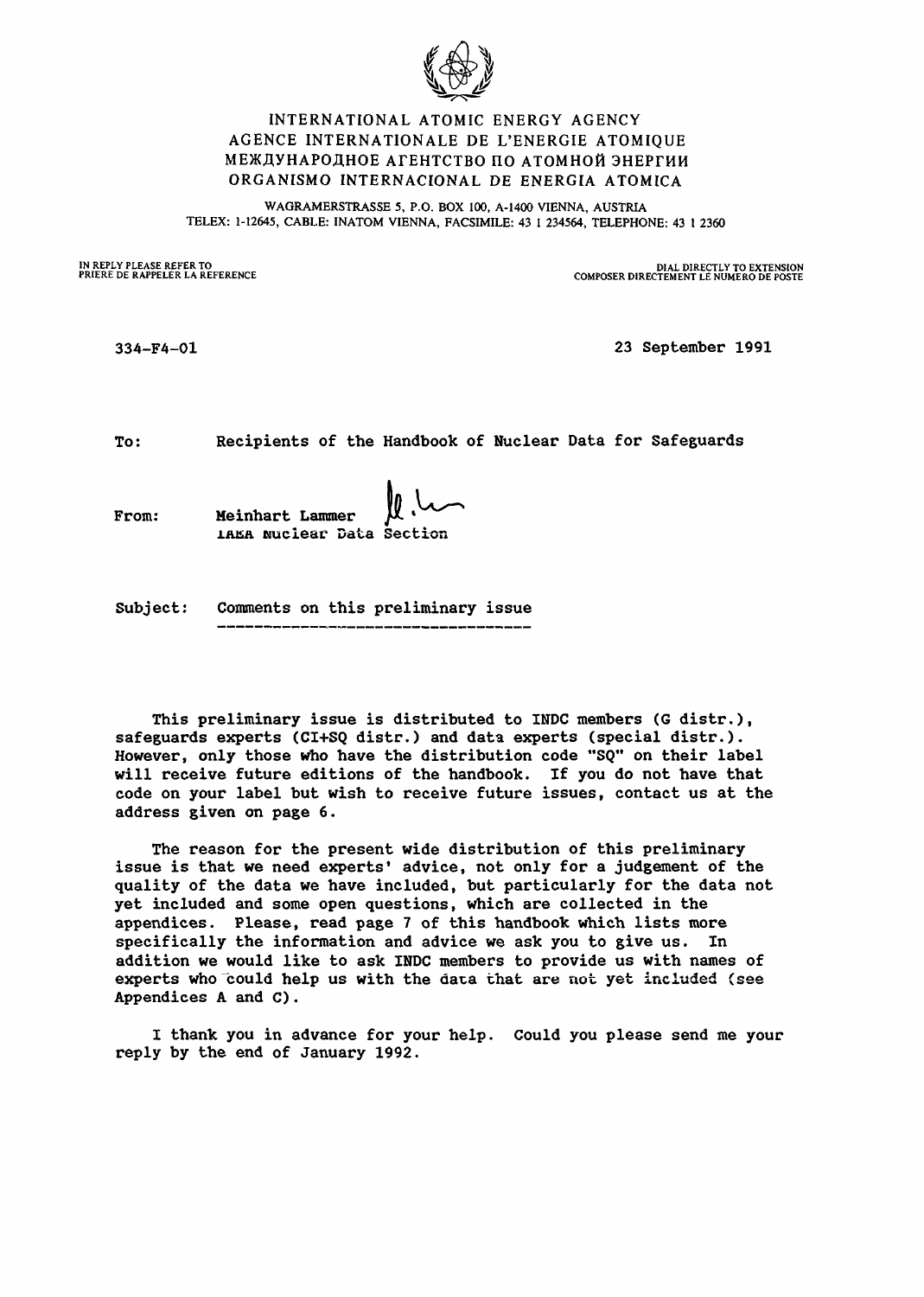INTERNATIONAL ATOMIC ENERGY AGENCY
AGENCE INTERNATIONALE DE L'ENERGIE ATOMIQUE
МЕЖДУНАРОДНОЕ АГЕНТСТВО ПО АТОМНОЙ ЭНЕРГИИ
ORGANISMO INTERNACIONAL DE ENERGIA ATOMICA

WAGRAMERSTRASSE 5, P.O. BOX 100, A-1400 VIENNA, AUSTRIA
TELEX: 1-12645, CABLE: INATOM VIENNA, FACSIMILE: 43 1 234564, TELEPHONE: 43 1 2360

IN REPLY PLEASE REFER TO
PRIERE DE RAPPELER LA REFERENCE

DIAL DIRECTLY TO EXTENSION
COMPOSER DIRECTEMENT LE NUMERO DE POSTE

334-F4-01

23 September 1991

To: Recipients of the Handbook of Nuclear Data for Safeguards

From: Meinhart Lammer
IAEA Nuclear Data Section

Subject: Comments on this preliminary issue

This preliminary issue is distributed to INDC members (G distr.), safeguards experts (CI+SQ distr.) and data experts (special distr.). However, only those who have the distribution code "SQ" on their label will receive future editions of the handbook. If you do not have that code on your label but wish to receive future issues, contact us at the address given on page 6.

The reason for the present wide distribution of this preliminary issue is that we need experts' advice, not only for a judgement of the quality of the data we have included, but particularly for the data not yet included and some open questions, which are collected in the appendices. Please, read page 7 of this handbook which lists more specifically the information and advice we ask you to give us. In addition we would like to ask INDC members to provide us with names of experts who could help us with the data that are not yet included (see Appendices A and C).

I thank you in advance for your help. Could you please send me your reply by the end of January 1992.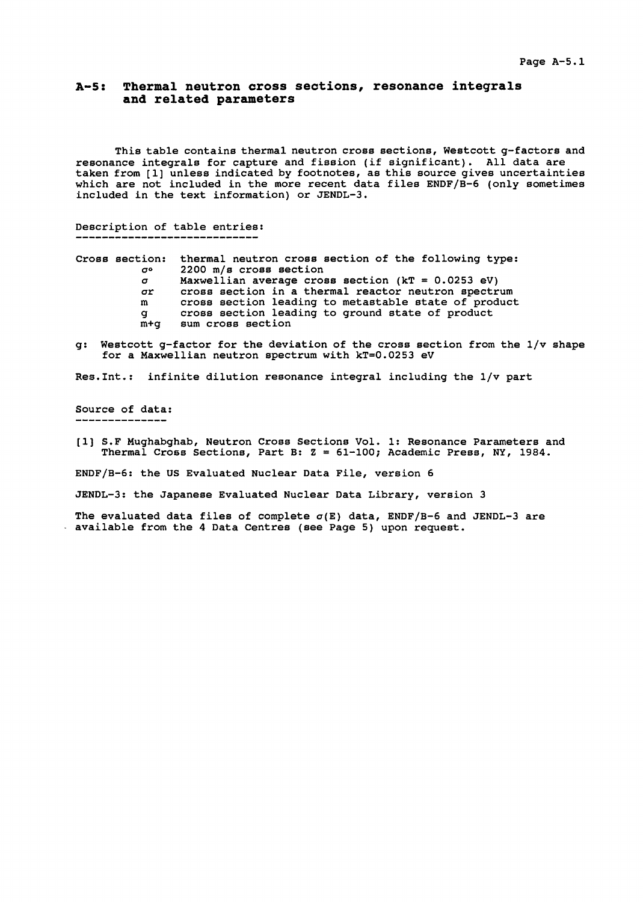# A-5: Thermal neutron cross sections, resonance integrals and related parameters

This table contains thermal neutron cross sections, Westcott g-factors and resonance integrals for capture and fission (if significant). All data are taken from [1] unless indicated by footnotes, as this source gives uncertainties which are not included in the more recent data files ENDF/B-6 (only sometimes included in the text information) or JENDL-3.

Description of table entries:
----------------------------

Cross section: thermal neutron cross section of the following type:

| | |
|---|---|
| $\sigma^o$ | 2200 m/s cross section |
| $\sigma$ | Maxwellian average cross section (kT = 0.0253 eV) |
| $\sigma r$ | cross section in a thermal reactor neutron spectrum |
| m | cross section leading to metastable state of product |
| g | cross section leading to ground state of product |
| m+g | sum cross section |

g: Westcott g-factor for the deviation of the cross section from the 1/v shape for a Maxwellian neutron spectrum with kT=0.0253 eV

Res.Int.: infinite dilution resonance integral including the 1/v part

Source of data:
--------------

[1] S.F Mughabghab, Neutron Cross Sections Vol. 1: Resonance Parameters and Thermal Cross Sections, Part B: Z = 61-100; Academic Press, NY, 1984.

ENDF/B-6: the US Evaluated Nuclear Data File, version 6

JENDL-3: the Japanese Evaluated Nuclear Data Library, version 3

The evaluated data files of complete $\sigma(E)$ data, ENDF/B-6 and JENDL-3 are available from the 4 Data Centres (see Page 5) upon request.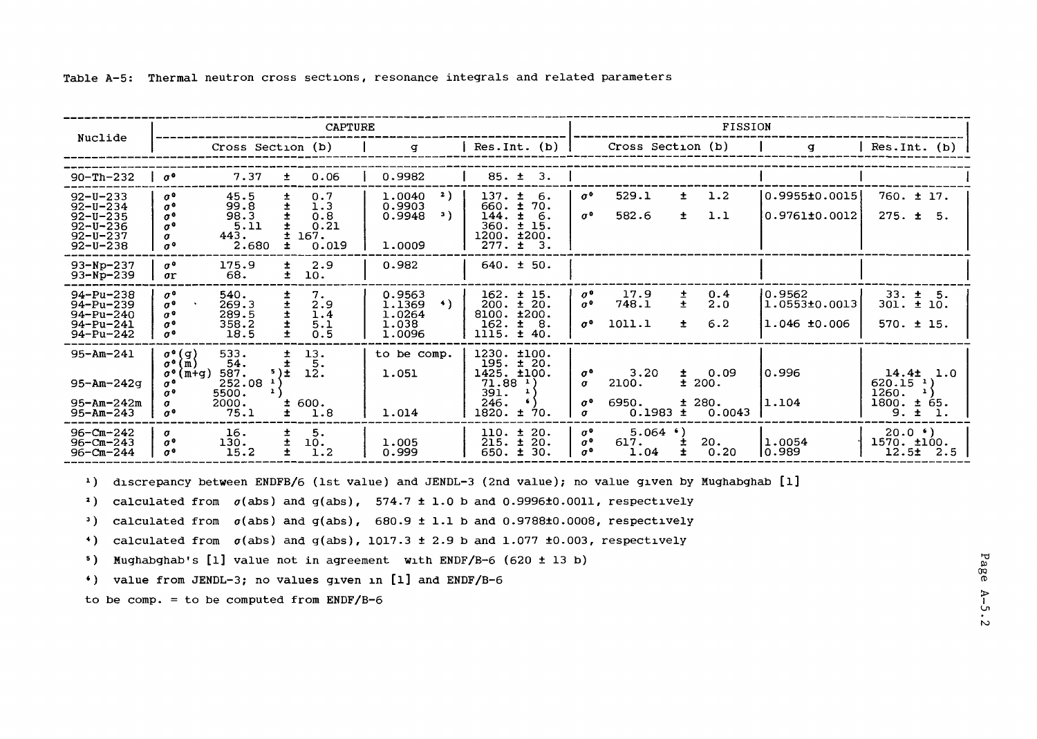Table A-5: Thermal neutron cross sections, resonance integrals and related parameters

| Nuclide | CAPTURE | | | | FISSION | | | |
|---|---|---|---|---|---|---|---|---|
| | | Cross Section (b) | g | Res.Int. (b) | | Cross Section (b) | g | Res.Int. (b) |
| 90-Th-232 | $\sigma^0$ | 7.37 ± 0.06 | 0.9982 | 85. ± 3. | | | | |
| 92-U-233 | $\sigma^0$ | 45.5 ± 0.7 | 1.0040 [2] | 137. ± 6. | $\sigma^0$ | 529.1 ± 1.2 | 0.9955±0.0015 | 760. ± 17. |
| 92-U-234 | $\sigma^0$ | 99.8 ± 1.3 | 0.9903 | 660. ± 70. | | | | |
| 92-U-235 | $\sigma^0$ | 98.3 ± 0.8 | 0.9948 [3] | 144. ± 6. | $\sigma^0$ | 582.6 ± 1.1 | 0.9761±0.0012 | 275. ± 5. |
| 92-U-236 | $\sigma^0$ | 5.11 ± 0.21 | | 360. ± 15. | | | | |
| 92-U-237 | $\sigma$ | 443. ± 167. | | 1200. ±200. | | | | |
| 92-U-238 | $\sigma^0$ | 2.680 ± 0.019 | 1.0009 | 277. ± 3. | | | | |
| 93-Np-237 | $\sigma^0$ | 175.9 ± 2.9 | 0.982 | 640. ± 50. | | | | |
| 93-Np-239 | $\sigma r$ | 68. ± 10. | | | | | | |
| 94-Pu-238 | $\sigma^0$ | 540. ± 7. | 0.9563 | 162. ± 15. | $\sigma^0$ | 17.9 ± 0.4 | 0.9562 | 33. ± 5. |
| 94-Pu-239 | $\sigma^0$ | 269.3 ± 2.9 | 1.1369 [4] | 200. ± 20. | $\sigma^0$ | 748.1 ± 2.0 | 1.0553±0.0013 | 301. ± 10. |
| 94-Pu-240 | $\sigma^0$ | 289.5 ± 1.4 | 1.0264 | 8100. ±200. | | | | |
| 94-Pu-241 | $\sigma^0$ | 358.2 ± 5.1 | 1.038 | 162. ± 8. | $\sigma^0$ | 1011.1 ± 6.2 | 1.046 ±0.006 | 570. ± 15. |
| 94-Pu-242 | $\sigma^0$ | 18.5 ± 0.5 | 1.0096 | 1115. ± 40. | | | | |
| 95-Am-241 | $\sigma^0$(g) | 533. ± 13. | to be comp. | 1230. ±100. | | | | |
| | $\sigma^0$(m) | 54. ± 5. | | 195. ± 20. | | | | |
| | $\sigma^0$(m+g) | 587. [5] ± 12. | 1.051 | 1425. ±100. | $\sigma^0$ | 3.20 ± 0.09 | 0.996 | 14.4± 1.0 |
| 95-Am-242g | $\sigma^0$ | 252.08 [1] | | 71.88 [1] | $\sigma$ | 2100. ± 200. | | 620.15 [1] |
| | $\sigma^0$ | 5500. [1] | | 391. [1] | | | | 1260. [1] |
| 95-Am-242m | $\sigma$ | 2000. ± 600. | | 246. [6] | $\sigma^0$ | 6950. ± 280. | 1.104 | 1800. ± 65. |
| 95-Am-243 | $\sigma^0$ | 75.1 ± 1.8 | 1.014 | 1820. ± 70. | $\sigma$ | 0.1983 ± 0.0043 | | 9. ± 1. |
| 96-Cm-242 | $\sigma$ | 16. ± 5. | | 110. ± 20. | $\sigma^0$ | 5.064 [6] | | 20.0 [6] |
| 96-Cm-243 | $\sigma^0$ | 130. ± 10. | 1.005 | 215. ± 20. | $\sigma^0$ | 617. ± 20. | 1.0054 | 1570. ±100. |
| 96-Cm-244 | $\sigma^0$ | 15.2 ± 1.2 | 0.999 | 650. ± 30. | $\sigma^0$ | 1.04 ± 0.20 | 0.989 | 12.5± 2.5 |

[1]) discrepancy between ENDFB/6 (1st value) and JENDL-3 (2nd value); no value given by Mughabghab [1]

[2]) calculated from $\sigma$(abs) and g(abs), 574.7 ± 1.0 b and 0.9996±0.0011, respectively

[3]) calculated from $\sigma$(abs) and g(abs), 680.9 ± 1.1 b and 0.9788±0.0008, respectively

[4]) calculated from $\sigma$(abs) and g(abs), 1017.3 ± 2.9 b and 1.077 ±0.003, respectively

[5]) Mughabghab's [1] value not in agreement with ENDF/B-6 (620 ± 13 b)

[6]) value from JENDL-3; no values given in [1] and ENDF/B-6

to be comp. = to be computed from ENDF/B-6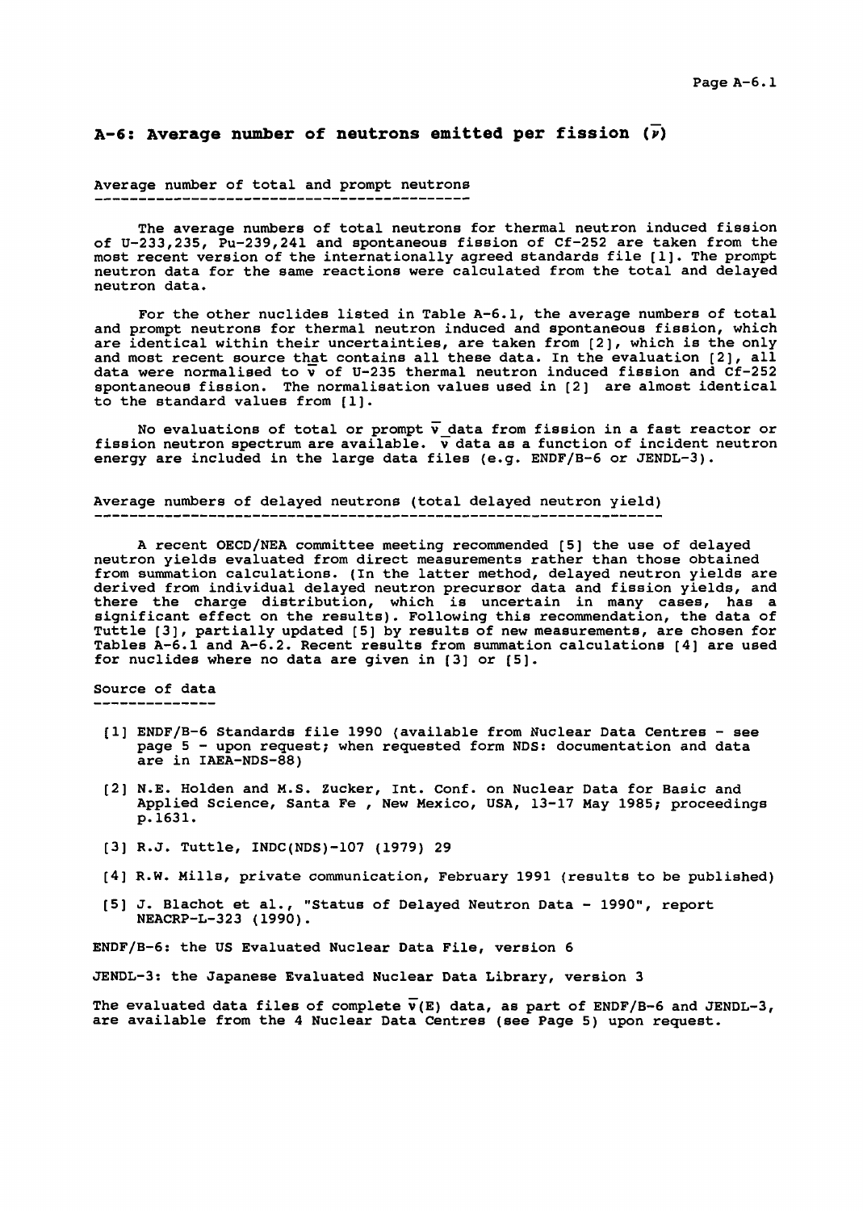## A-6: Average number of neutrons emitted per fission ($\bar{\nu}$)

### Average number of total and prompt neutrons

The average numbers of total neutrons for thermal neutron induced fission of U-233,235, Pu-239,241 and spontaneous fission of Cf-252 are taken from the most recent version of the internationally agreed standards file [1]. The prompt neutron data for the same reactions were calculated from the total and delayed neutron data.

For the other nuclides listed in Table A-6.1, the average numbers of total and prompt neutrons for thermal neutron induced and spontaneous fission, which are identical within their uncertainties, are taken from [2], which is the only and most recent source that contains all these data. In the evaluation [2], all data were normalised to $\bar{\nu}$ of U-235 thermal neutron induced fission and Cf-252 spontaneous fission. The normalisation values used in [2] are almost identical to the standard values from [1].

No evaluations of total or prompt $\bar{\nu}$ data from fission in a fast reactor or fission neutron spectrum are available. $\bar{\nu}$ data as a function of incident neutron energy are included in the large data files (e.g. ENDF/B-6 or JENDL-3).

### Average numbers of delayed neutrons (total delayed neutron yield)

A recent OECD/NEA committee meeting recommended [5] the use of delayed neutron yields evaluated from direct measurements rather than those obtained from summation calculations. (In the latter method, delayed neutron yields are derived from individual delayed neutron precursor data and fission yields, and there the charge distribution, which is uncertain in many cases, has a significant effect on the results). Following this recommendation, the data of Tuttle [3], partially updated [5] by results of new measurements, are chosen for Tables A-6.1 and A-6.2. Recent results from summation calculations [4] are used for nuclides where no data are given in [3] or [5].

### Source of data

- [1] ENDF/B-6 Standards file 1990 (available from Nuclear Data Centres - see page 5 - upon request; when requested form NDS: documentation and data are in IAEA-NDS-88)
- [2] N.E. Holden and M.S. Zucker, Int. Conf. on Nuclear Data for Basic and Applied Science, Santa Fe , New Mexico, USA, 13-17 May 1985; proceedings p.1631.
- [3] R.J. Tuttle, INDC(NDS)-107 (1979) 29
- [4] R.W. Mills, private communication, February 1991 (results to be published)
- [5] J. Blachot et al., "Status of Delayed Neutron Data - 1990", report NEACRP-L-323 (1990).

ENDF/B-6: the US Evaluated Nuclear Data File, version 6

JENDL-3: the Japanese Evaluated Nuclear Data Library, version 3

The evaluated data files of complete $\bar{\nu}(E)$ data, as part of ENDF/B-6 and JENDL-3, are available from the 4 Nuclear Data Centres (see Page 5) upon request.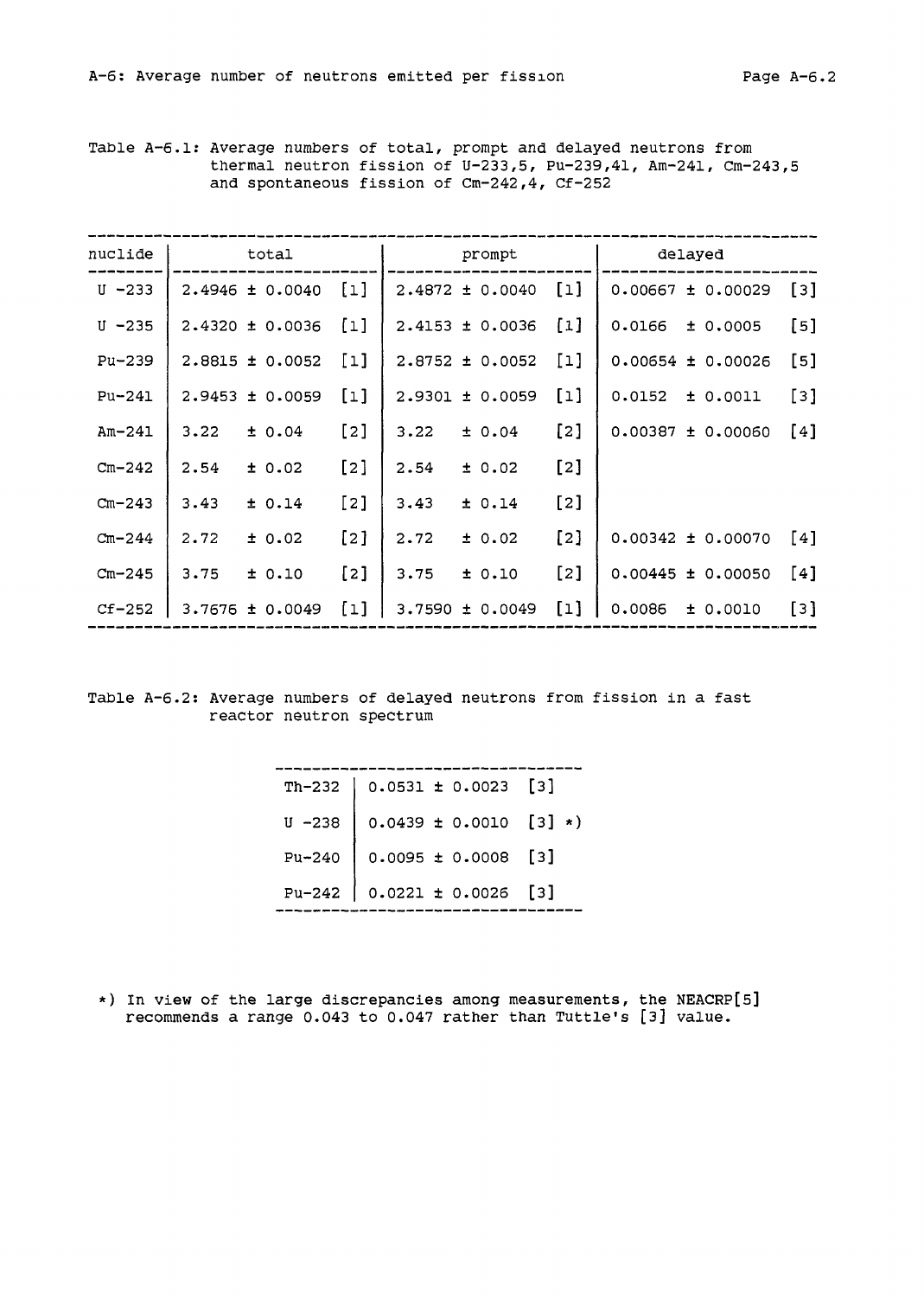Table A-6.1: Average numbers of total, prompt and delayed neutrons from thermal neutron fission of U-233,5, Pu-239,41, Am-241, Cm-243,5 and spontaneous fission of Cm-242,4, Cf-252

| nuclide | total | | prompt | | delayed | |
|---|---|---|---|---|---|---|
| U -233 | 2.4946 ± 0.0040 | [1] | 2.4872 ± 0.0040 | [1] | 0.00667 ± 0.00029 | [3] |
| U -235 | 2.4320 ± 0.0036 | [1] | 2.4153 ± 0.0036 | [1] | 0.0166 ± 0.0005 | [5] |
| Pu-239 | 2.8815 ± 0.0052 | [1] | 2.8752 ± 0.0052 | [1] | 0.00654 ± 0.00026 | [5] |
| Pu-241 | 2.9453 ± 0.0059 | [1] | 2.9301 ± 0.0059 | [1] | 0.0152 ± 0.0011 | [3] |
| Am-241 | 3.22 ± 0.04 | [2] | 3.22 ± 0.04 | [2] | 0.00387 ± 0.00060 | [4] |
| Cm-242 | 2.54 ± 0.02 | [2] | 2.54 ± 0.02 | [2] | | |
| Cm-243 | 3.43 ± 0.14 | [2] | 3.43 ± 0.14 | [2] | | |
| Cm-244 | 2.72 ± 0.02 | [2] | 2.72 ± 0.02 | [2] | 0.00342 ± 0.00070 | [4] |
| Cm-245 | 3.75 ± 0.10 | [2] | 3.75 ± 0.10 | [2] | 0.00445 ± 0.00050 | [4] |
| Cf-252 | 3.7676 ± 0.0049 | [1] | 3.7590 ± 0.0049 | [1] | 0.0086 ± 0.0010 | [3] |

Table A-6.2: Average numbers of delayed neutrons from fission in a fast reactor neutron spectrum

| nuclide | delayed | |
|---|---|---|
| Th-232 | 0.0531 ± 0.0023 | [3] |
| U -238 | 0.0439 ± 0.0010 | [3] *) |
| Pu-240 | 0.0095 ± 0.0008 | [3] |
| Pu-242 | 0.0221 ± 0.0026 | [3] |

*) In view of the large discrepancies among measurements, the NEACRP[5] recommends a range 0.043 to 0.047 rather than Tuttle's [3] value.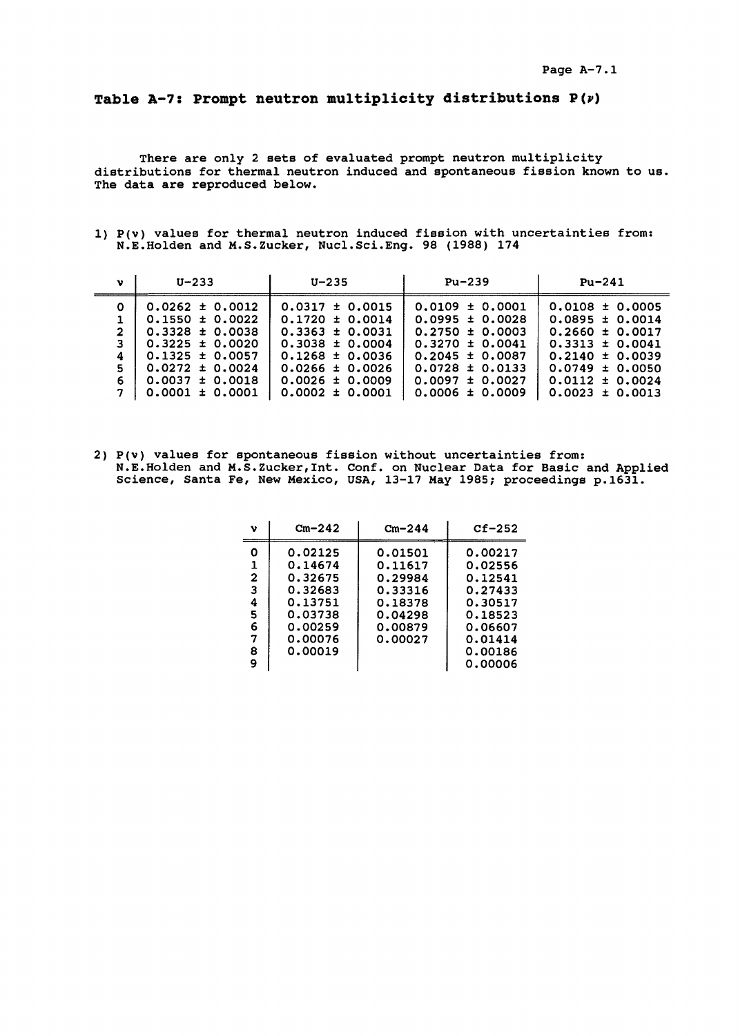# Table A-7: Prompt neutron multiplicity distributions P(ν)

There are only 2 sets of evaluated prompt neutron multiplicity distributions for thermal neutron induced and spontaneous fission known to us. The data are reproduced below.

1) P(v) values for thermal neutron induced fission with uncertainties from: N.E.Holden and M.S.Zucker, Nucl.Sci.Eng. 98 (1988) 174

| v | U-233 | U-235 | Pu-239 | Pu-241 |
|---|---|---|---|---|
| 0 | 0.0262 ± 0.0012 | 0.0317 ± 0.0015 | 0.0109 ± 0.0001 | 0.0108 ± 0.0005 |
| 1 | 0.1550 ± 0.0022 | 0.1720 ± 0.0014 | 0.0995 ± 0.0028 | 0.0895 ± 0.0014 |
| 2 | 0.3328 ± 0.0038 | 0.3363 ± 0.0031 | 0.2750 ± 0.0003 | 0.2660 ± 0.0017 |
| 3 | 0.3225 ± 0.0020 | 0.3038 ± 0.0004 | 0.3270 ± 0.0041 | 0.3313 ± 0.0041 |
| 4 | 0.1325 ± 0.0057 | 0.1268 ± 0.0036 | 0.2045 ± 0.0087 | 0.2140 ± 0.0039 |
| 5 | 0.0272 ± 0.0024 | 0.0266 ± 0.0026 | 0.0728 ± 0.0133 | 0.0749 ± 0.0050 |
| 6 | 0.0037 ± 0.0018 | 0.0026 ± 0.0009 | 0.0097 ± 0.0027 | 0.0112 ± 0.0024 |
| 7 | 0.0001 ± 0.0001 | 0.0002 ± 0.0001 | 0.0006 ± 0.0009 | 0.0023 ± 0.0013 |

2) P(v) values for spontaneous fission without uncertainties from: N.E.Holden and M.S.Zucker, Int. Conf. on Nuclear Data for Basic and Applied Science, Santa Fe, New Mexico, USA, 13-17 May 1985; proceedings p.1631.

| v | Cm-242 | Cm-244 | Cf-252 |
|---|---|---|---|
| 0 | 0.02125 | 0.01501 | 0.00217 |
| 1 | 0.14674 | 0.11617 | 0.02556 |
| 2 | 0.32675 | 0.29984 | 0.12541 |
| 3 | 0.32683 | 0.33316 | 0.27433 |
| 4 | 0.13751 | 0.18378 | 0.30517 |
| 5 | 0.03738 | 0.04298 | 0.18523 |
| 6 | 0.00259 | 0.00879 | 0.06607 |
| 7 | 0.00076 | 0.00027 | 0.01414 |
| 8 | 0.00019 | | 0.00186 |
| 9 | | | 0.00006 |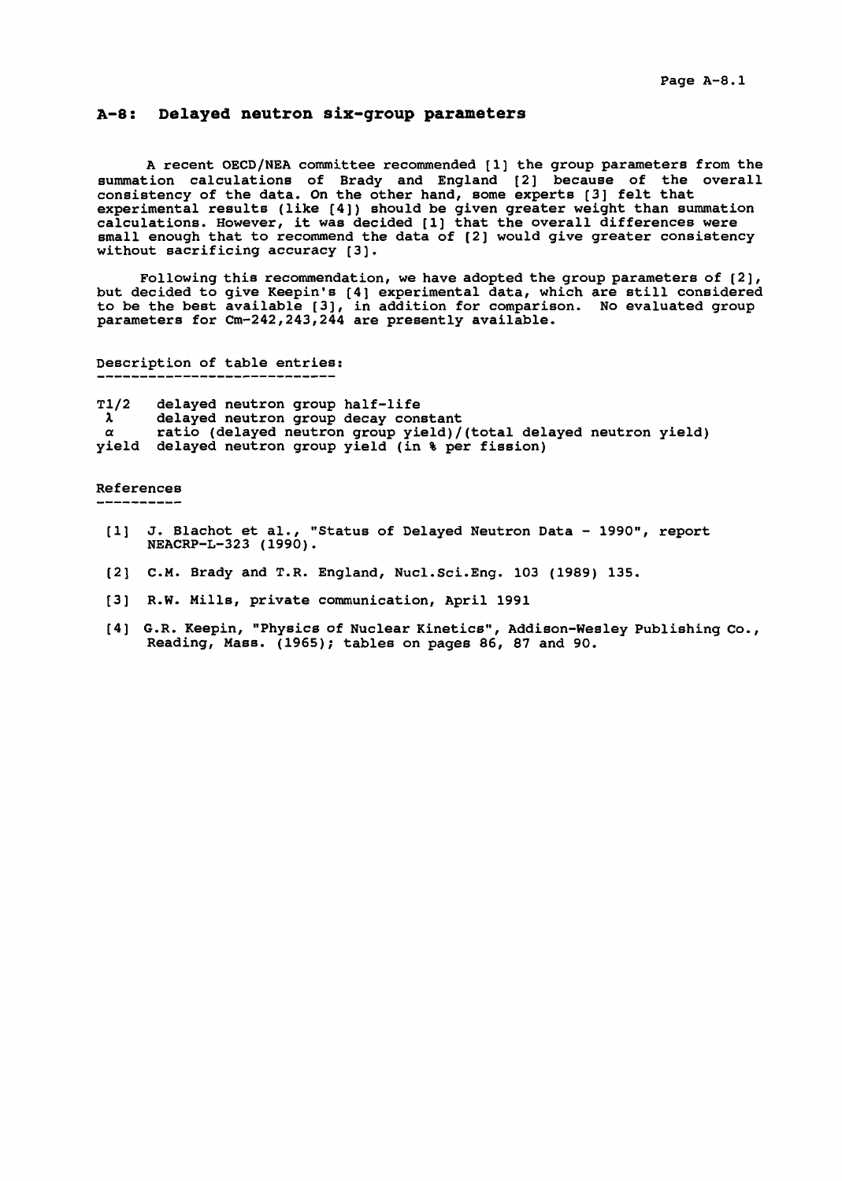## A-8: Delayed neutron six-group parameters

A recent OECD/NEA committee recommended [1] the group parameters from the summation calculations of Brady and England [2] because of the overall consistency of the data. On the other hand, some experts [3] felt that experimental results (like [4]) should be given greater weight than summation calculations. However, it was decided [1] that the overall differences were small enough that to recommend the data of [2] would give greater consistency without sacrificing accuracy [3].

Following this recommendation, we have adopted the group parameters of [2], but decided to give Keepin's [4] experimental data, which are still considered to be the best available [3], in addition for comparison. No evaluated group parameters for Cm-242,243,244 are presently available.

### Description of table entries:

- T1/2 — delayed neutron group half-life
- $\lambda$ — delayed neutron group decay constant
- $\alpha$ — ratio (delayed neutron group yield)/(total delayed neutron yield)
- yield — delayed neutron group yield (in % per fission)

### References

[1] J. Blachot et al., "Status of Delayed Neutron Data - 1990", report NEACRP-L-323 (1990).

[2] C.M. Brady and T.R. England, Nucl.Sci.Eng. 103 (1989) 135.

[3] R.W. Mills, private communication, April 1991

[4] G.R. Keepin, "Physics of Nuclear Kinetics", Addison-Wesley Publishing Co., Reading, Mass. (1965); tables on pages 86, 87 and 90.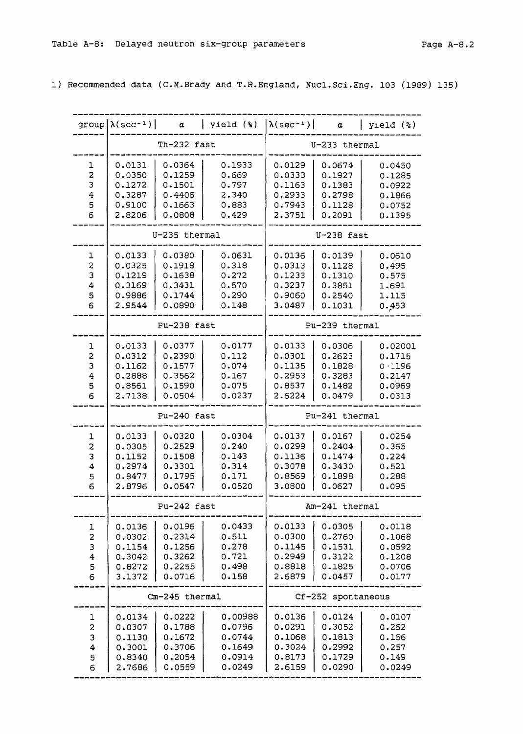Table A-8: Delayed neutron six-group parameters

1) Recommended data (C.M.Brady and T.R.England, Nucl.Sci.Eng. 103 (1989) 135)

| group | λ(sec⁻¹) | α | yield (%) | λ(sec⁻¹) | α | yield (%) |
|---|---|---|---|---|---|---|
| | Th-232 fast | | | U-233 thermal | | |
| 1 | 0.0131 | 0.0364 | 0.1933 | 0.0129 | 0.0674 | 0.0450 |
| 2 | 0.0350 | 0.1259 | 0.669 | 0.0333 | 0.1927 | 0.1285 |
| 3 | 0.1272 | 0.1501 | 0.797 | 0.1163 | 0.1383 | 0.0922 |
| 4 | 0.3287 | 0.4406 | 2.340 | 0.2933 | 0.2798 | 0.1866 |
| 5 | 0.9100 | 0.1663 | 0.883 | 0.7943 | 0.1128 | 0.0752 |
| 6 | 2.8206 | 0.0808 | 0.429 | 2.3751 | 0.2091 | 0.1395 |
| | U-235 thermal | | | U-238 fast | | |
| 1 | 0.0133 | 0.0380 | 0.0631 | 0.0136 | 0.0139 | 0.0610 |
| 2 | 0.0325 | 0.1918 | 0.318 | 0.0313 | 0.1128 | 0.495 |
| 3 | 0.1219 | 0.1638 | 0.272 | 0.1233 | 0.1310 | 0.575 |
| 4 | 0.3169 | 0.3431 | 0.570 | 0.3237 | 0.3851 | 1.691 |
| 5 | 0.9886 | 0.1744 | 0.290 | 0.9060 | 0.2540 | 1.115 |
| 6 | 2.9544 | 0.0890 | 0.148 | 3.0487 | 0.1031 | 0.453 |
| | Pu-238 fast | | | Pu-239 thermal | | |
| 1 | 0.0133 | 0.0377 | 0.0177 | 0.0133 | 0.0306 | 0.02001 |
| 2 | 0.0312 | 0.2390 | 0.112 | 0.0301 | 0.2623 | 0.1715 |
| 3 | 0.1162 | 0.1577 | 0.074 | 0.1135 | 0.1828 | 0.1196 |
| 4 | 0.2888 | 0.3562 | 0.167 | 0.2953 | 0.3283 | 0.2147 |
| 5 | 0.8561 | 0.1590 | 0.075 | 0.8537 | 0.1482 | 0.0969 |
| 6 | 2.7138 | 0.0504 | 0.0237 | 2.6224 | 0.0479 | 0.0313 |
| | Pu-240 fast | | | Pu-241 thermal | | |
| 1 | 0.0133 | 0.0320 | 0.0304 | 0.0137 | 0.0167 | 0.0254 |
| 2 | 0.0305 | 0.2529 | 0.240 | 0.0299 | 0.2404 | 0.365 |
| 3 | 0.1152 | 0.1508 | 0.143 | 0.1136 | 0.1474 | 0.224 |
| 4 | 0.2974 | 0.3301 | 0.314 | 0.3078 | 0.3430 | 0.521 |
| 5 | 0.8477 | 0.1795 | 0.171 | 0.8569 | 0.1898 | 0.288 |
| 6 | 2.8796 | 0.0547 | 0.0520 | 3.0800 | 0.0627 | 0.095 |
| | Pu-242 fast | | | Am-241 thermal | | |
| 1 | 0.0136 | 0.0196 | 0.0433 | 0.0133 | 0.0305 | 0.0118 |
| 2 | 0.0302 | 0.2314 | 0.511 | 0.0300 | 0.2760 | 0.1068 |
| 3 | 0.1154 | 0.1256 | 0.278 | 0.1145 | 0.1531 | 0.0592 |
| 4 | 0.3042 | 0.3262 | 0.721 | 0.2949 | 0.3122 | 0.1208 |
| 5 | 0.8272 | 0.2255 | 0.498 | 0.8818 | 0.1825 | 0.0706 |
| 6 | 3.1372 | 0.0716 | 0.158 | 2.6879 | 0.0457 | 0.0177 |
| | Cm-245 thermal | | | Cf-252 spontaneous | | |
| 1 | 0.0134 | 0.0222 | 0.00988 | 0.0136 | 0.0124 | 0.0107 |
| 2 | 0.0307 | 0.1788 | 0.0796 | 0.0291 | 0.3052 | 0.262 |
| 3 | 0.1130 | 0.1672 | 0.0744 | 0.1068 | 0.1813 | 0.156 |
| 4 | 0.3001 | 0.3706 | 0.1649 | 0.3024 | 0.2992 | 0.257 |
| 5 | 0.8340 | 0.2054 | 0.0914 | 0.8173 | 0.1729 | 0.149 |
| 6 | 2.7686 | 0.0559 | 0.0249 | 2.6159 | 0.0290 | 0.0249 |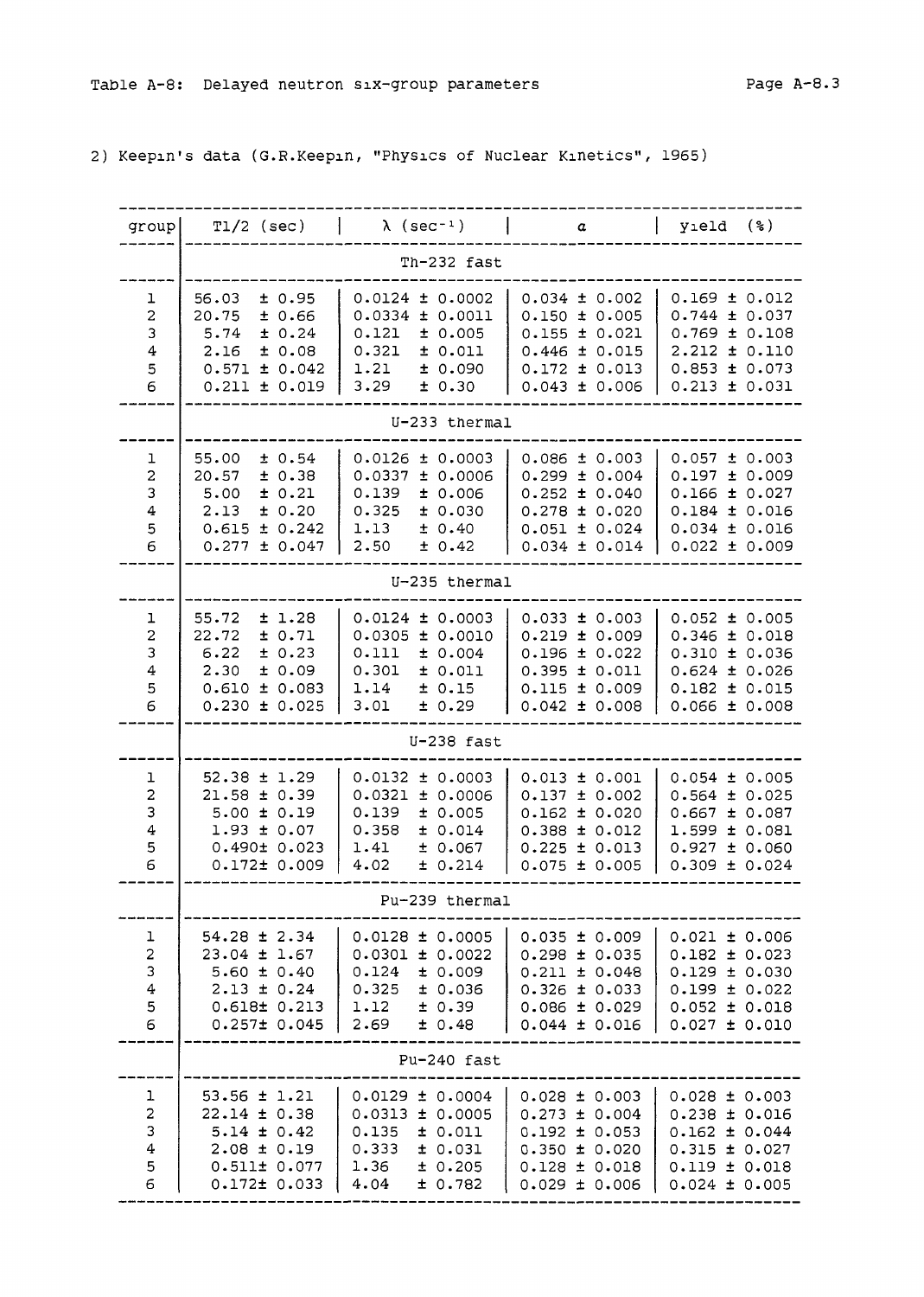2) Keepin's data (G.R.Keepin, "Physics of Nuclear Kinetics", 1965)

| group | T1/2 (sec) | λ (sec⁻¹) | α | yield (%) |
|---|---|---|---|---|
| | **Th-232 fast** | | | |
| 1 | 56.03 ± 0.95 | 0.0124 ± 0.0002 | 0.034 ± 0.002 | 0.169 ± 0.012 |
| 2 | 20.75 ± 0.66 | 0.0334 ± 0.0011 | 0.150 ± 0.005 | 0.744 ± 0.037 |
| 3 | 5.74 ± 0.24 | 0.121 ± 0.005 | 0.155 ± 0.021 | 0.769 ± 0.108 |
| 4 | 2.16 ± 0.08 | 0.321 ± 0.011 | 0.446 ± 0.015 | 2.212 ± 0.110 |
| 5 | 0.571 ± 0.042 | 1.21 ± 0.090 | 0.172 ± 0.013 | 0.853 ± 0.073 |
| 6 | 0.211 ± 0.019 | 3.29 ± 0.30 | 0.043 ± 0.006 | 0.213 ± 0.031 |
| | **U-233 thermal** | | | |
| 1 | 55.00 ± 0.54 | 0.0126 ± 0.0003 | 0.086 ± 0.003 | 0.057 ± 0.003 |
| 2 | 20.57 ± 0.38 | 0.0337 ± 0.0006 | 0.299 ± 0.004 | 0.197 ± 0.009 |
| 3 | 5.00 ± 0.21 | 0.139 ± 0.006 | 0.252 ± 0.040 | 0.166 ± 0.027 |
| 4 | 2.13 ± 0.20 | 0.325 ± 0.030 | 0.278 ± 0.020 | 0.184 ± 0.016 |
| 5 | 0.615 ± 0.242 | 1.13 ± 0.40 | 0.051 ± 0.024 | 0.034 ± 0.016 |
| 6 | 0.277 ± 0.047 | 2.50 ± 0.42 | 0.034 ± 0.014 | 0.022 ± 0.009 |
| | **U-235 thermal** | | | |
| 1 | 55.72 ± 1.28 | 0.0124 ± 0.0003 | 0.033 ± 0.003 | 0.052 ± 0.005 |
| 2 | 22.72 ± 0.71 | 0.0305 ± 0.0010 | 0.219 ± 0.009 | 0.346 ± 0.018 |
| 3 | 6.22 ± 0.23 | 0.111 ± 0.004 | 0.196 ± 0.022 | 0.310 ± 0.036 |
| 4 | 2.30 ± 0.09 | 0.301 ± 0.011 | 0.395 ± 0.011 | 0.624 ± 0.026 |
| 5 | 0.610 ± 0.083 | 1.14 ± 0.15 | 0.115 ± 0.009 | 0.182 ± 0.015 |
| 6 | 0.230 ± 0.025 | 3.01 ± 0.29 | 0.042 ± 0.008 | 0.066 ± 0.008 |
| | **U-238 fast** | | | |
| 1 | 52.38 ± 1.29 | 0.0132 ± 0.0003 | 0.013 ± 0.001 | 0.054 ± 0.005 |
| 2 | 21.58 ± 0.39 | 0.0321 ± 0.0006 | 0.137 ± 0.002 | 0.564 ± 0.025 |
| 3 | 5.00 ± 0.19 | 0.139 ± 0.005 | 0.162 ± 0.020 | 0.667 ± 0.087 |
| 4 | 1.93 ± 0.07 | 0.358 ± 0.014 | 0.388 ± 0.012 | 1.599 ± 0.081 |
| 5 | 0.490 ± 0.023 | 1.41 ± 0.067 | 0.225 ± 0.013 | 0.927 ± 0.060 |
| 6 | 0.172 ± 0.009 | 4.02 ± 0.214 | 0.075 ± 0.005 | 0.309 ± 0.024 |
| | **Pu-239 thermal** | | | |
| 1 | 54.28 ± 2.34 | 0.0128 ± 0.0005 | 0.035 ± 0.009 | 0.021 ± 0.006 |
| 2 | 23.04 ± 1.67 | 0.0301 ± 0.0022 | 0.298 ± 0.035 | 0.182 ± 0.023 |
| 3 | 5.60 ± 0.40 | 0.124 ± 0.009 | 0.211 ± 0.048 | 0.129 ± 0.030 |
| 4 | 2.13 ± 0.24 | 0.325 ± 0.036 | 0.326 ± 0.033 | 0.199 ± 0.022 |
| 5 | 0.618 ± 0.213 | 1.12 ± 0.39 | 0.086 ± 0.029 | 0.052 ± 0.018 |
| 6 | 0.257 ± 0.045 | 2.69 ± 0.48 | 0.044 ± 0.016 | 0.027 ± 0.010 |
| | **Pu-240 fast** | | | |
| 1 | 53.56 ± 1.21 | 0.0129 ± 0.0004 | 0.028 ± 0.003 | 0.028 ± 0.003 |
| 2 | 22.14 ± 0.38 | 0.0313 ± 0.0005 | 0.273 ± 0.004 | 0.238 ± 0.016 |
| 3 | 5.14 ± 0.42 | 0.135 ± 0.011 | 0.192 ± 0.053 | 0.162 ± 0.044 |
| 4 | 2.08 ± 0.19 | 0.333 ± 0.031 | 0.350 ± 0.020 | 0.315 ± 0.027 |
| 5 | 0.511 ± 0.077 | 1.36 ± 0.205 | 0.128 ± 0.018 | 0.119 ± 0.018 |
| 6 | 0.172 ± 0.033 | 4.04 ± 0.782 | 0.029 ± 0.006 | 0.024 ± 0.005 |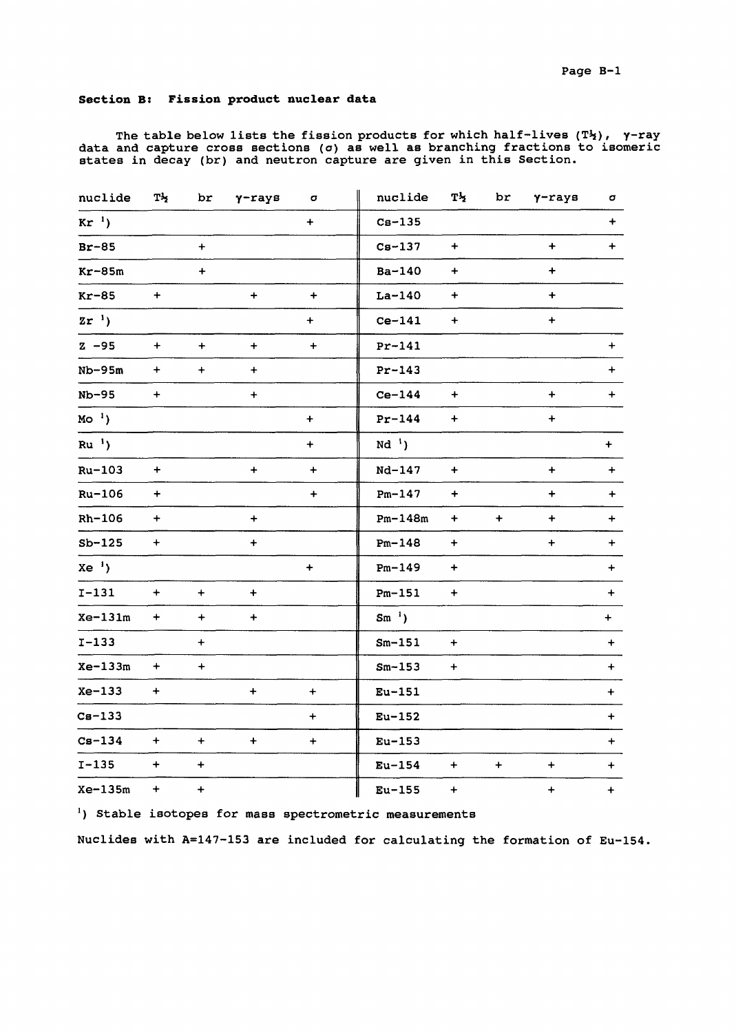## Section B: Fission product nuclear data

The table below lists the fission products for which half-lives ($T_{1/2}$), γ-ray data and capture cross sections (σ) as well as branching fractions to isomeric states in decay (br) and neutron capture are given in this Section.

| nuclide | $T_{1/2}$ | br | γ-rays | σ | nuclide | $T_{1/2}$ | br | γ-rays | σ |
|---|---|---|---|---|---|---|---|---|---|
| Kr [1] | | | | + | Cs-135 | | | | + |
| Br-85 | | + | | | Cs-137 | + | | + | + |
| Kr-85m | | + | | | Ba-140 | + | | + | |
| Kr-85 | + | | + | + | La-140 | + | | + | |
| Zr [1] | | | | + | Ce-141 | + | | + | |
| Z -95 | + | + | + | + | Pr-141 | | | | + |
| Nb-95m | + | + | + | | Pr-143 | | | | + |
| Nb-95 | + | | + | | Ce-144 | + | | + | + |
| Mo [1] | | | | + | Pr-144 | + | | + | |
| Ru [1] | | | | + | Nd [1] | | | | + |
| Ru-103 | + | | + | + | Nd-147 | + | | + | + |
| Ru-106 | + | | | + | Pm-147 | + | | + | + |
| Rh-106 | + | | + | | Pm-148m | + | + | + | + |
| Sb-125 | + | | + | | Pm-148 | + | | + | + |
| Xe [1] | | | | + | Pm-149 | + | | | + |
| I-131 | + | + | + | | Pm-151 | + | | | + |
| Xe-131m | + | + | + | | Sm [1] | | | | + |
| I-133 | | + | | | Sm-151 | + | | | + |
| Xe-133m | + | + | | | Sm-153 | + | | | + |
| Xe-133 | + | | + | + | Eu-151 | | | | + |
| Cs-133 | | | | + | Eu-152 | | | | + |
| Cs-134 | + | + | + | + | Eu-153 | | | | + |
| I-135 | + | + | | | Eu-154 | + | + | + | + |
| Xe-135m | + | + | | | Eu-155 | + | | + | + |

[1]) Stable isotopes for mass spectrometric measurements

Nuclides with A=147-153 are included for calculating the formation of Eu-154.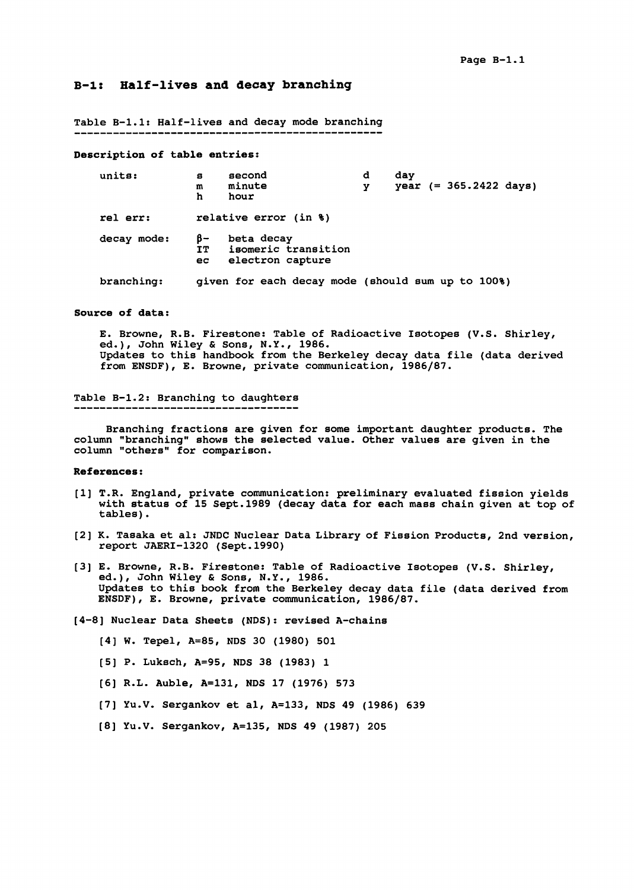## B-1: Half-lives and decay branching

Table B-1.1: Half-lives and decay mode branching

**Description of table entries:**

| | | | | |
|---|---|---|---|---|
| units: | s | second | d | day |
| | m | minute | y | year (= 365.2422 days) |
| | h | hour | | |
| rel err: | relative error (in %) | | | |
| decay mode: | β- | beta decay | | |
| | IT | isomeric transition | | |
| | ec | electron capture | | |
| branching: | given for each decay mode (should sum up to 100%) | | | |

**Source of data:**

E. Browne, R.B. Firestone: Table of Radioactive Isotopes (V.S. Shirley, ed.), John Wiley & Sons, N.Y., 1986.
Updates to this handbook from the Berkeley decay data file (data derived from ENSDF), E. Browne, private communication, 1986/87.

Table B-1.2: Branching to daughters

Branching fractions are given for some important daughter products. The column "branching" shows the selected value. Other values are given in the column "others" for comparison.

**References:**

[1] T.R. England, private communication: preliminary evaluated fission yields with status of 15 Sept.1989 (decay data for each mass chain given at top of tables).

[2] K. Tasaka et al: JNDC Nuclear Data Library of Fission Products, 2nd version, report JAERI-1320 (Sept.1990)

[3] E. Browne, R.B. Firestone: Table of Radioactive Isotopes (V.S. Shirley, ed.), John Wiley & Sons, N.Y., 1986.
Updates to this book from the Berkeley decay data file (data derived from ENSDF), E. Browne, private communication, 1986/87.

[4-8] Nuclear Data Sheets (NDS): revised A-chains

- [4] W. Tepel, A=85, NDS 30 (1980) 501
- [5] P. Luksch, A=95, NDS 38 (1983) 1
- [6] R.L. Auble, A=131, NDS 17 (1976) 573
- [7] Yu.V. Sergankov et al, A=133, NDS 49 (1986) 639
- [8] Yu.V. Sergankov, A=135, NDS 49 (1987) 205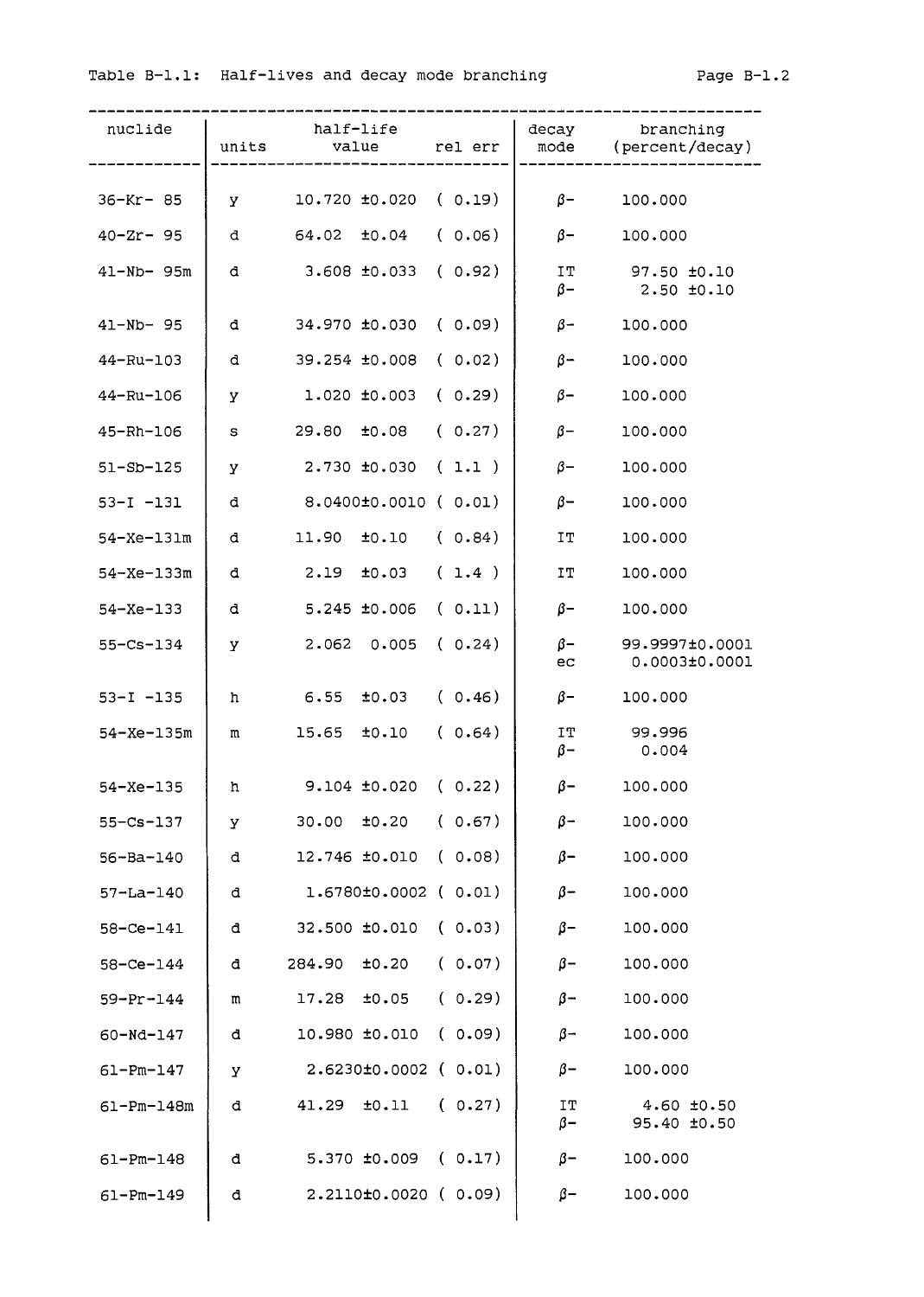Table B-1.1: Half-lives and decay mode branching

| nuclide | half-life units | half-life value | rel err | decay mode | branching (percent/decay) |
|---|---|---|---|---|---|
| 36-Kr- 85 | y | 10.720 ±0.020 | ( 0.19) | β- | 100.000 |
| 40-Zr- 95 | d | 64.02 ±0.04 | ( 0.06) | β- | 100.000 |
| 41-Nb- 95m | d | 3.608 ±0.033 | ( 0.92) | IT<br>β- | 97.50 ±0.10<br>2.50 ±0.10 |
| 41-Nb- 95 | d | 34.970 ±0.030 | ( 0.09) | β- | 100.000 |
| 44-Ru-103 | d | 39.254 ±0.008 | ( 0.02) | β- | 100.000 |
| 44-Ru-106 | y | 1.020 ±0.003 | ( 0.29) | β- | 100.000 |
| 45-Rh-106 | s | 29.80 ±0.08 | ( 0.27) | β- | 100.000 |
| 51-Sb-125 | y | 2.730 ±0.030 | ( 1.1 ) | β- | 100.000 |
| 53-I -131 | d | 8.0400±0.0010 | ( 0.01) | β- | 100.000 |
| 54-Xe-131m | d | 11.90 ±0.10 | ( 0.84) | IT | 100.000 |
| 54-Xe-133m | d | 2.19 ±0.03 | ( 1.4 ) | IT | 100.000 |
| 54-Xe-133 | d | 5.245 ±0.006 | ( 0.11) | β- | 100.000 |
| 55-Cs-134 | y | 2.062 0.005 | ( 0.24) | β-<br>ec | 99.9997±0.0001<br>0.0003±0.0001 |
| 53-I -135 | h | 6.55 ±0.03 | ( 0.46) | β- | 100.000 |
| 54-Xe-135m | m | 15.65 ±0.10 | ( 0.64) | IT<br>β- | 99.996<br>0.004 |
| 54-Xe-135 | h | 9.104 ±0.020 | ( 0.22) | β- | 100.000 |
| 55-Cs-137 | y | 30.00 ±0.20 | ( 0.67) | β- | 100.000 |
| 56-Ba-140 | d | 12.746 ±0.010 | ( 0.08) | β- | 100.000 |
| 57-La-140 | d | 1.6780±0.0002 | ( 0.01) | β- | 100.000 |
| 58-Ce-141 | d | 32.500 ±0.010 | ( 0.03) | β- | 100.000 |
| 58-Ce-144 | d | 284.90 ±0.20 | ( 0.07) | β- | 100.000 |
| 59-Pr-144 | m | 17.28 ±0.05 | ( 0.29) | β- | 100.000 |
| 60-Nd-147 | d | 10.980 ±0.010 | ( 0.09) | β- | 100.000 |
| 61-Pm-147 | y | 2.6230±0.0002 | ( 0.01) | β- | 100.000 |
| 61-Pm-148m | d | 41.29 ±0.11 | ( 0.27) | IT<br>β- | 4.60 ±0.50<br>95.40 ±0.50 |
| 61-Pm-148 | d | 5.370 ±0.009 | ( 0.17) | β- | 100.000 |
| 61-Pm-149 | d | 2.2110±0.0020 | ( 0.09) | β- | 100.000 |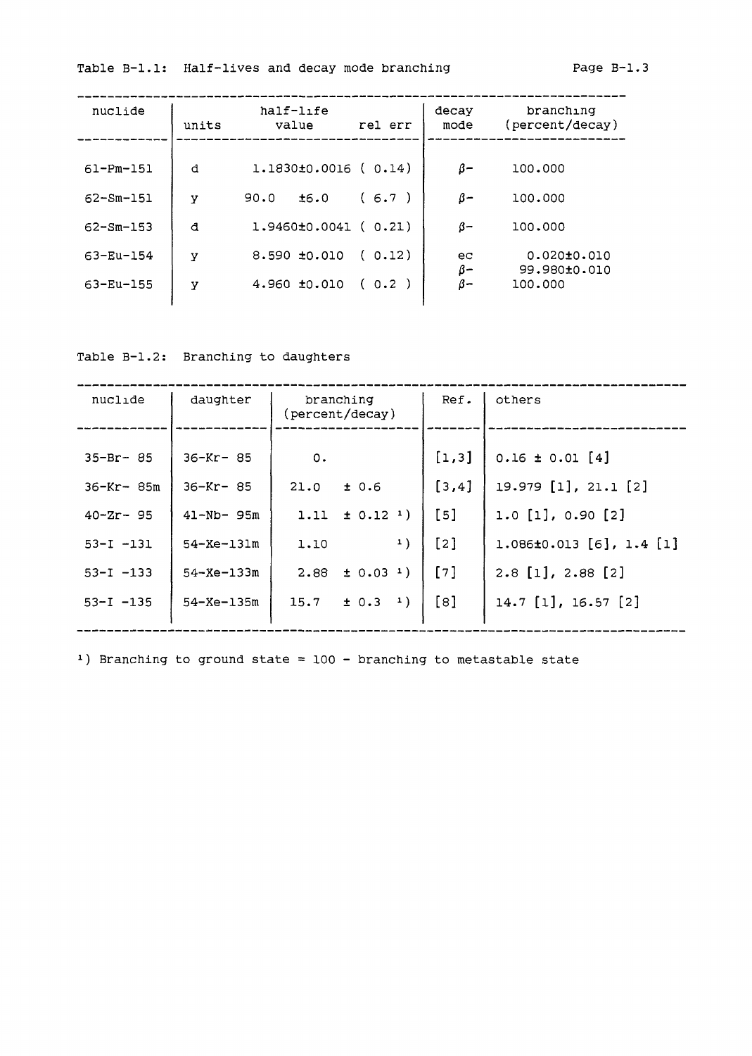Table B-1.1: Half-lives and decay mode branching

| nuclide | half-life units | half-life value | rel err | decay mode | branching (percent/decay) |
|---|---|---|---|---|---|
| 61-Pm-151 | d | 1.1830±0.0016 | ( 0.14) | β- | 100.000 |
| 62-Sm-151 | y | 90.0 ±6.0 | ( 6.7 ) | β- | 100.000 |
| 62-Sm-153 | d | 1.9460±0.0041 | ( 0.21) | β- | 100.000 |
| 63-Eu-154 | y | 8.590 ±0.010 | ( 0.12) | ec | 0.020±0.010 |
| | | | | β- | 99.980±0.010 |
| 63-Eu-155 | y | 4.960 ±0.010 | ( 0.2 ) | β- | 100.000 |

Table B-1.2: Branching to daughters

| nuclide | daughter | branching (percent/decay) | Ref. | others |
|---|---|---|---|---|
| 35-Br- 85 | 36-Kr- 85 | 0. | [1,3] | 0.16 ± 0.01 [4] |
| 36-Kr- 85m | 36-Kr- 85 | 21.0 ± 0.6 | [3,4] | 19.979 [1], 21.1 [2] |
| 40-Zr- 95 | 41-Nb- 95m | 1.11 ± 0.12 [1]) | [5] | 1.0 [1], 0.90 [2] |
| 53-I -131 | 54-Xe-131m | 1.10 [1]) | [2] | 1.086±0.013 [6], 1.4 [1] |
| 53-I -133 | 54-Xe-133m | 2.88 ± 0.03 [1]) | [7] | 2.8 [1], 2.88 [2] |
| 53-I -135 | 54-Xe-135m | 15.7 ± 0.3 [1]) | [8] | 14.7 [1], 16.57 [2] |

[1]) Branching to ground state = 100 - branching to metastable state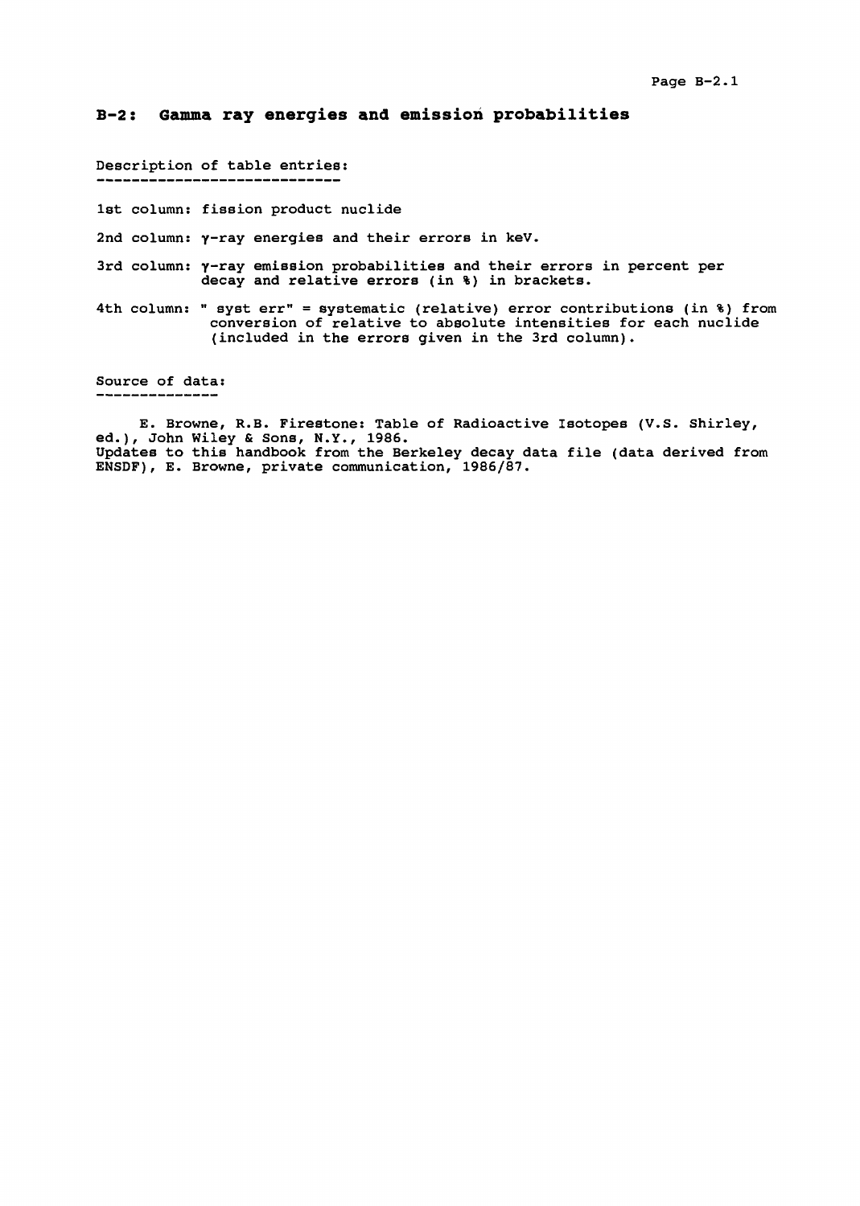## B-2: Gamma ray energies and emission probabilities

Description of table entries:

1st column: fission product nuclide

2nd column: γ-ray energies and their errors in keV.

3rd column: γ-ray emission probabilities and their errors in percent per decay and relative errors (in %) in brackets.

4th column: " syst err" = systematic (relative) error contributions (in %) from conversion of relative to absolute intensities for each nuclide (included in the errors given in the 3rd column).

Source of data:

E. Browne, R.B. Firestone: Table of Radioactive Isotopes (V.S. Shirley, ed.), John Wiley & Sons, N.Y., 1986.
Updates to this handbook from the Berkeley decay data file (data derived from ENSDF), E. Browne, private communication, 1986/87.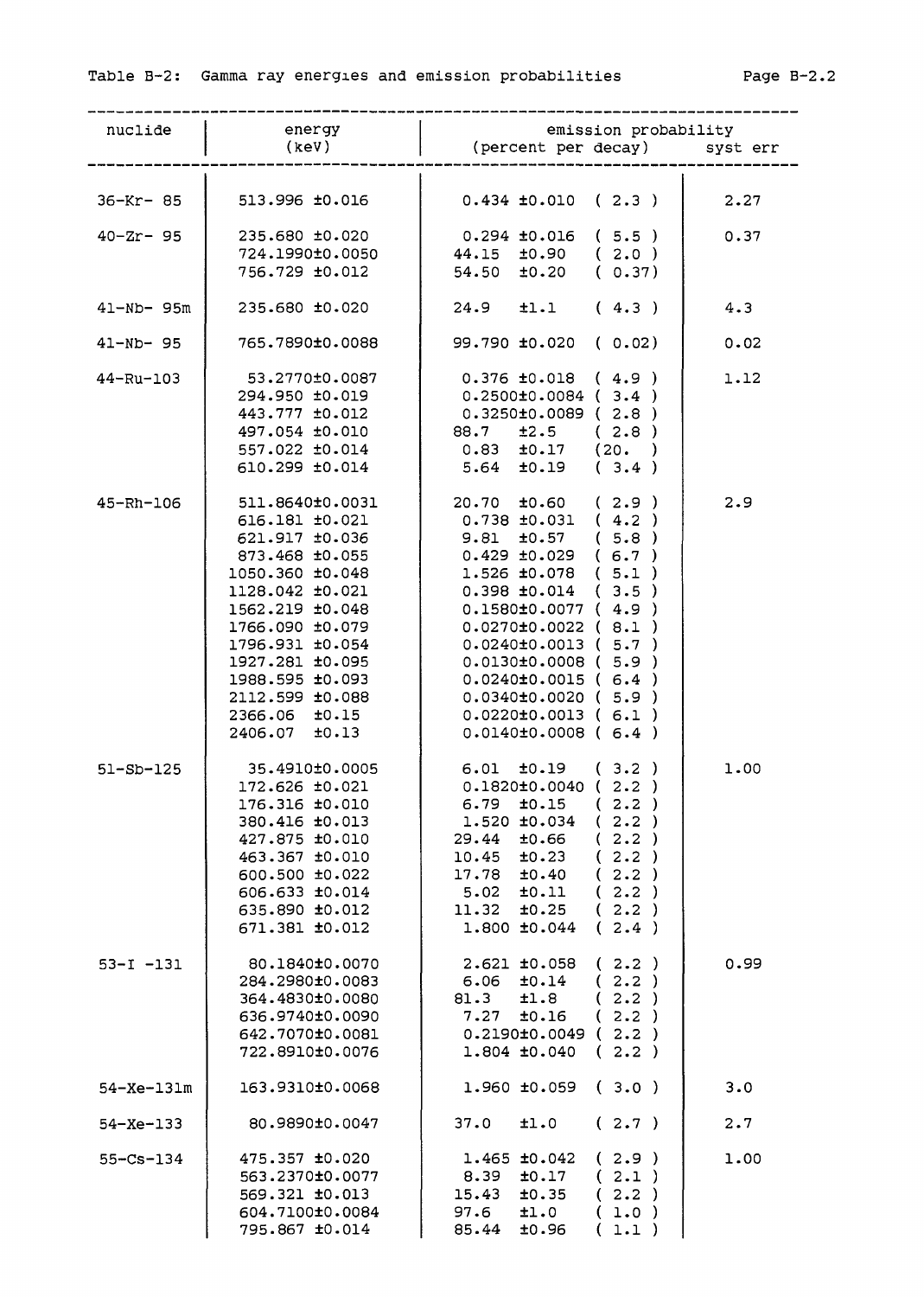Table B-2: Gamma ray energies and emission probabilities

| nuclide | energy (keV) | emission probability (percent per decay) | syst err |
|---|---|---|---|
| 36-Kr- 85 | 513.996 ±0.016 | 0.434 ±0.010 ( 2.3 ) | 2.27 |
| 40-Zr- 95 | 235.680 ±0.020 | 0.294 ±0.016 ( 5.5 ) | 0.37 |
| | 724.1990±0.0050 | 44.15 ±0.90 ( 2.0 ) | |
| | 756.729 ±0.012 | 54.50 ±0.20 ( 0.37) | |
| 41-Nb- 95m | 235.680 ±0.020 | 24.9 ±1.1 ( 4.3 ) | 4.3 |
| 41-Nb- 95 | 765.7890±0.0088 | 99.790 ±0.020 ( 0.02) | 0.02 |
| 44-Ru-103 | 53.2770±0.0087 | 0.376 ±0.018 ( 4.9 ) | 1.12 |
| | 294.950 ±0.019 | 0.2500±0.0084 ( 3.4 ) | |
| | 443.777 ±0.012 | 0.3250±0.0089 ( 2.8 ) | |
| | 497.054 ±0.010 | 88.7 ±2.5 ( 2.8 ) | |
| | 557.022 ±0.014 | 0.83 ±0.17 (20. ) | |
| | 610.299 ±0.014 | 5.64 ±0.19 ( 3.4 ) | |
| 45-Rh-106 | 511.8640±0.0031 | 20.70 ±0.60 ( 2.9 ) | 2.9 |
| | 616.181 ±0.021 | 0.738 ±0.031 ( 4.2 ) | |
| | 621.917 ±0.036 | 9.81 ±0.57 ( 5.8 ) | |
| | 873.468 ±0.055 | 0.429 ±0.029 ( 6.7 ) | |
| | 1050.360 ±0.048 | 1.526 ±0.078 ( 5.1 ) | |
| | 1128.042 ±0.021 | 0.398 ±0.014 ( 3.5 ) | |
| | 1562.219 ±0.048 | 0.1580±0.0077 ( 4.9 ) | |
| | 1766.090 ±0.079 | 0.0270±0.0022 ( 8.1 ) | |
| | 1796.931 ±0.054 | 0.0240±0.0013 ( 5.7 ) | |
| | 1927.281 ±0.095 | 0.0130±0.0008 ( 5.9 ) | |
| | 1988.595 ±0.093 | 0.0240±0.0015 ( 6.4 ) | |
| | 2112.599 ±0.088 | 0.0340±0.0020 ( 5.9 ) | |
| | 2366.06 ±0.15 | 0.0220±0.0013 ( 6.1 ) | |
| | 2406.07 ±0.13 | 0.0140±0.0008 ( 6.4 ) | |
| 51-Sb-125 | 35.4910±0.0005 | 6.01 ±0.19 ( 3.2 ) | 1.00 |
| | 172.626 ±0.021 | 0.1820±0.0040 ( 2.2 ) | |
| | 176.316 ±0.010 | 6.79 ±0.15 ( 2.2 ) | |
| | 380.416 ±0.013 | 1.520 ±0.034 ( 2.2 ) | |
| | 427.875 ±0.010 | 29.44 ±0.66 ( 2.2 ) | |
| | 463.367 ±0.010 | 10.45 ±0.23 ( 2.2 ) | |
| | 600.500 ±0.022 | 17.78 ±0.40 ( 2.2 ) | |
| | 606.633 ±0.014 | 5.02 ±0.11 ( 2.2 ) | |
| | 635.890 ±0.012 | 11.32 ±0.25 ( 2.2 ) | |
| | 671.381 ±0.012 | 1.800 ±0.044 ( 2.4 ) | |
| 53-I -131 | 80.1840±0.0070 | 2.621 ±0.058 ( 2.2 ) | 0.99 |
| | 284.2980±0.0083 | 6.06 ±0.14 ( 2.2 ) | |
| | 364.4830±0.0080 | 81.3 ±1.8 ( 2.2 ) | |
| | 636.9740±0.0090 | 7.27 ±0.16 ( 2.2 ) | |
| | 642.7070±0.0081 | 0.2190±0.0049 ( 2.2 ) | |
| | 722.8910±0.0076 | 1.804 ±0.040 ( 2.2 ) | |
| 54-Xe-131m | 163.9310±0.0068 | 1.960 ±0.059 ( 3.0 ) | 3.0 |
| 54-Xe-133 | 80.9890±0.0047 | 37.0 ±1.0 ( 2.7 ) | 2.7 |
| 55-Cs-134 | 475.357 ±0.020 | 1.465 ±0.042 ( 2.9 ) | 1.00 |
| | 563.2370±0.0077 | 8.39 ±0.17 ( 2.1 ) | |
| | 569.321 ±0.013 | 15.43 ±0.35 ( 2.2 ) | |
| | 604.7100±0.0084 | 97.6 ±1.0 ( 1.0 ) | |
| | 795.867 ±0.014 | 85.44 ±0.96 ( 1.1 ) | |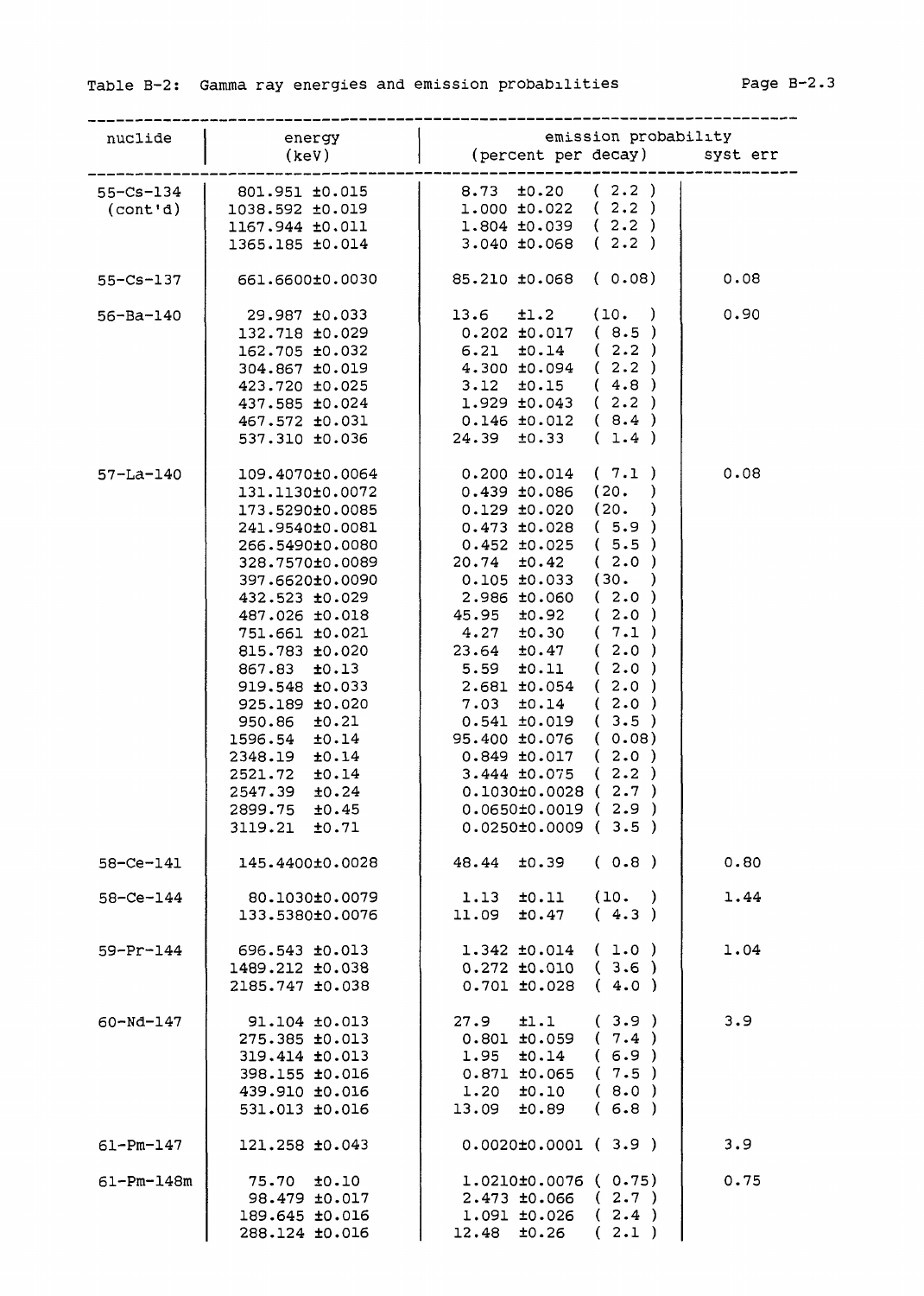Table B-2: Gamma ray energies and emission probabilities

| nuclide | energy (keV) | emission probability (percent per decay) | | syst err |
|---|---|---|---|---|
| 55-Cs-134 (cont'd) | 801.951 ±0.015 | 8.73 ±0.20 | ( 2.2 ) | |
| | 1038.592 ±0.019 | 1.000 ±0.022 | ( 2.2 ) | |
| | 1167.944 ±0.011 | 1.804 ±0.039 | ( 2.2 ) | |
| | 1365.185 ±0.014 | 3.040 ±0.068 | ( 2.2 ) | |
| 55-Cs-137 | 661.6600±0.0030 | 85.210 ±0.068 | ( 0.08) | 0.08 |
| 56-Ba-140 | 29.987 ±0.033 | 13.6 ±1.2 | (10. ) | 0.90 |
| | 132.718 ±0.029 | 0.202 ±0.017 | ( 8.5 ) | |
| | 162.705 ±0.032 | 6.21 ±0.14 | ( 2.2 ) | |
| | 304.867 ±0.019 | 4.300 ±0.094 | ( 2.2 ) | |
| | 423.720 ±0.025 | 3.12 ±0.15 | ( 4.8 ) | |
| | 437.585 ±0.024 | 1.929 ±0.043 | ( 2.2 ) | |
| | 467.572 ±0.031 | 0.146 ±0.012 | ( 8.4 ) | |
| | 537.310 ±0.036 | 24.39 ±0.33 | ( 1.4 ) | |
| 57-La-140 | 109.4070±0.0064 | 0.200 ±0.014 | ( 7.1 ) | 0.08 |
| | 131.1130±0.0072 | 0.439 ±0.086 | (20. ) | |
| | 173.5290±0.0085 | 0.129 ±0.020 | (20. ) | |
| | 241.9540±0.0081 | 0.473 ±0.028 | ( 5.9 ) | |
| | 266.5490±0.0080 | 0.452 ±0.025 | ( 5.5 ) | |
| | 328.7570±0.0089 | 20.74 ±0.42 | ( 2.0 ) | |
| | 397.6620±0.0090 | 0.105 ±0.033 | (30. ) | |
| | 432.523 ±0.029 | 2.986 ±0.060 | ( 2.0 ) | |
| | 487.026 ±0.018 | 45.95 ±0.92 | ( 2.0 ) | |
| | 751.661 ±0.021 | 4.27 ±0.30 | ( 7.1 ) | |
| | 815.783 ±0.020 | 23.64 ±0.47 | ( 2.0 ) | |
| | 867.83 ±0.13 | 5.59 ±0.11 | ( 2.0 ) | |
| | 919.548 ±0.033 | 2.681 ±0.054 | ( 2.0 ) | |
| | 925.189 ±0.020 | 7.03 ±0.14 | ( 2.0 ) | |
| | 950.86 ±0.21 | 0.541 ±0.019 | ( 3.5 ) | |
| | 1596.54 ±0.14 | 95.400 ±0.076 | ( 0.08) | |
| | 2348.19 ±0.14 | 0.849 ±0.017 | ( 2.0 ) | |
| | 2521.72 ±0.14 | 3.444 ±0.075 | ( 2.2 ) | |
| | 2547.39 ±0.24 | 0.1030±0.0028 | ( 2.7 ) | |
| | 2899.75 ±0.45 | 0.0650±0.0019 | ( 2.9 ) | |
| | 3119.21 ±0.71 | 0.0250±0.0009 | ( 3.5 ) | |
| 58-Ce-141 | 145.4400±0.0028 | 48.44 ±0.39 | ( 0.8 ) | 0.80 |
| 58-Ce-144 | 80.1030±0.0079 | 1.13 ±0.11 | (10. ) | 1.44 |
| | 133.5380±0.0076 | 11.09 ±0.47 | ( 4.3 ) | |
| 59-Pr-144 | 696.543 ±0.013 | 1.342 ±0.014 | ( 1.0 ) | 1.04 |
| | 1489.212 ±0.038 | 0.272 ±0.010 | ( 3.6 ) | |
| | 2185.747 ±0.038 | 0.701 ±0.028 | ( 4.0 ) | |
| 60-Nd-147 | 91.104 ±0.013 | 27.9 ±1.1 | ( 3.9 ) | 3.9 |
| | 275.385 ±0.013 | 0.801 ±0.059 | ( 7.4 ) | |
| | 319.414 ±0.013 | 1.95 ±0.14 | ( 6.9 ) | |
| | 398.155 ±0.016 | 0.871 ±0.065 | ( 7.5 ) | |
| | 439.910 ±0.016 | 1.20 ±0.10 | ( 8.0 ) | |
| | 531.013 ±0.016 | 13.09 ±0.89 | ( 6.8 ) | |
| 61-Pm-147 | 121.258 ±0.043 | 0.0020±0.0001 | ( 3.9 ) | 3.9 |
| 61-Pm-148m | 75.70 ±0.10 | 1.0210±0.0076 | ( 0.75) | 0.75 |
| | 98.479 ±0.017 | 2.473 ±0.066 | ( 2.7 ) | |
| | 189.645 ±0.016 | 1.091 ±0.026 | ( 2.4 ) | |
| | 288.124 ±0.016 | 12.48 ±0.26 | ( 2.1 ) | |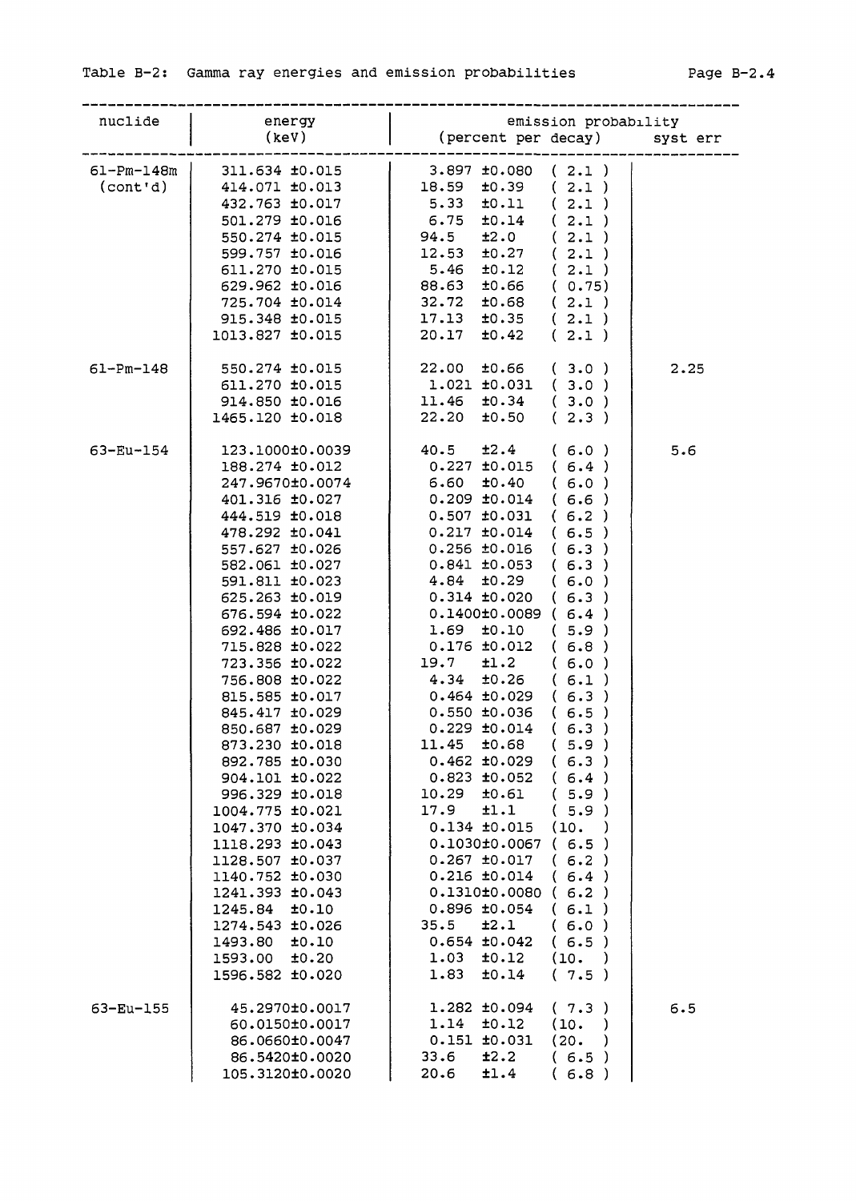Table B-2: Gamma ray energies and emission probabilities

| nuclide | energy (keV) | emission probability (percent per decay) | | syst err |
|---|---|---|---|---|
| 61-Pm-148m | 311.634 ±0.015 | 3.897 ±0.080 | ( 2.1 ) | |
| (cont'd) | 414.071 ±0.013 | 18.59 ±0.39 | ( 2.1 ) | |
| | 432.763 ±0.017 | 5.33 ±0.11 | ( 2.1 ) | |
| | 501.279 ±0.016 | 6.75 ±0.14 | ( 2.1 ) | |
| | 550.274 ±0.015 | 94.5 ±2.0 | ( 2.1 ) | |
| | 599.757 ±0.016 | 12.53 ±0.27 | ( 2.1 ) | |
| | 611.270 ±0.015 | 5.46 ±0.12 | ( 2.1 ) | |
| | 629.962 ±0.016 | 88.63 ±0.66 | ( 0.75) | |
| | 725.704 ±0.014 | 32.72 ±0.68 | ( 2.1 ) | |
| | 915.348 ±0.015 | 17.13 ±0.35 | ( 2.1 ) | |
| | 1013.827 ±0.015 | 20.17 ±0.42 | ( 2.1 ) | |
| 61-Pm-148 | 550.274 ±0.015 | 22.00 ±0.66 | ( 3.0 ) | 2.25 |
| | 611.270 ±0.015 | 1.021 ±0.031 | ( 3.0 ) | |
| | 914.850 ±0.016 | 11.46 ±0.34 | ( 3.0 ) | |
| | 1465.120 ±0.018 | 22.20 ±0.50 | ( 2.3 ) | |
| 63-Eu-154 | 123.1000±0.0039 | 40.5 ±2.4 | ( 6.0 ) | 5.6 |
| | 188.274 ±0.012 | 0.227 ±0.015 | ( 6.4 ) | |
| | 247.9670±0.0074 | 6.60 ±0.40 | ( 6.0 ) | |
| | 401.316 ±0.027 | 0.209 ±0.014 | ( 6.6 ) | |
| | 444.519 ±0.018 | 0.507 ±0.031 | ( 6.2 ) | |
| | 478.292 ±0.041 | 0.217 ±0.014 | ( 6.5 ) | |
| | 557.627 ±0.026 | 0.256 ±0.016 | ( 6.3 ) | |
| | 582.061 ±0.027 | 0.841 ±0.053 | ( 6.3 ) | |
| | 591.811 ±0.023 | 4.84 ±0.29 | ( 6.0 ) | |
| | 625.263 ±0.019 | 0.314 ±0.020 | ( 6.3 ) | |
| | 676.594 ±0.022 | 0.1400±0.0089 | ( 6.4 ) | |
| | 692.486 ±0.017 | 1.69 ±0.10 | ( 5.9 ) | |
| | 715.828 ±0.022 | 0.176 ±0.012 | ( 6.8 ) | |
| | 723.356 ±0.022 | 19.7 ±1.2 | ( 6.0 ) | |
| | 756.808 ±0.022 | 4.34 ±0.26 | ( 6.1 ) | |
| | 815.585 ±0.017 | 0.464 ±0.029 | ( 6.3 ) | |
| | 845.417 ±0.029 | 0.550 ±0.036 | ( 6.5 ) | |
| | 850.687 ±0.029 | 0.229 ±0.014 | ( 6.3 ) | |
| | 873.230 ±0.018 | 11.45 ±0.68 | ( 5.9 ) | |
| | 892.785 ±0.030 | 0.462 ±0.029 | ( 6.3 ) | |
| | 904.101 ±0.022 | 0.823 ±0.052 | ( 6.4 ) | |
| | 996.329 ±0.018 | 10.29 ±0.61 | ( 5.9 ) | |
| | 1004.775 ±0.021 | 17.9 ±1.1 | ( 5.9 ) | |
| | 1047.370 ±0.034 | 0.134 ±0.015 | (10. ) | |
| | 1118.293 ±0.043 | 0.1030±0.0067 | ( 6.5 ) | |
| | 1128.507 ±0.037 | 0.267 ±0.017 | ( 6.2 ) | |
| | 1140.752 ±0.030 | 0.216 ±0.014 | ( 6.4 ) | |
| | 1241.393 ±0.043 | 0.1310±0.0080 | ( 6.2 ) | |
| | 1245.84 ±0.10 | 0.896 ±0.054 | ( 6.1 ) | |
| | 1274.543 ±0.026 | 35.5 ±2.1 | ( 6.0 ) | |
| | 1493.80 ±0.10 | 0.654 ±0.042 | ( 6.5 ) | |
| | 1593.00 ±0.20 | 1.03 ±0.12 | (10. ) | |
| | 1596.582 ±0.020 | 1.83 ±0.14 | ( 7.5 ) | |
| 63-Eu-155 | 45.2970±0.0017 | 1.282 ±0.094 | ( 7.3 ) | 6.5 |
| | 60.0150±0.0017 | 1.14 ±0.12 | (10. ) | |
| | 86.0660±0.0047 | 0.151 ±0.031 | (20. ) | |
| | 86.5420±0.0020 | 33.6 ±2.2 | ( 6.5 ) | |
| | 105.3120±0.0020 | 20.6 ±1.4 | ( 6.8 ) | |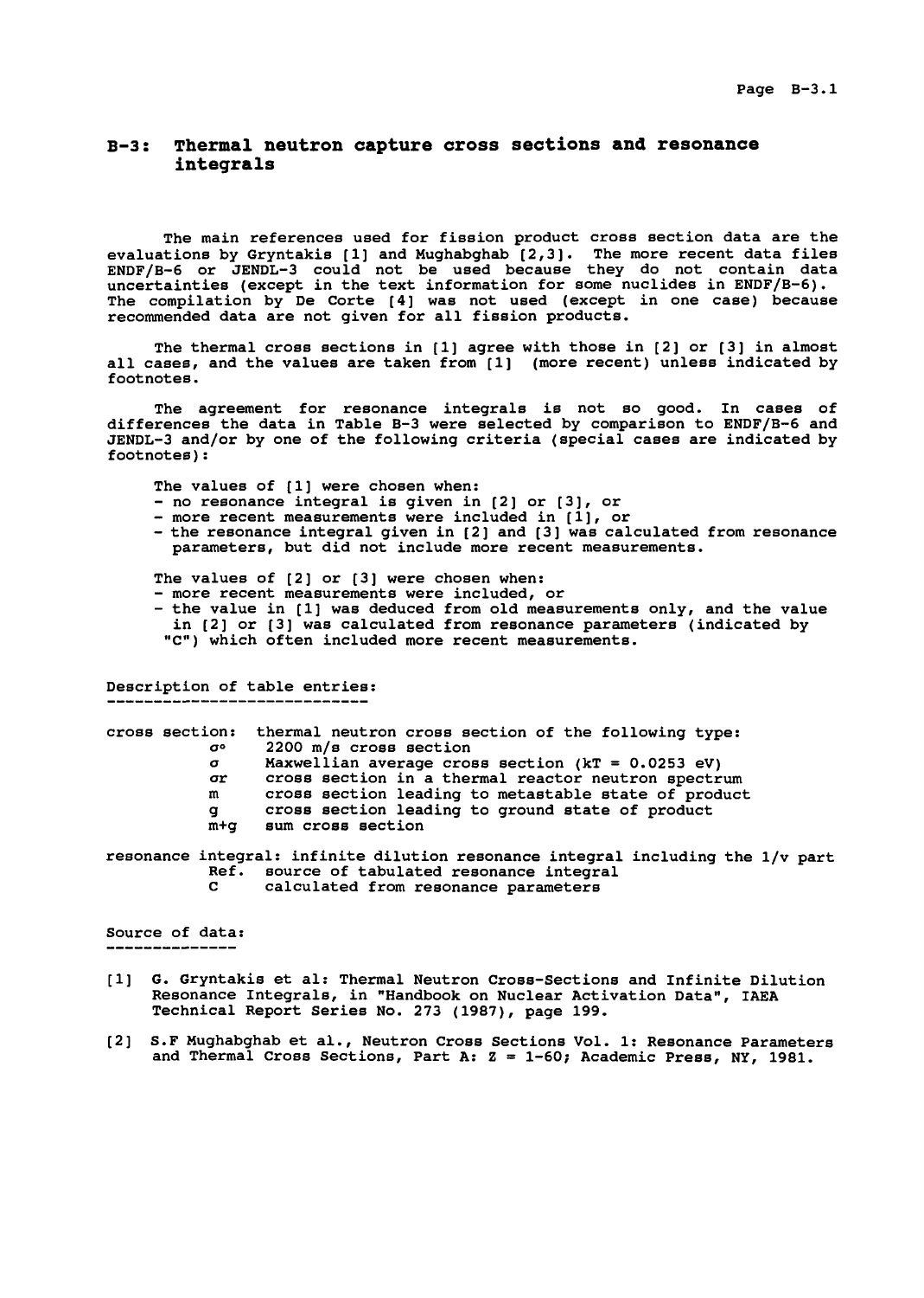## B-3: Thermal neutron capture cross sections and resonance integrals

The main references used for fission product cross section data are the evaluations by Gryntakis [1] and Mughabghab [2,3]. The more recent data files ENDF/B-6 or JENDL-3 could not be used because they do not contain data uncertainties (except in the text information for some nuclides in ENDF/B-6). The compilation by De Corte [4] was not used (except in one case) because recommended data are not given for all fission products.

The thermal cross sections in [1] agree with those in [2] or [3] in almost all cases, and the values are taken from [1] (more recent) unless indicated by footnotes.

The agreement for resonance integrals is not so good. In cases of differences the data in Table B-3 were selected by comparison to ENDF/B-6 and JENDL-3 and/or by one of the following criteria (special cases are indicated by footnotes):

The values of [1] were chosen when:
- no resonance integral is given in [2] or [3], or
- more recent measurements were included in [1], or
- the resonance integral given in [2] and [3] was calculated from resonance parameters, but did not include more recent measurements.

The values of [2] or [3] were chosen when:
- more recent measurements were included, or
- the value in [1] was deduced from old measurements only, and the value in [2] or [3] was calculated from resonance parameters (indicated by "C") which often included more recent measurements.

### Description of table entries:

cross section: thermal neutron cross section of the following type:

- $\sigma^{o}$ &nbsp;&nbsp; 2200 m/s cross section
- $\sigma$ &nbsp;&nbsp; Maxwellian average cross section (kT = 0.0253 eV)
- $\sigma r$ &nbsp;&nbsp; cross section in a thermal reactor neutron spectrum
- m &nbsp;&nbsp; cross section leading to metastable state of product
- g &nbsp;&nbsp; cross section leading to ground state of product
- m+g &nbsp;&nbsp; sum cross section

resonance integral: infinite dilution resonance integral including the 1/v part

- Ref. &nbsp;&nbsp; source of tabulated resonance integral
- C &nbsp;&nbsp; calculated from resonance parameters

### Source of data:

[1] G. Gryntakis et al: Thermal Neutron Cross-Sections and Infinite Dilution Resonance Integrals, in "Handbook on Nuclear Activation Data", IAEA Technical Report Series No. 273 (1987), page 199.

[2] S.F Mughabghab et al., Neutron Cross Sections Vol. 1: Resonance Parameters and Thermal Cross Sections, Part A: Z = 1-60; Academic Press, NY, 1981.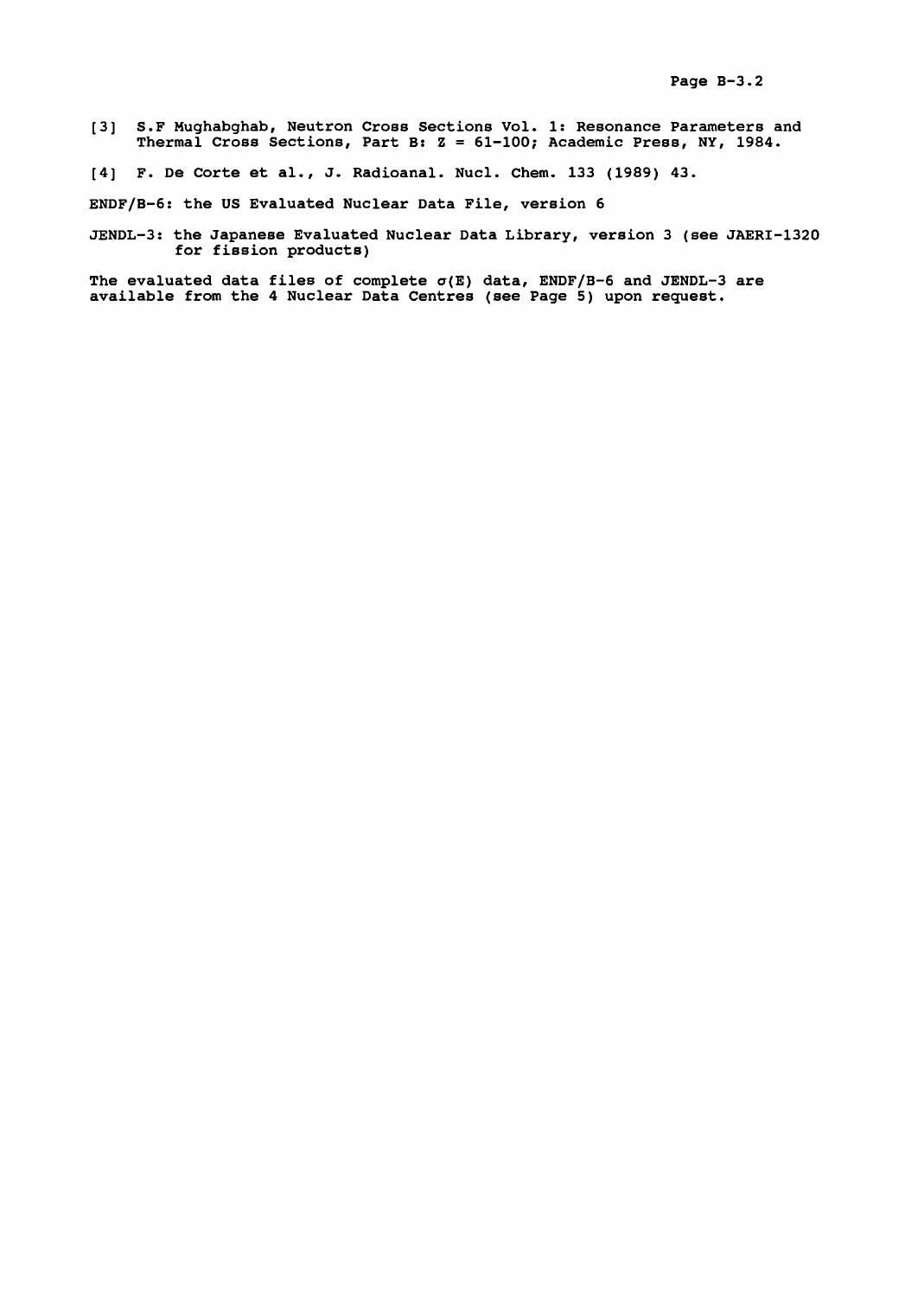[3] S.F Mughabghab, Neutron Cross Sections Vol. 1: Resonance Parameters and Thermal Cross Sections, Part B: Z = 61-100; Academic Press, NY, 1984.

[4] F. De Corte et al., J. Radioanal. Nucl. Chem. 133 (1989) 43.

ENDF/B-6: the US Evaluated Nuclear Data File, version 6

JENDL-3: the Japanese Evaluated Nuclear Data Library, version 3 (see JAERI-1320 for fission products)

The evaluated data files of complete $\sigma(E)$ data, ENDF/B-6 and JENDL-3 are available from the 4 Nuclear Data Centres (see Page 5) upon request.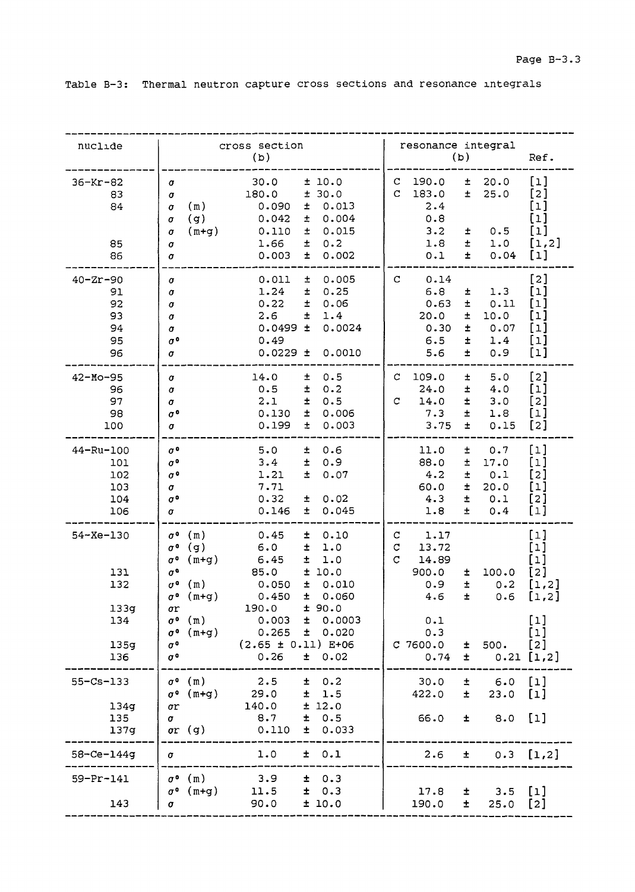Table B-3: Thermal neutron capture cross sections and resonance integrals

| nuclide | cross section (b) | | | resonance integral (b) | | Ref. |
|---|---|---|---|---|---|---|
| 36-Kr-82 | $\sigma$ | 30.0 | ± 10.0 | C | 190.0 ± 20.0 | [1] |
| 83 | $\sigma$ | 180.0 | ± 30.0 | C | 183.0 ± 25.0 | [2] |
| 84 | $\sigma$ (m) | 0.090 | ± 0.013 | | 2.4 | [1] |
| | $\sigma$ (g) | 0.042 | ± 0.004 | | 0.8 | [1] |
| | $\sigma$ (m+g) | 0.110 | ± 0.015 | | 3.2 ± 0.5 | [1] |
| 85 | $\sigma$ | 1.66 | ± 0.2 | | 1.8 ± 1.0 | [1,2] |
| 86 | $\sigma$ | 0.003 | ± 0.002 | | 0.1 ± 0.04 | [1] |
| 40-Zr-90 | $\sigma$ | 0.011 | ± 0.005 | C | 0.14 | [2] |
| 91 | $\sigma$ | 1.24 | ± 0.25 | | 6.8 ± 1.3 | [1] |
| 92 | $\sigma$ | 0.22 | ± 0.06 | | 0.63 ± 0.11 | [1] |
| 93 | $\sigma$ | 2.6 | ± 1.4 | | 20.0 ± 10.0 | [1] |
| 94 | $\sigma$ | 0.0499 | ± 0.0024 | | 0.30 ± 0.07 | [1] |
| 95 | $\sigma^0$ | 0.49 | | | 6.5 ± 1.4 | [1] |
| 96 | $\sigma$ | 0.0229 | ± 0.0010 | | 5.6 ± 0.9 | [1] |
| 42-Mo-95 | $\sigma$ | 14.0 | ± 0.5 | C | 109.0 ± 5.0 | [2] |
| 96 | $\sigma$ | 0.5 | ± 0.2 | | 24.0 ± 4.0 | [1] |
| 97 | $\sigma$ | 2.1 | ± 0.5 | C | 14.0 ± 3.0 | [2] |
| 98 | $\sigma^0$ | 0.130 | ± 0.006 | | 7.3 ± 1.8 | [1] |
| 100 | $\sigma$ | 0.199 | ± 0.003 | | 3.75 ± 0.15 | [2] |
| 44-Ru-100 | $\sigma^0$ | 5.0 | ± 0.6 | | 11.0 ± 0.7 | [1] |
| 101 | $\sigma^0$ | 3.4 | ± 0.9 | | 88.0 ± 17.0 | [1] |
| 102 | $\sigma^0$ | 1.21 | ± 0.07 | | 4.2 ± 0.1 | [2] |
| 103 | $\sigma$ | 7.71 | | | 60.0 ± 20.0 | [1] |
| 104 | $\sigma^0$ | 0.32 | ± 0.02 | | 4.3 ± 0.1 | [2] |
| 106 | $\sigma$ | 0.146 | ± 0.045 | | 1.8 ± 0.4 | [1] |
| 54-Xe-130 | $\sigma^0$ (m) | 0.45 | ± 0.10 | C | 1.17 | [1] |
| | $\sigma^0$ (g) | 6.0 | ± 1.0 | C | 13.72 | [1] |
| | $\sigma^0$ (m+g) | 6.45 | ± 1.0 | C | 14.89 | [1] |
| 131 | $\sigma^0$ | 85.0 | ± 10.0 | | 900.0 ± 100.0 | [2] |
| 132 | $\sigma^0$ (m) | 0.050 | ± 0.010 | | 0.9 ± 0.2 | [1,2] |
| | $\sigma^0$ (m+g) | 0.450 | ± 0.060 | | 4.6 ± 0.6 | [1,2] |
| 133g | $\sigma r$ | 190.0 | ± 90.0 | | | |
| 134 | $\sigma^0$ (m) | 0.003 | ± 0.0003 | | 0.1 | [1] |
| | $\sigma^0$ (m+g) | 0.265 | ± 0.020 | | 0.3 | [1] |
| 135g | $\sigma^0$ | (2.65 ± 0.11) E+06 | | C | 7600.0 ± 500. | [2] |
| 136 | $\sigma^0$ | 0.26 | ± 0.02 | | 0.74 ± 0.21 | [1,2] |
| 55-Cs-133 | $\sigma^0$ (m) | 2.5 | ± 0.2 | | 30.0 ± 6.0 | [1] |
| | $\sigma^0$ (m+g) | 29.0 | ± 1.5 | | 422.0 ± 23.0 | [1] |
| 134g | $\sigma r$ | 140.0 | ± 12.0 | | | |
| 135 | $\sigma$ | 8.7 | ± 0.5 | | 66.0 ± 8.0 | [1] |
| 137g | $\sigma r$ (g) | 0.110 | ± 0.033 | | | |
| 58-Ce-144g | $\sigma$ | 1.0 | ± 0.1 | | 2.6 ± 0.3 | [1,2] |
| 59-Pr-141 | $\sigma^0$ (m) | 3.9 | ± 0.3 | | | |
| | $\sigma^0$ (m+g) | 11.5 | ± 0.3 | | 17.8 ± 3.5 | [1] |
| 143 | $\sigma$ | 90.0 | ± 10.0 | | 190.0 ± 25.0 | [2] |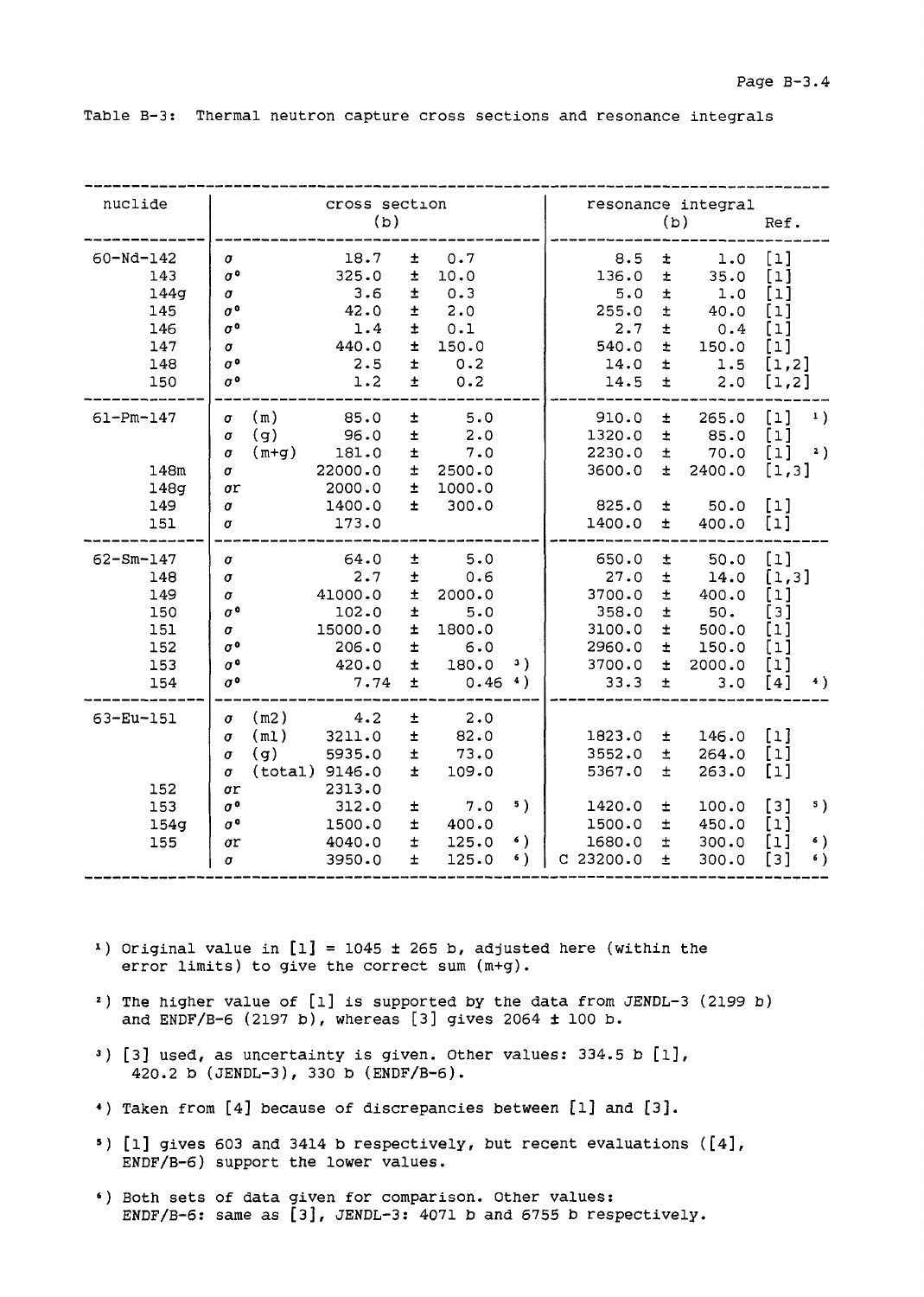Table B-3: Thermal neutron capture cross sections and resonance integrals

| nuclide | cross section (b) | | | | resonance integral (b) | | Ref. | |
|---|---|---|---|---|---|---|---|---|
| 60-Nd-142 | σ | | 18.7 ± 0.7 | | 8.5 ± 1.0 | | [1] | |
| 143 | σ° | | 325.0 ± 10.0 | | 136.0 ± 35.0 | | [1] | |
| 144g | σ | | 3.6 ± 0.3 | | 5.0 ± 1.0 | | [1] | |
| 145 | σ° | | 42.0 ± 2.0 | | 255.0 ± 40.0 | | [1] | |
| 146 | σ° | | 1.4 ± 0.1 | | 2.7 ± 0.4 | | [1] | |
| 147 | σ | | 440.0 ± 150.0 | | 540.0 ± 150.0 | | [1] | |
| 148 | σ° | | 2.5 ± 0.2 | | 14.0 ± 1.5 | | [1,2] | |
| 150 | σ° | | 1.2 ± 0.2 | | 14.5 ± 2.0 | | [1,2] | |
| 61-Pm-147 | σ | (m) | 85.0 ± 5.0 | | 910.0 ± 265.0 | | [1] | 1) |
| | σ | (g) | 96.0 ± 2.0 | | 1320.0 ± 85.0 | | [1] | |
| | σ | (m+g) | 181.0 ± 7.0 | | 2230.0 ± 70.0 | | [1] | 2) |
| 148m | σ | | 22000.0 ± 2500.0 | | 3600.0 ± 2400.0 | | [1,3] | |
| 148g | σr | | 2000.0 ± 1000.0 | | | | | |
| 149 | σ | | 1400.0 ± 300.0 | | 825.0 ± 50.0 | | [1] | |
| 151 | σ | | 173.0 | | 1400.0 ± 400.0 | | [1] | |
| 62-Sm-147 | σ | | 64.0 ± 5.0 | | 650.0 ± 50.0 | | [1] | |
| 148 | σ | | 2.7 ± 0.6 | | 27.0 ± 14.0 | | [1,3] | |
| 149 | σ | | 41000.0 ± 2000.0 | | 3700.0 ± 400.0 | | [1] | |
| 150 | σ° | | 102.0 ± 5.0 | | 358.0 ± 50. | | [3] | |
| 151 | σ | | 15000.0 ± 1800.0 | | 3100.0 ± 500.0 | | [1] | |
| 152 | σ° | | 206.0 ± 6.0 | | 2960.0 ± 150.0 | | [1] | |
| 153 | σ° | | 420.0 ± 180.0 | 3) | 3700.0 ± 2000.0 | | [1] | |
| 154 | σ° | | 7.74 ± 0.46 | 4) | 33.3 ± 3.0 | | [4] | 4) |
| 63-Eu-151 | σ | (m2) | 4.2 ± 2.0 | | | | | |
| | σ | (m1) | 3211.0 ± 82.0 | | 1823.0 ± 146.0 | | [1] | |
| | σ | (g) | 5935.0 ± 73.0 | | 3552.0 ± 264.0 | | [1] | |
| | σ | (total) | 9146.0 ± 109.0 | | 5367.0 ± 263.0 | | [1] | |
| 152 | σr | | 2313.0 | | | | | |
| 153 | σ° | | 312.0 ± 7.0 | 5) | 1420.0 ± 100.0 | | [3] | 5) |
| 154g | σ° | | 1500.0 ± 400.0 | | 1500.0 ± 450.0 | | [1] | |
| 155 | σr | | 4040.0 ± 125.0 | 6) | 1680.0 ± 300.0 | | [1] | 6) |
| | σ | | 3950.0 ± 125.0 | 6) | C 23200.0 ± 300.0 | | [3] | 6) |

1) Original value in [1] = 1045 ± 265 b, adjusted here (within the error limits) to give the correct sum (m+g).

2) The higher value of [1] is supported by the data from JENDL-3 (2199 b) and ENDF/B-6 (2197 b), whereas [3] gives 2064 ± 100 b.

3) [3] used, as uncertainty is given. Other values: 334.5 b [1], 420.2 b (JENDL-3), 330 b (ENDF/B-6).

4) Taken from [4] because of discrepancies between [1] and [3].

5) [1] gives 603 and 3414 b respectively, but recent evaluations ([4], ENDF/B-6) support the lower values.

6) Both sets of data given for comparison. Other values: ENDF/B-6: same as [3], JENDL-3: 4071 b and 6755 b respectively.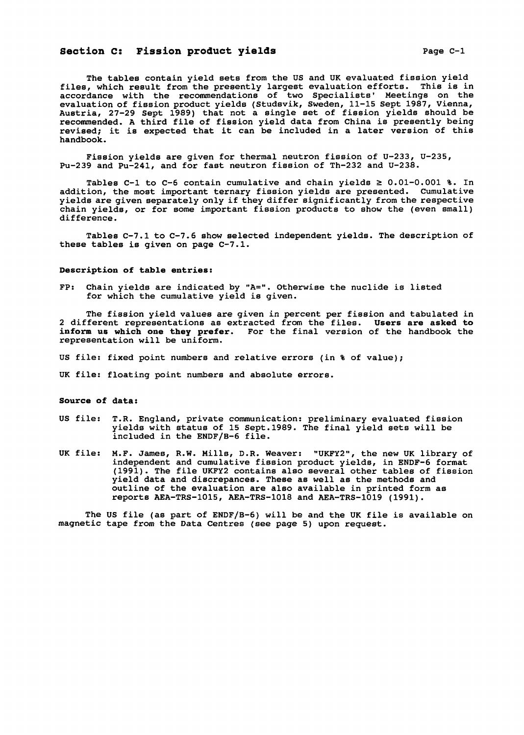## Section C: Fission product yields

The tables contain yield sets from the US and UK evaluated fission yield files, which result from the presently largest evaluation efforts. This is in accordance with the recommendations of two Specialists' Meetings on the evaluation of fission product yields (Studsvik, Sweden, 11-15 Sept 1987, Vienna, Austria, 27-29 Sept 1989) that not a single set of fission yields should be recommended. A third file of fission yield data from China is presently being revised; it is expected that it can be included in a later version of this handbook.

Fission yields are given for thermal neutron fission of U-233, U-235, Pu-239 and Pu-241, and for fast neutron fission of Th-232 and U-238.

Tables C-1 to C-6 contain cumulative and chain yields ≥ 0.01-0.001 %. In addition, the most important ternary fission yields are presented. Cumulative yields are given separately only if they differ significantly from the respective chain yields, or for some important fission products to show the (even small) difference.

Tables C-7.1 to C-7.6 show selected independent yields. The description of these tables is given on page C-7.1.

### Description of table entries:

FP: Chain yields are indicated by "A=". Otherwise the nuclide is listed for which the cumulative yield is given.

The fission yield values are given in percent per fission and tabulated in 2 different representations as extracted from the files. **Users are asked to inform us which one they prefer.** For the final version of the handbook the representation will be uniform.

US file: fixed point numbers and relative errors (in % of value);

UK file: floating point numbers and absolute errors.

### Source of data:

US file: T.R. England, private communication: preliminary evaluated fission yields with status of 15 Sept.1989. The final yield sets will be included in the ENDF/B-6 file.

UK file: M.F. James, R.W. Mills, D.R. Weaver: "UKFY2", the new UK library of independent and cumulative fission product yields, in ENDF-6 format (1991). The file UKFY2 contains also several other tables of fission yield data and discrepances. These as well as the methods and outline of the evaluation are also available in printed form as reports AEA-TRS-1015, AEA-TRS-1018 and AEA-TRS-1019 (1991).

The US file (as part of ENDF/B-6) will be and the UK file is available on magnetic tape from the Data Centres (see page 5) upon request.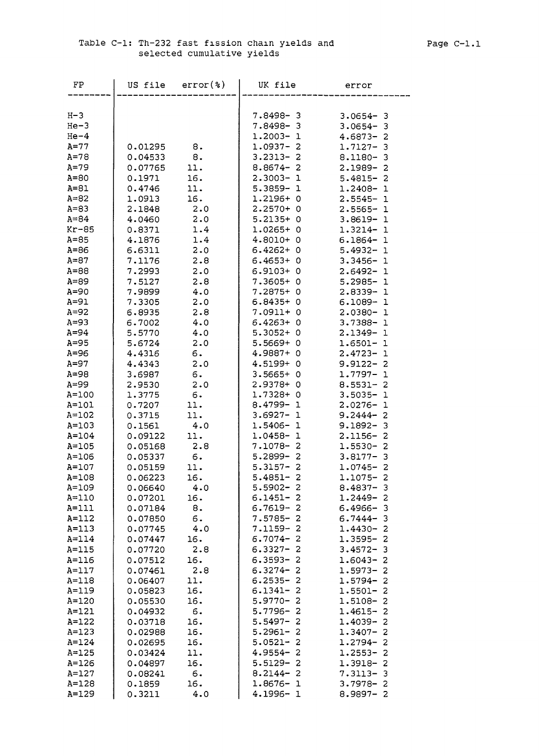Table C-1: Th-232 fast fission chain yields and selected cumulative yields

| FP | US file | error(%) | UK file | error |
|---|---|---|---|---|
| H-3 | | | 7.8498- 3 | 3.0654- 3 |
| He-3 | | | 7.8498- 3 | 3.0654- 3 |
| He-4 | | | 1.2003- 1 | 4.6873- 2 |
| A=77 | 0.01295 | 8. | 1.0937- 2 | 1.7127- 3 |
| A=78 | 0.04533 | 8. | 3.2313- 2 | 8.1180- 3 |
| A=79 | 0.07765 | 11. | 8.8674- 2 | 2.1989- 2 |
| A=80 | 0.1971 | 16. | 2.3003- 1 | 5.4815- 2 |
| A=81 | 0.4746 | 11. | 5.3859- 1 | 1.2408- 1 |
| A=82 | 1.0913 | 16. | 1.2196+ 0 | 2.5545- 1 |
| A=83 | 2.1848 | 2.0 | 2.2570+ 0 | 2.5565- 1 |
| A=84 | 4.0460 | 2.0 | 5.2135+ 0 | 3.8619- 1 |
| Kr-85 | 0.8371 | 1.4 | 1.0265+ 0 | 1.3214- 1 |
| A=85 | 4.1876 | 1.4 | 4.8010+ 0 | 6.1864- 1 |
| A=86 | 6.6311 | 2.0 | 6.4262+ 0 | 5.4932- 1 |
| A=87 | 7.1176 | 2.8 | 6.4653+ 0 | 3.3456- 1 |
| A=88 | 7.2993 | 2.0 | 6.9103+ 0 | 2.6492- 1 |
| A=89 | 7.5127 | 2.8 | 7.3605+ 0 | 5.2985- 1 |
| A=90 | 7.9899 | 4.0 | 7.2875+ 0 | 2.8339- 1 |
| A=91 | 7.3305 | 2.0 | 6.8435+ 0 | 6.1089- 1 |
| A=92 | 6.8935 | 2.8 | 7.0911+ 0 | 2.0380- 1 |
| A=93 | 6.7002 | 4.0 | 6.4263+ 0 | 3.7388- 1 |
| A=94 | 5.5770 | 4.0 | 5.3052+ 0 | 2.1349- 1 |
| A=95 | 5.6724 | 2.0 | 5.5669+ 0 | 1.6501- 1 |
| A=96 | 4.4316 | 6. | 4.9887+ 0 | 2.4723- 1 |
| A=97 | 4.4343 | 2.0 | 4.5199+ 0 | 9.9122- 2 |
| A=98 | 3.6987 | 6. | 3.5665+ 0 | 1.7797- 1 |
| A=99 | 2.9530 | 2.0 | 2.9378+ 0 | 8.5531- 2 |
| A=100 | 1.3775 | 6. | 1.7328+ 0 | 3.5035- 1 |
| A=101 | 0.7207 | 11. | 8.4799- 1 | 2.0276- 1 |
| A=102 | 0.3715 | 11. | 3.6927- 1 | 9.2444- 2 |
| A=103 | 0.1561 | 4.0 | 1.5406- 1 | 9.1892- 3 |
| A=104 | 0.09122 | 11. | 1.0458- 1 | 2.1156- 2 |
| A=105 | 0.05168 | 2.8 | 7.1078- 2 | 1.5530- 2 |
| A=106 | 0.05337 | 6. | 5.2899- 2 | 3.8177- 3 |
| A=107 | 0.05159 | 11. | 5.3157- 2 | 1.0745- 2 |
| A=108 | 0.06223 | 16. | 5.4851- 2 | 1.1075- 2 |
| A=109 | 0.06640 | 4.0 | 5.5902- 2 | 8.4837- 3 |
| A=110 | 0.07201 | 16. | 6.1451- 2 | 1.2449- 2 |
| A=111 | 0.07184 | 8. | 6.7619- 2 | 6.4966- 3 |
| A=112 | 0.07850 | 6. | 7.5785- 2 | 6.7444- 3 |
| A=113 | 0.07745 | 4.0 | 7.1159- 2 | 1.4430- 2 |
| A=114 | 0.07447 | 16. | 6.7074- 2 | 1.3595- 2 |
| A=115 | 0.07720 | 2.8 | 6.3327- 2 | 3.4572- 3 |
| A=116 | 0.07512 | 16. | 6.3593- 2 | 1.6043- 2 |
| A=117 | 0.07461 | 2.8 | 6.3274- 2 | 1.5973- 2 |
| A=118 | 0.06407 | 11. | 6.2535- 2 | 1.5794- 2 |
| A=119 | 0.05823 | 16. | 6.1341- 2 | 1.5501- 2 |
| A=120 | 0.05530 | 16. | 5.9770- 2 | 1.5108- 2 |
| A=121 | 0.04932 | 6. | 5.7796- 2 | 1.4615- 2 |
| A=122 | 0.03718 | 16. | 5.5497- 2 | 1.4039- 2 |
| A=123 | 0.02988 | 16. | 5.2961- 2 | 1.3407- 2 |
| A=124 | 0.02695 | 16. | 5.0521- 2 | 1.2794- 2 |
| A=125 | 0.03424 | 11. | 4.9554- 2 | 1.2553- 2 |
| A=126 | 0.04897 | 16. | 5.5129- 2 | 1.3918- 2 |
| A=127 | 0.08241 | 6. | 8.2144- 2 | 7.3113- 3 |
| A=128 | 0.1859 | 16. | 1.8676- 1 | 3.7978- 2 |
| A=129 | 0.3211 | 4.0 | 4.1996- 1 | 8.9897- 2 |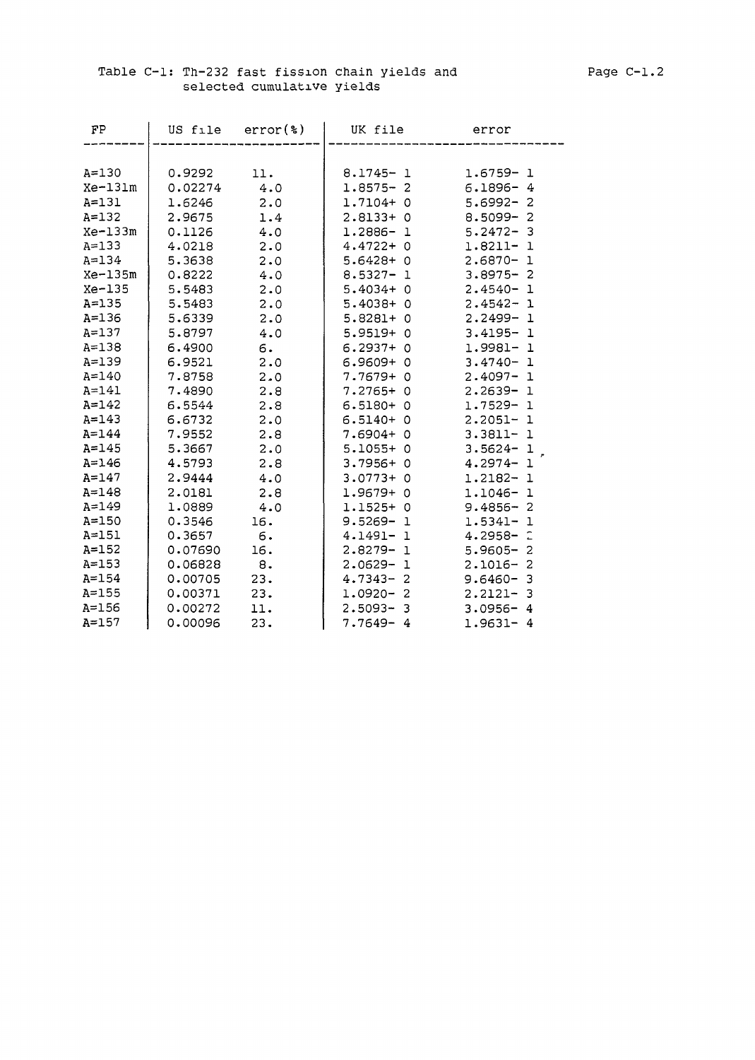Table C-1: Th-232 fast fission chain yields and selected cumulative yields

| FP | US file | error(%) | UK file | error |
|---|---|---|---|---|
| A=130 | 0.9292 | 11. | 8.1745- 1 | 1.6759- 1 |
| Xe-131m | 0.02274 | 4.0 | 1.8575- 2 | 6.1896- 4 |
| A=131 | 1.6246 | 2.0 | 1.7104+ 0 | 5.6992- 2 |
| A=132 | 2.9675 | 1.4 | 2.8133+ 0 | 8.5099- 2 |
| Xe-133m | 0.1126 | 4.0 | 1.2886- 1 | 5.2472- 3 |
| A=133 | 4.0218 | 2.0 | 4.4722+ 0 | 1.8211- 1 |
| A=134 | 5.3638 | 2.0 | 5.6428+ 0 | 2.6870- 1 |
| Xe-135m | 0.8222 | 4.0 | 8.5327- 1 | 3.8975- 2 |
| Xe-135 | 5.5483 | 2.0 | 5.4034+ 0 | 2.4540- 1 |
| A=135 | 5.5483 | 2.0 | 5.4038+ 0 | 2.4542- 1 |
| A=136 | 5.6339 | 2.0 | 5.8281+ 0 | 2.2499- 1 |
| A=137 | 5.8797 | 4.0 | 5.9519+ 0 | 3.4195- 1 |
| A=138 | 6.4900 | 6. | 6.2937+ 0 | 1.9981- 1 |
| A=139 | 6.9521 | 2.0 | 6.9609+ 0 | 3.4740- 1 |
| A=140 | 7.8758 | 2.0 | 7.7679+ 0 | 2.4097- 1 |
| A=141 | 7.4890 | 2.8 | 7.2765+ 0 | 2.2639- 1 |
| A=142 | 6.5544 | 2.8 | 6.5180+ 0 | 1.7529- 1 |
| A=143 | 6.6732 | 2.0 | 6.5140+ 0 | 2.2051- 1 |
| A=144 | 7.9552 | 2.8 | 7.6904+ 0 | 3.3811- 1 |
| A=145 | 5.3667 | 2.0 | 5.1055+ 0 | 3.5624- 1 |
| A=146 | 4.5793 | 2.8 | 3.7956+ 0 | 4.2974- 1 |
| A=147 | 2.9444 | 4.0 | 3.0773+ 0 | 1.2182- 1 |
| A=148 | 2.0181 | 2.8 | 1.9679+ 0 | 1.1046- 1 |
| A=149 | 1.0889 | 4.0 | 1.1525+ 0 | 9.4856- 2 |
| A=150 | 0.3546 | 16. | 9.5269- 1 | 1.5341- 1 |
| A=151 | 0.3657 | 6. | 4.1491- 1 | 4.2958- 2 |
| A=152 | 0.07690 | 16. | 2.8279- 1 | 5.9605- 2 |
| A=153 | 0.06828 | 8. | 2.0629- 1 | 2.1016- 2 |
| A=154 | 0.00705 | 23. | 4.7343- 2 | 9.6460- 3 |
| A=155 | 0.00371 | 23. | 1.0920- 2 | 2.2121- 3 |
| A=156 | 0.00272 | 11. | 2.5093- 3 | 3.0956- 4 |
| A=157 | 0.00096 | 23. | 7.7649- 4 | 1.9631- 4 |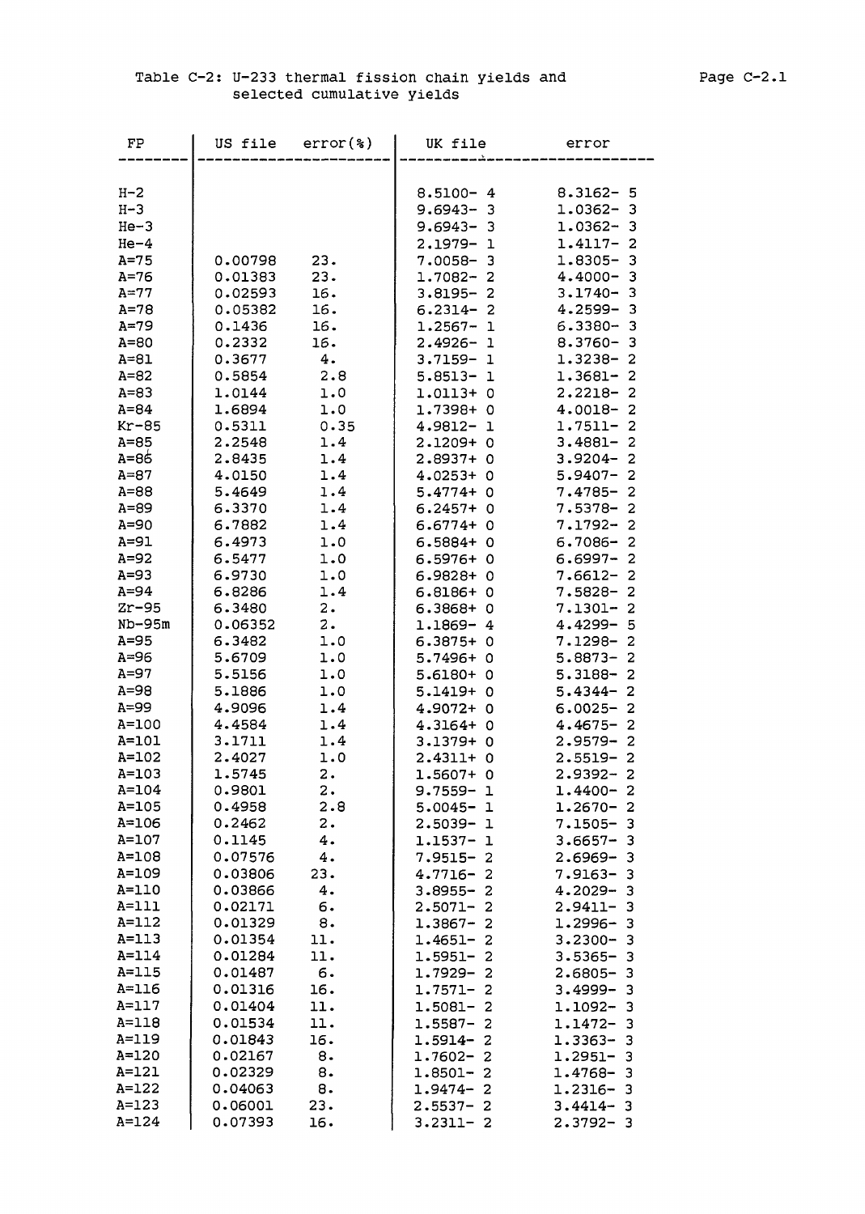Table C-2: U-233 thermal fission chain yields and selected cumulative yields

| FP | US file | error(%) | UK file | error |
|---|---|---|---|---|
| H-2 | | | 8.5100- 4 | 8.3162- 5 |
| H-3 | | | 9.6943- 3 | 1.0362- 3 |
| He-3 | | | 9.6943- 3 | 1.0362- 3 |
| He-4 | | | 2.1979- 1 | 1.4117- 2 |
| A=75 | 0.00798 | 23. | 7.0058- 3 | 1.8305- 3 |
| A=76 | 0.01383 | 23. | 1.7082- 2 | 4.4000- 3 |
| A=77 | 0.02593 | 16. | 3.8195- 2 | 3.1740- 3 |
| A=78 | 0.05382 | 16. | 6.2314- 2 | 4.2599- 3 |
| A=79 | 0.1436 | 16. | 1.2567- 1 | 6.3380- 3 |
| A=80 | 0.2332 | 16. | 2.4926- 1 | 8.3760- 3 |
| A=81 | 0.3677 | 4. | 3.7159- 1 | 1.3238- 2 |
| A=82 | 0.5854 | 2.8 | 5.8513- 1 | 1.3681- 2 |
| A=83 | 1.0144 | 1.0 | 1.0113+ 0 | 2.2218- 2 |
| A=84 | 1.6894 | 1.0 | 1.7398+ 0 | 4.0018- 2 |
| Kr-85 | 0.5311 | 0.35 | 4.9812- 1 | 1.7511- 2 |
| A=85 | 2.2548 | 1.4 | 2.1209+ 0 | 3.4881- 2 |
| A=86 | 2.8435 | 1.4 | 2.8937+ 0 | 3.9204- 2 |
| A=87 | 4.0150 | 1.4 | 4.0253+ 0 | 5.9407- 2 |
| A=88 | 5.4649 | 1.4 | 5.4774+ 0 | 7.4785- 2 |
| A=89 | 6.3370 | 1.4 | 6.2457+ 0 | 7.5378- 2 |
| A=90 | 6.7882 | 1.4 | 6.6774+ 0 | 7.1792- 2 |
| A=91 | 6.4973 | 1.0 | 6.5884+ 0 | 6.7086- 2 |
| A=92 | 6.5477 | 1.0 | 6.5976+ 0 | 6.6997- 2 |
| A=93 | 6.9730 | 1.0 | 6.9828+ 0 | 7.6612- 2 |
| A=94 | 6.8286 | 1.4 | 6.8186+ 0 | 7.5828- 2 |
| Zr-95 | 6.3480 | 2. | 6.3868+ 0 | 7.1301- 2 |
| Nb-95m | 0.06352 | 2. | 1.1869- 4 | 4.4299- 5 |
| A=95 | 6.3482 | 1.0 | 6.3875+ 0 | 7.1298- 2 |
| A=96 | 5.6709 | 1.0 | 5.7496+ 0 | 5.8873- 2 |
| A=97 | 5.5156 | 1.0 | 5.6180+ 0 | 5.3188- 2 |
| A=98 | 5.1886 | 1.0 | 5.1419+ 0 | 5.4344- 2 |
| A=99 | 4.9096 | 1.4 | 4.9072+ 0 | 6.0025- 2 |
| A=100 | 4.4584 | 1.4 | 4.3164+ 0 | 4.4675- 2 |
| A=101 | 3.1711 | 1.4 | 3.1379+ 0 | 2.9579- 2 |
| A=102 | 2.4027 | 1.0 | 2.4311+ 0 | 2.5519- 2 |
| A=103 | 1.5745 | 2. | 1.5607+ 0 | 2.9392- 2 |
| A=104 | 0.9801 | 2. | 9.7559- 1 | 1.4400- 2 |
| A=105 | 0.4958 | 2.8 | 5.0045- 1 | 1.2670- 2 |
| A=106 | 0.2462 | 2. | 2.5039- 1 | 7.1505- 3 |
| A=107 | 0.1145 | 4. | 1.1537- 1 | 3.6657- 3 |
| A=108 | 0.07576 | 4. | 7.9515- 2 | 2.6969- 3 |
| A=109 | 0.03806 | 23. | 4.7716- 2 | 7.9163- 3 |
| A=110 | 0.03866 | 4. | 3.8955- 2 | 4.2029- 3 |
| A=111 | 0.02171 | 6. | 2.5071- 2 | 2.9411- 3 |
| A=112 | 0.01329 | 8. | 1.3867- 2 | 1.2996- 3 |
| A=113 | 0.01354 | 11. | 1.4651- 2 | 3.2300- 3 |
| A=114 | 0.01284 | 11. | 1.5951- 2 | 3.5365- 3 |
| A=115 | 0.01487 | 6. | 1.7929- 2 | 2.6805- 3 |
| A=116 | 0.01316 | 16. | 1.7571- 2 | 3.4999- 3 |
| A=117 | 0.01404 | 11. | 1.5081- 2 | 1.1092- 3 |
| A=118 | 0.01534 | 11. | 1.5587- 2 | 1.1472- 3 |
| A=119 | 0.01843 | 16. | 1.5914- 2 | 1.3363- 3 |
| A=120 | 0.02167 | 8. | 1.7602- 2 | 1.2951- 3 |
| A=121 | 0.02329 | 8. | 1.8501- 2 | 1.4768- 3 |
| A=122 | 0.04063 | 8. | 1.9474- 2 | 1.2316- 3 |
| A=123 | 0.06001 | 23. | 2.5537- 2 | 3.4414- 3 |
| A=124 | 0.07393 | 16. | 3.2311- 2 | 2.3792- 3 |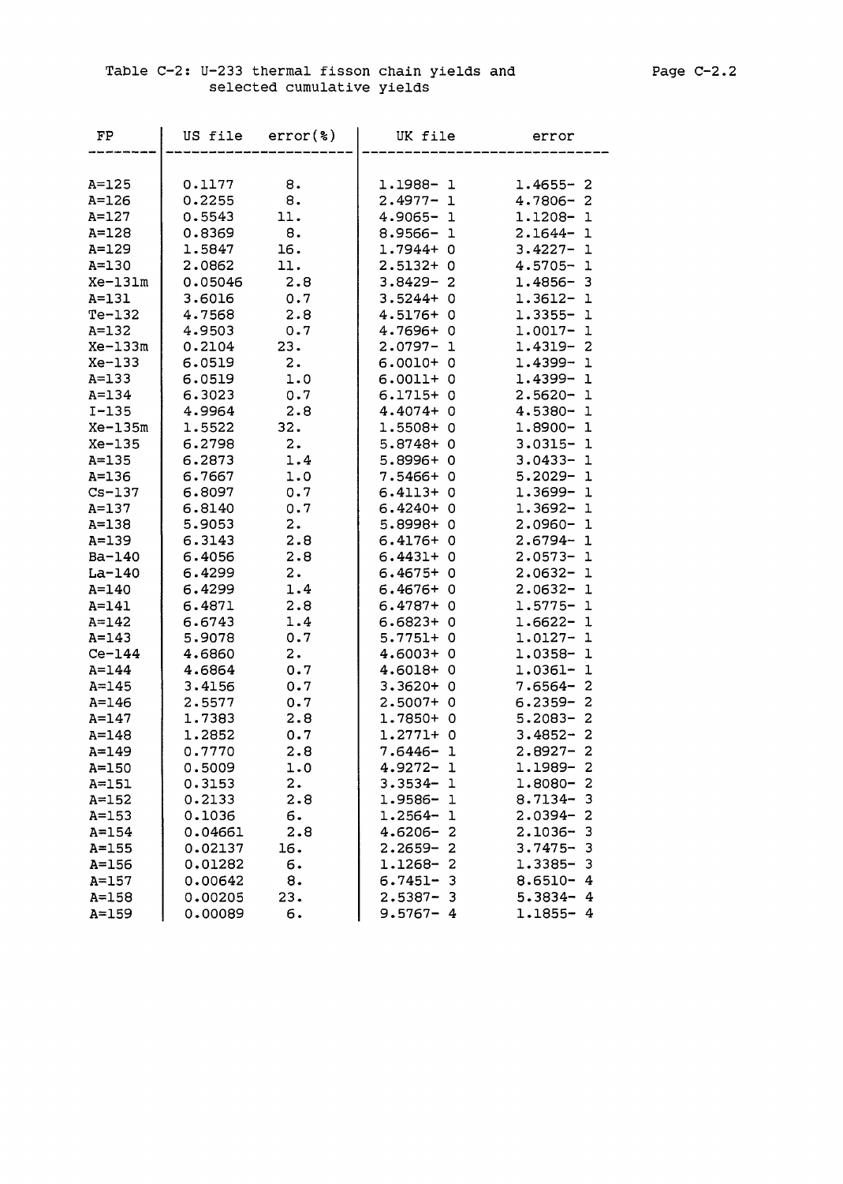Table C-2: U-233 thermal fisson chain yields and selected cumulative yields

| FP | US file | error(%) | UK file | error |
|---|---|---|---|---|
| A=125 | 0.1177 | 8. | 1.1988- 1 | 1.4655- 2 |
| A=126 | 0.2255 | 8. | 2.4977- 1 | 4.7806- 2 |
| A=127 | 0.5543 | 11. | 4.9065- 1 | 1.1208- 1 |
| A=128 | 0.8369 | 8. | 8.9566- 1 | 2.1644- 1 |
| A=129 | 1.5847 | 16. | 1.7944+ 0 | 3.4227- 1 |
| A=130 | 2.0862 | 11. | 2.5132+ 0 | 4.5705- 1 |
| Xe-131m | 0.05046 | 2.8 | 3.8429- 2 | 1.4856- 3 |
| A=131 | 3.6016 | 0.7 | 3.5244+ 0 | 1.3612- 1 |
| Te-132 | 4.7568 | 2.8 | 4.5176+ 0 | 1.3355- 1 |
| A=132 | 4.9503 | 0.7 | 4.7696+ 0 | 1.0017- 1 |
| Xe-133m | 0.2104 | 23. | 2.0797- 1 | 1.4319- 2 |
| Xe-133 | 6.0519 | 2. | 6.0010+ 0 | 1.4399- 1 |
| A=133 | 6.0519 | 1.0 | 6.0011+ 0 | 1.4399- 1 |
| A=134 | 6.3023 | 0.7 | 6.1715+ 0 | 2.5620- 1 |
| I-135 | 4.9964 | 2.8 | 4.4074+ 0 | 4.5380- 1 |
| Xe-135m | 1.5522 | 32. | 1.5508+ 0 | 1.8900- 1 |
| Xe-135 | 6.2798 | 2. | 5.8748+ 0 | 3.0315- 1 |
| A=135 | 6.2873 | 1.4 | 5.8996+ 0 | 3.0433- 1 |
| A=136 | 6.7667 | 1.0 | 7.5466+ 0 | 5.2029- 1 |
| Cs-137 | 6.8097 | 0.7 | 6.4113+ 0 | 1.3699- 1 |
| A=137 | 6.8140 | 0.7 | 6.4240+ 0 | 1.3692- 1 |
| A=138 | 5.9053 | 2. | 5.8998+ 0 | 2.0960- 1 |
| A=139 | 6.3143 | 2.8 | 6.4176+ 0 | 2.6794- 1 |
| Ba-140 | 6.4056 | 2.8 | 6.4431+ 0 | 2.0573- 1 |
| La-140 | 6.4299 | 2. | 6.4675+ 0 | 2.0632- 1 |
| A=140 | 6.4299 | 1.4 | 6.4676+ 0 | 2.0632- 1 |
| A=141 | 6.4871 | 2.8 | 6.4787+ 0 | 1.5775- 1 |
| A=142 | 6.6743 | 1.4 | 6.6823+ 0 | 1.6622- 1 |
| A=143 | 5.9078 | 0.7 | 5.7751+ 0 | 1.0127- 1 |
| Ce-144 | 4.6860 | 2. | 4.6003+ 0 | 1.0358- 1 |
| A=144 | 4.6864 | 0.7 | 4.6018+ 0 | 1.0361- 1 |
| A=145 | 3.4156 | 0.7 | 3.3620+ 0 | 7.6564- 2 |
| A=146 | 2.5577 | 0.7 | 2.5007+ 0 | 6.2359- 2 |
| A=147 | 1.7383 | 2.8 | 1.7850+ 0 | 5.2083- 2 |
| A=148 | 1.2852 | 0.7 | 1.2771+ 0 | 3.4852- 2 |
| A=149 | 0.7770 | 2.8 | 7.6446- 1 | 2.8927- 2 |
| A=150 | 0.5009 | 1.0 | 4.9272- 1 | 1.1989- 2 |
| A=151 | 0.3153 | 2. | 3.3534- 1 | 1.8080- 2 |
| A=152 | 0.2133 | 2.8 | 1.9586- 1 | 8.7134- 3 |
| A=153 | 0.1036 | 6. | 1.2564- 1 | 2.0394- 2 |
| A=154 | 0.04661 | 2.8 | 4.6206- 2 | 2.1036- 3 |
| A=155 | 0.02137 | 16. | 2.2659- 2 | 3.7475- 3 |
| A=156 | 0.01282 | 6. | 1.1268- 2 | 1.3385- 3 |
| A=157 | 0.00642 | 8. | 6.7451- 3 | 8.6510- 4 |
| A=158 | 0.00205 | 23. | 2.5387- 3 | 5.3834- 4 |
| A=159 | 0.00089 | 6. | 9.5767- 4 | 1.1855- 4 |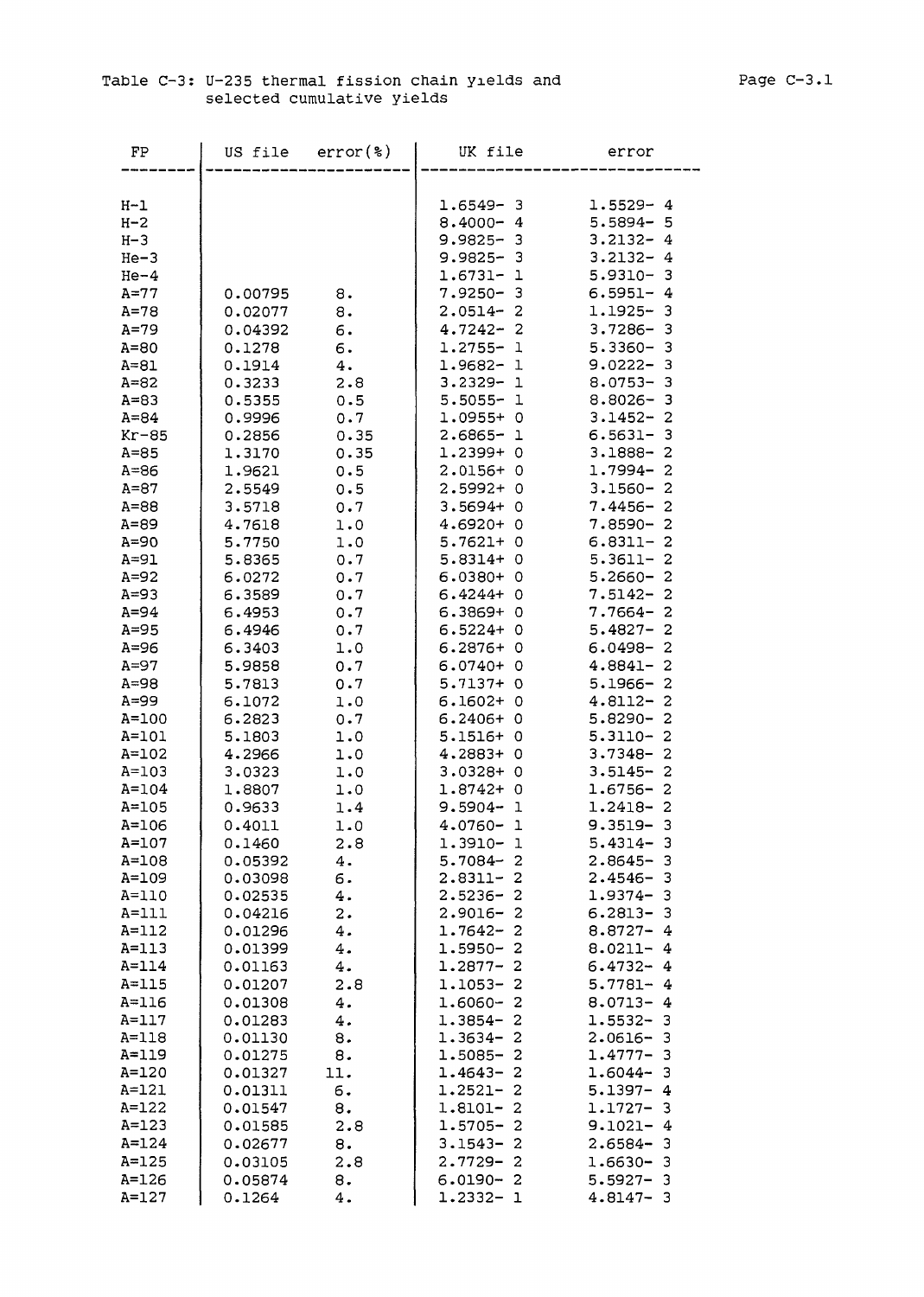Table C-3: U-235 thermal fission chain yields and selected cumulative yields

| FP | US file | error(%) | UK file | error |
|---|---|---|---|---|
| H-1 | | | 1.6549- 3 | 1.5529- 4 |
| H-2 | | | 8.4000- 4 | 5.5894- 5 |
| H-3 | | | 9.9825- 3 | 3.2132- 4 |
| He-3 | | | 9.9825- 3 | 3.2132- 4 |
| He-4 | | | 1.6731- 1 | 5.9310- 3 |
| A=77 | 0.00795 | 8. | 7.9250- 3 | 6.5951- 4 |
| A=78 | 0.02077 | 8. | 2.0514- 2 | 1.1925- 3 |
| A=79 | 0.04392 | 6. | 4.7242- 2 | 3.7286- 3 |
| A=80 | 0.1278 | 6. | 1.2755- 1 | 5.3360- 3 |
| A=81 | 0.1914 | 4. | 1.9682- 1 | 9.0222- 3 |
| A=82 | 0.3233 | 2.8 | 3.2329- 1 | 8.0753- 3 |
| A=83 | 0.5355 | 0.5 | 5.5055- 1 | 8.8026- 3 |
| A=84 | 0.9996 | 0.7 | 1.0955+ 0 | 3.1452- 2 |
| Kr-85 | 0.2856 | 0.35 | 2.6865- 1 | 6.5631- 3 |
| A=85 | 1.3170 | 0.35 | 1.2399+ 0 | 3.1888- 2 |
| A=86 | 1.9621 | 0.5 | 2.0156+ 0 | 1.7994- 2 |
| A=87 | 2.5549 | 0.5 | 2.5992+ 0 | 3.1560- 2 |
| A=88 | 3.5718 | 0.7 | 3.5694+ 0 | 7.4456- 2 |
| A=89 | 4.7618 | 1.0 | 4.6920+ 0 | 7.8590- 2 |
| A=90 | 5.7750 | 1.0 | 5.7621+ 0 | 6.8311- 2 |
| A=91 | 5.8365 | 0.7 | 5.8314+ 0 | 5.3611- 2 |
| A=92 | 6.0272 | 0.7 | 6.0380+ 0 | 5.2660- 2 |
| A=93 | 6.3589 | 0.7 | 6.4244+ 0 | 7.5142- 2 |
| A=94 | 6.4953 | 0.7 | 6.3869+ 0 | 7.7664- 2 |
| A=95 | 6.4946 | 0.7 | 6.5224+ 0 | 5.4827- 2 |
| A=96 | 6.3403 | 1.0 | 6.2876+ 0 | 6.0498- 2 |
| A=97 | 5.9858 | 0.7 | 6.0740+ 0 | 4.8841- 2 |
| A=98 | 5.7813 | 0.7 | 5.7137+ 0 | 5.1966- 2 |
| A=99 | 6.1072 | 1.0 | 6.1602+ 0 | 4.8112- 2 |
| A=100 | 6.2823 | 0.7 | 6.2406+ 0 | 5.8290- 2 |
| A=101 | 5.1803 | 1.0 | 5.1516+ 0 | 5.3110- 2 |
| A=102 | 4.2966 | 1.0 | 4.2883+ 0 | 3.7348- 2 |
| A=103 | 3.0323 | 1.0 | 3.0328+ 0 | 3.5145- 2 |
| A=104 | 1.8807 | 1.0 | 1.8742+ 0 | 1.6756- 2 |
| A=105 | 0.9633 | 1.4 | 9.5904- 1 | 1.2418- 2 |
| A=106 | 0.4011 | 1.0 | 4.0760- 1 | 9.3519- 3 |
| A=107 | 0.1460 | 2.8 | 1.3910- 1 | 5.4314- 3 |
| A=108 | 0.05392 | 4. | 5.7084- 2 | 2.8645- 3 |
| A=109 | 0.03098 | 6. | 2.8311- 2 | 2.4546- 3 |
| A=110 | 0.02535 | 4. | 2.5236- 2 | 1.9374- 3 |
| A=111 | 0.04216 | 2. | 2.9016- 2 | 6.2813- 3 |
| A=112 | 0.01296 | 4. | 1.7642- 2 | 8.8727- 4 |
| A=113 | 0.01399 | 4. | 1.5950- 2 | 8.0211- 4 |
| A=114 | 0.01163 | 4. | 1.2877- 2 | 6.4732- 4 |
| A=115 | 0.01207 | 2.8 | 1.1053- 2 | 5.7781- 4 |
| A=116 | 0.01308 | 4. | 1.6060- 2 | 8.0713- 4 |
| A=117 | 0.01283 | 4. | 1.3854- 2 | 1.5532- 3 |
| A=118 | 0.01130 | 8. | 1.3634- 2 | 2.0616- 3 |
| A=119 | 0.01275 | 8. | 1.5085- 2 | 1.4777- 3 |
| A=120 | 0.01327 | 11. | 1.4643- 2 | 1.6044- 3 |
| A=121 | 0.01311 | 6. | 1.2521- 2 | 5.1397- 4 |
| A=122 | 0.01547 | 8. | 1.8101- 2 | 1.1727- 3 |
| A=123 | 0.01585 | 2.8 | 1.5705- 2 | 9.1021- 4 |
| A=124 | 0.02677 | 8. | 3.1543- 2 | 2.6584- 3 |
| A=125 | 0.03105 | 2.8 | 2.7729- 2 | 1.6630- 3 |
| A=126 | 0.05874 | 8. | 6.0190- 2 | 5.5927- 3 |
| A=127 | 0.1264 | 4. | 1.2332- 1 | 4.8147- 3 |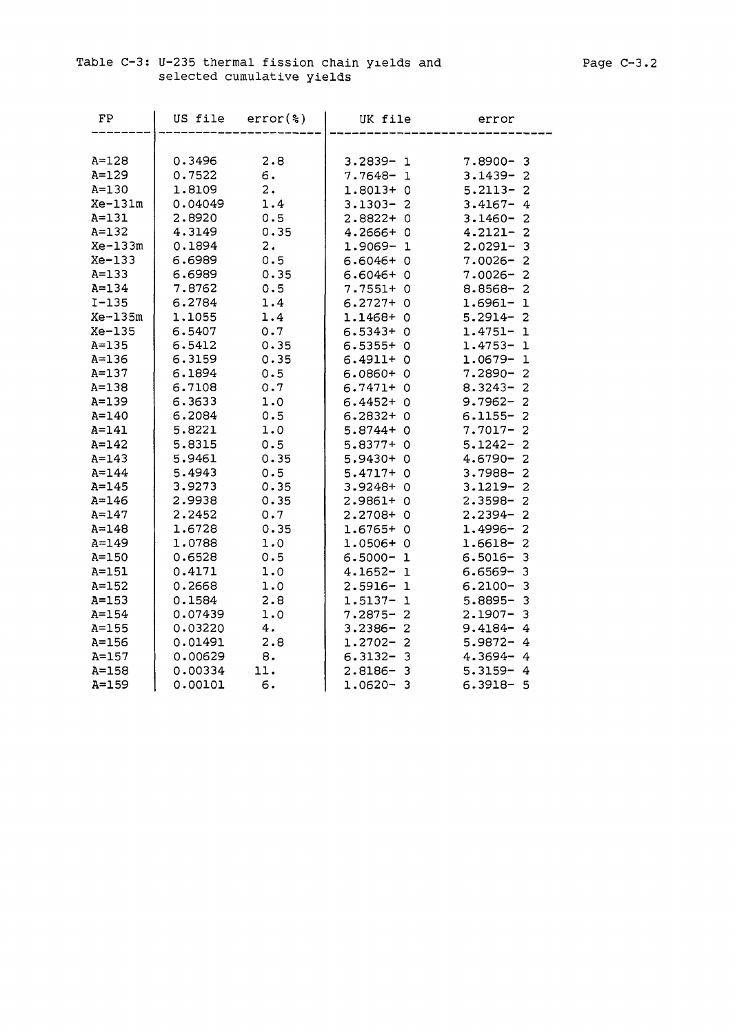Table C-3: U-235 thermal fission chain yields and selected cumulative yields

| FP | US file | error(%) | UK file | error |
|---|---|---|---|---|
| A=128 | 0.3496 | 2.8 | 3.2839- 1 | 7.8900- 3 |
| A=129 | 0.7522 | 6. | 7.7648- 1 | 3.1439- 2 |
| A=130 | 1.8109 | 2. | 1.8013+ 0 | 5.2113- 2 |
| Xe-131m | 0.04049 | 1.4 | 3.1303- 2 | 3.4167- 4 |
| A=131 | 2.8920 | 0.5 | 2.8822+ 0 | 3.1460- 2 |
| A=132 | 4.3149 | 0.35 | 4.2666+ 0 | 4.2121- 2 |
| Xe-133m | 0.1894 | 2. | 1.9069- 1 | 2.0291- 3 |
| Xe-133 | 6.6989 | 0.5 | 6.6046+ 0 | 7.0026- 2 |
| A=133 | 6.6989 | 0.35 | 6.6046+ 0 | 7.0026- 2 |
| A=134 | 7.8762 | 0.5 | 7.7551+ 0 | 8.8568- 2 |
| I-135 | 6.2784 | 1.4 | 6.2727+ 0 | 1.6961- 1 |
| Xe-135m | 1.1055 | 1.4 | 1.1468+ 0 | 5.2914- 2 |
| Xe-135 | 6.5407 | 0.7 | 6.5343+ 0 | 1.4751- 1 |
| A=135 | 6.5412 | 0.35 | 6.5355+ 0 | 1.4753- 1 |
| A=136 | 6.3159 | 0.35 | 6.4911+ 0 | 1.0679- 1 |
| A=137 | 6.1894 | 0.5 | 6.0860+ 0 | 7.2890- 2 |
| A=138 | 6.7108 | 0.7 | 6.7471+ 0 | 8.3243- 2 |
| A=139 | 6.3633 | 1.0 | 6.4452+ 0 | 9.7962- 2 |
| A=140 | 6.2084 | 0.5 | 6.2832+ 0 | 6.1155- 2 |
| A=141 | 5.8221 | 1.0 | 5.8744+ 0 | 7.7017- 2 |
| A=142 | 5.8315 | 0.5 | 5.8377+ 0 | 5.1242- 2 |
| A=143 | 5.9461 | 0.35 | 5.9430+ 0 | 4.6790- 2 |
| A=144 | 5.4943 | 0.5 | 5.4717+ 0 | 3.7988- 2 |
| A=145 | 3.9273 | 0.35 | 3.9248+ 0 | 3.1219- 2 |
| A=146 | 2.9938 | 0.35 | 2.9861+ 0 | 2.3598- 2 |
| A=147 | 2.2452 | 0.7 | 2.2708+ 0 | 2.2394- 2 |
| A=148 | 1.6728 | 0.35 | 1.6765+ 0 | 1.4996- 2 |
| A=149 | 1.0788 | 1.0 | 1.0506+ 0 | 1.6618- 2 |
| A=150 | 0.6528 | 0.5 | 6.5000- 1 | 6.5016- 3 |
| A=151 | 0.4171 | 1.0 | 4.1652- 1 | 6.6569- 3 |
| A=152 | 0.2668 | 1.0 | 2.5916- 1 | 6.2100- 3 |
| A=153 | 0.1584 | 2.8 | 1.5137- 1 | 5.8895- 3 |
| A=154 | 0.07439 | 1.0 | 7.2875- 2 | 2.1907- 3 |
| A=155 | 0.03220 | 4. | 3.2386- 2 | 9.4184- 4 |
| A=156 | 0.01491 | 2.8 | 1.2702- 2 | 5.9872- 4 |
| A=157 | 0.00629 | 8. | 6.3132- 3 | 4.3694- 4 |
| A=158 | 0.00334 | 11. | 2.8186- 3 | 5.3159- 4 |
| A=159 | 0.00101 | 6. | 1.0620- 3 | 6.3918- 5 |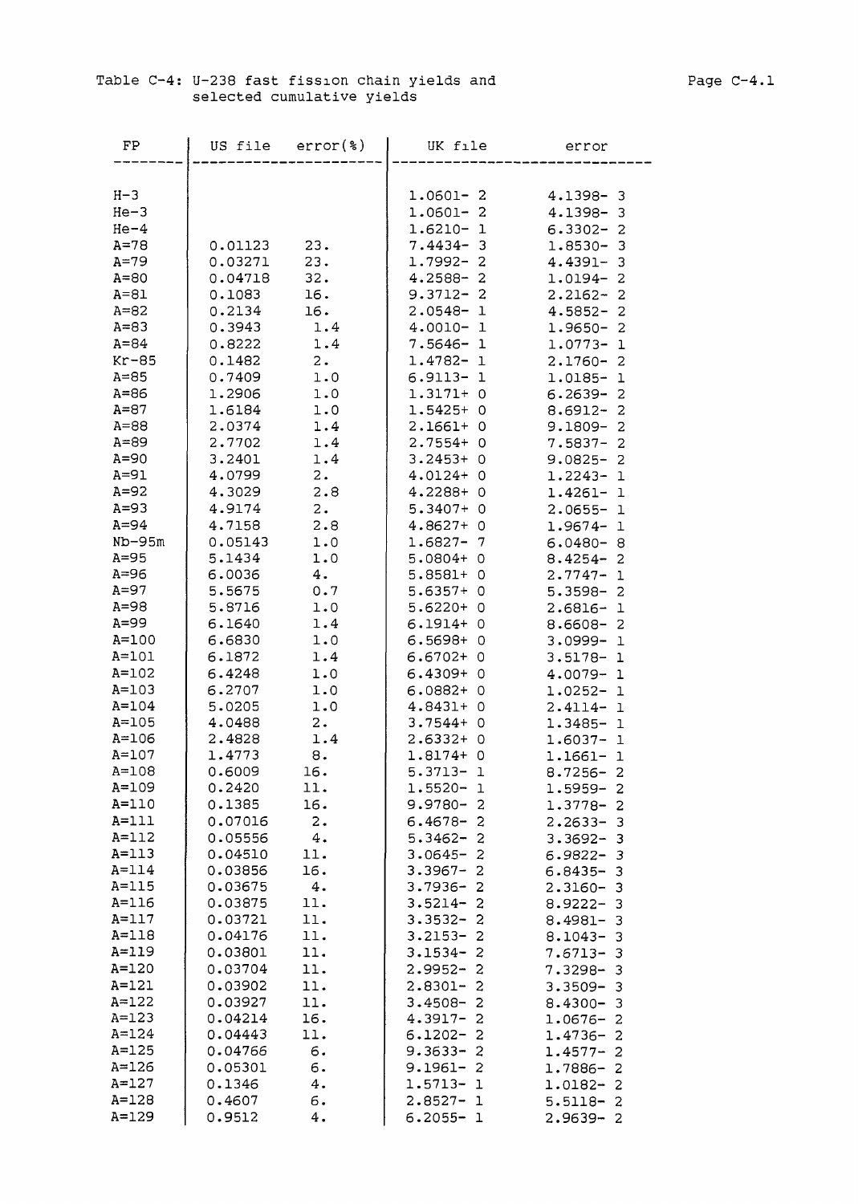Table C-4: U-238 fast fission chain yields and selected cumulative yields

| FP | US file | error(%) | UK file | error |
|---|---|---|---|---|
| H-3 | | | 1.0601- 2 | 4.1398- 3 |
| He-3 | | | 1.0601- 2 | 4.1398- 3 |
| He-4 | | | 1.6210- 1 | 6.3302- 2 |
| A=78 | 0.01123 | 23. | 7.4434- 3 | 1.8530- 3 |
| A=79 | 0.03271 | 23. | 1.7992- 2 | 4.4391- 3 |
| A=80 | 0.04718 | 32. | 4.2588- 2 | 1.0194- 2 |
| A=81 | 0.1083 | 16. | 9.3712- 2 | 2.2162- 2 |
| A=82 | 0.2134 | 16. | 2.0548- 1 | 4.5852- 2 |
| A=83 | 0.3943 | 1.4 | 4.0010- 1 | 1.9650- 2 |
| A=84 | 0.8222 | 1.4 | 7.5646- 1 | 1.0773- 1 |
| Kr-85 | 0.1482 | 2. | 1.4782- 1 | 2.1760- 2 |
| A=85 | 0.7409 | 1.0 | 6.9113- 1 | 1.0185- 1 |
| A=86 | 1.2906 | 1.0 | 1.3171+ 0 | 6.2639- 2 |
| A=87 | 1.6184 | 1.0 | 1.5425+ 0 | 8.6912- 2 |
| A=88 | 2.0374 | 1.4 | 2.1661+ 0 | 9.1809- 2 |
| A=89 | 2.7702 | 1.4 | 2.7554+ 0 | 7.5837- 2 |
| A=90 | 3.2401 | 1.4 | 3.2453+ 0 | 9.0825- 2 |
| A=91 | 4.0799 | 2. | 4.0124+ 0 | 1.2243- 1 |
| A=92 | 4.3029 | 2.8 | 4.2288+ 0 | 1.4261- 1 |
| A=93 | 4.9174 | 2. | 5.3407+ 0 | 2.0655- 1 |
| A=94 | 4.7158 | 2.8 | 4.8627+ 0 | 1.9674- 1 |
| Nb-95m | 0.05143 | 1.0 | 1.6827- 7 | 6.0480- 8 |
| A=95 | 5.1434 | 1.0 | 5.0804+ 0 | 8.4254- 2 |
| A=96 | 6.0036 | 4. | 5.8581+ 0 | 2.7747- 1 |
| A=97 | 5.5675 | 0.7 | 5.6357+ 0 | 5.3598- 2 |
| A=98 | 5.8716 | 1.0 | 5.6220+ 0 | 2.6816- 1 |
| A=99 | 6.1640 | 1.4 | 6.1914+ 0 | 8.6608- 2 |
| A=100 | 6.6830 | 1.0 | 6.5698+ 0 | 3.0999- 1 |
| A=101 | 6.1872 | 1.4 | 6.6702+ 0 | 3.5178- 1 |
| A=102 | 6.4248 | 1.0 | 6.4309+ 0 | 4.0079- 1 |
| A=103 | 6.2707 | 1.0 | 6.0882+ 0 | 1.0252- 1 |
| A=104 | 5.0205 | 1.0 | 4.8431+ 0 | 2.4114- 1 |
| A=105 | 4.0488 | 2. | 3.7544+ 0 | 1.3485- 1 |
| A=106 | 2.4828 | 1.4 | 2.6332+ 0 | 1.6037- 1 |
| A=107 | 1.4773 | 8. | 1.8174+ 0 | 1.1661- 1 |
| A=108 | 0.6009 | 16. | 5.3713- 1 | 8.7256- 2 |
| A=109 | 0.2420 | 11. | 1.5520- 1 | 1.5959- 2 |
| A=110 | 0.1385 | 16. | 9.9780- 2 | 1.3778- 2 |
| A=111 | 0.07016 | 2. | 6.4678- 2 | 2.2633- 3 |
| A=112 | 0.05556 | 4. | 5.3462- 2 | 3.3692- 3 |
| A=113 | 0.04510 | 11. | 3.0645- 2 | 6.9822- 3 |
| A=114 | 0.03856 | 16. | 3.3967- 2 | 6.8435- 3 |
| A=115 | 0.03675 | 4. | 3.7936- 2 | 2.3160- 3 |
| A=116 | 0.03875 | 11. | 3.5214- 2 | 8.9222- 3 |
| A=117 | 0.03721 | 11. | 3.3532- 2 | 8.4981- 3 |
| A=118 | 0.04176 | 11. | 3.2153- 2 | 8.1043- 3 |
| A=119 | 0.03801 | 11. | 3.1534- 2 | 7.6713- 3 |
| A=120 | 0.03704 | 11. | 2.9952- 2 | 7.3298- 3 |
| A=121 | 0.03902 | 11. | 2.8301- 2 | 3.3509- 3 |
| A=122 | 0.03927 | 11. | 3.4508- 2 | 8.4300- 3 |
| A=123 | 0.04214 | 16. | 4.3917- 2 | 1.0676- 2 |
| A=124 | 0.04443 | 11. | 6.1202- 2 | 1.4736- 2 |
| A=125 | 0.04766 | 6. | 9.3633- 2 | 1.4577- 2 |
| A=126 | 0.05301 | 6. | 9.1961- 2 | 1.7886- 2 |
| A=127 | 0.1346 | 4. | 1.5713- 1 | 1.0182- 2 |
| A=128 | 0.4607 | 6. | 2.8527- 1 | 5.5118- 2 |
| A=129 | 0.9512 | 4. | 6.2055- 1 | 2.9639- 2 |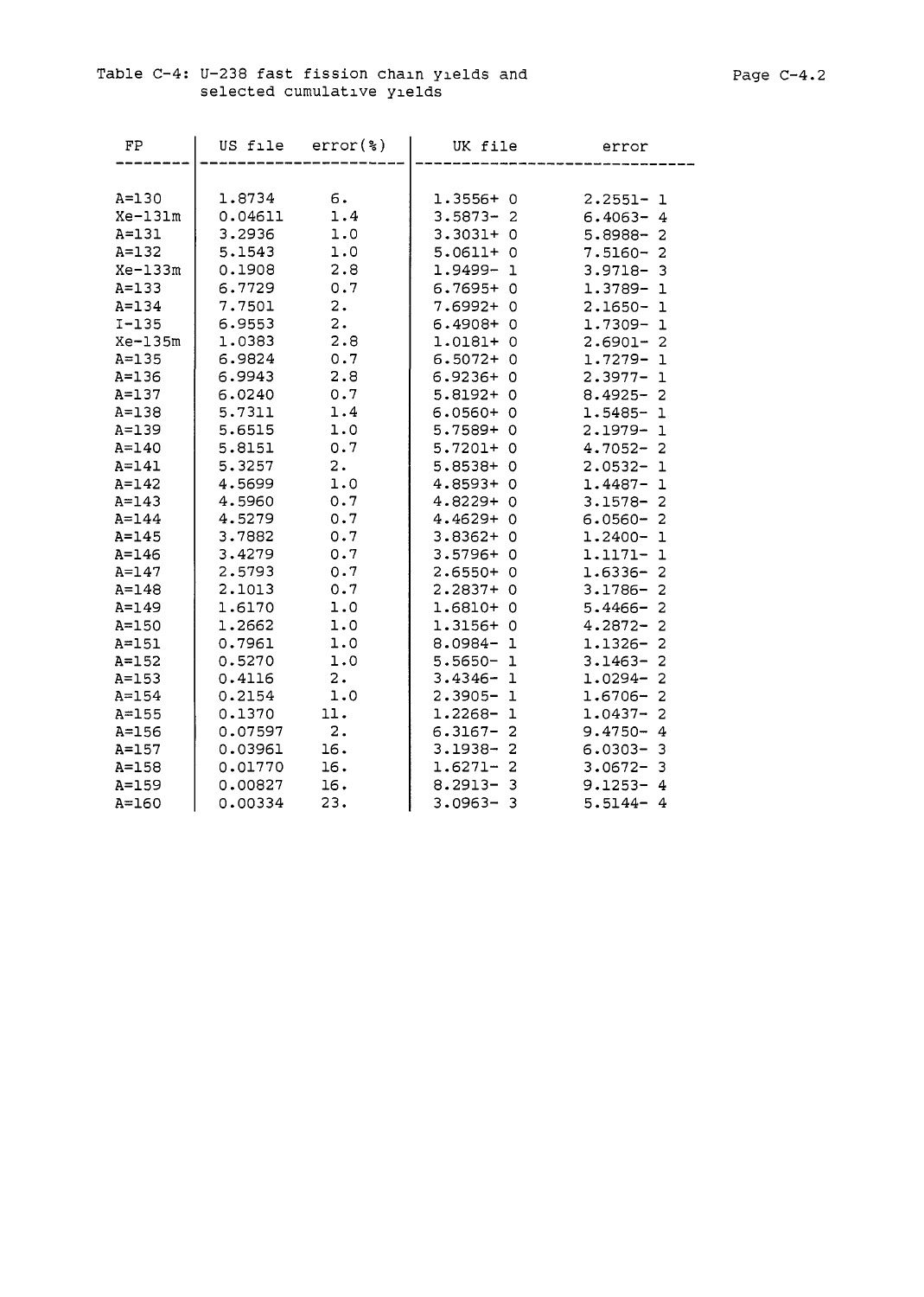Table C-4: U-238 fast fission chain yields and selected cumulative yields

| FP | US file | error(%) | UK file | error |
|---|---|---|---|---|
| A=130 | 1.8734 | 6. | 1.3556+ 0 | 2.2551- 1 |
| Xe-131m | 0.04611 | 1.4 | 3.5873- 2 | 6.4063- 4 |
| A=131 | 3.2936 | 1.0 | 3.3031+ 0 | 5.8988- 2 |
| A=132 | 5.1543 | 1.0 | 5.0611+ 0 | 7.5160- 2 |
| Xe-133m | 0.1908 | 2.8 | 1.9499- 1 | 3.9718- 3 |
| A=133 | 6.7729 | 0.7 | 6.7695+ 0 | 1.3789- 1 |
| A=134 | 7.7501 | 2. | 7.6992+ 0 | 2.1650- 1 |
| I-135 | 6.9553 | 2. | 6.4908+ 0 | 1.7309- 1 |
| Xe-135m | 1.0383 | 2.8 | 1.0181+ 0 | 2.6901- 2 |
| A=135 | 6.9824 | 0.7 | 6.5072+ 0 | 1.7279- 1 |
| A=136 | 6.9943 | 2.8 | 6.9236+ 0 | 2.3977- 1 |
| A=137 | 6.0240 | 0.7 | 5.8192+ 0 | 8.4925- 2 |
| A=138 | 5.7311 | 1.4 | 6.0560+ 0 | 1.5485- 1 |
| A=139 | 5.6515 | 1.0 | 5.7589+ 0 | 2.1979- 1 |
| A=140 | 5.8151 | 0.7 | 5.7201+ 0 | 4.7052- 2 |
| A=141 | 5.3257 | 2. | 5.8538+ 0 | 2.0532- 1 |
| A=142 | 4.5699 | 1.0 | 4.8593+ 0 | 1.4487- 1 |
| A=143 | 4.5960 | 0.7 | 4.8229+ 0 | 3.1578- 2 |
| A=144 | 4.5279 | 0.7 | 4.4629+ 0 | 6.0560- 2 |
| A=145 | 3.7882 | 0.7 | 3.8362+ 0 | 1.2400- 1 |
| A=146 | 3.4279 | 0.7 | 3.5796+ 0 | 1.1171- 1 |
| A=147 | 2.5793 | 0.7 | 2.6550+ 0 | 1.6336- 2 |
| A=148 | 2.1013 | 0.7 | 2.2837+ 0 | 3.1786- 2 |
| A=149 | 1.6170 | 1.0 | 1.6810+ 0 | 5.4466- 2 |
| A=150 | 1.2662 | 1.0 | 1.3156+ 0 | 4.2872- 2 |
| A=151 | 0.7961 | 1.0 | 8.0984- 1 | 1.1326- 2 |
| A=152 | 0.5270 | 1.0 | 5.5650- 1 | 3.1463- 2 |
| A=153 | 0.4116 | 2. | 3.4346- 1 | 1.0294- 2 |
| A=154 | 0.2154 | 1.0 | 2.3905- 1 | 1.6706- 2 |
| A=155 | 0.1370 | 11. | 1.2268- 1 | 1.0437- 2 |
| A=156 | 0.07597 | 2. | 6.3167- 2 | 9.4750- 4 |
| A=157 | 0.03961 | 16. | 3.1938- 2 | 6.0303- 3 |
| A=158 | 0.01770 | 16. | 1.6271- 2 | 3.0672- 3 |
| A=159 | 0.00827 | 16. | 8.2913- 3 | 9.1253- 4 |
| A=160 | 0.00334 | 23. | 3.0963- 3 | 5.5144- 4 |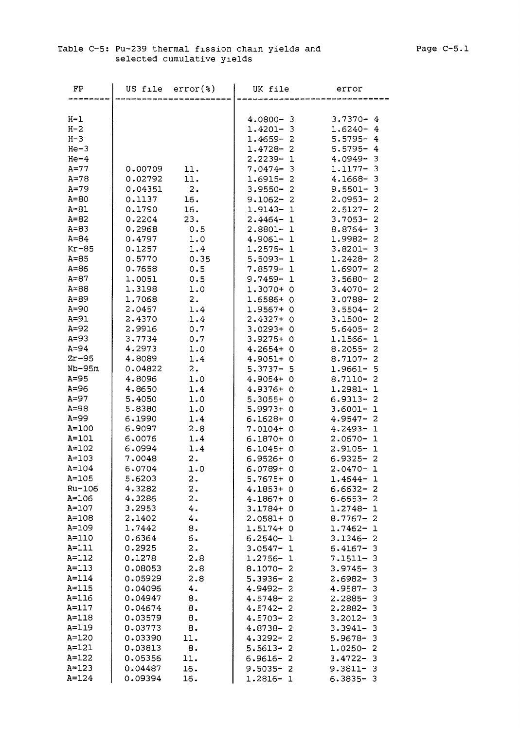Table C-5: Pu-239 thermal fission chain yields and selected cumulative yields

| FP | US file | error(%) | UK file | error |
|---|---|---|---|---|
| H-1 | | | 4.0800- 3 | 3.7370- 4 |
| H-2 | | | 1.4201- 3 | 1.6240- 4 |
| H-3 | | | 1.4659- 2 | 5.5795- 4 |
| He-3 | | | 1.4728- 2 | 5.5795- 4 |
| He-4 | | | 2.2239- 1 | 4.0949- 3 |
| A=77 | 0.00709 | 11. | 7.0474- 3 | 1.1177- 3 |
| A=78 | 0.02792 | 11. | 1.6915- 2 | 4.1668- 3 |
| A=79 | 0.04351 | 2. | 3.9550- 2 | 9.5501- 3 |
| A=80 | 0.1137 | 16. | 9.1062- 2 | 2.0953- 2 |
| A=81 | 0.1790 | 16. | 1.9143- 1 | 2.5127- 2 |
| A=82 | 0.2204 | 23. | 2.4464- 1 | 3.7053- 2 |
| A=83 | 0.2968 | 0.5 | 2.8801- 1 | 8.8764- 3 |
| A=84 | 0.4797 | 1.0 | 4.9061- 1 | 1.9982- 2 |
| Kr-85 | 0.1257 | 1.4 | 1.2575- 1 | 3.8201- 3 |
| A=85 | 0.5770 | 0.35 | 5.5093- 1 | 1.2428- 2 |
| A=86 | 0.7658 | 0.5 | 7.8579- 1 | 1.6907- 2 |
| A=87 | 1.0051 | 0.5 | 9.7459- 1 | 3.5680- 2 |
| A=88 | 1.3198 | 1.0 | 1.3070+ 0 | 3.4070- 2 |
| A=89 | 1.7068 | 2. | 1.6586+ 0 | 3.0788- 2 |
| A=90 | 2.0457 | 1.4 | 1.9567+ 0 | 3.5504- 2 |
| A=91 | 2.4370 | 1.4 | 2.4327+ 0 | 3.1500- 2 |
| A=92 | 2.9916 | 0.7 | 3.0293+ 0 | 5.6405- 2 |
| A=93 | 3.7734 | 0.7 | 3.9275+ 0 | 1.1566- 1 |
| A=94 | 4.2973 | 1.0 | 4.2654+ 0 | 8.2055- 2 |
| Zr-95 | 4.8089 | 1.4 | 4.9051+ 0 | 8.7107- 2 |
| Nb-95m | 0.04822 | 2. | 5.3737- 5 | 1.9661- 5 |
| A=95 | 4.8096 | 1.0 | 4.9054+ 0 | 8.7110- 2 |
| A=96 | 4.8650 | 1.4 | 4.9376+ 0 | 1.2981- 1 |
| A=97 | 5.4050 | 1.0 | 5.3055+ 0 | 6.9313- 2 |
| A=98 | 5.8380 | 1.0 | 5.9973+ 0 | 3.6001- 1 |
| A=99 | 6.1990 | 1.4 | 6.1628+ 0 | 4.9547- 2 |
| A=100 | 6.9097 | 2.8 | 7.0104+ 0 | 4.2493- 1 |
| A=101 | 6.0076 | 1.4 | 6.1870+ 0 | 2.0670- 1 |
| A=102 | 6.0994 | 1.4 | 6.1045+ 0 | 2.9105- 1 |
| A=103 | 7.0048 | 2. | 6.9526+ 0 | 6.9325- 2 |
| A=104 | 6.0704 | 1.0 | 6.0789+ 0 | 2.0470- 1 |
| A=105 | 5.6203 | 2. | 5.7675+ 0 | 1.4644- 1 |
| Ru-106 | 4.3282 | 2. | 4.1853+ 0 | 6.6632- 2 |
| A=106 | 4.3286 | 2. | 4.1867+ 0 | 6.6653- 2 |
| A=107 | 3.2953 | 4. | 3.1784+ 0 | 1.2748- 1 |
| A=108 | 2.1402 | 4. | 2.0581+ 0 | 8.7767- 2 |
| A=109 | 1.7442 | 8. | 1.5174+ 0 | 1.7462- 1 |
| A=110 | 0.6364 | 6. | 6.2540- 1 | 3.1346- 2 |
| A=111 | 0.2925 | 2. | 3.0547- 1 | 6.4167- 3 |
| A=112 | 0.1278 | 2.8 | 1.2756- 1 | 7.1511- 3 |
| A=113 | 0.08053 | 2.8 | 8.1070- 2 | 3.9745- 3 |
| A=114 | 0.05929 | 2.8 | 5.3936- 2 | 2.6982- 3 |
| A=115 | 0.04096 | 4. | 4.9492- 2 | 4.9587- 3 |
| A=116 | 0.04947 | 8. | 4.5748- 2 | 2.2885- 3 |
| A=117 | 0.04674 | 8. | 4.5742- 2 | 2.2882- 3 |
| A=118 | 0.03579 | 8. | 4.5703- 2 | 3.2012- 3 |
| A=119 | 0.03773 | 8. | 4.8738- 2 | 3.3941- 3 |
| A=120 | 0.03390 | 11. | 4.3292- 2 | 5.9678- 3 |
| A=121 | 0.03813 | 8. | 5.5613- 2 | 1.0250- 2 |
| A=122 | 0.05356 | 11. | 6.9616- 2 | 3.4722- 3 |
| A=123 | 0.04487 | 16. | 9.5035- 2 | 9.3811- 3 |
| A=124 | 0.09394 | 16. | 1.2816- 1 | 6.3835- 3 |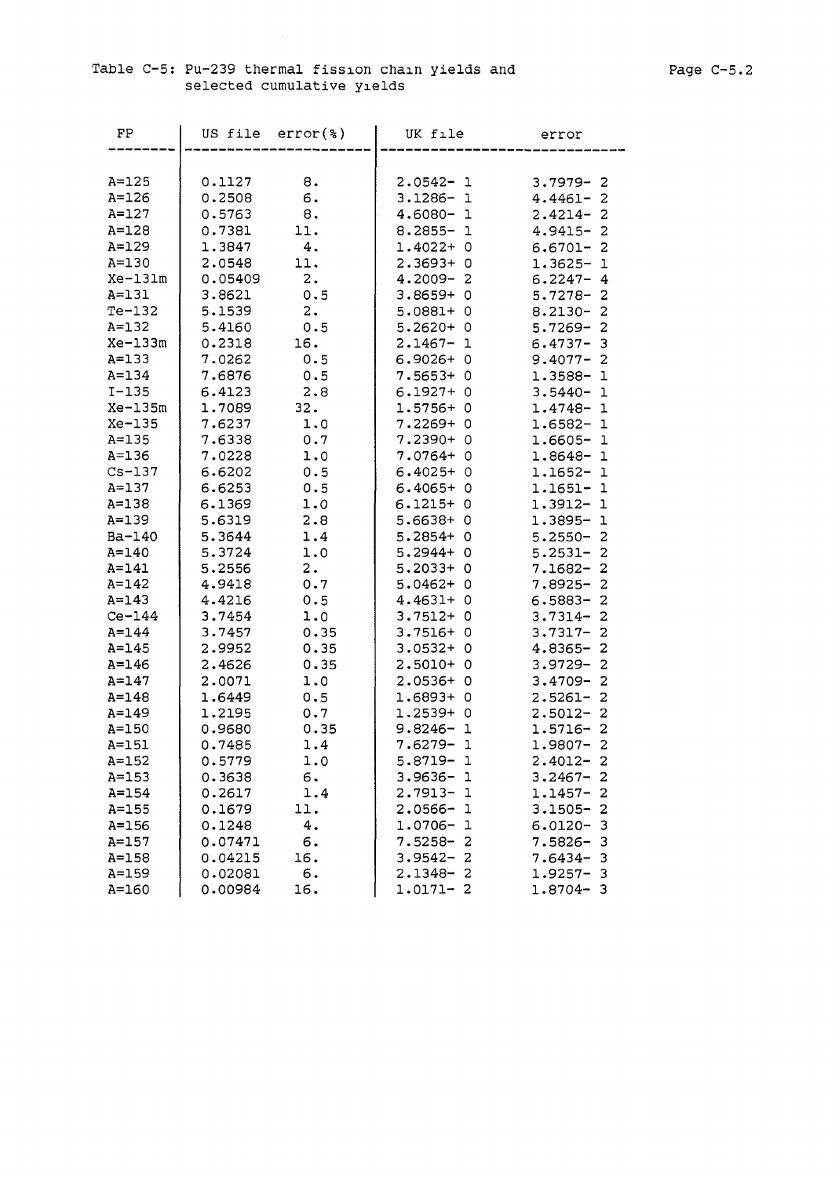Table C-5: Pu-239 thermal fission chain yields and selected cumulative yields

| FP | US file | error(%) | UK file | error |
|---|---|---|---|---|
| A=125 | 0.1127 | 8. | 2.0542- 1 | 3.7979- 2 |
| A=126 | 0.2508 | 6. | 3.1286- 1 | 4.4461- 2 |
| A=127 | 0.5763 | 8. | 4.6080- 1 | 2.4214- 2 |
| A=128 | 0.7381 | 11. | 8.2855- 1 | 4.9415- 2 |
| A=129 | 1.3847 | 4. | 1.4022+ 0 | 6.6701- 2 |
| A=130 | 2.0548 | 11. | 2.3693+ 0 | 1.3625- 1 |
| Xe-131m | 0.05409 | 2. | 4.2009- 2 | 6.2247- 4 |
| A=131 | 3.8621 | 0.5 | 3.8659+ 0 | 5.7278- 2 |
| Te-132 | 5.1539 | 2. | 5.0881+ 0 | 8.2130- 2 |
| A=132 | 5.4160 | 0.5 | 5.2620+ 0 | 5.7269- 2 |
| Xe-133m | 0.2318 | 16. | 2.1467- 1 | 6.4737- 3 |
| A=133 | 7.0262 | 0.5 | 6.9026+ 0 | 9.4077- 2 |
| A=134 | 7.6876 | 0.5 | 7.5653+ 0 | 1.3588- 1 |
| I-135 | 6.4123 | 2.8 | 6.1927+ 0 | 3.5440- 1 |
| Xe-135m | 1.7089 | 32. | 1.5756+ 0 | 1.4748- 1 |
| Xe-135 | 7.6237 | 1.0 | 7.2269+ 0 | 1.6582- 1 |
| A=135 | 7.6338 | 0.7 | 7.2390+ 0 | 1.6605- 1 |
| A=136 | 7.0228 | 1.0 | 7.0764+ 0 | 1.8648- 1 |
| Cs-137 | 6.6202 | 0.5 | 6.4025+ 0 | 1.1652- 1 |
| A=137 | 6.6253 | 0.5 | 6.4065+ 0 | 1.1651- 1 |
| A=138 | 6.1369 | 1.0 | 6.1215+ 0 | 1.3912- 1 |
| A=139 | 5.6319 | 2.8 | 5.6638+ 0 | 1.3895- 1 |
| Ba-140 | 5.3644 | 1.4 | 5.2854+ 0 | 5.2550- 2 |
| A=140 | 5.3724 | 1.0 | 5.2944+ 0 | 5.2531- 2 |
| A=141 | 5.2556 | 2. | 5.2033+ 0 | 7.1682- 2 |
| A=142 | 4.9418 | 0.7 | 5.0462+ 0 | 7.8925- 2 |
| A=143 | 4.4216 | 0.5 | 4.4631+ 0 | 6.5883- 2 |
| Ce-144 | 3.7454 | 1.0 | 3.7512+ 0 | 3.7314- 2 |
| A=144 | 3.7457 | 0.35 | 3.7516+ 0 | 3.7317- 2 |
| A=145 | 2.9952 | 0.35 | 3.0532+ 0 | 4.8365- 2 |
| A=146 | 2.4626 | 0.35 | 2.5010+ 0 | 3.9729- 2 |
| A=147 | 2.0071 | 1.0 | 2.0536+ 0 | 3.4709- 2 |
| A=148 | 1.6449 | 0.5 | 1.6893+ 0 | 2.5261- 2 |
| A=149 | 1.2195 | 0.7 | 1.2539+ 0 | 2.5012- 2 |
| A=150 | 0.9680 | 0.35 | 9.8246- 1 | 1.5716- 2 |
| A=151 | 0.7485 | 1.4 | 7.6279- 1 | 1.9807- 2 |
| A=152 | 0.5779 | 1.0 | 5.8719- 1 | 2.4012- 2 |
| A=153 | 0.3638 | 6. | 3.9636- 1 | 3.2467- 2 |
| A=154 | 0.2617 | 1.4 | 2.7913- 1 | 1.1457- 2 |
| A=155 | 0.1679 | 11. | 2.0566- 1 | 3.1505- 2 |
| A=156 | 0.1248 | 4. | 1.0706- 1 | 6.0120- 3 |
| A=157 | 0.07471 | 6. | 7.5258- 2 | 7.5826- 3 |
| A=158 | 0.04215 | 16. | 3.9542- 2 | 7.6434- 3 |
| A=159 | 0.02081 | 6. | 2.1348- 2 | 1.9257- 3 |
| A=160 | 0.00984 | 16. | 1.0171- 2 | 1.8704- 3 |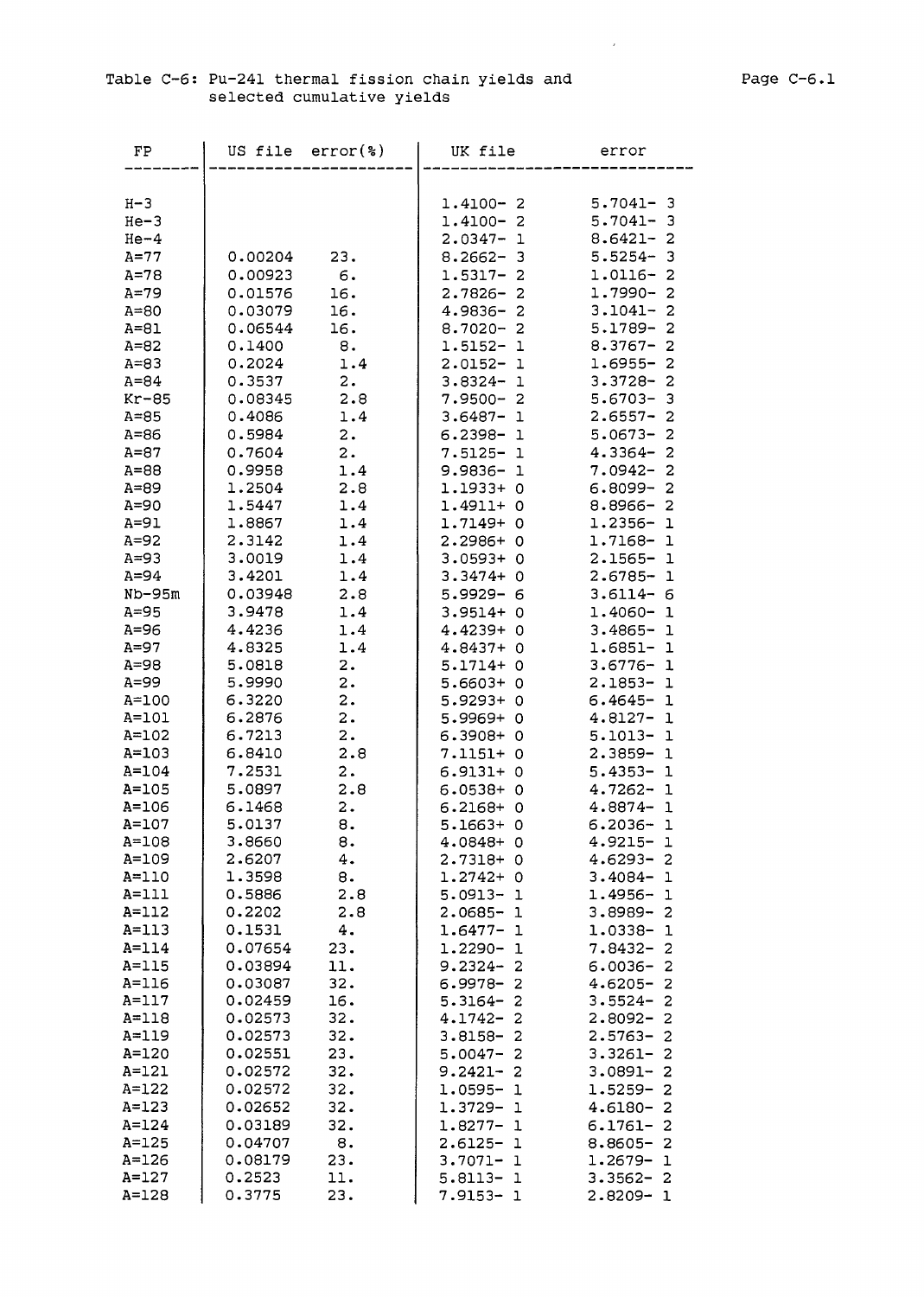Table C-6: Pu-241 thermal fission chain yields and selected cumulative yields

| FP | US file | error(%) | UK file | error |
|---|---|---|---|---|
| H-3 | | | 1.4100- 2 | 5.7041- 3 |
| He-3 | | | 1.4100- 2 | 5.7041- 3 |
| He-4 | | | 2.0347- 1 | 8.6421- 2 |
| A=77 | 0.00204 | 23. | 8.2662- 3 | 5.5254- 3 |
| A=78 | 0.00923 | 6. | 1.5317- 2 | 1.0116- 2 |
| A=79 | 0.01576 | 16. | 2.7826- 2 | 1.7990- 2 |
| A=80 | 0.03079 | 16. | 4.9836- 2 | 3.1041- 2 |
| A=81 | 0.06544 | 16. | 8.7020- 2 | 5.1789- 2 |
| A=82 | 0.1400 | 8. | 1.5152- 1 | 8.3767- 2 |
| A=83 | 0.2024 | 1.4 | 2.0152- 1 | 1.6955- 2 |
| A=84 | 0.3537 | 2. | 3.8324- 1 | 3.3728- 2 |
| Kr-85 | 0.08345 | 2.8 | 7.9500- 2 | 5.6703- 3 |
| A=85 | 0.4086 | 1.4 | 3.6487- 1 | 2.6557- 2 |
| A=86 | 0.5984 | 2. | 6.2398- 1 | 5.0673- 2 |
| A=87 | 0.7604 | 2. | 7.5125- 1 | 4.3364- 2 |
| A=88 | 0.9958 | 1.4 | 9.9836- 1 | 7.0942- 2 |
| A=89 | 1.2504 | 2.8 | 1.1933+ 0 | 6.8099- 2 |
| A=90 | 1.5447 | 1.4 | 1.4911+ 0 | 8.8966- 2 |
| A=91 | 1.8867 | 1.4 | 1.7149+ 0 | 1.2356- 1 |
| A=92 | 2.3142 | 1.4 | 2.2986+ 0 | 1.7168- 1 |
| A=93 | 3.0019 | 1.4 | 3.0593+ 0 | 2.1565- 1 |
| A=94 | 3.4201 | 1.4 | 3.3474+ 0 | 2.6785- 1 |
| Nb-95m | 0.03948 | 2.8 | 5.9929- 6 | 3.6114- 6 |
| A=95 | 3.9478 | 1.4 | 3.9514+ 0 | 1.4060- 1 |
| A=96 | 4.4236 | 1.4 | 4.4239+ 0 | 3.4865- 1 |
| A=97 | 4.8325 | 1.4 | 4.8437+ 0 | 1.6851- 1 |
| A=98 | 5.0818 | 2. | 5.1714+ 0 | 3.6776- 1 |
| A=99 | 5.9990 | 2. | 5.6603+ 0 | 2.1853- 1 |
| A=100 | 6.3220 | 2. | 5.9293+ 0 | 6.4645- 1 |
| A=101 | 6.2876 | 2. | 5.9969+ 0 | 4.8127- 1 |
| A=102 | 6.7213 | 2. | 6.3908+ 0 | 5.1013- 1 |
| A=103 | 6.8410 | 2.8 | 7.1151+ 0 | 2.3859- 1 |
| A=104 | 7.2531 | 2. | 6.9131+ 0 | 5.4353- 1 |
| A=105 | 5.0897 | 2.8 | 6.0538+ 0 | 4.7262- 1 |
| A=106 | 6.1468 | 2. | 6.2168+ 0 | 4.8874- 1 |
| A=107 | 5.0137 | 8. | 5.1663+ 0 | 6.2036- 1 |
| A=108 | 3.8660 | 8. | 4.0848+ 0 | 4.9215- 1 |
| A=109 | 2.6207 | 4. | 2.7318+ 0 | 4.6293- 2 |
| A=110 | 1.3598 | 8. | 1.2742+ 0 | 3.4084- 1 |
| A=111 | 0.5886 | 2.8 | 5.0913- 1 | 1.4956- 1 |
| A=112 | 0.2202 | 2.8 | 2.0685- 1 | 3.8989- 2 |
| A=113 | 0.1531 | 4. | 1.6477- 1 | 1.0338- 1 |
| A=114 | 0.07654 | 23. | 1.2290- 1 | 7.8432- 2 |
| A=115 | 0.03894 | 11. | 9.2324- 2 | 6.0036- 2 |
| A=116 | 0.03087 | 32. | 6.9978- 2 | 4.6205- 2 |
| A=117 | 0.02459 | 16. | 5.3164- 2 | 3.5524- 2 |
| A=118 | 0.02573 | 32. | 4.1742- 2 | 2.8092- 2 |
| A=119 | 0.02573 | 32. | 3.8158- 2 | 2.5763- 2 |
| A=120 | 0.02551 | 23. | 5.0047- 2 | 3.3261- 2 |
| A=121 | 0.02572 | 32. | 9.2421- 2 | 3.0891- 2 |
| A=122 | 0.02572 | 32. | 1.0595- 1 | 1.5259- 2 |
| A=123 | 0.02652 | 32. | 1.3729- 1 | 4.6180- 2 |
| A=124 | 0.03189 | 32. | 1.8277- 1 | 6.1761- 2 |
| A=125 | 0.04707 | 8. | 2.6125- 1 | 8.8605- 2 |
| A=126 | 0.08179 | 23. | 3.7071- 1 | 1.2679- 1 |
| A=127 | 0.2523 | 11. | 5.8113- 1 | 3.3562- 2 |
| A=128 | 0.3775 | 23. | 7.9153- 1 | 2.8209- 1 |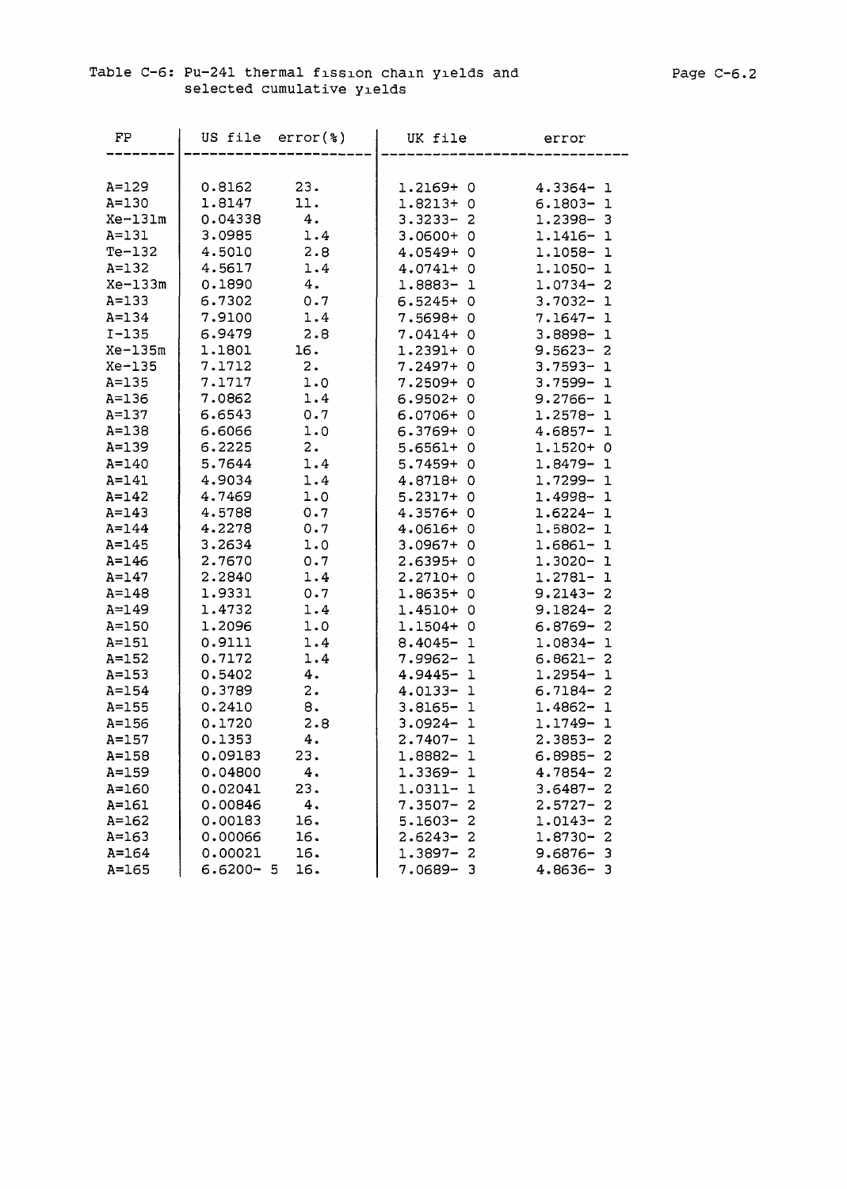Table C-6: Pu-241 thermal fission chain yields and selected cumulative yields

| FP | US file | error(%) | UK file | error |
|---|---|---|---|---|
| A=129 | 0.8162 | 23. | 1.2169+ 0 | 4.3364- 1 |
| A=130 | 1.8147 | 11. | 1.8213+ 0 | 6.1803- 1 |
| Xe-131m | 0.04338 | 4. | 3.3233- 2 | 1.2398- 3 |
| A=131 | 3.0985 | 1.4 | 3.0600+ 0 | 1.1416- 1 |
| Te-132 | 4.5010 | 2.8 | 4.0549+ 0 | 1.1058- 1 |
| A=132 | 4.5617 | 1.4 | 4.0741+ 0 | 1.1050- 1 |
| Xe-133m | 0.1890 | 4. | 1.8883- 1 | 1.0734- 2 |
| A=133 | 6.7302 | 0.7 | 6.5245+ 0 | 3.7032- 1 |
| A=134 | 7.9100 | 1.4 | 7.5698+ 0 | 7.1647- 1 |
| I-135 | 6.9479 | 2.8 | 7.0414+ 0 | 3.8898- 1 |
| Xe-135m | 1.1801 | 16. | 1.2391+ 0 | 9.5623- 2 |
| Xe-135 | 7.1712 | 2. | 7.2497+ 0 | 3.7593- 1 |
| A=135 | 7.1717 | 1.0 | 7.2509+ 0 | 3.7599- 1 |
| A=136 | 7.0862 | 1.4 | 6.9502+ 0 | 9.2766- 1 |
| A=137 | 6.6543 | 0.7 | 6.0706+ 0 | 1.2578- 1 |
| A=138 | 6.6066 | 1.0 | 6.3769+ 0 | 4.6857- 1 |
| A=139 | 6.2225 | 2. | 5.6561+ 0 | 1.1520+ 0 |
| A=140 | 5.7644 | 1.4 | 5.7459+ 0 | 1.8479- 1 |
| A=141 | 4.9034 | 1.4 | 4.8718+ 0 | 1.7299- 1 |
| A=142 | 4.7469 | 1.0 | 5.2317+ 0 | 1.4998- 1 |
| A=143 | 4.5788 | 0.7 | 4.3576+ 0 | 1.6224- 1 |
| A=144 | 4.2278 | 0.7 | 4.0616+ 0 | 1.5802- 1 |
| A=145 | 3.2634 | 1.0 | 3.0967+ 0 | 1.6861- 1 |
| A=146 | 2.7670 | 0.7 | 2.6395+ 0 | 1.3020- 1 |
| A=147 | 2.2840 | 1.4 | 2.2710+ 0 | 1.2781- 1 |
| A=148 | 1.9331 | 0.7 | 1.8635+ 0 | 9.2143- 2 |
| A=149 | 1.4732 | 1.4 | 1.4510+ 0 | 9.1824- 2 |
| A=150 | 1.2096 | 1.0 | 1.1504+ 0 | 6.8769- 2 |
| A=151 | 0.9111 | 1.4 | 8.4045- 1 | 1.0834- 1 |
| A=152 | 0.7172 | 1.4 | 7.9962- 1 | 6.8621- 2 |
| A=153 | 0.5402 | 4. | 4.9445- 1 | 1.2954- 1 |
| A=154 | 0.3789 | 2. | 4.0133- 1 | 6.7184- 2 |
| A=155 | 0.2410 | 8. | 3.8165- 1 | 1.4862- 1 |
| A=156 | 0.1720 | 2.8 | 3.0924- 1 | 1.1749- 1 |
| A=157 | 0.1353 | 4. | 2.7407- 1 | 2.3853- 2 |
| A=158 | 0.09183 | 23. | 1.8882- 1 | 6.8985- 2 |
| A=159 | 0.04800 | 4. | 1.3369- 1 | 4.7854- 2 |
| A=160 | 0.02041 | 23. | 1.0311- 1 | 3.6487- 2 |
| A=161 | 0.00846 | 4. | 7.3507- 2 | 2.5727- 2 |
| A=162 | 0.00183 | 16. | 5.1603- 2 | 1.0143- 2 |
| A=163 | 0.00066 | 16. | 2.6243- 2 | 1.8730- 2 |
| A=164 | 0.00021 | 16. | 1.3897- 2 | 9.6876- 3 |
| A=165 | 6.6200- 5 | 16. | 7.0689- 3 | 4.8636- 3 |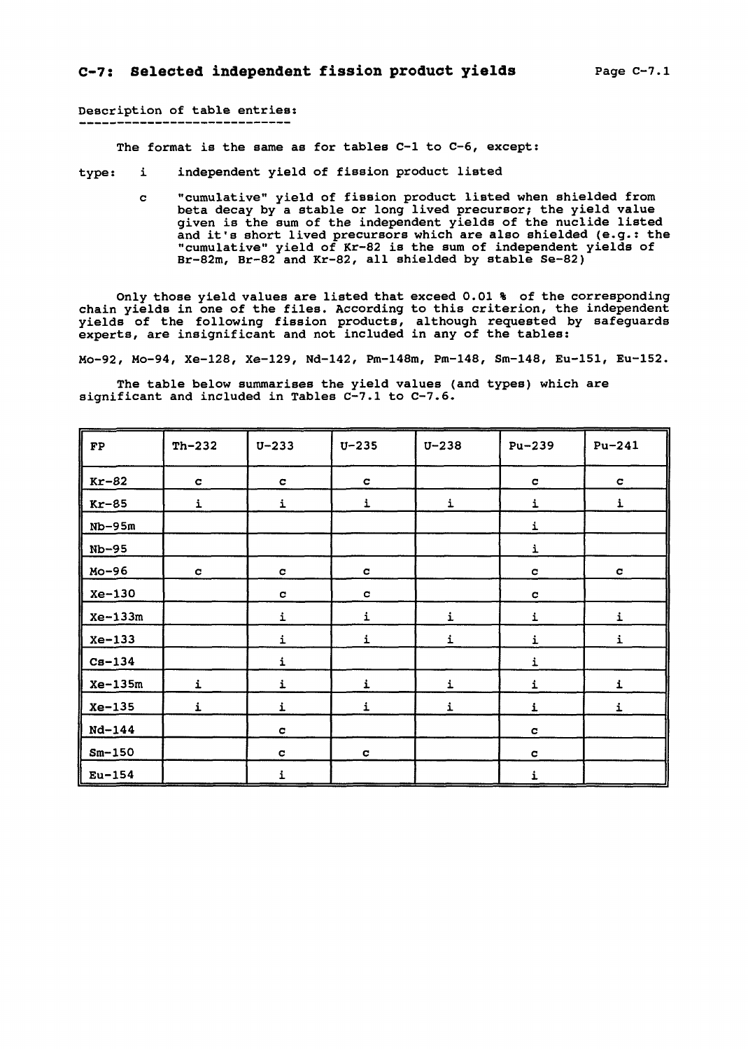## C-7: Selected independent fission product yields

Description of table entries:

The format is the same as for tables C-1 to C-6, except:

type: i independent yield of fission product listed

c "cumulative" yield of fission product listed when shielded from beta decay by a stable or long lived precursor; the yield value given is the sum of the independent yields of the nuclide listed and it's short lived precursors which are also shielded (e.g.: the "cumulative" yield of Kr-82 is the sum of independent yields of Br-82m, Br-82 and Kr-82, all shielded by stable Se-82)

Only those yield values are listed that exceed 0.01 % of the corresponding chain yields in one of the files. According to this criterion, the independent yields of the following fission products, although requested by safeguards experts, are insignificant and not included in any of the tables:

Mo-92, Mo-94, Xe-128, Xe-129, Nd-142, Pm-148m, Pm-148, Sm-148, Eu-151, Eu-152.

The table below summarises the yield values (and types) which are significant and included in Tables C-7.1 to C-7.6.

| FP | Th-232 | U-233 | U-235 | U-238 | Pu-239 | Pu-241 |
|---|---|---|---|---|---|---|
| Kr-82 | c | c | c | | c | c |
| Kr-85 | i | i | i | i | i | i |
| Nb-95m | | | | | i | |
| Nb-95 | | | | | i | |
| Mo-96 | c | c | c | | c | c |
| Xe-130 | | c | c | | c | |
| Xe-133m | | i | i | i | i | i |
| Xe-133 | | i | i | i | i | i |
| Cs-134 | | i | | | i | |
| Xe-135m | i | i | i | i | i | i |
| Xe-135 | i | i | i | i | i | i |
| Nd-144 | | c | | | c | |
| Sm-150 | | c | c | | c | |
| Eu-154 | | i | | | i | |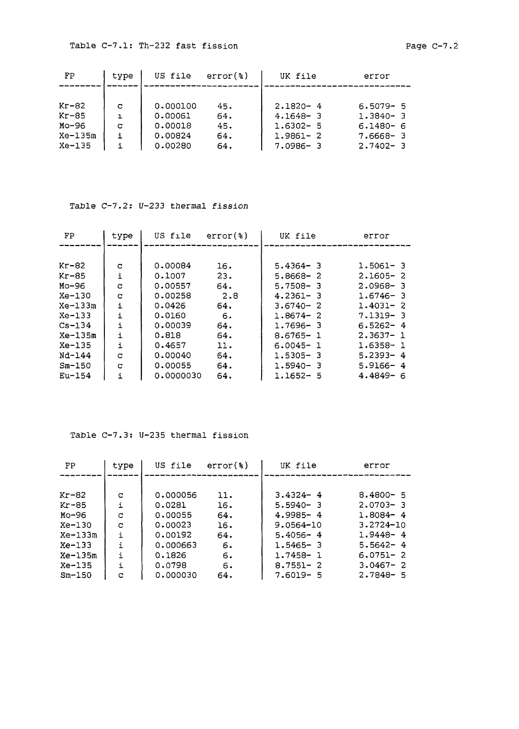Table C-7.1: Th-232 fast fission

| FP | type | US file | error(%) | UK file | error |
|---|---|---|---|---|---|
| Kr-82 | c | 0.000100 | 45. | 2.1820- 4 | 6.5079- 5 |
| Kr-85 | i | 0.00061 | 64. | 4.1648- 3 | 1.3840- 3 |
| Mo-96 | c | 0.00018 | 45. | 1.6302- 5 | 6.1480- 6 |
| Xe-135m | i | 0.00824 | 64. | 1.9861- 2 | 7.6668- 3 |
| Xe-135 | i | 0.00280 | 64. | 7.0986- 3 | 2.7402- 3 |

Table C-7.2: U-233 thermal fission

| FP | type | US file | error(%) | UK file | error |
|---|---|---|---|---|---|
| Kr-82 | c | 0.00084 | 16. | 5.4364- 3 | 1.5061- 3 |
| Kr-85 | i | 0.1007 | 23. | 5.8668- 2 | 2.1605- 2 |
| Mo-96 | c | 0.00557 | 64. | 5.7508- 3 | 2.0968- 3 |
| Xe-130 | c | 0.00258 | 2.8 | 4.2361- 3 | 1.6746- 3 |
| Xe-133m | i | 0.0426 | 64. | 3.6740- 2 | 1.4031- 2 |
| Xe-133 | i | 0.0160 | 6. | 1.8674- 2 | 7.1319- 3 |
| Cs-134 | i | 0.00039 | 64. | 1.7696- 3 | 6.5262- 4 |
| Xe-135m | i | 0.818 | 64. | 8.6765- 1 | 2.3637- 1 |
| Xe-135 | i | 0.4657 | 11. | 6.0045- 1 | 1.6358- 1 |
| Nd-144 | c | 0.00040 | 64. | 1.5305- 3 | 5.2393- 4 |
| Sm-150 | c | 0.00055 | 64. | 1.5940- 3 | 5.9166- 4 |
| Eu-154 | i | 0.0000030 | 64. | 1.1652- 5 | 4.4849- 6 |

Table C-7.3: U-235 thermal fission

| FP | type | US file | error(%) | UK file | error |
|---|---|---|---|---|---|
| Kr-82 | c | 0.000056 | 11. | 3.4324- 4 | 8.4800- 5 |
| Kr-85 | i | 0.0281 | 16. | 5.5940- 3 | 2.0703- 3 |
| Mo-96 | c | 0.00055 | 64. | 4.9985- 4 | 1.8084- 4 |
| Xe-130 | c | 0.00023 | 16. | 9.0564-10 | 3.2724-10 |
| Xe-133m | i | 0.00192 | 64. | 5.4056- 4 | 1.9448- 4 |
| Xe-133 | i | 0.000663 | 6. | 1.5465- 3 | 5.5642- 4 |
| Xe-135m | i | 0.1826 | 6. | 1.7458- 1 | 6.0751- 2 |
| Xe-135 | i | 0.0798 | 6. | 8.7551- 2 | 3.0467- 2 |
| Sm-150 | c | 0.000030 | 64. | 7.6019- 5 | 2.7848- 5 |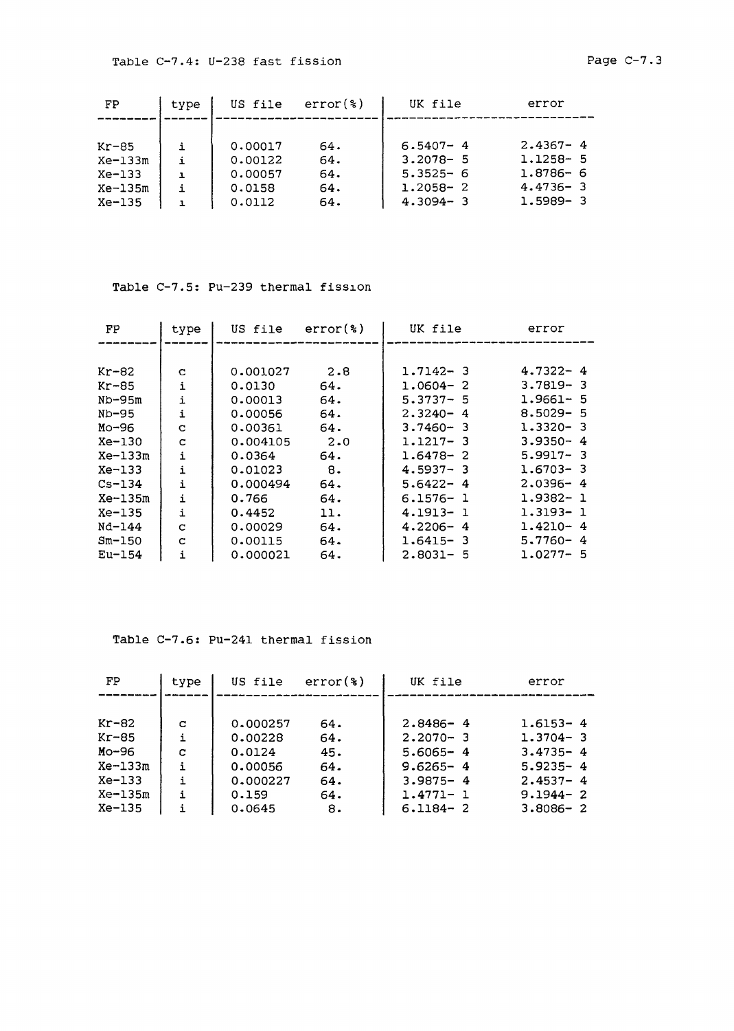Table C-7.4: U-238 fast fission

| FP | type | US file | error(%) | UK file | error |
|---|---|---|---|---|---|
| Kr-85 | i | 0.00017 | 64. | 6.5407- 4 | 2.4367- 4 |
| Xe-133m | i | 0.00122 | 64. | 3.2078- 5 | 1.1258- 5 |
| Xe-133 | i | 0.00057 | 64. | 5.3525- 6 | 1.8786- 6 |
| Xe-135m | i | 0.0158 | 64. | 1.2058- 2 | 4.4736- 3 |
| Xe-135 | i | 0.0112 | 64. | 4.3094- 3 | 1.5989- 3 |

Table C-7.5: Pu-239 thermal fission

| FP | type | US file | error(%) | UK file | error |
|---|---|---|---|---|---|
| Kr-82 | c | 0.001027 | 2.8 | 1.7142- 3 | 4.7322- 4 |
| Kr-85 | i | 0.0130 | 64. | 1.0604- 2 | 3.7819- 3 |
| Nb-95m | i | 0.00013 | 64. | 5.3737- 5 | 1.9661- 5 |
| Nb-95 | i | 0.00056 | 64. | 2.3240- 4 | 8.5029- 5 |
| Mo-96 | c | 0.00361 | 64. | 3.7460- 3 | 1.3320- 3 |
| Xe-130 | c | 0.004105 | 2.0 | 1.1217- 3 | 3.9350- 4 |
| Xe-133m | i | 0.0364 | 64. | 1.6478- 2 | 5.9917- 3 |
| Xe-133 | i | 0.01023 | 8. | 4.5937- 3 | 1.6703- 3 |
| Cs-134 | i | 0.000494 | 64. | 5.6422- 4 | 2.0396- 4 |
| Xe-135m | i | 0.766 | 64. | 6.1576- 1 | 1.9382- 1 |
| Xe-135 | i | 0.4452 | 11. | 4.1913- 1 | 1.3193- 1 |
| Nd-144 | c | 0.00029 | 64. | 4.2206- 4 | 1.4210- 4 |
| Sm-150 | c | 0.00115 | 64. | 1.6415- 3 | 5.7760- 4 |
| Eu-154 | i | 0.000021 | 64. | 2.8031- 5 | 1.0277- 5 |

Table C-7.6: Pu-241 thermal fission

| FP | type | US file | error(%) | UK file | error |
|---|---|---|---|---|---|
| Kr-82 | c | 0.000257 | 64. | 2.8486- 4 | 1.6153- 4 |
| Kr-85 | i | 0.00228 | 64. | 2.2070- 3 | 1.3704- 3 |
| Mo-96 | c | 0.0124 | 45. | 5.6065- 4 | 3.4735- 4 |
| Xe-133m | i | 0.00056 | 64. | 9.6265- 4 | 5.9235- 4 |
| Xe-133 | i | 0.000227 | 64. | 3.9875- 4 | 2.4537- 4 |
| Xe-135m | i | 0.159 | 64. | 1.4771- 1 | 9.1944- 2 |
| Xe-135 | i | 0.0645 | 8. | 6.1184- 2 | 3.8086- 2 |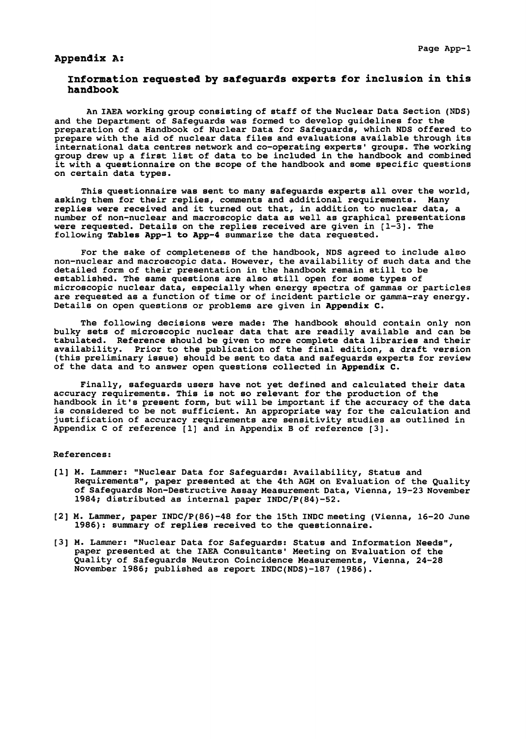# Appendix A:

## Information requested by safeguards experts for inclusion in this handbook

An IAEA working group consisting of staff of the Nuclear Data Section (NDS) and the Department of Safeguards was formed to develop guidelines for the preparation of a Handbook of Nuclear Data for Safeguards, which NDS offered to prepare with the aid of nuclear data files and evaluations available through its international data centres network and co-operating experts' groups. The working group drew up a first list of data to be included in the handbook and combined it with a questionnaire on the scope of the handbook and some specific questions on certain data types.

This questionnaire was sent to many safeguards experts all over the world, asking them for their replies, comments and additional requirements. Many replies were received and it turned out that, in addition to nuclear data, a number of non-nuclear and macroscopic data as well as graphical presentations were requested. Details on the replies received are given in [1-3]. The following **Tables App-1 to App-4** summarize the data requested.

For the sake of completeness of the handbook, NDS agreed to include also non-nuclear and macroscopic data. However, the availability of such data and the detailed form of their presentation in the handbook remain still to be established. The same questions are also still open for some types of microscopic nuclear data, especially when energy spectra of gammas or particles are requested as a function of time or of incident particle or gamma-ray energy. Details on open questions or problems are given in **Appendix C**.

The following decisions were made: The handbook should contain only non bulky sets of microscopic nuclear data that are readily available and can be tabulated. Reference should be given to more complete data libraries and their availability. Prior to the publication of the final edition, a draft version (this preliminary issue) should be sent to data and safeguards experts for review of the data and to answer open questions collected in **Appendix C**.

Finally, safeguards users have not yet defined and calculated their data accuracy requirements. This is not so relevant for the production of the handbook in it's present form, but will be important if the accuracy of the data is considered to be not sufficient. An appropriate way for the calculation and justification of accuracy requirements are sensitivity studies as outlined in Appendix C of reference [1] and in Appendix B of reference [3].

References:

[1] M. Lammer: "Nuclear Data for Safeguards: Availability, Status and Requirements", paper presented at the 4th AGM on Evaluation of the Quality of Safeguards Non-Destructive Assay Measurement Data, Vienna, 19-23 November 1984; distributed as internal paper INDC/P(84)-52.

[2] M. Lammer, paper INDC/P(86)-48 for the 15th INDC meeting (Vienna, 16-20 June 1986): summary of replies received to the questionnaire.

[3] M. Lammer: "Nuclear Data for Safeguards: Status and Information Needs", paper presented at the IAEA Consultants' Meeting on Evaluation of the Quality of Safeguards Neutron Coincidence Measurements, Vienna, 24-28 November 1986; published as report INDC(NDS)-187 (1986).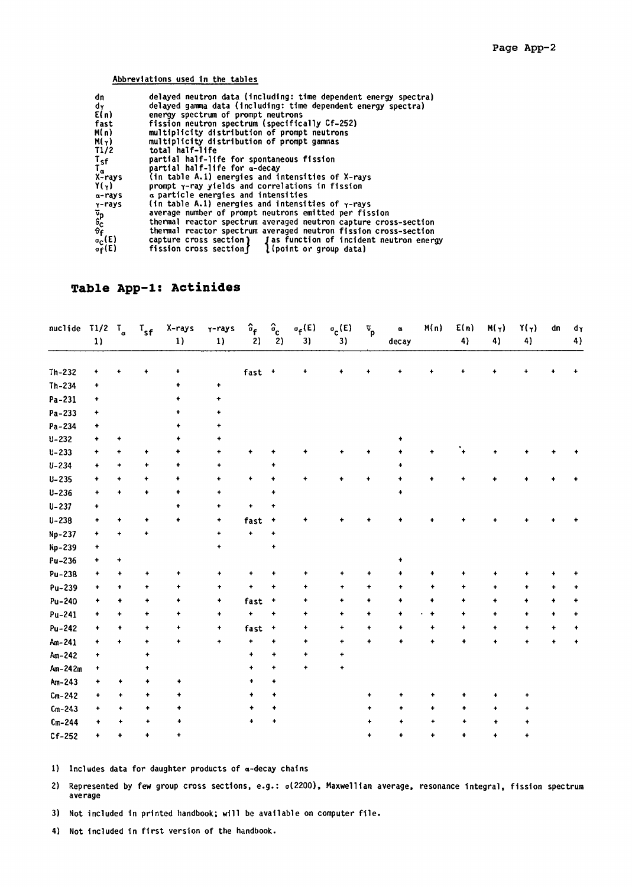Abbreviations used in the tables

| | |
|---|---|
| dn | delayed neutron data (including: time dependent energy spectra) |
| dγ | delayed gamma data (including: time dependent energy spectra) |
| E(n) | energy spectrum of prompt neutrons |
| fast | fission neutron spectrum (specifically Cf-252) |
| M(n) | multiplicity distribution of prompt neutrons |
| M(γ) | multiplicity distribution of prompt gammas |
| T1/2 | total half-life |
| $T_{sf}$ | partial half-life for spontaneous fission |
| $T_\alpha$ | partial half-life for α-decay |
| X-rays | (in table A.1) energies and intensities of X-rays |
| Y(γ) | prompt γ-ray yields and correlations in fission |
| α-rays | α particle energies and intensities |
| γ-rays | (in table A.1) energies and intensities of γ-rays |
| $\bar{\nu}_p$ | average number of prompt neutrons emitted per fission |
| $\hat{\sigma}_c$ | thermal reactor spectrum averaged neutron capture cross-section |
| $\hat{\sigma}_f$ | thermal reactor spectrum averaged neutron fission cross-section |
| $\sigma_c(E)$ | capture cross section } as function of incident neutron energy |
| $\sigma_f(E)$ | fission cross section } (point or group data) |

## Table App-1: Actinides

| nuclide | T1/2 1) | $T_\alpha$ | $T_{sf}$ | X-rays 1) | γ-rays 1) | $\hat{\sigma}_f$ 2) | $\hat{\sigma}_c$ 2) | $\sigma_f(E)$ 3) | $\sigma_c(E)$ 3) | $\bar{\nu}_p$ | α decay | M(n) | E(n) 4) | M(γ) 4) | Y(γ) 4) | dn | dγ 4) |
|---|---|---|---|---|---|---|---|---|---|---|---|---|---|---|---|---|---|
| Th-232 | + | + | + | + | | fast | + | + | + | + | + | + | + | + | + | + | + |
| Th-234 | + | | | + | + | | | | | | | | | | | | |
| Pa-231 | + | | | + | + | | | | | | | | | | | | |
| Pa-233 | + | | | + | + | | | | | | | | | | | | |
| Pa-234 | + | | | + | + | | | | | | | | | | | | |
| U-232 | + | + | | + | + | | | | | | + | | | | | | |
| U-233 | + | + | + | + | + | + | + | + | + | + | + | + | + | + | + | + | + |
| U-234 | + | + | + | + | + | | + | | | | + | | | | | | |
| U-235 | + | + | + | + | + | + | + | + | + | + | + | + | + | + | + | + | + |
| U-236 | + | + | + | + | + | | + | | | | + | | | | | | |
| U-237 | + | | | + | + | + | + | | | | | | | | | | |
| U-238 | + | + | + | + | + | fast | + | + | + | + | + | + | + | + | + | + | + |
| Np-237 | + | + | + | | + | + | + | | | | | | | | | | |
| Np-239 | + | | | | + | | + | | | | | | | | | | |
| Pu-236 | + | + | | | | | | | | | + | | | | | | |
| Pu-238 | + | + | + | + | + | + | + | + | + | + | + | + | + | + | + | + | + |
| Pu-239 | + | + | + | + | + | + | + | + | + | + | + | + | + | + | + | + | + |
| Pu-240 | + | + | + | + | + | fast | + | + | + | + | + | + | + | + | + | + | + |
| Pu-241 | + | + | + | + | + | + | + | + | + | + | + | + | + | + | + | + | + |
| Pu-242 | + | + | + | + | + | fast | + | + | + | + | + | + | + | + | + | + | + |
| Am-241 | + | + | + | + | + | + | + | + | + | + | + | + | + | + | + | + | + |
| Am-242 | + | | + | | | + | + | + | + | | | | | | | | |
| Am-242m | + | | + | | | + | + | + | + | | | | | | | | |
| Am-243 | + | + | + | + | | + | + | | | | | | | | | | |
| Cm-242 | + | + | + | + | | + | + | | | + | + | + | + | + | + | | |
| Cm-243 | + | + | + | + | | + | + | | | + | + | + | + | + | + | | |
| Cm-244 | + | + | + | + | | + | + | | | + | + | + | + | + | + | | |
| Cf-252 | + | + | + | + | | | | | | + | + | + | + | + | + | | |

1) Includes data for daughter products of α-decay chains

2) Represented by few group cross sections, e.g.: σ(2200), Maxwellian average, resonance integral, fission spectrum average

3) Not included in printed handbook; will be available on computer file.

4) Not included in first version of the handbook.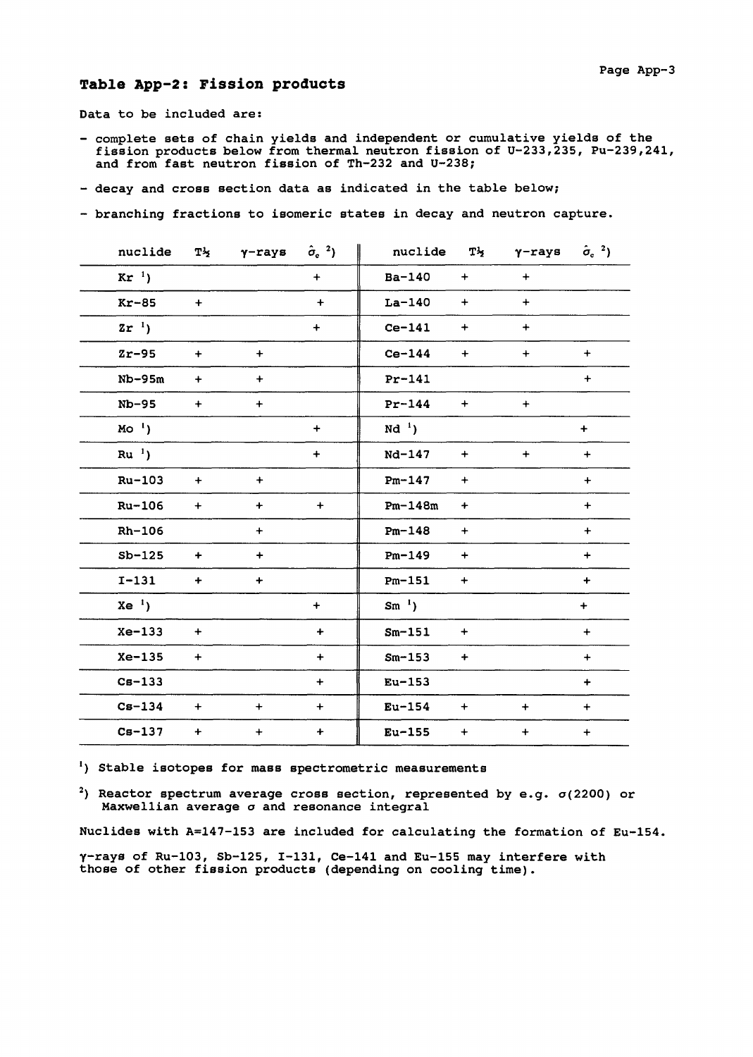## Table App-2: Fission products

Data to be included are:

- complete sets of chain yields and independent or cumulative yields of the fission products below from thermal neutron fission of U-233,235, Pu-239,241, and from fast neutron fission of Th-232 and U-238;
- decay and cross section data as indicated in the table below;
- branching fractions to isomeric states in decay and neutron capture.

| nuclide | $T_{½}$ | γ-rays | $\hat{\sigma}_c$ [2] | nuclide | $T_{½}$ | γ-rays | $\hat{\sigma}_c$ [2] |
|---|---|---|---|---|---|---|---|
| Kr [1] | | | + | Ba-140 | + | + | |
| Kr-85 | + | | + | La-140 | + | + | |
| Zr [1] | | | + | Ce-141 | + | + | |
| Zr-95 | + | + | | Ce-144 | + | + | + |
| Nb-95m | + | + | | Pr-141 | | | + |
| Nb-95 | + | + | | Pr-144 | + | + | |
| Mo [1] | | | + | Nd [1] | | | + |
| Ru [1] | | | + | Nd-147 | + | + | + |
| Ru-103 | + | + | | Pm-147 | + | | + |
| Ru-106 | + | + | + | Pm-148m | + | | + |
| Rh-106 | | + | | Pm-148 | + | | + |
| Sb-125 | + | + | | Pm-149 | + | | + |
| I-131 | + | + | | Pm-151 | + | | + |
| Xe [1] | | | + | Sm [1] | | | + |
| Xe-133 | + | | + | Sm-151 | + | | + |
| Xe-135 | + | | + | Sm-153 | + | | + |
| Cs-133 | | | + | Eu-153 | | | + |
| Cs-134 | + | + | + | Eu-154 | + | + | + |
| Cs-137 | + | + | + | Eu-155 | + | + | + |

[1]) Stable isotopes for mass spectrometric measurements

[2]) Reactor spectrum average cross section, represented by e.g. σ(2200) or Maxwellian average σ and resonance integral

Nuclides with A=147-153 are included for calculating the formation of Eu-154.

γ-rays of Ru-103, Sb-125, I-131, Ce-141 and Eu-155 may interfere with those of other fission products (depending on cooling time).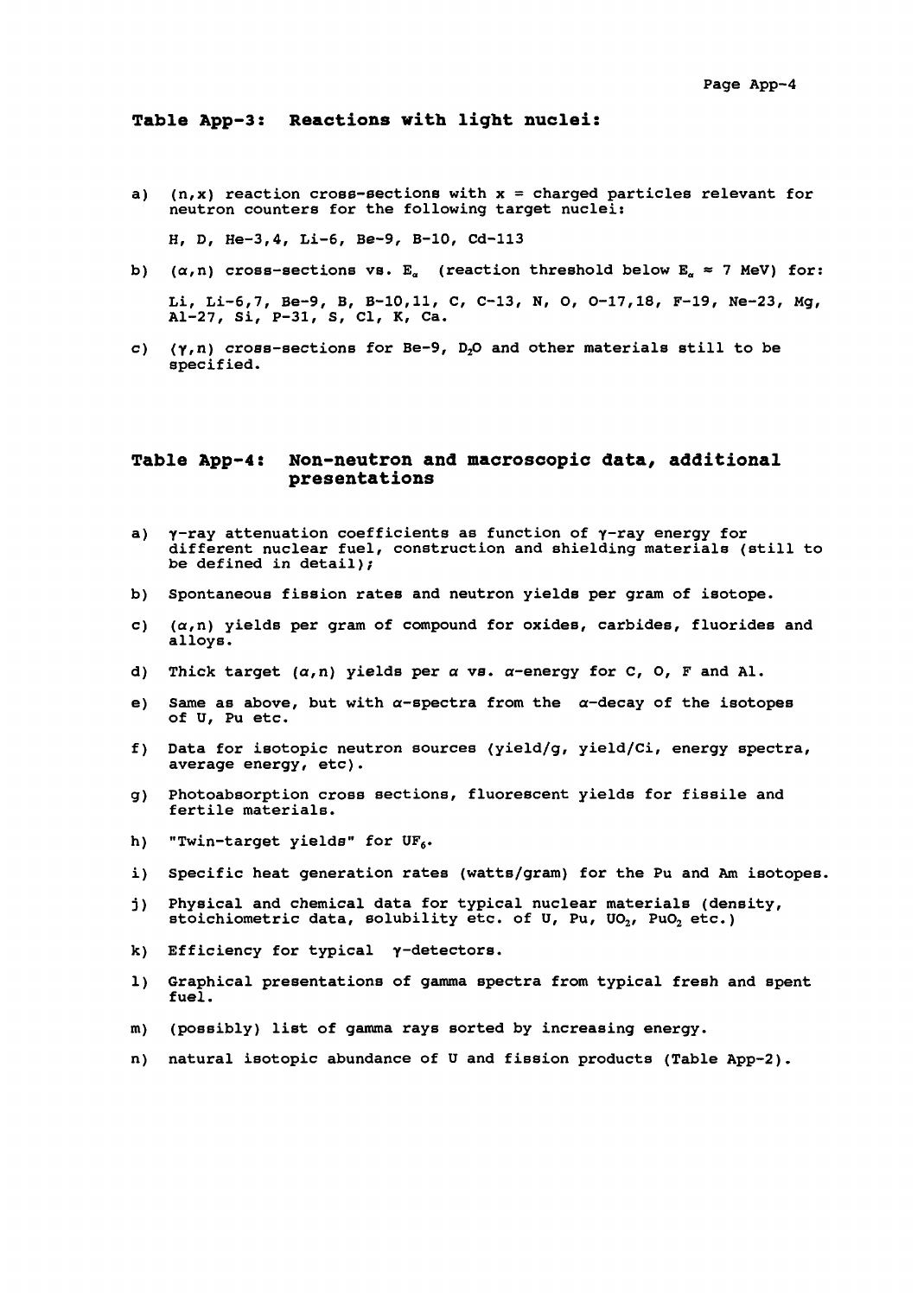## Table App-3: Reactions with light nuclei:

a) (n,x) reaction cross-sections with x = charged particles relevant for neutron counters for the following target nuclei:

   H, D, He-3,4, Li-6, Be-9, B-10, Cd-113

b) $(\alpha,n)$ cross-sections vs. $E_\alpha$ (reaction threshold below $E_\alpha \approx 7$ MeV) for:

   Li, Li-6,7, Be-9, B, B-10,11, C, C-13, N, O, O-17,18, F-19, Ne-23, Mg, Al-27, Si, P-31, S, Cl, K, Ca.

c) $(\gamma,n)$ cross-sections for Be-9, $D_2O$ and other materials still to be specified.

## Table App-4: Non-neutron and macroscopic data, additional presentations

a) $\gamma$-ray attenuation coefficients as function of $\gamma$-ray energy for different nuclear fuel, construction and shielding materials (still to be defined in detail);

b) Spontaneous fission rates and neutron yields per gram of isotope.

c) $(\alpha,n)$ yields per gram of compound for oxides, carbides, fluorides and alloys.

d) Thick target $(\alpha,n)$ yields per $\alpha$ vs. $\alpha$-energy for C, O, F and Al.

e) Same as above, but with $\alpha$-spectra from the $\alpha$-decay of the isotopes of U, Pu etc.

f) Data for isotopic neutron sources (yield/g, yield/Ci, energy spectra, average energy, etc).

g) Photoabsorption cross sections, fluorescent yields for fissile and fertile materials.

h) "Twin-target yields" for $UF_6$.

i) Specific heat generation rates (watts/gram) for the Pu and Am isotopes.

j) Physical and chemical data for typical nuclear materials (density, stoichiometric data, solubility etc. of U, Pu, $UO_2$, $PuO_2$ etc.)

k) Efficiency for typical $\gamma$-detectors.

l) Graphical presentations of gamma spectra from typical fresh and spent fuel.

m) (possibly) list of gamma rays sorted by increasing energy.

n) natural isotopic abundance of U and fission products (Table App-2).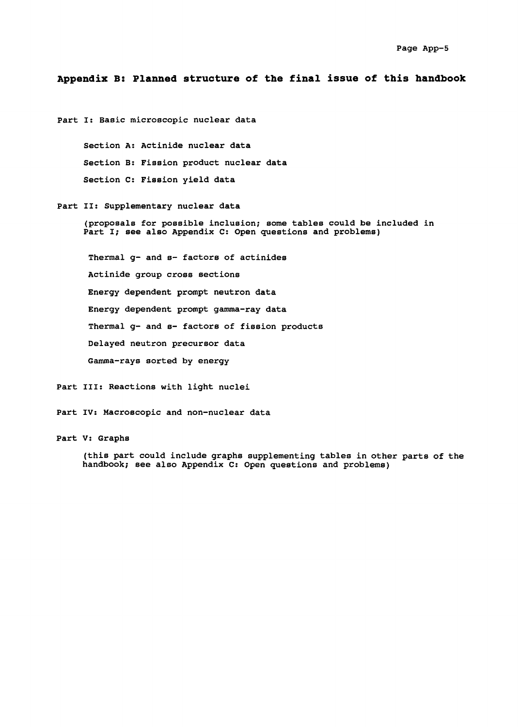## Appendix B: Planned structure of the final issue of this handbook

Part I: Basic microscopic nuclear data

- Section A: Actinide nuclear data
- Section B: Fission product nuclear data
- Section C: Fission yield data

Part II: Supplementary nuclear data

(proposals for possible inclusion; some tables could be included in Part I; see also Appendix C: Open questions and problems)

- Thermal g- and s- factors of actinides
- Actinide group cross sections
- Energy dependent prompt neutron data
- Energy dependent prompt gamma-ray data
- Thermal g- and s- factors of fission products
- Delayed neutron precursor data
- Gamma-rays sorted by energy

Part III: Reactions with light nuclei

Part IV: Macroscopic and non-nuclear data

Part V: Graphs

(this part could include graphs supplementing tables in other parts of the handbook; see also Appendix C: Open questions and problems)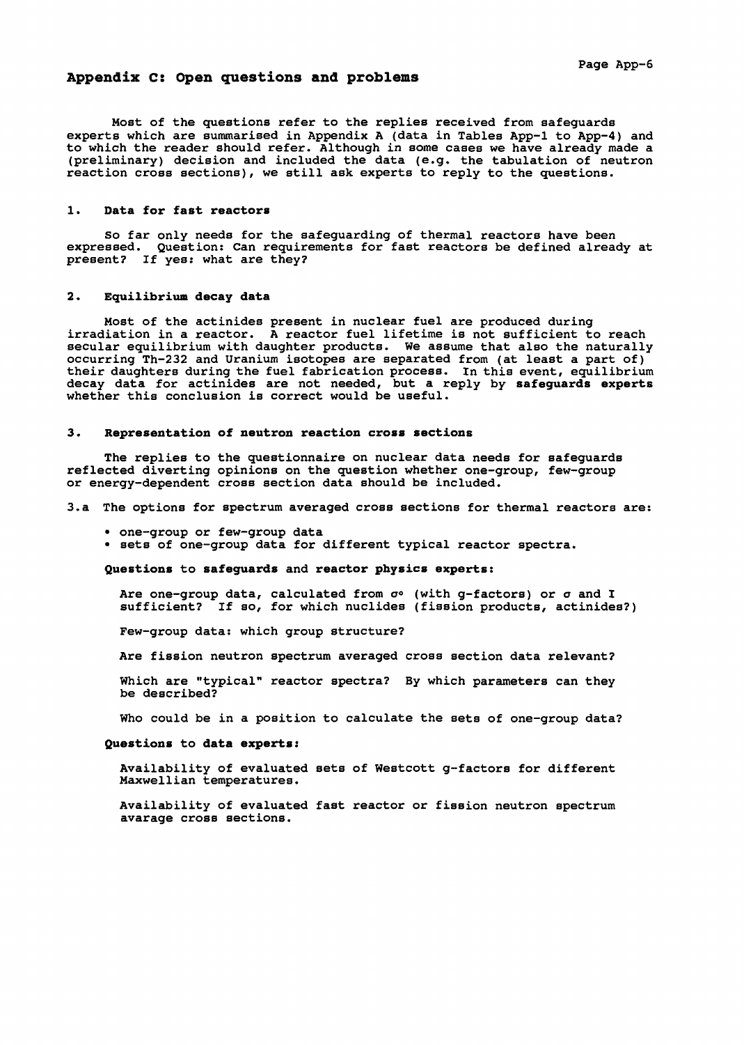## Appendix C: Open questions and problems

Most of the questions refer to the replies received from safeguards experts which are summarised in Appendix A (data in Tables App-1 to App-4) and to which the reader should refer. Although in some cases we have already made a (preliminary) decision and included the data (e.g. the tabulation of neutron reaction cross sections), we still ask experts to reply to the questions.

### 1. Data for fast reactors

So far only needs for the safeguarding of thermal reactors have been expressed. Question: Can requirements for fast reactors be defined already at present? If yes: what are they?

### 2. Equilibrium decay data

Most of the actinides present in nuclear fuel are produced during irradiation in a reactor. A reactor fuel lifetime is not sufficient to reach secular equilibrium with daughter products. We assume that also the naturally occurring Th-232 and Uranium isotopes are separated from (at least a part of) their daughters during the fuel fabrication process. In this event, equilibrium decay data for actinides are not needed, but a reply by **safeguards experts** whether this conclusion is correct would be useful.

### 3. Representation of neutron reaction cross sections

The replies to the questionnaire on nuclear data needs for safeguards reflected diverting opinions on the question whether one-group, few-group or energy-dependent cross section data should be included.

3.a The options for spectrum averaged cross sections for thermal reactors are:

- one-group or few-group data
- sets of one-group data for different typical reactor spectra.

**Questions** to **safeguards** and **reactor physics experts:**

Are one-group data, calculated from $\sigma^o$ (with g-factors) or $\sigma$ and I sufficient? If so, for which nuclides (fission products, actinides?)

Few-group data: which group structure?

Are fission neutron spectrum averaged cross section data relevant?

Which are "typical" reactor spectra? By which parameters can they be described?

Who could be in a position to calculate the sets of one-group data?

**Questions to data experts:**

Availability of evaluated sets of Westcott g-factors for different Maxwellian temperatures.

Availability of evaluated fast reactor or fission neutron spectrum avarage cross sections.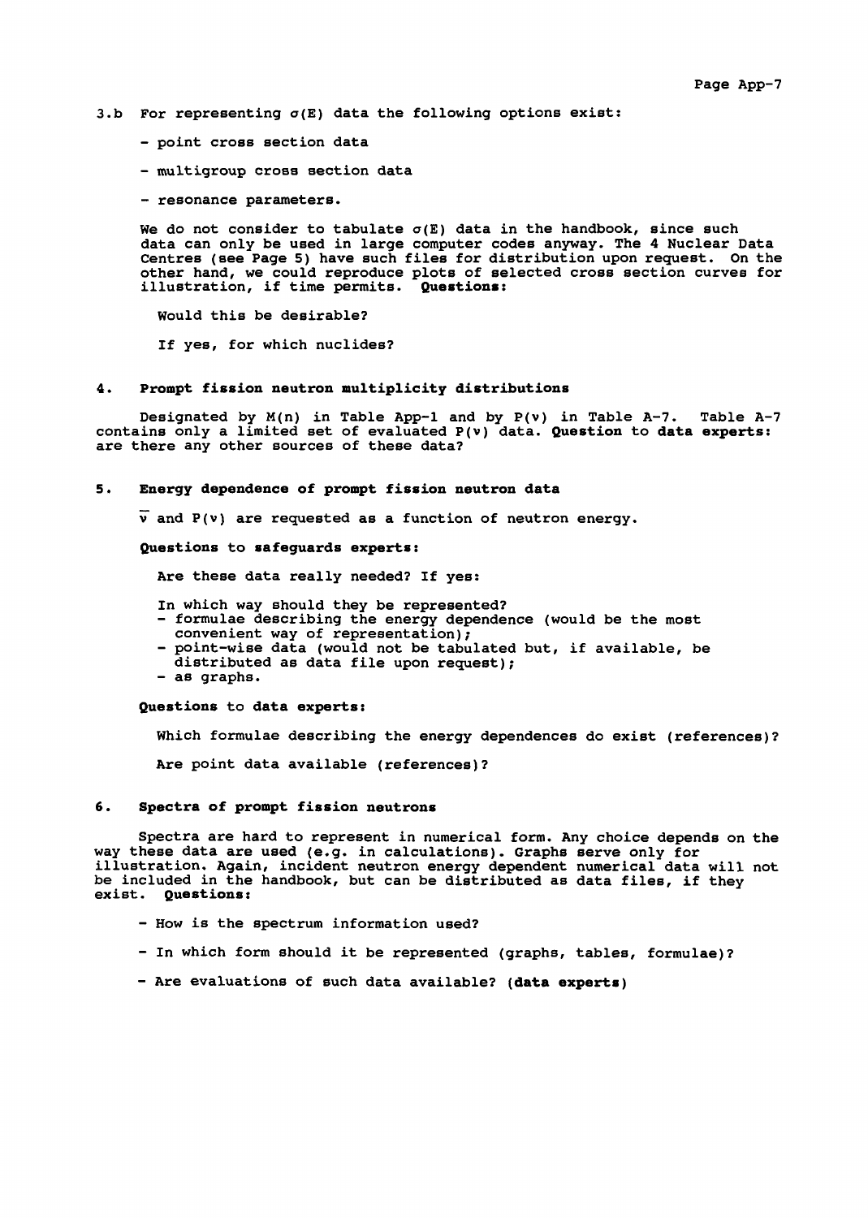3.b For representing $\sigma(E)$ data the following options exist:

- point cross section data
- multigroup cross section data
- resonance parameters.

We do not consider to tabulate $\sigma(E)$ data in the handbook, since such data can only be used in large computer codes anyway. The 4 Nuclear Data Centres (see Page 5) have such files for distribution upon request. On the other hand, we could reproduce plots of selected cross section curves for illustration, if time permits. **Questions:**

Would this be desirable?

If yes, for which nuclides?

## 4. Prompt fission neutron multiplicity distributions

Designated by M(n) in Table App-1 and by $P(\nu)$ in Table A-7. Table A-7 contains only a limited set of evaluated $P(\nu)$ data. **Question to data experts:** are there any other sources of these data?

## 5. Energy dependence of prompt fission neutron data

$\bar{\nu}$ and $P(\nu)$ are requested as a function of neutron energy.

**Questions to safeguards experts:**

Are these data really needed? If yes:

In which way should they be represented?
- formulae describing the energy dependence (would be the most convenient way of representation);
- point-wise data (would not be tabulated but, if available, be distributed as data file upon request);
- as graphs.

**Questions to data experts:**

Which formulae describing the energy dependences do exist (references)?

Are point data available (references)?

## 6. Spectra of prompt fission neutrons

Spectra are hard to represent in numerical form. Any choice depends on the way these data are used (e.g. in calculations). Graphs serve only for illustration. Again, incident neutron energy dependent numerical data will not be included in the handbook, but can be distributed as data files, if they exist. **Questions:**

- How is the spectrum information used?
- In which form should it be represented (graphs, tables, formulae)?
- Are evaluations of such data available? (**data experts**)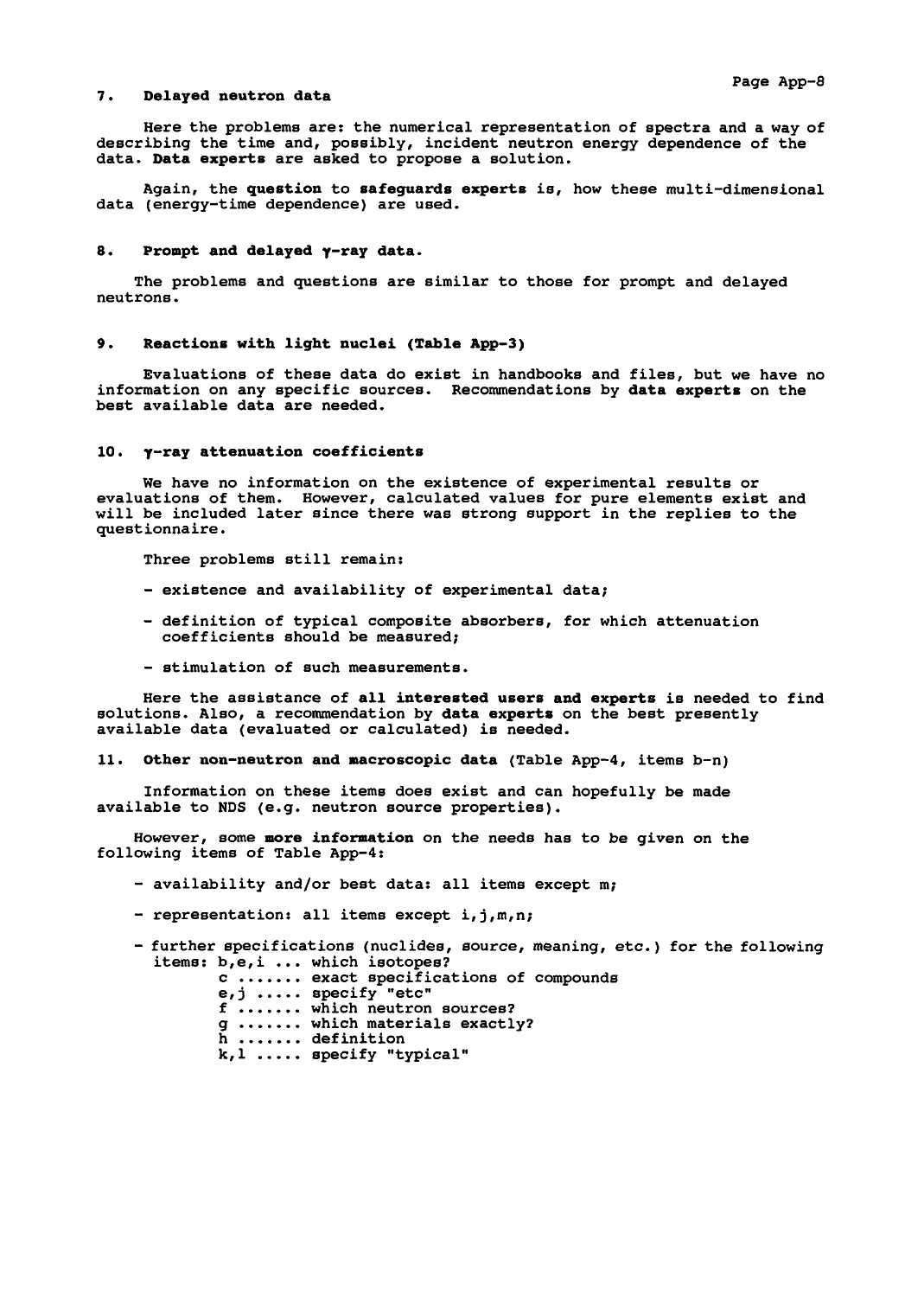### 7. Delayed neutron data

Here the problems are: the numerical representation of spectra and a way of describing the time and, possibly, incident neutron energy dependence of the data. **Data experts** are asked to propose a solution.

Again, the **question** to **safeguards experts** is, how these multi-dimensional data (energy-time dependence) are used.

### 8. Prompt and delayed γ-ray data.

The problems and questions are similar to those for prompt and delayed neutrons.

### 9. Reactions with light nuclei (Table App-3)

Evaluations of these data do exist in handbooks and files, but we have no information on any specific sources. Recommendations by **data experts** on the best available data are needed.

### 10. γ-ray attenuation coefficients

We have no information on the existence of experimental results or evaluations of them. However, calculated values for pure elements exist and will be included later since there was strong support in the replies to the questionnaire.

Three problems still remain:

- existence and availability of experimental data;
- definition of typical composite absorbers, for which attenuation coefficients should be measured;
- stimulation of such measurements.

Here the assistance of **all interested users and experts** is needed to find solutions. Also, a recommendation by **data experts** on the best presently available data (evaluated or calculated) is needed.

### 11. Other non-neutron and macroscopic data (Table App-4, items b-n)

Information on these items does exist and can hopefully be made available to NDS (e.g. neutron source properties).

However, some **more information** on the needs has to be given on the following items of Table App-4:

- availability and/or best data: all items except m;
- representation: all items except i,j,m,n;
- further specifications (nuclides, source, meaning, etc.) for the following items: b,e,i ... which isotopes?
  - c ....... exact specifications of compounds
  - e,j ..... specify "etc"
  - f ....... which neutron sources?
  - g ....... which materials exactly?
  - h ....... definition
  - k,l ..... specify "typical"